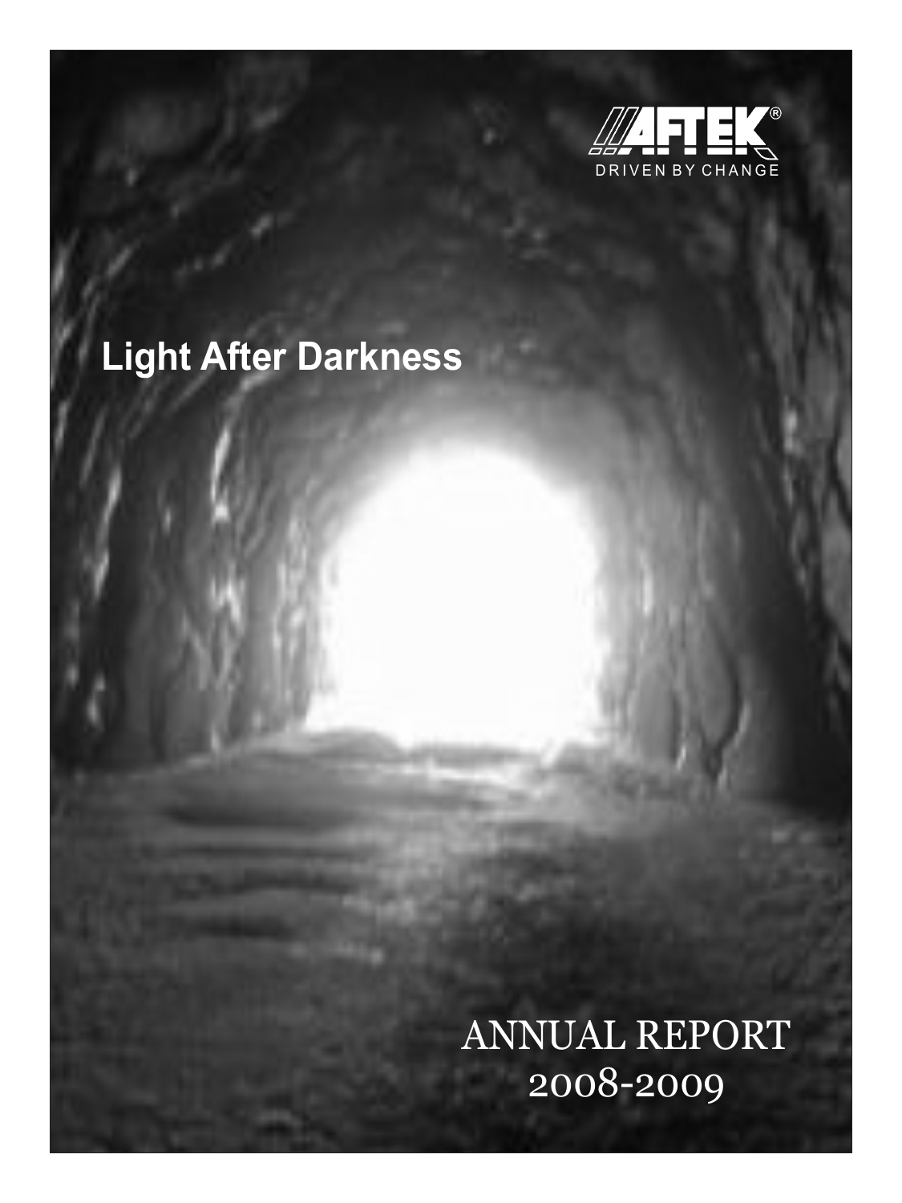AFTEK®

DRIVEN BY CHANGE

# Light After Darkness

# ANNUAL REPORT 2008-2009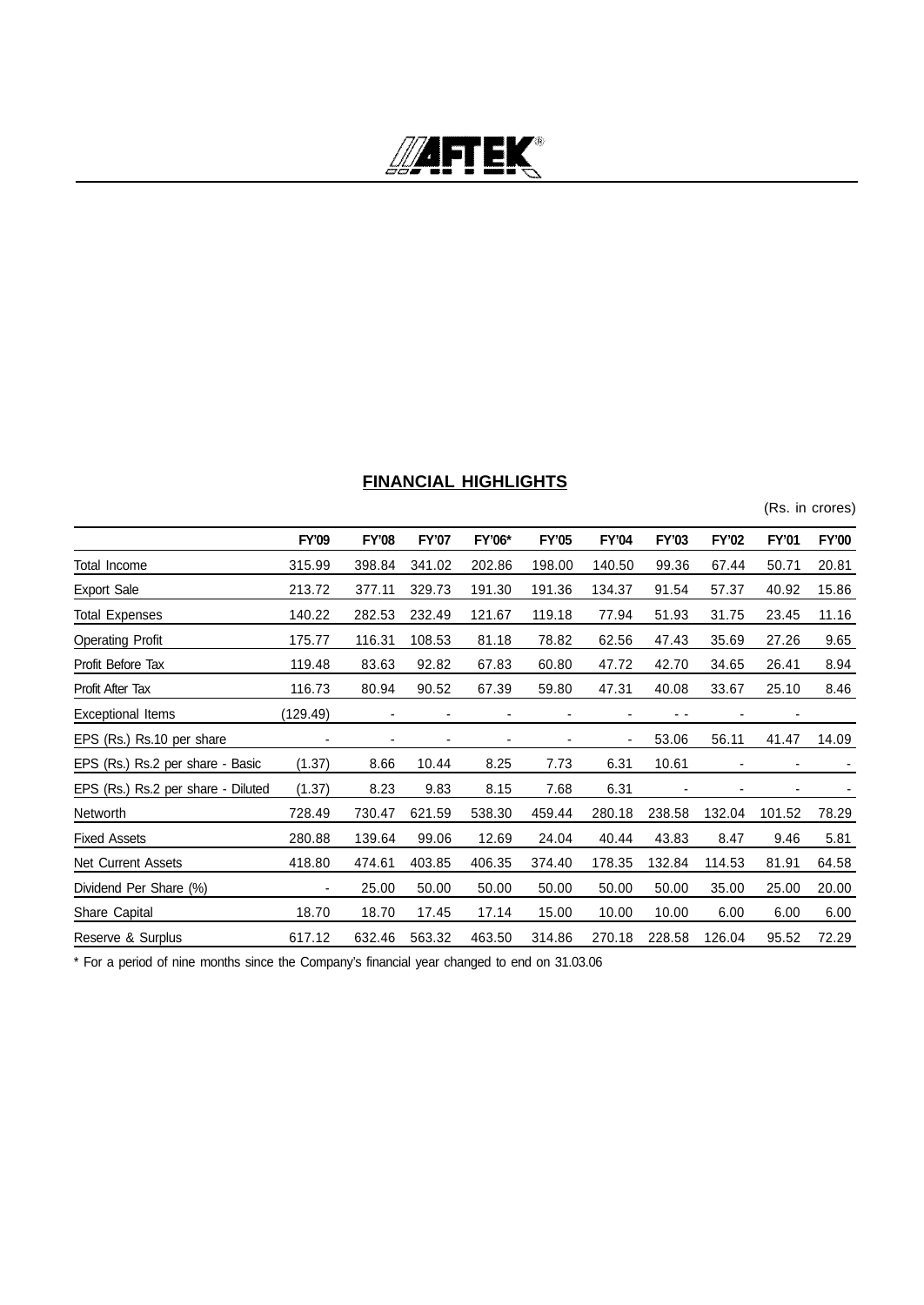AFTEK®

## FINANCIAL HIGHLIGHTS

(Rs. in crores)

| | FY'09 | FY'08 | FY'07 | FY'06* | FY'05 | FY'04 | FY'03 | FY'02 | FY'01 | FY'00 |
|---|---|---|---|---|---|---|---|---|---|---|
| Total Income | 315.99 | 398.84 | 341.02 | 202.86 | 198.00 | 140.50 | 99.36 | 67.44 | 50.71 | 20.81 |
| Export Sale | 213.72 | 377.11 | 329.73 | 191.30 | 191.36 | 134.37 | 91.54 | 57.37 | 40.92 | 15.86 |
| Total Expenses | 140.22 | 282.53 | 232.49 | 121.67 | 119.18 | 77.94 | 51.93 | 31.75 | 23.45 | 11.16 |
| Operating Profit | 175.77 | 116.31 | 108.53 | 81.18 | 78.82 | 62.56 | 47.43 | 35.69 | 27.26 | 9.65 |
| Profit Before Tax | 119.48 | 83.63 | 92.82 | 67.83 | 60.80 | 47.72 | 42.70 | 34.65 | 26.41 | 8.94 |
| Profit After Tax | 116.73 | 80.94 | 90.52 | 67.39 | 59.80 | 47.31 | 40.08 | 33.67 | 25.10 | 8.46 |
| Exceptional Items | (129.49) | - | - | - | - | - | - - | - | - | |
| EPS (Rs.) Rs.10 per share | - | - | - | - | - | - | 53.06 | 56.11 | 41.47 | 14.09 |
| EPS (Rs.) Rs.2 per share - Basic | (1.37) | 8.66 | 10.44 | 8.25 | 7.73 | 6.31 | 10.61 | - | - | - |
| EPS (Rs.) Rs.2 per share - Diluted | (1.37) | 8.23 | 9.83 | 8.15 | 7.68 | 6.31 | - | - | - | - |
| Networth | 728.49 | 730.47 | 621.59 | 538.30 | 459.44 | 280.18 | 238.58 | 132.04 | 101.52 | 78.29 |
| Fixed Assets | 280.88 | 139.64 | 99.06 | 12.69 | 24.04 | 40.44 | 43.83 | 8.47 | 9.46 | 5.81 |
| Net Current Assets | 418.80 | 474.61 | 403.85 | 406.35 | 374.40 | 178.35 | 132.84 | 114.53 | 81.91 | 64.58 |
| Dividend Per Share (%) | - | 25.00 | 50.00 | 50.00 | 50.00 | 50.00 | 50.00 | 35.00 | 25.00 | 20.00 |
| Share Capital | 18.70 | 18.70 | 17.45 | 17.14 | 15.00 | 10.00 | 10.00 | 6.00 | 6.00 | 6.00 |
| Reserve & Surplus | 617.12 | 632.46 | 563.32 | 463.50 | 314.86 | 270.18 | 228.58 | 126.04 | 95.52 | 72.29 |

* For a period of nine months since the Company's financial year changed to end on 31.03.06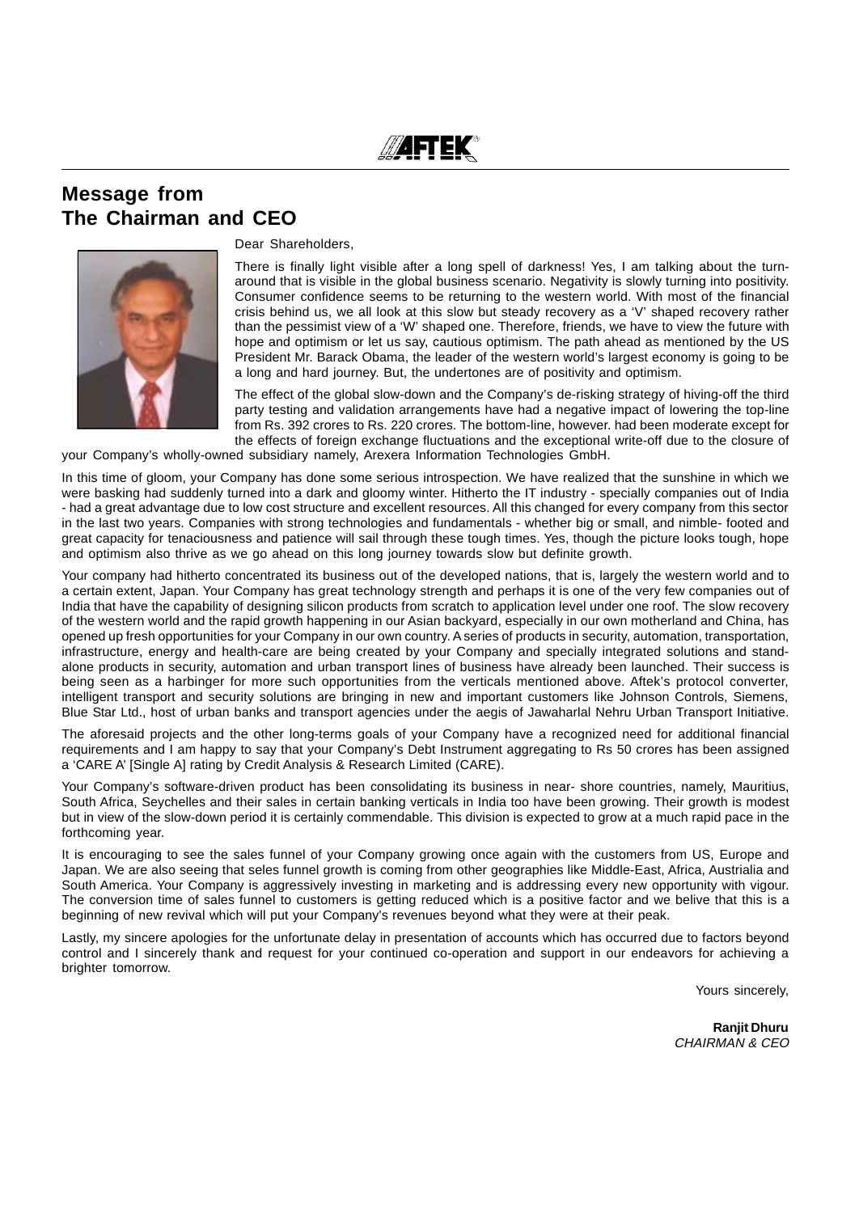# Message from The Chairman and CEO

Dear Shareholders,

There is finally light visible after a long spell of darkness! Yes, I am talking about the turn-around that is visible in the global business scenario. Negativity is slowly turning into positivity. Consumer confidence seems to be returning to the western world. With most of the financial crisis behind us, we all look at this slow but steady recovery as a 'V' shaped recovery rather than the pessimist view of a 'W' shaped one. Therefore, friends, we have to view the future with hope and optimism or let us say, cautious optimism. The path ahead as mentioned by the US President Mr. Barack Obama, the leader of the western world's largest economy is going to be a long and hard journey. But, the undertones are of positivity and optimism.

The effect of the global slow-down and the Company's de-risking strategy of hiving-off the third party testing and validation arrangements have had a negative impact of lowering the top-line from Rs. 392 crores to Rs. 220 crores. The bottom-line, however. had been moderate except for the effects of foreign exchange fluctuations and the exceptional write-off due to the closure of your Company's wholly-owned subsidiary namely, Arexera Information Technologies GmbH.

In this time of gloom, your Company has done some serious introspection. We have realized that the sunshine in which we were basking had suddenly turned into a dark and gloomy winter. Hitherto the IT industry - specially companies out of India - had a great advantage due to low cost structure and excellent resources. All this changed for every company from this sector in the last two years. Companies with strong technologies and fundamentals - whether big or small, and nimble- footed and great capacity for tenaciousness and patience will sail through these tough times. Yes, though the picture looks tough, hope and optimism also thrive as we go ahead on this long journey towards slow but definite growth.

Your company had hitherto concentrated its business out of the developed nations, that is, largely the western world and to a certain extent, Japan. Your Company has great technology strength and perhaps it is one of the very few companies out of India that have the capability of designing silicon products from scratch to application level under one roof. The slow recovery of the western world and the rapid growth happening in our Asian backyard, especially in our own motherland and China, has opened up fresh opportunities for your Company in our own country. A series of products in security, automation, transportation, infrastructure, energy and health-care are being created by your Company and specially integrated solutions and stand-alone products in security, automation and urban transport lines of business have already been launched. Their success is being seen as a harbinger for more such opportunities from the verticals mentioned above. Aftek's protocol converter, intelligent transport and security solutions are bringing in new and important customers like Johnson Controls, Siemens, Blue Star Ltd., host of urban banks and transport agencies under the aegis of Jawaharlal Nehru Urban Transport Initiative.

The aforesaid projects and the other long-terms goals of your Company have a recognized need for additional financial requirements and I am happy to say that your Company's Debt Instrument aggregating to Rs 50 crores has been assigned a 'CARE A' [Single A] rating by Credit Analysis & Research Limited (CARE).

Your Company's software-driven product has been consolidating its business in near- shore countries, namely, Mauritius, South Africa, Seychelles and their sales in certain banking verticals in India too have been growing. Their growth is modest but in view of the slow-down period it is certainly commendable. This division is expected to grow at a much rapid pace in the forthcoming year.

It is encouraging to see the sales funnel of your Company growing once again with the customers from US, Europe and Japan. We are also seeing that seles funnel growth is coming from other geographies like Middle-East, Africa, Austrialia and South America. Your Company is aggressively investing in marketing and is addressing every new opportunity with vigour. The conversion time of sales funnel to customers is getting reduced which is a positive factor and we belive that this is a beginning of new revival which will put your Company's revenues beyond what they were at their peak.

Lastly, my sincere apologies for the unfortunate delay in presentation of accounts which has occurred due to factors beyond control and I sincerely thank and request for your continued co-operation and support in our endeavors for achieving a brighter tomorrow.

Yours sincerely,

**Ranjit Dhuru**
*CHAIRMAN & CEO*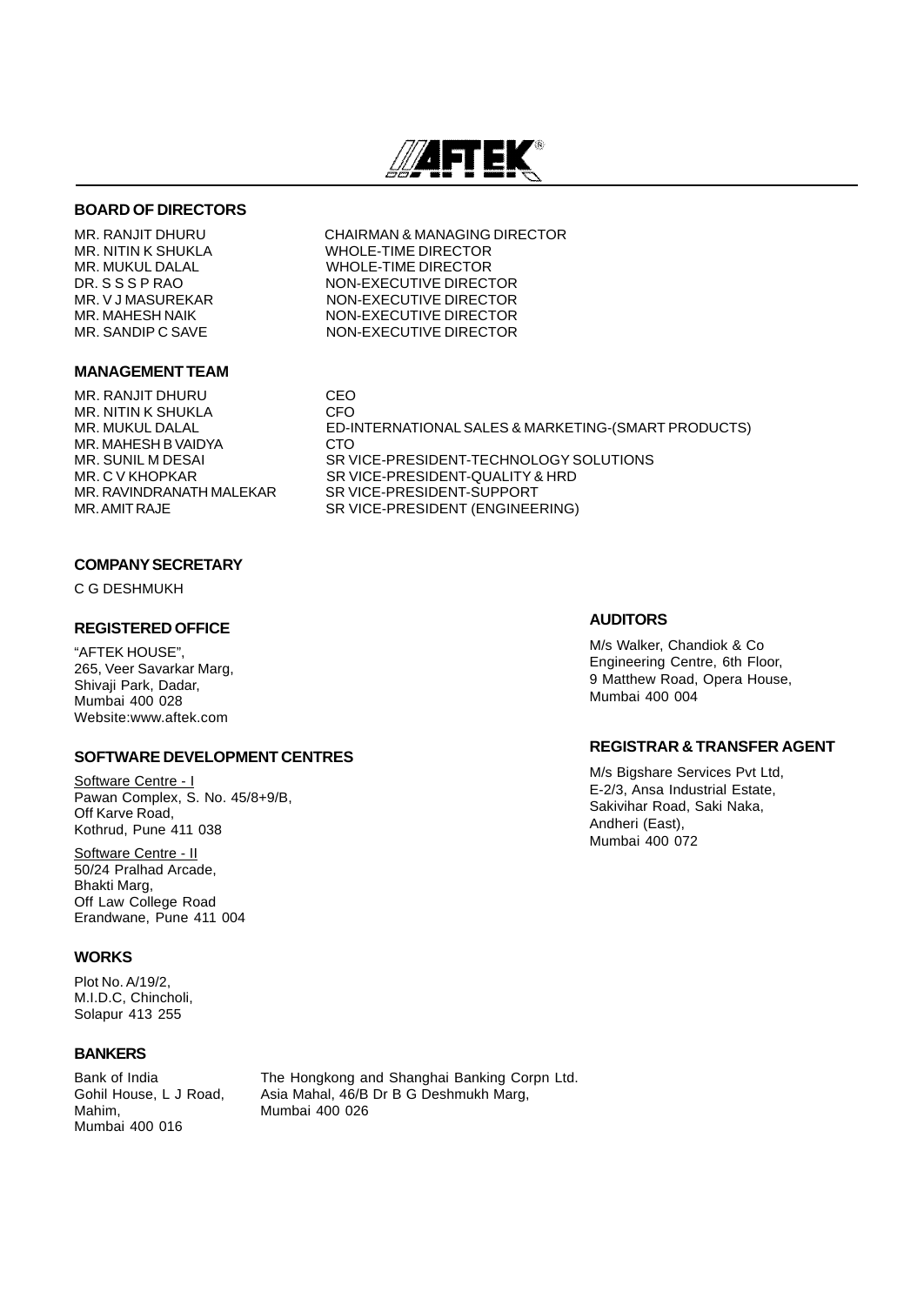## BOARD OF DIRECTORS

| | |
|---|---|
| MR. RANJIT DHURU | CHAIRMAN & MANAGING DIRECTOR |
| MR. NITIN K SHUKLA | WHOLE-TIME DIRECTOR |
| MR. MUKUL DALAL | WHOLE-TIME DIRECTOR |
| DR. S S S P RAO | NON-EXECUTIVE DIRECTOR |
| MR. V J MASUREKAR | NON-EXECUTIVE DIRECTOR |
| MR. MAHESH NAIK | NON-EXECUTIVE DIRECTOR |
| MR. SANDIP C SAVE | NON-EXECUTIVE DIRECTOR |

## MANAGEMENT TEAM

| | |
|---|---|
| MR. RANJIT DHURU | CEO |
| MR. NITIN K SHUKLA | CFO |
| MR. MUKUL DALAL | ED-INTERNATIONAL SALES & MARKETING-(SMART PRODUCTS) |
| MR. MAHESH B VAIDYA | CTO |
| MR. SUNIL M DESAI | SR VICE-PRESIDENT-TECHNOLOGY SOLUTIONS |
| MR. C V KHOPKAR | SR VICE-PRESIDENT-QUALITY & HRD |
| MR. RAVINDRANATH MALEKAR | SR VICE-PRESIDENT-SUPPORT |
| MR. AMIT RAJE | SR VICE-PRESIDENT (ENGINEERING) |

## COMPANY SECRETARY

C G DESHMUKH

## REGISTERED OFFICE

"AFTEK HOUSE",
265, Veer Savarkar Marg,
Shivaji Park, Dadar,
Mumbai 400 028
Website:www.aftek.com

## SOFTWARE DEVELOPMENT CENTRES

Software Centre - I
Pawan Complex, S. No. 45/8+9/B,
Off Karve Road,
Kothrud, Pune 411 038

Software Centre - II
50/24 Pralhad Arcade,
Bhakti Marg,
Off Law College Road
Erandwane, Pune 411 004

## WORKS

Plot No. A/19/2,
M.I.D.C, Chincholi,
Solapur 413 255

## BANKERS

Bank of India
Gohil House, L J Road,
Mahim,
Mumbai 400 016

The Hongkong and Shanghai Banking Corpn Ltd.
Asia Mahal, 46/B Dr B G Deshmukh Marg,
Mumbai 400 026

## AUDITORS

M/s Walker, Chandiok & Co
Engineering Centre, 6th Floor,
9 Matthew Road, Opera House,
Mumbai 400 004

## REGISTRAR & TRANSFER AGENT

M/s Bigshare Services Pvt Ltd,
E-2/3, Ansa Industrial Estate,
Sakivihar Road, Saki Naka,
Andheri (East),
Mumbai 400 072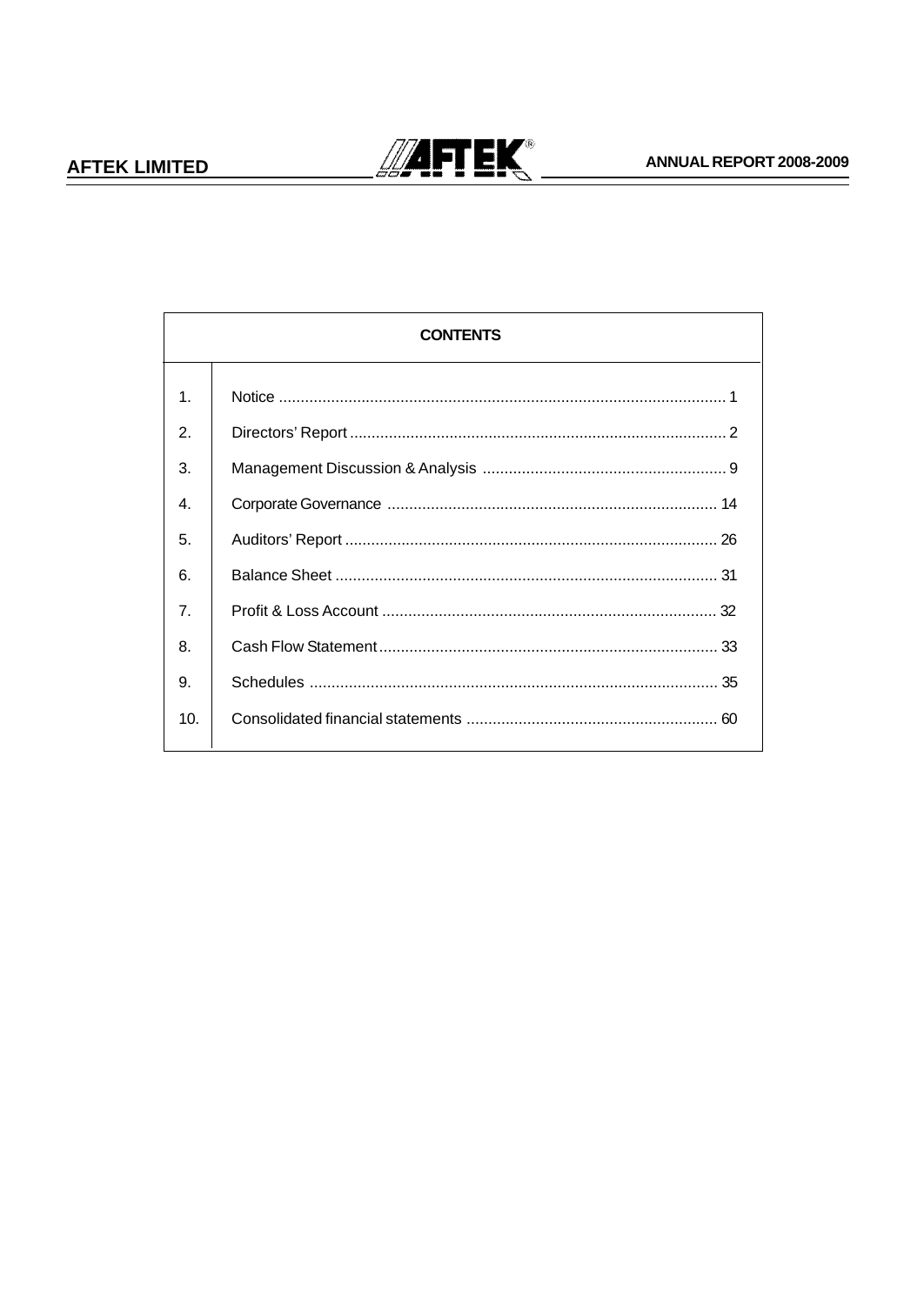## CONTENTS

| | | |
|---|---|---|
| 1. | Notice | 1 |
| 2. | Directors' Report | 2 |
| 3. | Management Discussion & Analysis | 9 |
| 4. | Corporate Governance | 14 |
| 5. | Auditors' Report | 26 |
| 6. | Balance Sheet | 31 |
| 7. | Profit & Loss Account | 32 |
| 8. | Cash Flow Statement | 33 |
| 9. | Schedules | 35 |
| 10. | Consolidated financial statements | 60 |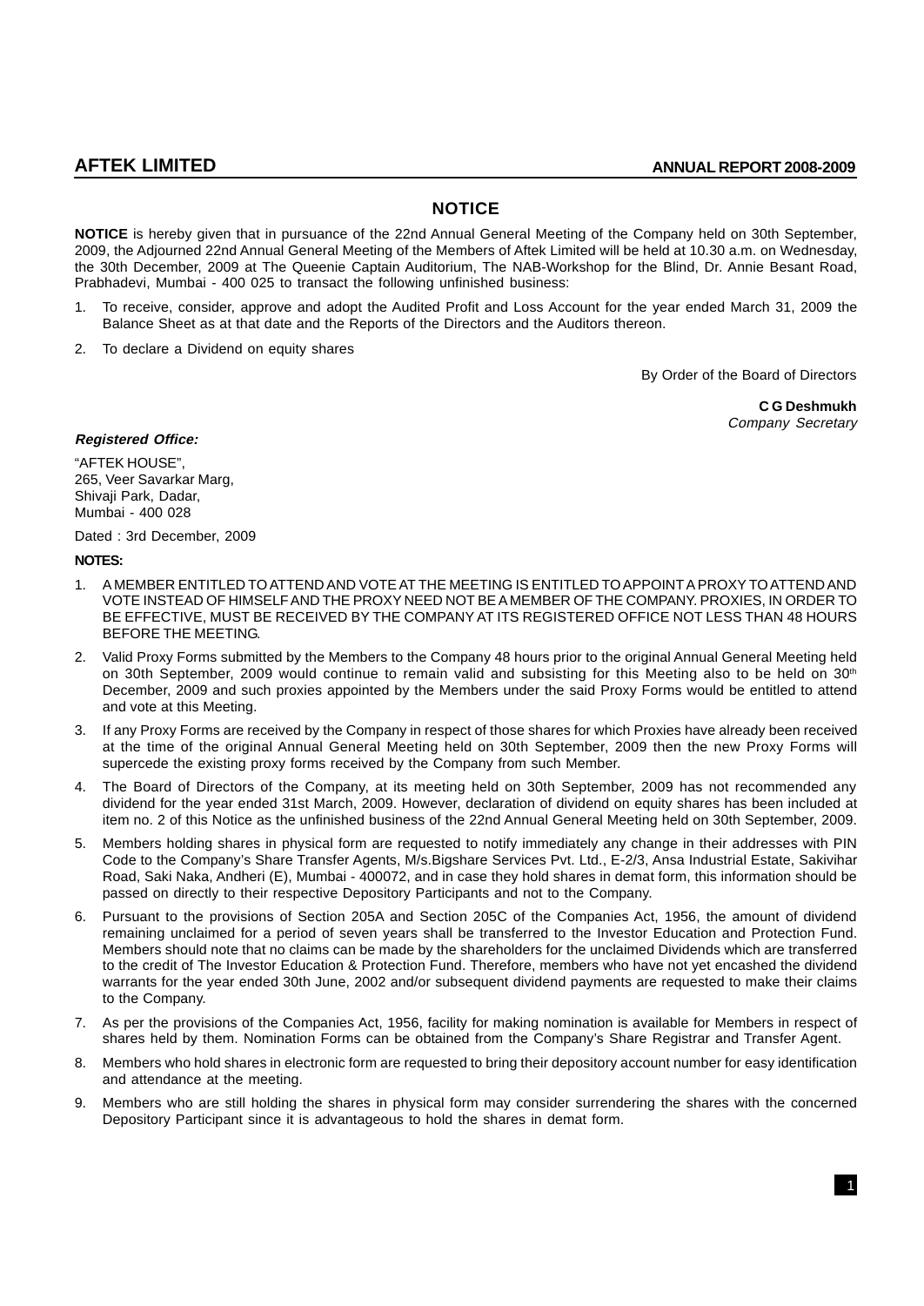# NOTICE

**NOTICE** is hereby given that in pursuance of the 22nd Annual General Meeting of the Company held on 30th September, 2009, the Adjourned 22nd Annual General Meeting of the Members of Aftek Limited will be held at 10.30 a.m. on Wednesday, the 30th December, 2009 at The Queenie Captain Auditorium, The NAB-Workshop for the Blind, Dr. Annie Besant Road, Prabhadevi, Mumbai - 400 025 to transact the following unfinished business:

1. To receive, consider, approve and adopt the Audited Profit and Loss Account for the year ended March 31, 2009 the Balance Sheet as at that date and the Reports of the Directors and the Auditors thereon.
2. To declare a Dividend on equity shares

By Order of the Board of Directors

**C G Deshmukh**
*Company Secretary*

***Registered Office:***

"AFTEK HOUSE",
265, Veer Savarkar Marg,
Shivaji Park, Dadar,
Mumbai - 400 028

Dated : 3rd December, 2009

**NOTES:**

1. A MEMBER ENTITLED TO ATTEND AND VOTE AT THE MEETING IS ENTITLED TO APPOINT A PROXY TO ATTEND AND VOTE INSTEAD OF HIMSELF AND THE PROXY NEED NOT BE A MEMBER OF THE COMPANY. PROXIES, IN ORDER TO BE EFFECTIVE, MUST BE RECEIVED BY THE COMPANY AT ITS REGISTERED OFFICE NOT LESS THAN 48 HOURS BEFORE THE MEETING.
2. Valid Proxy Forms submitted by the Members to the Company 48 hours prior to the original Annual General Meeting held on 30th September, 2009 would continue to remain valid and subsisting for this Meeting also to be held on 30th December, 2009 and such proxies appointed by the Members under the said Proxy Forms would be entitled to attend and vote at this Meeting.
3. If any Proxy Forms are received by the Company in respect of those shares for which Proxies have already been received at the time of the original Annual General Meeting held on 30th September, 2009 then the new Proxy Forms will supercede the existing proxy forms received by the Company from such Member.
4. The Board of Directors of the Company, at its meeting held on 30th September, 2009 has not recommended any dividend for the year ended 31st March, 2009. However, declaration of dividend on equity shares has been included at item no. 2 of this Notice as the unfinished business of the 22nd Annual General Meeting held on 30th September, 2009.
5. Members holding shares in physical form are requested to notify immediately any change in their addresses with PIN Code to the Company's Share Transfer Agents, M/s.Bigshare Services Pvt. Ltd., E-2/3, Ansa Industrial Estate, Sakivihar Road, Saki Naka, Andheri (E), Mumbai - 400072, and in case they hold shares in demat form, this information should be passed on directly to their respective Depository Participants and not to the Company.
6. Pursuant to the provisions of Section 205A and Section 205C of the Companies Act, 1956, the amount of dividend remaining unclaimed for a period of seven years shall be transferred to the Investor Education and Protection Fund. Members should note that no claims can be made by the shareholders for the unclaimed Dividends which are transferred to the credit of The Investor Education & Protection Fund. Therefore, members who have not yet encashed the dividend warrants for the year ended 30th June, 2002 and/or subsequent dividend payments are requested to make their claims to the Company.
7. As per the provisions of the Companies Act, 1956, facility for making nomination is available for Members in respect of shares held by them. Nomination Forms can be obtained from the Company's Share Registrar and Transfer Agent.
8. Members who hold shares in electronic form are requested to bring their depository account number for easy identification and attendance at the meeting.
9. Members who are still holding the shares in physical form may consider surrendering the shares with the concerned Depository Participant since it is advantageous to hold the shares in demat form.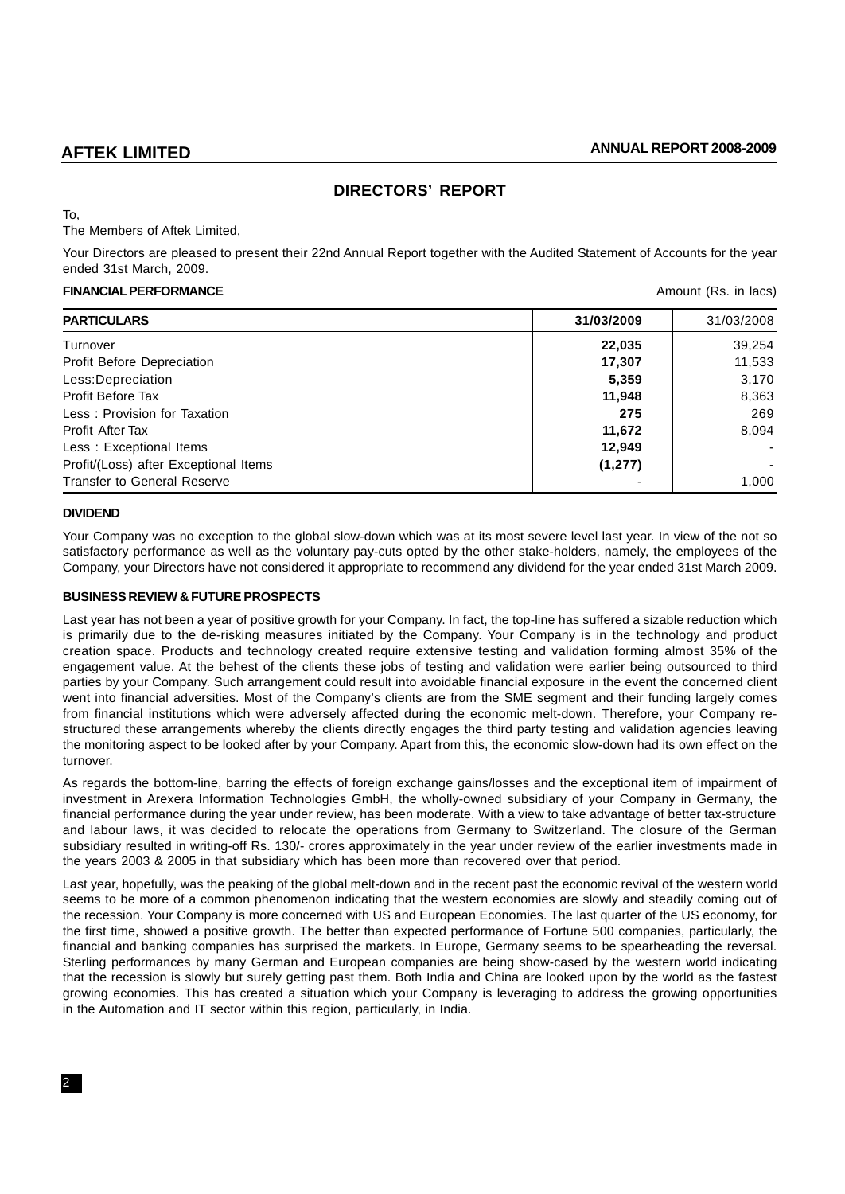# DIRECTORS' REPORT

To,
The Members of Aftek Limited,

Your Directors are pleased to present their 22nd Annual Report together with the Audited Statement of Accounts for the year ended 31st March, 2009.

**FINANCIAL PERFORMANCE** Amount (Rs. in lacs)

| PARTICULARS | 31/03/2009 | 31/03/2008 |
|---|---|---|
| Turnover | **22,035** | 39,254 |
| Profit Before Depreciation | **17,307** | 11,533 |
| Less:Depreciation | **5,359** | 3,170 |
| Profit Before Tax | **11,948** | 8,363 |
| Less : Provision for Taxation | **275** | 269 |
| Profit After Tax | **11,672** | 8,094 |
| Less : Exceptional Items | **12,949** | - |
| Profit/(Loss) after Exceptional Items | **(1,277)** | - |
| Transfer to General Reserve | - | 1,000 |

**DIVIDEND**

Your Company was no exception to the global slow-down which was at its most severe level last year. In view of the not so satisfactory performance as well as the voluntary pay-cuts opted by the other stake-holders, namely, the employees of the Company, your Directors have not considered it appropriate to recommend any dividend for the year ended 31st March 2009.

**BUSINESS REVIEW & FUTURE PROSPECTS**

Last year has not been a year of positive growth for your Company. In fact, the top-line has suffered a sizable reduction which is primarily due to the de-risking measures initiated by the Company. Your Company is in the technology and product creation space. Products and technology created require extensive testing and validation forming almost 35% of the engagement value. At the behest of the clients these jobs of testing and validation were earlier being outsourced to third parties by your Company. Such arrangement could result into avoidable financial exposure in the event the concerned client went into financial adversities. Most of the Company's clients are from the SME segment and their funding largely comes from financial institutions which were adversely affected during the economic melt-down. Therefore, your Company re-structured these arrangements whereby the clients directly engages the third party testing and validation agencies leaving the monitoring aspect to be looked after by your Company. Apart from this, the economic slow-down had its own effect on the turnover.

As regards the bottom-line, barring the effects of foreign exchange gains/losses and the exceptional item of impairment of investment in Arexera Information Technologies GmbH, the wholly-owned subsidiary of your Company in Germany, the financial performance during the year under review, has been moderate. With a view to take advantage of better tax-structure and labour laws, it was decided to relocate the operations from Germany to Switzerland. The closure of the German subsidiary resulted in writing-off Rs. 130/- crores approximately in the year under review of the earlier investments made in the years 2003 & 2005 in that subsidiary which has been more than recovered over that period.

Last year, hopefully, was the peaking of the global melt-down and in the recent past the economic revival of the western world seems to be more of a common phenomenon indicating that the western economies are slowly and steadily coming out of the recession. Your Company is more concerned with US and European Economies. The last quarter of the US economy, for the first time, showed a positive growth. The better than expected performance of Fortune 500 companies, particularly, the financial and banking companies has surprised the markets. In Europe, Germany seems to be spearheading the reversal. Sterling performances by many German and European companies are being show-cased by the western world indicating that the recession is slowly but surely getting past them. Both India and China are looked upon by the world as the fastest growing economies. This has created a situation which your Company is leveraging to address the growing opportunities in the Automation and IT sector within this region, particularly, in India.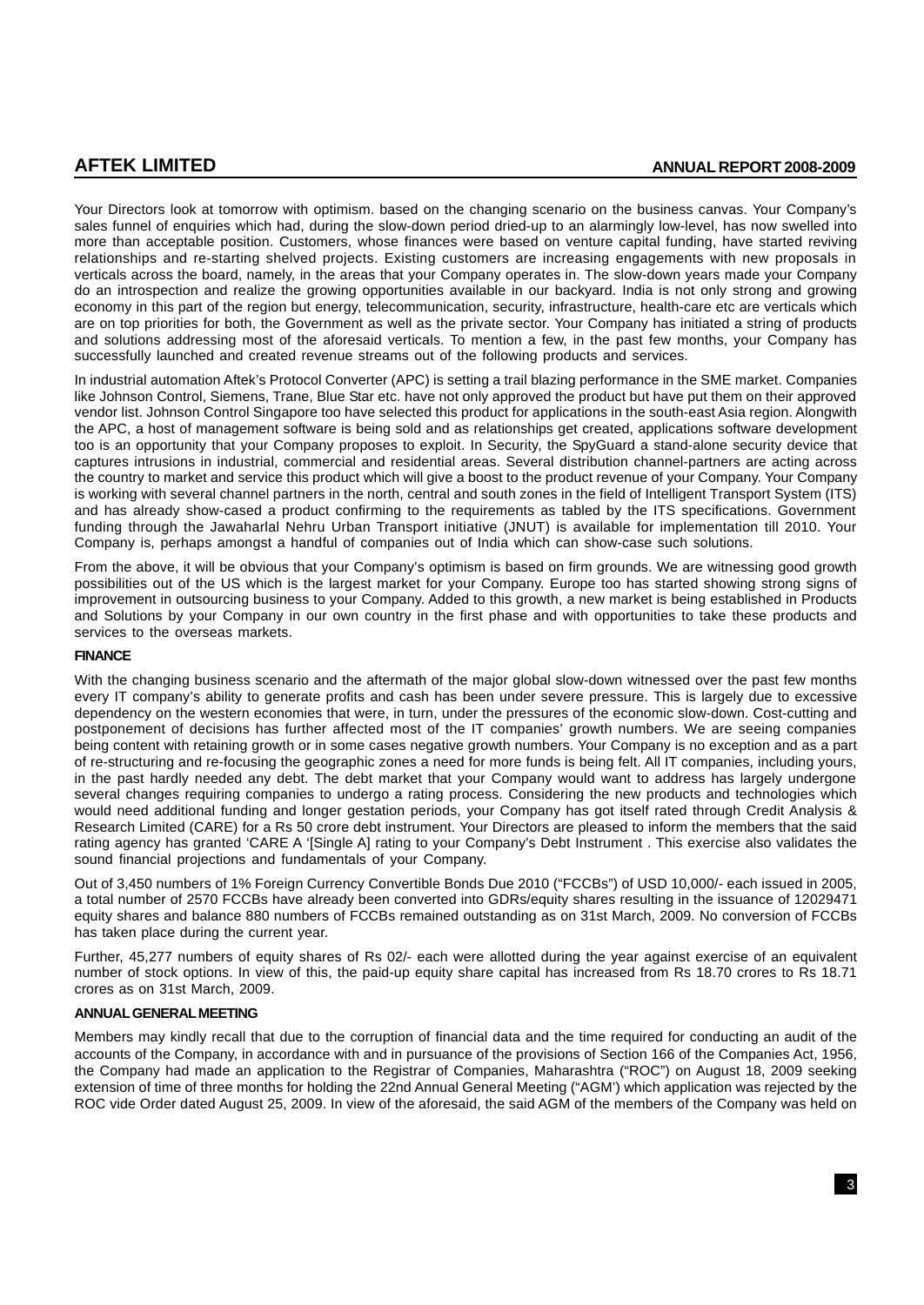Your Directors look at tomorrow with optimism. based on the changing scenario on the business canvas. Your Company's sales funnel of enquiries which had, during the slow-down period dried-up to an alarmingly low-level, has now swelled into more than acceptable position. Customers, whose finances were based on venture capital funding, have started reviving relationships and re-starting shelved projects. Existing customers are increasing engagements with new proposals in verticals across the board, namely, in the areas that your Company operates in. The slow-down years made your Company do an introspection and realize the growing opportunities available in our backyard. India is not only strong and growing economy in this part of the region but energy, telecommunication, security, infrastructure, health-care etc are verticals which are on top priorities for both, the Government as well as the private sector. Your Company has initiated a string of products and solutions addressing most of the aforesaid verticals. To mention a few, in the past few months, your Company has successfully launched and created revenue streams out of the following products and services.

In industrial automation Aftek's Protocol Converter (APC) is setting a trail blazing performance in the SME market. Companies like Johnson Control, Siemens, Trane, Blue Star etc. have not only approved the product but have put them on their approved vendor list. Johnson Control Singapore too have selected this product for applications in the south-east Asia region. Alongwith the APC, a host of management software is being sold and as relationships get created, applications software development too is an opportunity that your Company proposes to exploit. In Security, the SpyGuard a stand-alone security device that captures intrusions in industrial, commercial and residential areas. Several distribution channel-partners are acting across the country to market and service this product which will give a boost to the product revenue of your Company. Your Company is working with several channel partners in the north, central and south zones in the field of Intelligent Transport System (ITS) and has already show-cased a product confirming to the requirements as tabled by the ITS specifications. Government funding through the Jawaharlal Nehru Urban Transport initiative (JNUT) is available for implementation till 2010. Your Company is, perhaps amongst a handful of companies out of India which can show-case such solutions.

From the above, it will be obvious that your Company's optimism is based on firm grounds. We are witnessing good growth possibilities out of the US which is the largest market for your Company. Europe too has started showing strong signs of improvement in outsourcing business to your Company. Added to this growth, a new market is being established in Products and Solutions by your Company in our own country in the first phase and with opportunities to take these products and services to the overseas markets.

**FINANCE**

With the changing business scenario and the aftermath of the major global slow-down witnessed over the past few months every IT company's ability to generate profits and cash has been under severe pressure. This is largely due to excessive dependency on the western economies that were, in turn, under the pressures of the economic slow-down. Cost-cutting and postponement of decisions has further affected most of the IT companies' growth numbers. We are seeing companies being content with retaining growth or in some cases negative growth numbers. Your Company is no exception and as a part of re-structuring and re-focusing the geographic zones a need for more funds is being felt. All IT companies, including yours, in the past hardly needed any debt. The debt market that your Company would want to address has largely undergone several changes requiring companies to undergo a rating process. Considering the new products and technologies which would need additional funding and longer gestation periods, your Company has got itself rated through Credit Analysis & Research Limited (CARE) for a Rs 50 crore debt instrument. Your Directors are pleased to inform the members that the said rating agency has granted 'CARE A '[Single A] rating to your Company's Debt Instrument . This exercise also validates the sound financial projections and fundamentals of your Company.

Out of 3,450 numbers of 1% Foreign Currency Convertible Bonds Due 2010 ("FCCBs") of USD 10,000/- each issued in 2005, a total number of 2570 FCCBs have already been converted into GDRs/equity shares resulting in the issuance of 12029471 equity shares and balance 880 numbers of FCCBs remained outstanding as on 31st March, 2009. No conversion of FCCBs has taken place during the current year.

Further, 45,277 numbers of equity shares of Rs 02/- each were allotted during the year against exercise of an equivalent number of stock options. In view of this, the paid-up equity share capital has increased from Rs 18.70 crores to Rs 18.71 crores as on 31st March, 2009.

**ANNUAL GENERAL MEETING**

Members may kindly recall that due to the corruption of financial data and the time required for conducting an audit of the accounts of the Company, in accordance with and in pursuance of the provisions of Section 166 of the Companies Act, 1956, the Company had made an application to the Registrar of Companies, Maharashtra ("ROC") on August 18, 2009 seeking extension of time of three months for holding the 22nd Annual General Meeting ("AGM') which application was rejected by the ROC vide Order dated August 25, 2009. In view of the aforesaid, the said AGM of the members of the Company was held on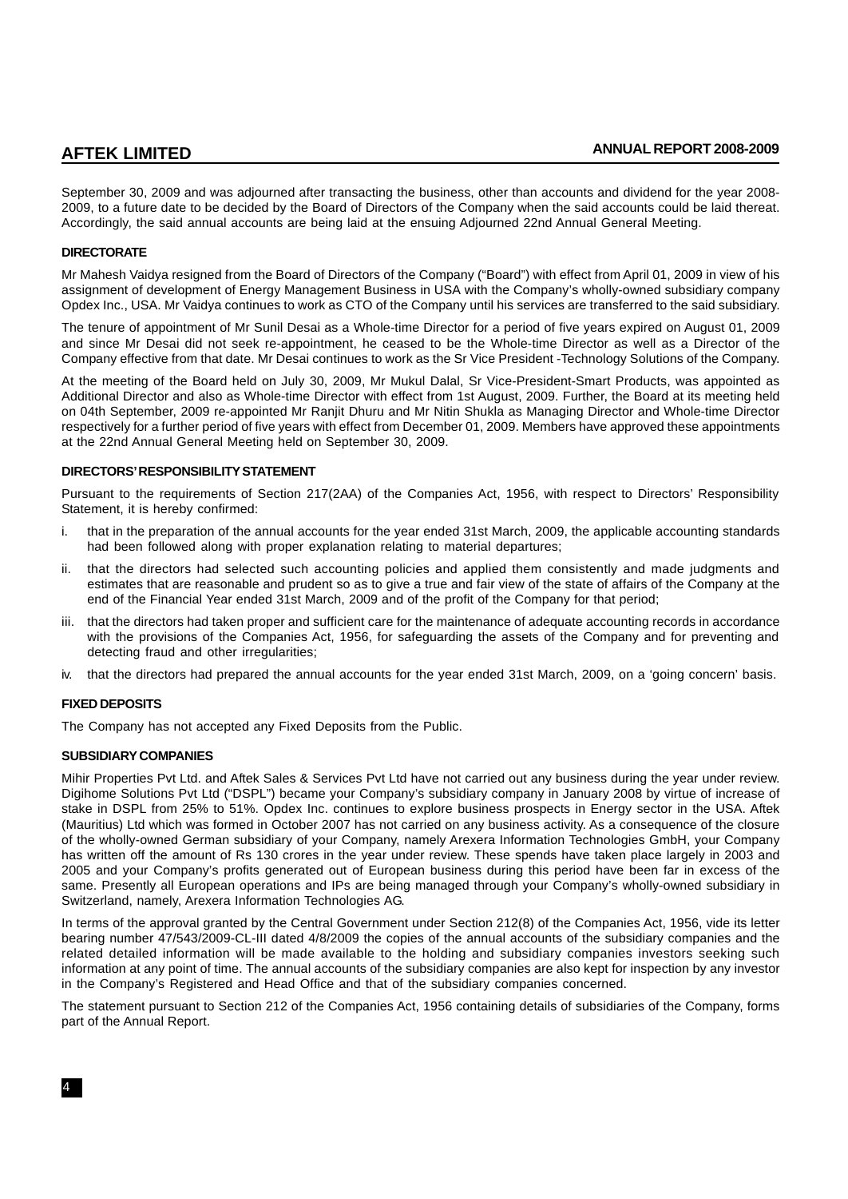September 30, 2009 and was adjourned after transacting the business, other than accounts and dividend for the year 2008-2009, to a future date to be decided by the Board of Directors of the Company when the said accounts could be laid thereat. Accordingly, the said annual accounts are being laid at the ensuing Adjourned 22nd Annual General Meeting.

### DIRECTORATE

Mr Mahesh Vaidya resigned from the Board of Directors of the Company ("Board") with effect from April 01, 2009 in view of his assignment of development of Energy Management Business in USA with the Company's wholly-owned subsidiary company Opdex Inc., USA. Mr Vaidya continues to work as CTO of the Company until his services are transferred to the said subsidiary.

The tenure of appointment of Mr Sunil Desai as a Whole-time Director for a period of five years expired on August 01, 2009 and since Mr Desai did not seek re-appointment, he ceased to be the Whole-time Director as well as a Director of the Company effective from that date. Mr Desai continues to work as the Sr Vice President -Technology Solutions of the Company.

At the meeting of the Board held on July 30, 2009, Mr Mukul Dalal, Sr Vice-President-Smart Products, was appointed as Additional Director and also as Whole-time Director with effect from 1st August, 2009. Further, the Board at its meeting held on 04th September, 2009 re-appointed Mr Ranjit Dhuru and Mr Nitin Shukla as Managing Director and Whole-time Director respectively for a further period of five years with effect from December 01, 2009. Members have approved these appointments at the 22nd Annual General Meeting held on September 30, 2009.

### DIRECTORS' RESPONSIBILITY STATEMENT

Pursuant to the requirements of Section 217(2AA) of the Companies Act, 1956, with respect to Directors' Responsibility Statement, it is hereby confirmed:

i. that in the preparation of the annual accounts for the year ended 31st March, 2009, the applicable accounting standards had been followed along with proper explanation relating to material departures;

ii. that the directors had selected such accounting policies and applied them consistently and made judgments and estimates that are reasonable and prudent so as to give a true and fair view of the state of affairs of the Company at the end of the Financial Year ended 31st March, 2009 and of the profit of the Company for that period;

iii. that the directors had taken proper and sufficient care for the maintenance of adequate accounting records in accordance with the provisions of the Companies Act, 1956, for safeguarding the assets of the Company and for preventing and detecting fraud and other irregularities;

iv. that the directors had prepared the annual accounts for the year ended 31st March, 2009, on a 'going concern' basis.

### FIXED DEPOSITS

The Company has not accepted any Fixed Deposits from the Public.

### SUBSIDIARY COMPANIES

Mihir Properties Pvt Ltd. and Aftek Sales & Services Pvt Ltd have not carried out any business during the year under review. Digihome Solutions Pvt Ltd ("DSPL") became your Company's subsidiary company in January 2008 by virtue of increase of stake in DSPL from 25% to 51%. Opdex Inc. continues to explore business prospects in Energy sector in the USA. Aftek (Mauritius) Ltd which was formed in October 2007 has not carried on any business activity. As a consequence of the closure of the wholly-owned German subsidiary of your Company, namely Arexera Information Technologies GmbH, your Company has written off the amount of Rs 130 crores in the year under review. These spends have taken place largely in 2003 and 2005 and your Company's profits generated out of European business during this period have been far in excess of the same. Presently all European operations and IPs are being managed through your Company's wholly-owned subsidiary in Switzerland, namely, Arexera Information Technologies AG.

In terms of the approval granted by the Central Government under Section 212(8) of the Companies Act, 1956, vide its letter bearing number 47/543/2009-CL-III dated 4/8/2009 the copies of the annual accounts of the subsidiary companies and the related detailed information will be made available to the holding and subsidiary companies investors seeking such information at any point of time. The annual accounts of the subsidiary companies are also kept for inspection by any investor in the Company's Registered and Head Office and that of the subsidiary companies concerned.

The statement pursuant to Section 212 of the Companies Act, 1956 containing details of subsidiaries of the Company, forms part of the Annual Report.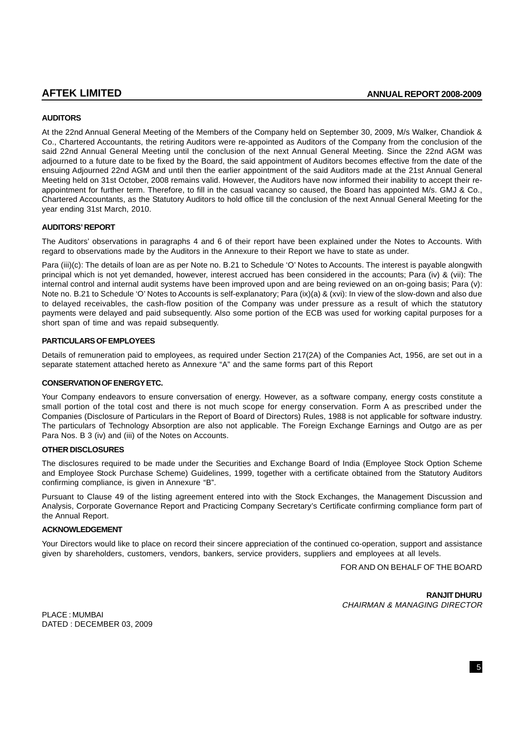## AUDITORS

At the 22nd Annual General Meeting of the Members of the Company held on September 30, 2009, M/s Walker, Chandiok & Co., Chartered Accountants, the retiring Auditors were re-appointed as Auditors of the Company from the conclusion of the said 22nd Annual General Meeting until the conclusion of the next Annual General Meeting. Since the 22nd AGM was adjourned to a future date to be fixed by the Board, the said appointment of Auditors becomes effective from the date of the ensuing Adjourned 22nd AGM and until then the earlier appointment of the said Auditors made at the 21st Annual General Meeting held on 31st October, 2008 remains valid. However, the Auditors have now informed their inability to accept their re-appointment for further term. Therefore, to fill in the casual vacancy so caused, the Board has appointed M/s. GMJ & Co., Chartered Accountants, as the Statutory Auditors to hold office till the conclusion of the next Annual General Meeting for the year ending 31st March, 2010.

## AUDITORS' REPORT

The Auditors' observations in paragraphs 4 and 6 of their report have been explained under the Notes to Accounts. With regard to observations made by the Auditors in the Annexure to their Report we have to state as under.

Para (iii)(c): The details of loan are as per Note no. B.21 to Schedule 'O' Notes to Accounts. The interest is payable alongwith principal which is not yet demanded, however, interest accrued has been considered in the accounts; Para (iv) & (vii): The internal control and internal audit systems have been improved upon and are being reviewed on an on-going basis; Para (v): Note no. B.21 to Schedule 'O' Notes to Accounts is self-explanatory; Para (ix)(a) & (xvi): In view of the slow-down and also due to delayed receivables, the cash-flow position of the Company was under pressure as a result of which the statutory payments were delayed and paid subsequently. Also some portion of the ECB was used for working capital purposes for a short span of time and was repaid subsequently.

## PARTICULARS OF EMPLOYEES

Details of remuneration paid to employees, as required under Section 217(2A) of the Companies Act, 1956, are set out in a separate statement attached hereto as Annexure "A" and the same forms part of this Report

## CONSERVATION OF ENERGY ETC.

Your Company endeavors to ensure conversation of energy. However, as a software company, energy costs constitute a small portion of the total cost and there is not much scope for energy conservation. Form A as prescribed under the Companies (Disclosure of Particulars in the Report of Board of Directors) Rules, 1988 is not applicable for software industry. The particulars of Technology Absorption are also not applicable. The Foreign Exchange Earnings and Outgo are as per Para Nos. B 3 (iv) and (iii) of the Notes on Accounts.

## OTHER DISCLOSURES

The disclosures required to be made under the Securities and Exchange Board of India (Employee Stock Option Scheme and Employee Stock Purchase Scheme) Guidelines, 1999, together with a certificate obtained from the Statutory Auditors confirming compliance, is given in Annexure "B".

Pursuant to Clause 49 of the listing agreement entered into with the Stock Exchanges, the Management Discussion and Analysis, Corporate Governance Report and Practicing Company Secretary's Certificate confirming compliance form part of the Annual Report.

## ACKNOWLEDGEMENT

Your Directors would like to place on record their sincere appreciation of the continued co-operation, support and assistance given by shareholders, customers, vendors, bankers, service providers, suppliers and employees at all levels.

FOR AND ON BEHALF OF THE BOARD

**RANJIT DHURU**
*CHAIRMAN & MANAGING DIRECTOR*

PLACE : MUMBAI
DATED : DECEMBER 03, 2009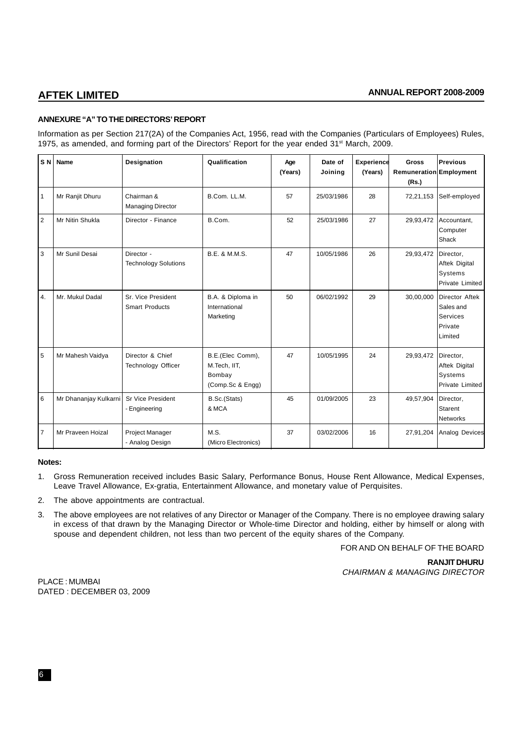## ANNEXURE "A" TO THE DIRECTORS' REPORT

Information as per Section 217(2A) of the Companies Act, 1956, read with the Companies (Particulars of Employees) Rules, 1975, as amended, and forming part of the Directors' Report for the year ended 31st March, 2009.

| S N | Name | Designation | Qualification | Age (Years) | Date of Joining | Experience (Years) | Gross Remuneration (Rs.) | Previous Employment |
|---|---|---|---|---|---|---|---|---|
| 1 | Mr Ranjit Dhuru | Chairman & Managing Director | B.Com. LL.M. | 57 | 25/03/1986 | 28 | 72,21,153 | Self-employed |
| 2 | Mr Nitin Shukla | Director - Finance | B.Com. | 52 | 25/03/1986 | 27 | 29,93,472 | Accountant, Computer Shack |
| 3 | Mr Sunil Desai | Director - Technology Solutions | B.E. & M.M.S. | 47 | 10/05/1986 | 26 | 29,93,472 | Director, Aftek Digital Systems Private Limited |
| 4. | Mr. Mukul Dadal | Sr. Vice President Smart Products | B.A. & Diploma in International Marketing | 50 | 06/02/1992 | 29 | 30,00,000 | Director Aftek Sales and Services Private Limited |
| 5 | Mr Mahesh Vaidya | Director & Chief Technology Officer | B.E.(Elec Comm), M.Tech, IIT, Bombay (Comp.Sc & Engg) | 47 | 10/05/1995 | 24 | 29,93,472 | Director, Aftek Digital Systems Private Limited |
| 6 | Mr Dhananjay Kulkarni | Sr Vice President - Engineering | B.Sc.(Stats) & MCA | 45 | 01/09/2005 | 23 | 49,57,904 | Director, Starent Networks |
| 7 | Mr Praveen Hoizal | Project Manager - Analog Design | M.S. (Micro Electronics) | 37 | 03/02/2006 | 16 | 27,91,204 | Analog Devices |

**Notes:**

1. Gross Remuneration received includes Basic Salary, Performance Bonus, House Rent Allowance, Medical Expenses, Leave Travel Allowance, Ex-gratia, Entertainment Allowance, and monetary value of Perquisites.
2. The above appointments are contractual.
3. The above employees are not relatives of any Director or Manager of the Company. There is no employee drawing salary in excess of that drawn by the Managing Director or Whole-time Director and holding, either by himself or along with spouse and dependent children, not less than two percent of the equity shares of the Company.

FOR AND ON BEHALF OF THE BOARD

**RANJIT DHURU**
*CHAIRMAN & MANAGING DIRECTOR*

PLACE : MUMBAI
DATED : DECEMBER 03, 2009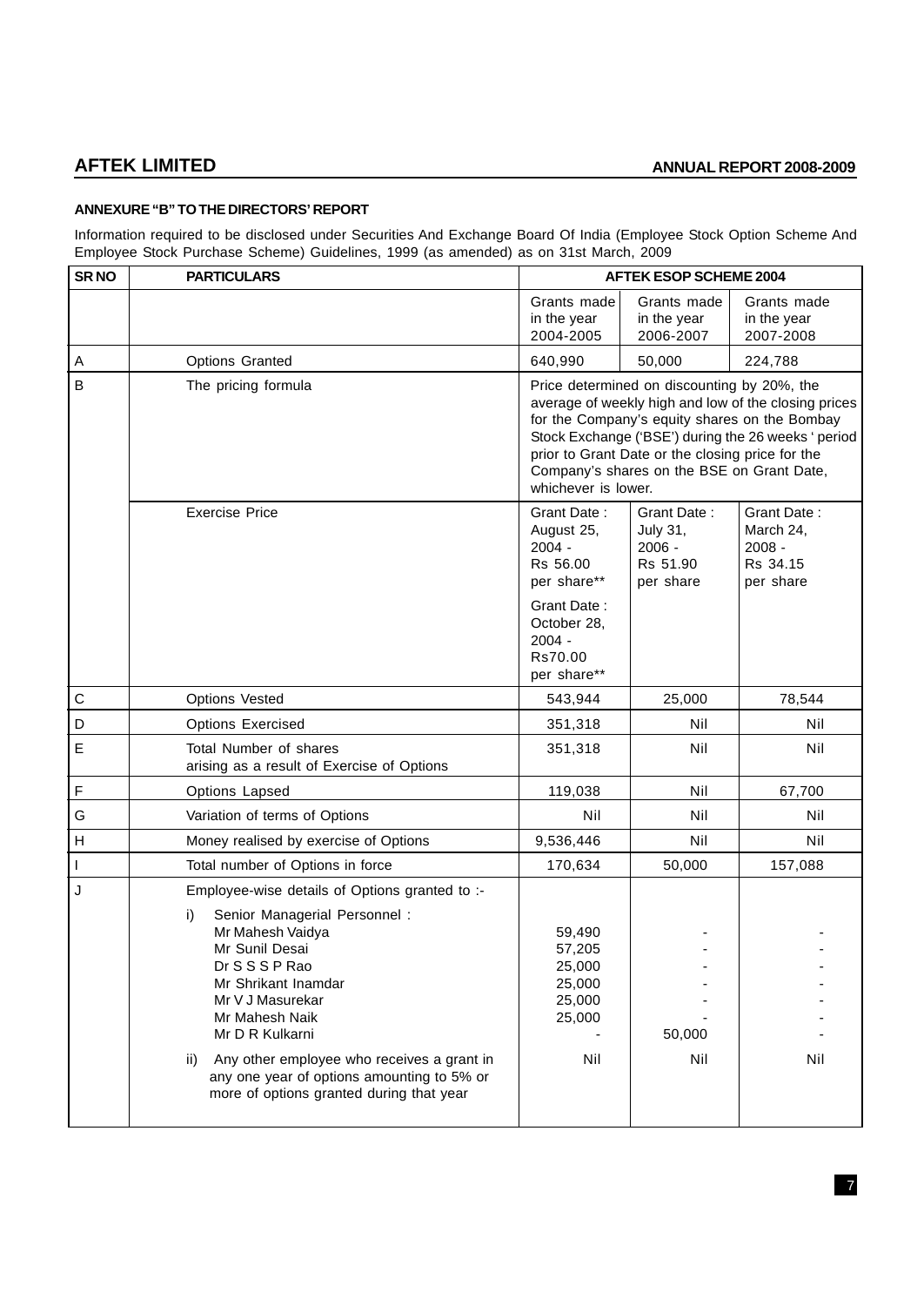### ANNEXURE "B" TO THE DIRECTORS' REPORT

Information required to be disclosed under Securities And Exchange Board Of India (Employee Stock Option Scheme And Employee Stock Purchase Scheme) Guidelines, 1999 (as amended) as on 31st March, 2009

| SR NO | PARTICULARS | AFTEK ESOP SCHEME 2004 | | |
|---|---|---|---|---|
| | | Grants made in the year 2004-2005 | Grants made in the year 2006-2007 | Grants made in the year 2007-2008 |
| A | Options Granted | 640,990 | 50,000 | 224,788 |
| B | The pricing formula | Price determined on discounting by 20%, the average of weekly high and low of the closing prices for the Company's equity shares on the Bombay Stock Exchange ('BSE') during the 26 weeks ' period prior to Grant Date or the closing price for the Company's shares on the BSE on Grant Date, whichever is lower. | | |
| | Exercise Price | Grant Date : August 25, 2004 - Rs 56.00 per share** <br> Grant Date : October 28, 2004 - Rs70.00 per share** | Grant Date : July 31, 2006 - Rs 51.90 per share | Grant Date : March 24, 2008 - Rs 34.15 per share |
| C | Options Vested | 543,944 | 25,000 | 78,544 |
| D | Options Exercised | 351,318 | Nil | Nil |
| E | Total Number of shares arising as a result of Exercise of Options | 351,318 | Nil | Nil |
| F | Options Lapsed | 119,038 | Nil | 67,700 |
| G | Variation of terms of Options | Nil | Nil | Nil |
| H | Money realised by exercise of Options | 9,536,446 | Nil | Nil |
| I | Total number of Options in force | 170,634 | 50,000 | 157,088 |
| J | Employee-wise details of Options granted to :- | | | |
| | i) Senior Managerial Personnel : | | | |
| | Mr Mahesh Vaidya | 59,490 | - | - |
| | Mr Sunil Desai | 57,205 | - | - |
| | Dr S S S P Rao | 25,000 | - | - |
| | Mr Shrikant Inamdar | 25,000 | - | - |
| | Mr V J Masurekar | 25,000 | - | - |
| | Mr Mahesh Naik | 25,000 | - | - |
| | Mr D R Kulkarni | - | 50,000 | - |
| | ii) Any other employee who receives a grant in any one year of options amounting to 5% or more of options granted during that year | Nil | Nil | Nil |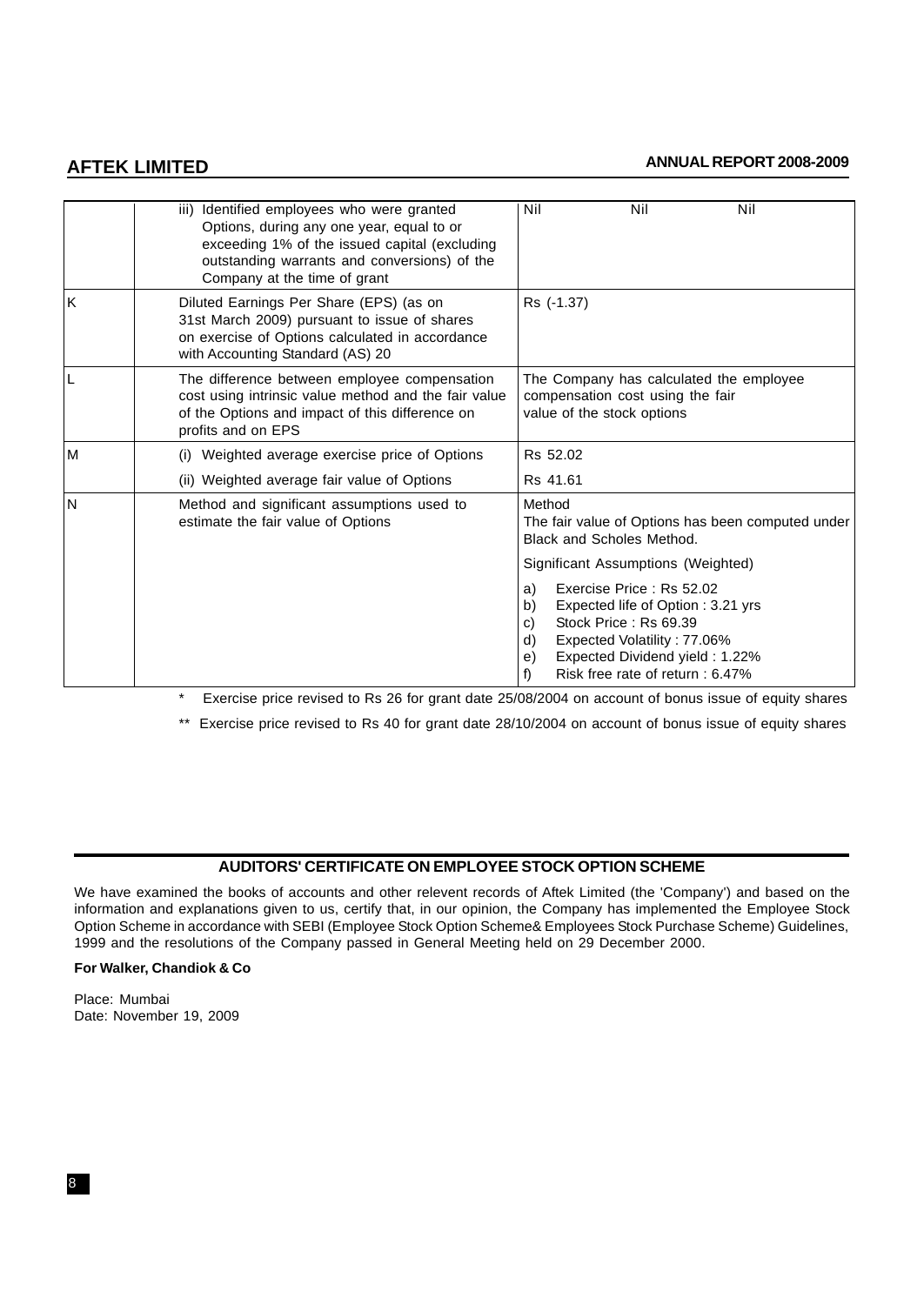| | | | | |
|---|---|---|---|---|
| | iii) Identified employees who were granted Options, during any one year, equal to or exceeding 1% of the issued capital (excluding outstanding warrants and conversions) of the Company at the time of grant | Nil | Nil | Nil |
| K | Diluted Earnings Per Share (EPS) (as on 31st March 2009) pursuant to issue of shares on exercise of Options calculated in accordance with Accounting Standard (AS) 20 | Rs (-1.37) | | |
| L | The difference between employee compensation cost using intrinsic value method and the fair value of the Options and impact of this difference on profits and on EPS | The Company has calculated the employee compensation cost using the fair value of the stock options | | |
| M | (i) Weighted average exercise price of Options | Rs 52.02 | | |
| | (ii) Weighted average fair value of Options | Rs 41.61 | | |
| N | Method and significant assumptions used to estimate the fair value of Options | Method<br>The fair value of Options has been computed under Black and Scholes Method.<br>Significant Assumptions (Weighted)<br>a) Exercise Price : Rs 52.02<br>b) Expected life of Option : 3.21 yrs<br>c) Stock Price : Rs 69.39<br>d) Expected Volatility : 77.06%<br>e) Expected Dividend yield : 1.22%<br>f) Risk free rate of return : 6.47% | | |

\* Exercise price revised to Rs 26 for grant date 25/08/2004 on account of bonus issue of equity shares

\*\* Exercise price revised to Rs 40 for grant date 28/10/2004 on account of bonus issue of equity shares

## AUDITORS' CERTIFICATE ON EMPLOYEE STOCK OPTION SCHEME

We have examined the books of accounts and other relevent records of Aftek Limited (the 'Company') and based on the information and explanations given to us, certify that, in our opinion, the Company has implemented the Employee Stock Option Scheme in accordance with SEBI (Employee Stock Option Scheme& Employees Stock Purchase Scheme) Guidelines, 1999 and the resolutions of the Company passed in General Meeting held on 29 December 2000.

**For Walker, Chandiok & Co**

Place: Mumbai
Date: November 19, 2009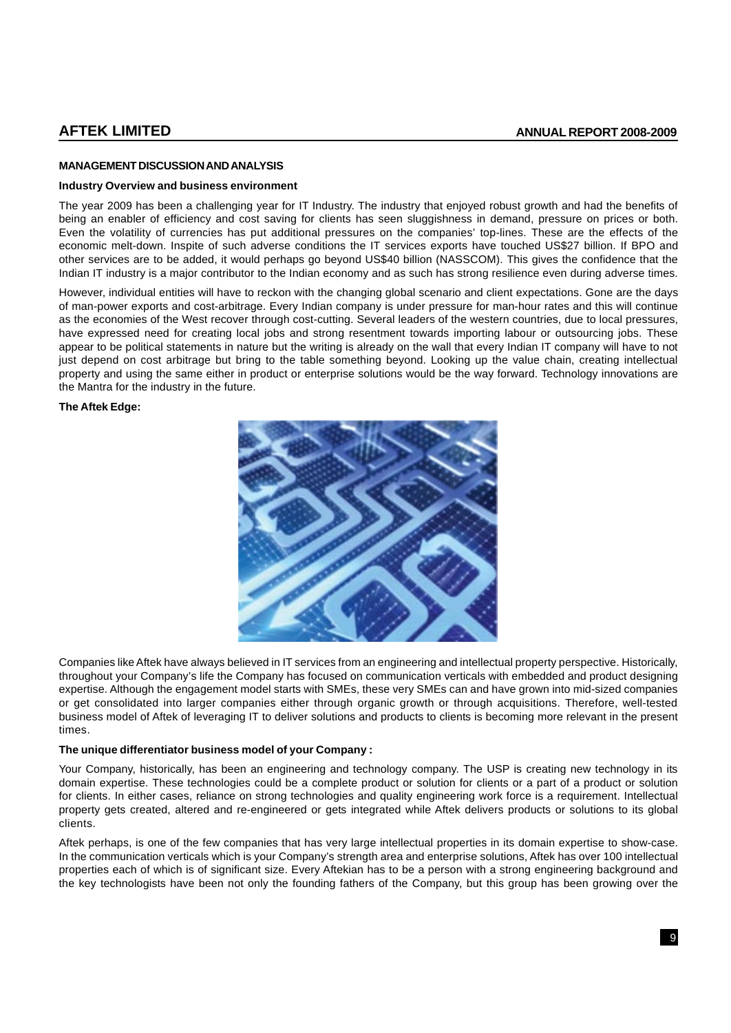## MANAGEMENT DISCUSSION AND ANALYSIS

### Industry Overview and business environment

The year 2009 has been a challenging year for IT Industry. The industry that enjoyed robust growth and had the benefits of being an enabler of efficiency and cost saving for clients has seen sluggishness in demand, pressure on prices or both. Even the volatility of currencies has put additional pressures on the companies' top-lines. These are the effects of the economic melt-down. Inspite of such adverse conditions the IT services exports have touched US$27 billion. If BPO and other services are to be added, it would perhaps go beyond US$40 billion (NASSCOM). This gives the confidence that the Indian IT industry is a major contributor to the Indian economy and as such has strong resilience even during adverse times.

However, individual entities will have to reckon with the changing global scenario and client expectations. Gone are the days of man-power exports and cost-arbitrage. Every Indian company is under pressure for man-hour rates and this will continue as the economies of the West recover through cost-cutting. Several leaders of the western countries, due to local pressures, have expressed need for creating local jobs and strong resentment towards importing labour or outsourcing jobs. These appear to be political statements in nature but the writing is already on the wall that every Indian IT company will have to not just depend on cost arbitrage but bring to the table something beyond. Looking up the value chain, creating intellectual property and using the same either in product or enterprise solutions would be the way forward. Technology innovations are the Mantra for the industry in the future.

### The Aftek Edge:

Companies like Aftek have always believed in IT services from an engineering and intellectual property perspective. Historically, throughout your Company's life the Company has focused on communication verticals with embedded and product designing expertise. Although the engagement model starts with SMEs, these very SMEs can and have grown into mid-sized companies or get consolidated into larger companies either through organic growth or through acquisitions. Therefore, well-tested business model of Aftek of leveraging IT to deliver solutions and products to clients is becoming more relevant in the present times.

### The unique differentiator business model of your Company :

Your Company, historically, has been an engineering and technology company. The USP is creating new technology in its domain expertise. These technologies could be a complete product or solution for clients or a part of a product or solution for clients. In either cases, reliance on strong technologies and quality engineering work force is a requirement. Intellectual property gets created, altered and re-engineered or gets integrated while Aftek delivers products or solutions to its global clients.

Aftek perhaps, is one of the few companies that has very large intellectual properties in its domain expertise to show-case. In the communication verticals which is your Company's strength area and enterprise solutions, Aftek has over 100 intellectual properties each of which is of significant size. Every Aftekian has to be a person with a strong engineering background and the key technologists have been not only the founding fathers of the Company, but this group has been growing over the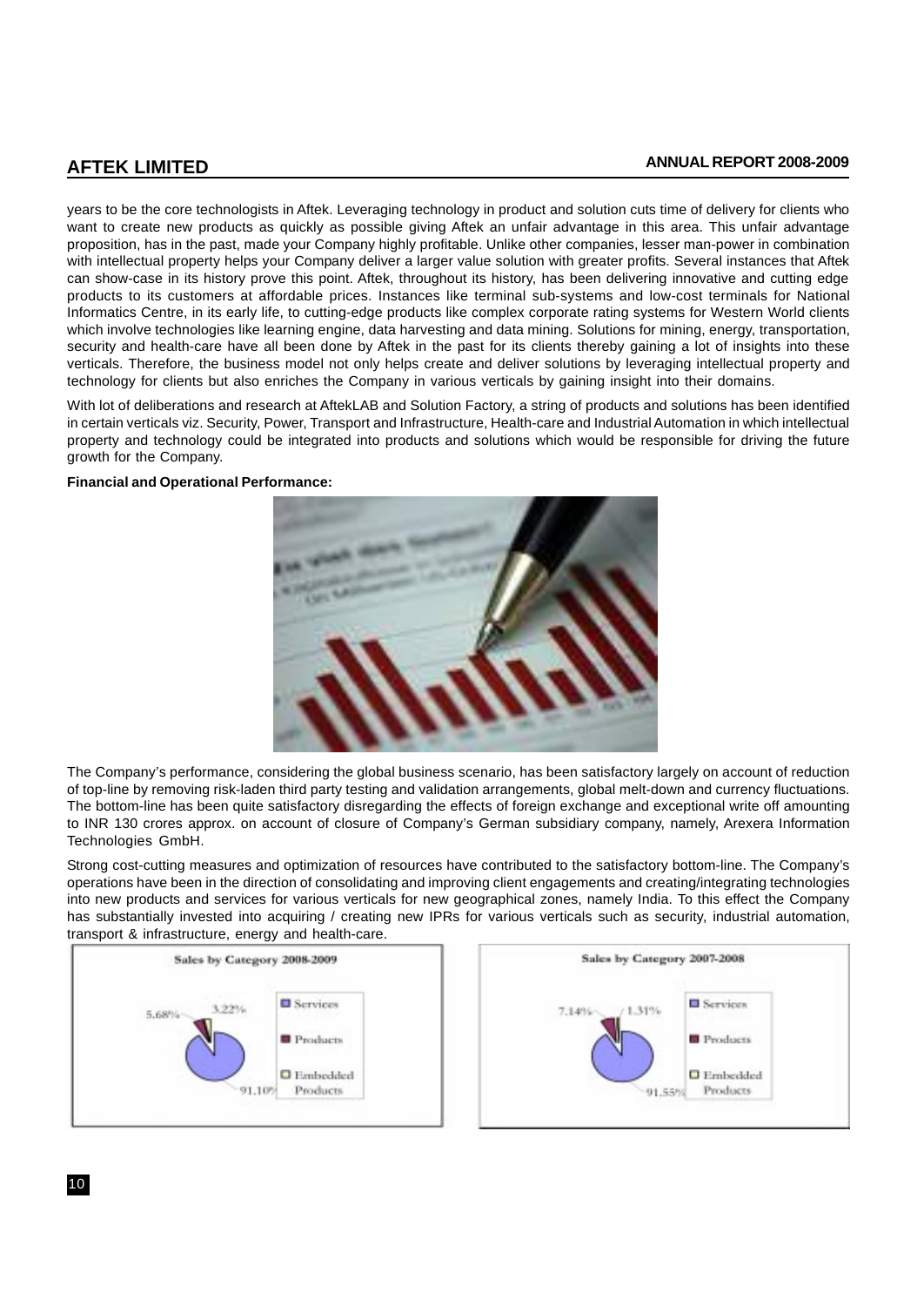years to be the core technologists in Aftek. Leveraging technology in product and solution cuts time of delivery for clients who want to create new products as quickly as possible giving Aftek an unfair advantage in this area. This unfair advantage proposition, has in the past, made your Company highly profitable. Unlike other companies, lesser man-power in combination with intellectual property helps your Company deliver a larger value solution with greater profits. Several instances that Aftek can show-case in its history prove this point. Aftek, throughout its history, has been delivering innovative and cutting edge products to its customers at affordable prices. Instances like terminal sub-systems and low-cost terminals for National Informatics Centre, in its early life, to cutting-edge products like complex corporate rating systems for Western World clients which involve technologies like learning engine, data harvesting and data mining. Solutions for mining, energy, transportation, security and health-care have all been done by Aftek in the past for its clients thereby gaining a lot of insights into these verticals. Therefore, the business model not only helps create and deliver solutions by leveraging intellectual property and technology for clients but also enriches the Company in various verticals by gaining insight into their domains.

With lot of deliberations and research at AftekLAB and Solution Factory, a string of products and solutions has been identified in certain verticals viz. Security, Power, Transport and Infrastructure, Health-care and Industrial Automation in which intellectual property and technology could be integrated into products and solutions which would be responsible for driving the future growth for the Company.

**Financial and Operational Performance:**

The Company's performance, considering the global business scenario, has been satisfactory largely on account of reduction of top-line by removing risk-laden third party testing and validation arrangements, global melt-down and currency fluctuations. The bottom-line has been quite satisfactory disregarding the effects of foreign exchange and exceptional write off amounting to INR 130 crores approx. on account of closure of Company's German subsidiary company, namely, Arexera Information Technologies GmbH.

Strong cost-cutting measures and optimization of resources have contributed to the satisfactory bottom-line. The Company's operations have been in the direction of consolidating and improving client engagements and creating/integrating technologies into new products and services for various verticals for new geographical zones, namely India. To this effect the Company has substantially invested into acquiring / creating new IPRs for various verticals such as security, industrial automation, transport & infrastructure, energy and health-care.

**Sales by Category 2008-2009**

| Category | Share |
| --- | --- |
| Services | 91.10% |
| Products | 5.68% |
| Embedded Products | 3.22% |

**Sales by Category 2007-2008**

| Category | Share |
| --- | --- |
| Services | 91.55% |
| Products | 7.14% |
| Embedded Products | 1.31% |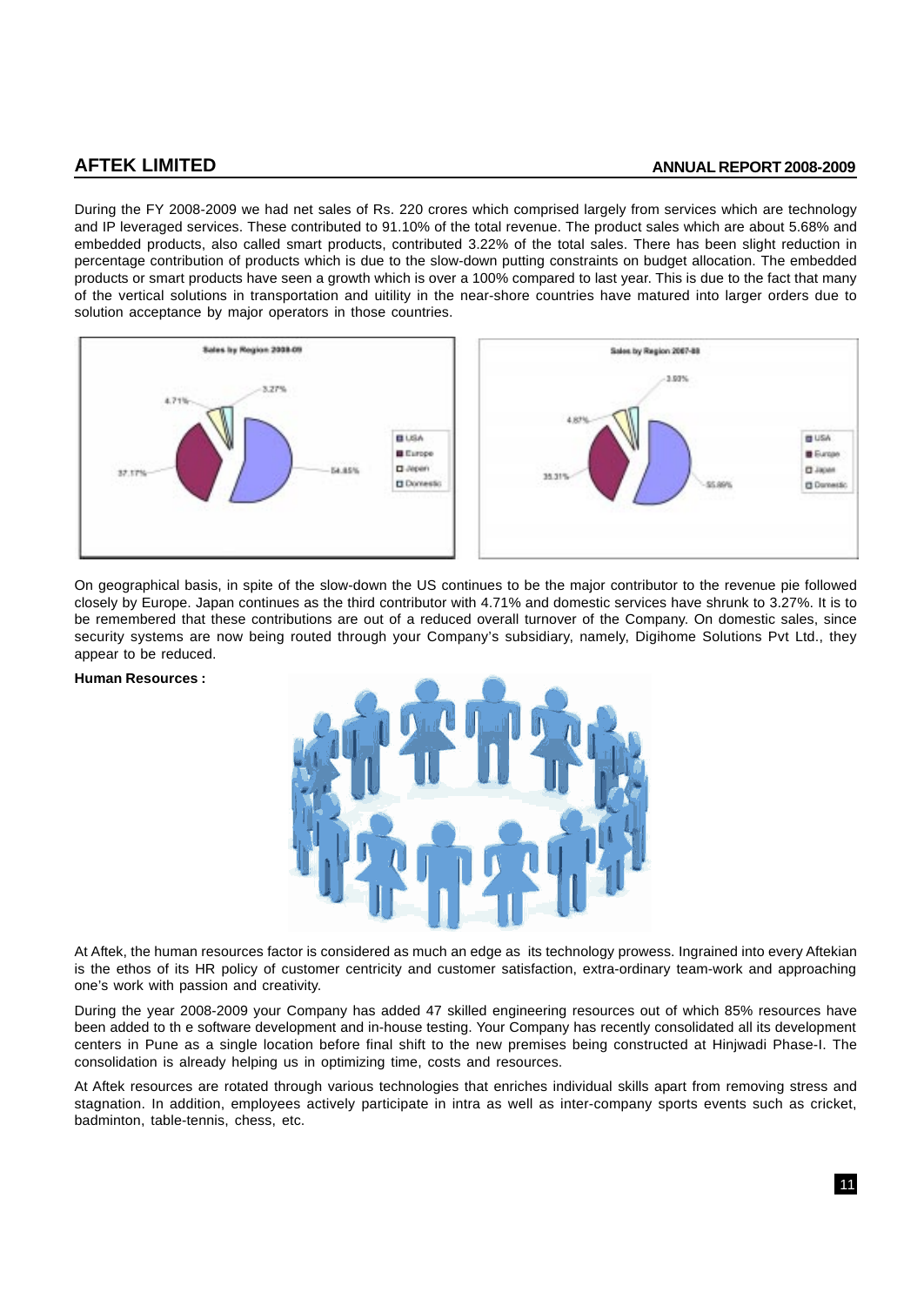During the FY 2008-2009 we had net sales of Rs. 220 crores which comprised largely from services which are technology and IP leveraged services. These contributed to 91.10% of the total revenue. The product sales which are about 5.68% and embedded products, also called smart products, contributed 3.22% of the total sales. There has been slight reduction in percentage contribution of products which is due to the slow-down putting constraints on budget allocation. The embedded products or smart products have seen a growth which is over a 100% compared to last year. This is due to the fact that many of the vertical solutions in transportation and uitility in the near-shore countries have matured into larger orders due to solution acceptance by major operators in those countries.

On geographical basis, in spite of the slow-down the US continues to be the major contributor to the revenue pie followed closely by Europe. Japan continues as the third contributor with 4.71% and domestic services have shrunk to 3.27%. It is to be remembered that these contributions are out of a reduced overall turnover of the Company. On domestic sales, since security systems are now being routed through your Company's subsidiary, namely, Digihome Solutions Pvt Ltd., they appear to be reduced.

**Human Resources :**

At Aftek, the human resources factor is considered as much an edge as its technology prowess. Ingrained into every Aftekian is the ethos of its HR policy of customer centricity and customer satisfaction, extra-ordinary team-work and approaching one's work with passion and creativity.

During the year 2008-2009 your Company has added 47 skilled engineering resources out of which 85% resources have been added to th e software development and in-house testing. Your Company has recently consolidated all its development centers in Pune as a single location before final shift to the new premises being constructed at Hinjwadi Phase-I. The consolidation is already helping us in optimizing time, costs and resources.

At Aftek resources are rotated through various technologies that enriches individual skills apart from removing stress and stagnation. In addition, employees actively participate in intra as well as inter-company sports events such as cricket, badminton, table-tennis, chess, etc.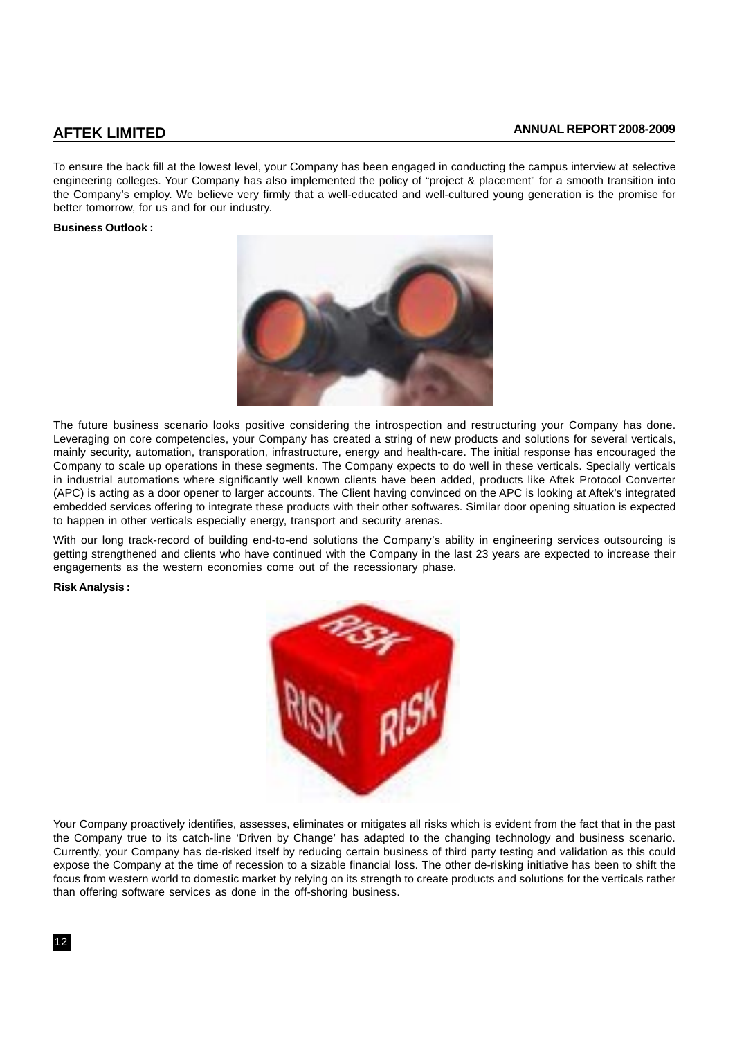To ensure the back fill at the lowest level, your Company has been engaged in conducting the campus interview at selective engineering colleges. Your Company has also implemented the policy of "project & placement" for a smooth transition into the Company's employ. We believe very firmly that a well-educated and well-cultured young generation is the promise for better tomorrow, for us and for our industry.

**Business Outlook :**

The future business scenario looks positive considering the introspection and restructuring your Company has done. Leveraging on core competencies, your Company has created a string of new products and solutions for several verticals, mainly security, automation, transporation, infrastructure, energy and health-care. The initial response has encouraged the Company to scale up operations in these segments. The Company expects to do well in these verticals. Specially verticals in industrial automations where significantly well known clients have been added, products like Aftek Protocol Converter (APC) is acting as a door opener to larger accounts. The Client having convinced on the APC is looking at Aftek's integrated embedded services offering to integrate these products with their other softwares. Similar door opening situation is expected to happen in other verticals especially energy, transport and security arenas.

With our long track-record of building end-to-end solutions the Company's ability in engineering services outsourcing is getting strengthened and clients who have continued with the Company in the last 23 years are expected to increase their engagements as the western economies come out of the recessionary phase.

**Risk Analysis :**

Your Company proactively identifies, assesses, eliminates or mitigates all risks which is evident from the fact that in the past the Company true to its catch-line 'Driven by Change' has adapted to the changing technology and business scenario. Currently, your Company has de-risked itself by reducing certain business of third party testing and validation as this could expose the Company at the time of recession to a sizable financial loss. The other de-risking initiative has been to shift the focus from western world to domestic market by relying on its strength to create products and solutions for the verticals rather than offering software services as done in the off-shoring business.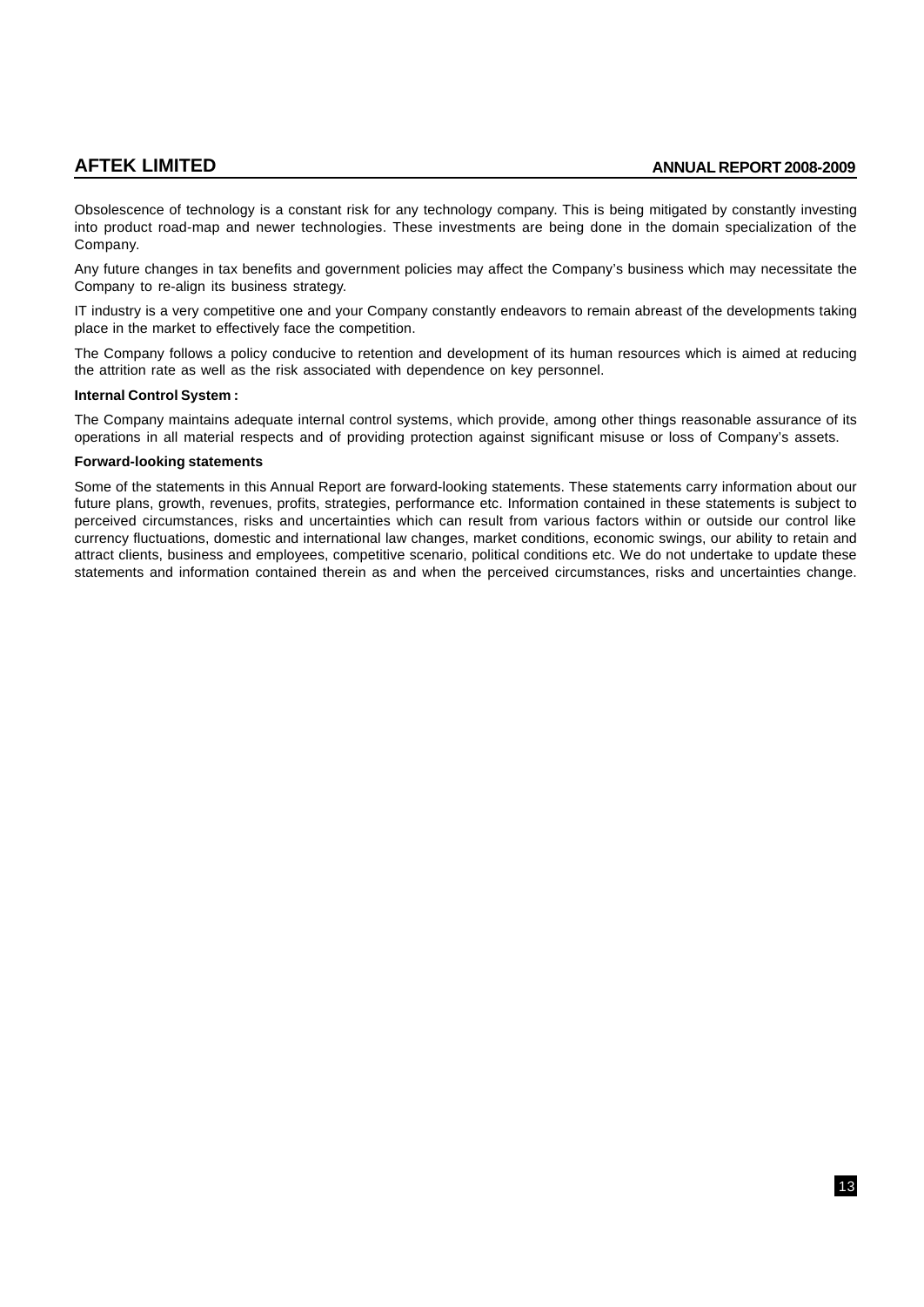Obsolescence of technology is a constant risk for any technology company. This is being mitigated by constantly investing into product road-map and newer technologies. These investments are being done in the domain specialization of the Company.

Any future changes in tax benefits and government policies may affect the Company's business which may necessitate the Company to re-align its business strategy.

IT industry is a very competitive one and your Company constantly endeavors to remain abreast of the developments taking place in the market to effectively face the competition.

The Company follows a policy conducive to retention and development of its human resources which is aimed at reducing the attrition rate as well as the risk associated with dependence on key personnel.

**Internal Control System :**

The Company maintains adequate internal control systems, which provide, among other things reasonable assurance of its operations in all material respects and of providing protection against significant misuse or loss of Company's assets.

**Forward-looking statements**

Some of the statements in this Annual Report are forward-looking statements. These statements carry information about our future plans, growth, revenues, profits, strategies, performance etc. Information contained in these statements is subject to perceived circumstances, risks and uncertainties which can result from various factors within or outside our control like currency fluctuations, domestic and international law changes, market conditions, economic swings, our ability to retain and attract clients, business and employees, competitive scenario, political conditions etc. We do not undertake to update these statements and information contained therein as and when the perceived circumstances, risks and uncertainties change.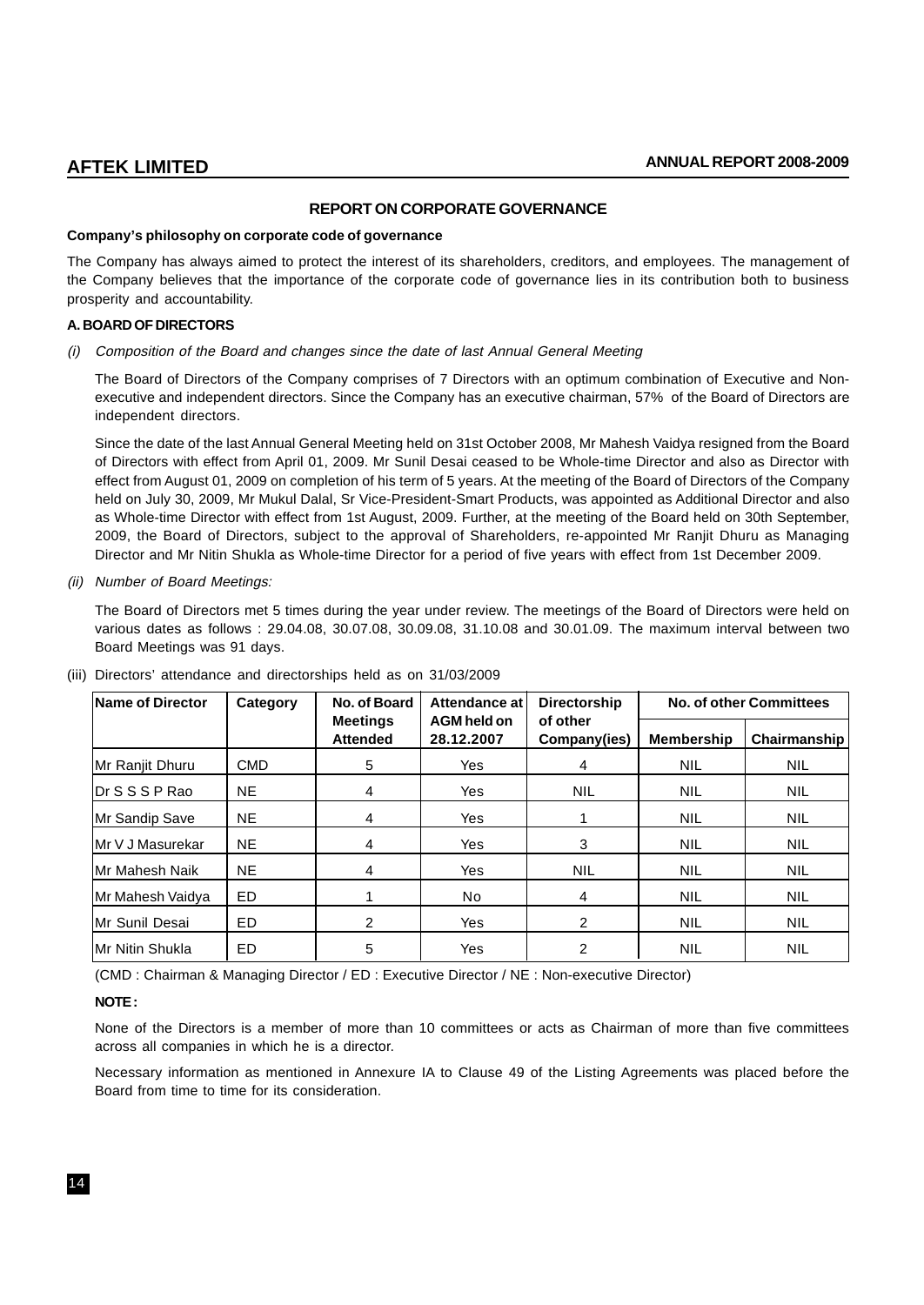## REPORT ON CORPORATE GOVERNANCE

**Company's philosophy on corporate code of governance**

The Company has always aimed to protect the interest of its shareholders, creditors, and employees. The management of the Company believes that the importance of the corporate code of governance lies in its contribution both to business prosperity and accountability.

### A. BOARD OF DIRECTORS

*(i) Composition of the Board and changes since the date of last Annual General Meeting*

The Board of Directors of the Company comprises of 7 Directors with an optimum combination of Executive and Non-executive and independent directors. Since the Company has an executive chairman, 57% of the Board of Directors are independent directors.

Since the date of the last Annual General Meeting held on 31st October 2008, Mr Mahesh Vaidya resigned from the Board of Directors with effect from April 01, 2009. Mr Sunil Desai ceased to be Whole-time Director and also as Director with effect from August 01, 2009 on completion of his term of 5 years. At the meeting of the Board of Directors of the Company held on July 30, 2009, Mr Mukul Dalal, Sr Vice-President-Smart Products, was appointed as Additional Director and also as Whole-time Director with effect from 1st August, 2009. Further, at the meeting of the Board held on 30th September, 2009, the Board of Directors, subject to the approval of Shareholders, re-appointed Mr Ranjit Dhuru as Managing Director and Mr Nitin Shukla as Whole-time Director for a period of five years with effect from 1st December 2009.

*(ii) Number of Board Meetings:*

The Board of Directors met 5 times during the year under review. The meetings of the Board of Directors were held on various dates as follows : 29.04.08, 30.07.08, 30.09.08, 31.10.08 and 30.01.09. The maximum interval between two Board Meetings was 91 days.

(iii) Directors' attendance and directorships held as on 31/03/2009

| Name of Director | Category | No. of Board Meetings Attended | Attendance at AGM held on 28.12.2007 | Directorship of other Company(ies) | No. of other Committees | |
|---|---|---|---|---|---|---|
| | | | | | Membership | Chairmanship |
| Mr Ranjit Dhuru | CMD | 5 | Yes | 4 | NIL | NIL |
| Dr S S S P Rao | NE | 4 | Yes | NIL | NIL | NIL |
| Mr Sandip Save | NE | 4 | Yes | 1 | NIL | NIL |
| Mr V J Masurekar | NE | 4 | Yes | 3 | NIL | NIL |
| Mr Mahesh Naik | NE | 4 | Yes | NIL | NIL | NIL |
| Mr Mahesh Vaidya | ED | 1 | No | 4 | NIL | NIL |
| Mr Sunil Desai | ED | 2 | Yes | 2 | NIL | NIL |
| Mr Nitin Shukla | ED | 5 | Yes | 2 | NIL | NIL |

(CMD : Chairman & Managing Director / ED : Executive Director / NE : Non-executive Director)

**NOTE :**

None of the Directors is a member of more than 10 committees or acts as Chairman of more than five committees across all companies in which he is a director.

Necessary information as mentioned in Annexure IA to Clause 49 of the Listing Agreements was placed before the Board from time to time for its consideration.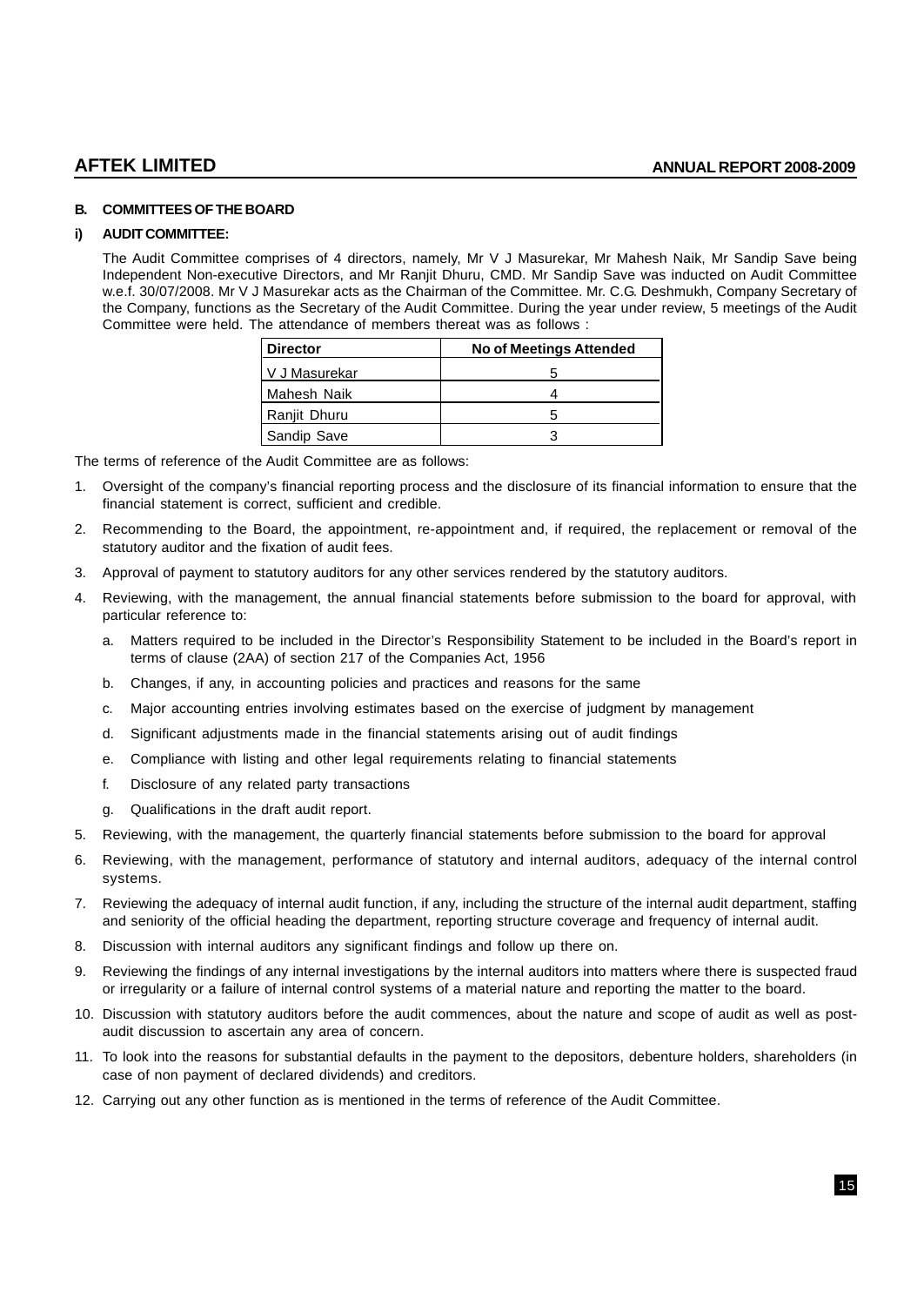## B. COMMITTEES OF THE BOARD

### i) AUDIT COMMITTEE:

The Audit Committee comprises of 4 directors, namely, Mr V J Masurekar, Mr Mahesh Naik, Mr Sandip Save being Independent Non-executive Directors, and Mr Ranjit Dhuru, CMD. Mr Sandip Save was inducted on Audit Committee w.e.f. 30/07/2008. Mr V J Masurekar acts as the Chairman of the Committee. Mr. C.G. Deshmukh, Company Secretary of the Company, functions as the Secretary of the Audit Committee. During the year under review, 5 meetings of the Audit Committee were held. The attendance of members thereat was as follows :

| Director | No of Meetings Attended |
|---|---|
| V J Masurekar | 5 |
| Mahesh Naik | 4 |
| Ranjit Dhuru | 5 |
| Sandip Save | 3 |

The terms of reference of the Audit Committee are as follows:

1. Oversight of the company's financial reporting process and the disclosure of its financial information to ensure that the financial statement is correct, sufficient and credible.
2. Recommending to the Board, the appointment, re-appointment and, if required, the replacement or removal of the statutory auditor and the fixation of audit fees.
3. Approval of payment to statutory auditors for any other services rendered by the statutory auditors.
4. Reviewing, with the management, the annual financial statements before submission to the board for approval, with particular reference to:
   a. Matters required to be included in the Director's Responsibility Statement to be included in the Board's report in terms of clause (2AA) of section 217 of the Companies Act, 1956
   b. Changes, if any, in accounting policies and practices and reasons for the same
   c. Major accounting entries involving estimates based on the exercise of judgment by management
   d. Significant adjustments made in the financial statements arising out of audit findings
   e. Compliance with listing and other legal requirements relating to financial statements
   f. Disclosure of any related party transactions
   g. Qualifications in the draft audit report.
5. Reviewing, with the management, the quarterly financial statements before submission to the board for approval
6. Reviewing, with the management, performance of statutory and internal auditors, adequacy of the internal control systems.
7. Reviewing the adequacy of internal audit function, if any, including the structure of the internal audit department, staffing and seniority of the official heading the department, reporting structure coverage and frequency of internal audit.
8. Discussion with internal auditors any significant findings and follow up there on.
9. Reviewing the findings of any internal investigations by the internal auditors into matters where there is suspected fraud or irregularity or a failure of internal control systems of a material nature and reporting the matter to the board.
10. Discussion with statutory auditors before the audit commences, about the nature and scope of audit as well as post-audit discussion to ascertain any area of concern.
11. To look into the reasons for substantial defaults in the payment to the depositors, debenture holders, shareholders (in case of non payment of declared dividends) and creditors.
12. Carrying out any other function as is mentioned in the terms of reference of the Audit Committee.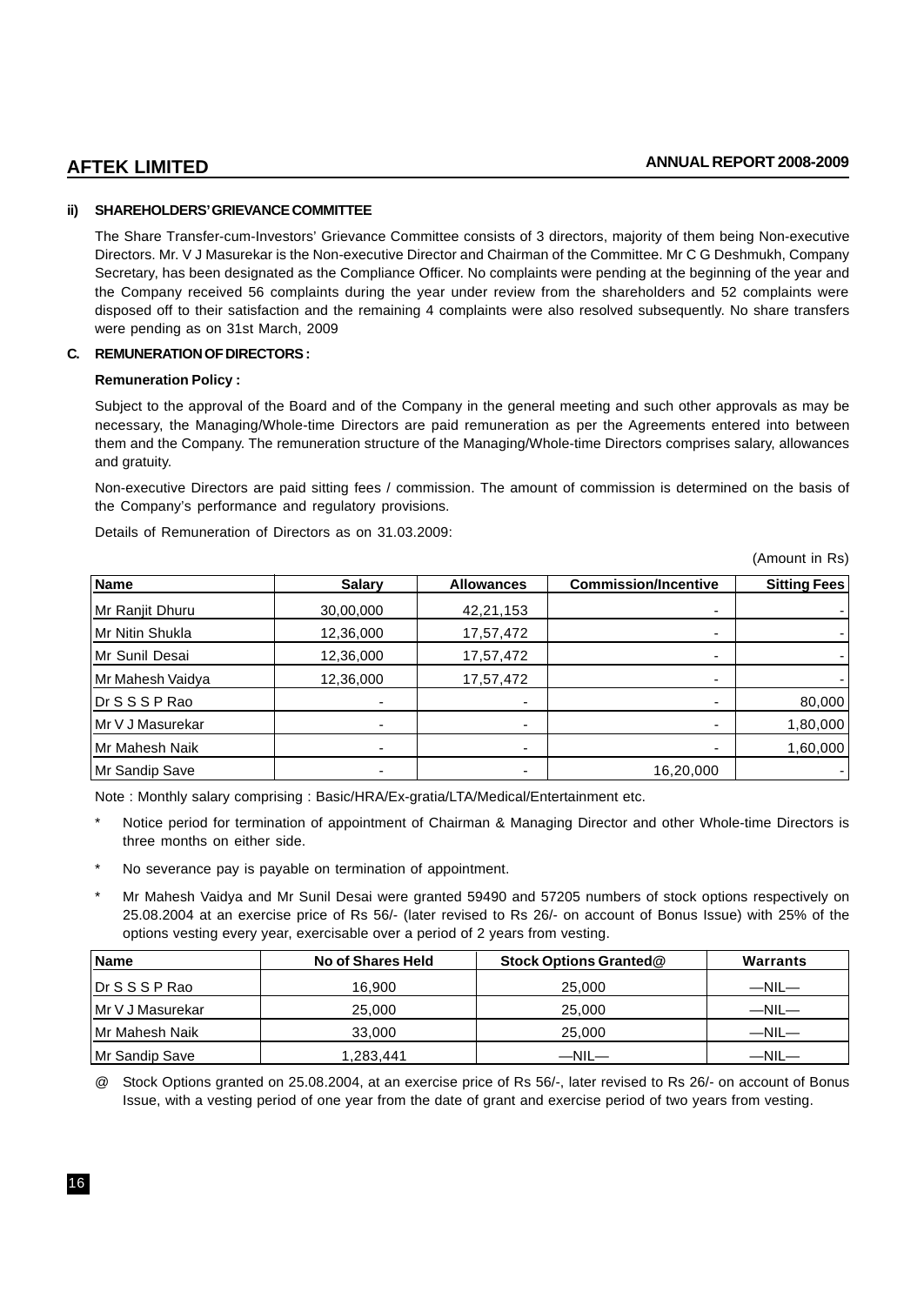### ii) SHAREHOLDERS' GRIEVANCE COMMITTEE

The Share Transfer-cum-Investors' Grievance Committee consists of 3 directors, majority of them being Non-executive Directors. Mr. V J Masurekar is the Non-executive Director and Chairman of the Committee. Mr C G Deshmukh, Company Secretary, has been designated as the Compliance Officer. No complaints were pending at the beginning of the year and the Company received 56 complaints during the year under review from the shareholders and 52 complaints were disposed off to their satisfaction and the remaining 4 complaints were also resolved subsequently. No share transfers were pending as on 31st March, 2009

### C. REMUNERATION OF DIRECTORS :

**Remuneration Policy :**

Subject to the approval of the Board and of the Company in the general meeting and such other approvals as may be necessary, the Managing/Whole-time Directors are paid remuneration as per the Agreements entered into between them and the Company. The remuneration structure of the Managing/Whole-time Directors comprises salary, allowances and gratuity.

Non-executive Directors are paid sitting fees / commission. The amount of commission is determined on the basis of the Company's performance and regulatory provisions.

Details of Remuneration of Directors as on 31.03.2009:

(Amount in Rs)

| Name | Salary | Allowances | Commission/Incentive | Sitting Fees |
|---|---|---|---|---|
| Mr Ranjit Dhuru | 30,00,000 | 42,21,153 | - | - |
| Mr Nitin Shukla | 12,36,000 | 17,57,472 | - | - |
| Mr Sunil Desai | 12,36,000 | 17,57,472 | - | - |
| Mr Mahesh Vaidya | 12,36,000 | 17,57,472 | - | - |
| Dr S S S P Rao | - | - | - | 80,000 |
| Mr V J Masurekar | - | - | - | 1,80,000 |
| Mr Mahesh Naik | - | - | - | 1,60,000 |
| Mr Sandip Save | - | - | 16,20,000 | - |

Note : Monthly salary comprising : Basic/HRA/Ex-gratia/LTA/Medical/Entertainment etc.

- Notice period for termination of appointment of Chairman & Managing Director and other Whole-time Directors is three months on either side.
- No severance pay is payable on termination of appointment.
- Mr Mahesh Vaidya and Mr Sunil Desai were granted 59490 and 57205 numbers of stock options respectively on 25.08.2004 at an exercise price of Rs 56/- (later revised to Rs 26/- on account of Bonus Issue) with 25% of the options vesting every year, exercisable over a period of 2 years from vesting.

| Name | No of Shares Held | Stock Options Granted@ | Warrants |
|---|---|---|---|
| Dr S S S P Rao | 16,900 | 25,000 | —NIL— |
| Mr V J Masurekar | 25,000 | 25,000 | —NIL— |
| Mr Mahesh Naik | 33,000 | 25,000 | —NIL— |
| Mr Sandip Save | 1,283,441 | —NIL— | —NIL— |

@ Stock Options granted on 25.08.2004, at an exercise price of Rs 56/-, later revised to Rs 26/- on account of Bonus Issue, with a vesting period of one year from the date of grant and exercise period of two years from vesting.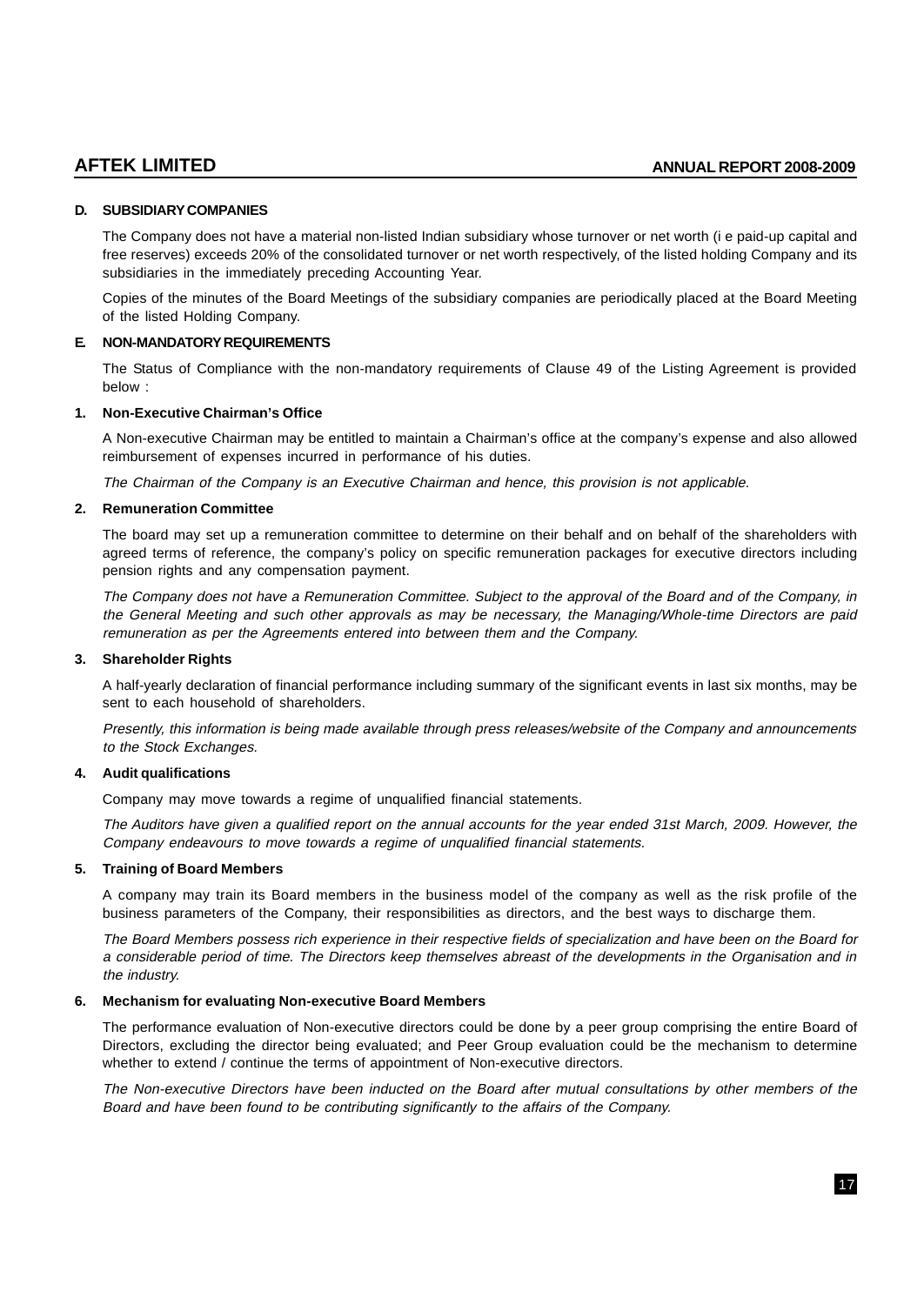### D. SUBSIDIARY COMPANIES

The Company does not have a material non-listed Indian subsidiary whose turnover or net worth (i e paid-up capital and free reserves) exceeds 20% of the consolidated turnover or net worth respectively, of the listed holding Company and its subsidiaries in the immediately preceding Accounting Year.

Copies of the minutes of the Board Meetings of the subsidiary companies are periodically placed at the Board Meeting of the listed Holding Company.

### E. NON-MANDATORY REQUIREMENTS

The Status of Compliance with the non-mandatory requirements of Clause 49 of the Listing Agreement is provided below :

#### 1. Non-Executive Chairman's Office

A Non-executive Chairman may be entitled to maintain a Chairman's office at the company's expense and also allowed reimbursement of expenses incurred in performance of his duties.

*The Chairman of the Company is an Executive Chairman and hence, this provision is not applicable.*

#### 2. Remuneration Committee

The board may set up a remuneration committee to determine on their behalf and on behalf of the shareholders with agreed terms of reference, the company's policy on specific remuneration packages for executive directors including pension rights and any compensation payment.

*The Company does not have a Remuneration Committee. Subject to the approval of the Board and of the Company, in the General Meeting and such other approvals as may be necessary, the Managing/Whole-time Directors are paid remuneration as per the Agreements entered into between them and the Company.*

#### 3. Shareholder Rights

A half-yearly declaration of financial performance including summary of the significant events in last six months, may be sent to each household of shareholders.

*Presently, this information is being made available through press releases/website of the Company and announcements to the Stock Exchanges.*

#### 4. Audit qualifications

Company may move towards a regime of unqualified financial statements.

*The Auditors have given a qualified report on the annual accounts for the year ended 31st March, 2009. However, the Company endeavours to move towards a regime of unqualified financial statements.*

#### 5. Training of Board Members

A company may train its Board members in the business model of the company as well as the risk profile of the business parameters of the Company, their responsibilities as directors, and the best ways to discharge them.

*The Board Members possess rich experience in their respective fields of specialization and have been on the Board for a considerable period of time. The Directors keep themselves abreast of the developments in the Organisation and in the industry.*

#### 6. Mechanism for evaluating Non-executive Board Members

The performance evaluation of Non-executive directors could be done by a peer group comprising the entire Board of Directors, excluding the director being evaluated; and Peer Group evaluation could be the mechanism to determine whether to extend / continue the terms of appointment of Non-executive directors.

*The Non-executive Directors have been inducted on the Board after mutual consultations by other members of the Board and have been found to be contributing significantly to the affairs of the Company.*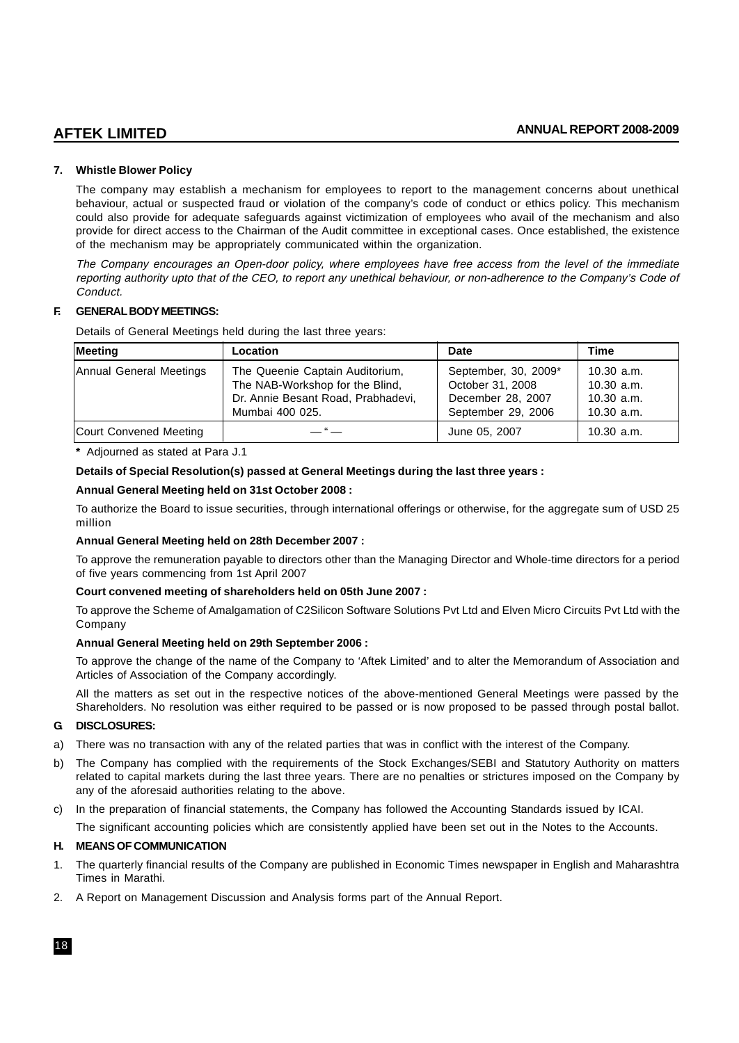### 7. Whistle Blower Policy

The company may establish a mechanism for employees to report to the management concerns about unethical behaviour, actual or suspected fraud or violation of the company's code of conduct or ethics policy. This mechanism could also provide for adequate safeguards against victimization of employees who avail of the mechanism and also provide for direct access to the Chairman of the Audit committee in exceptional cases. Once established, the existence of the mechanism may be appropriately communicated within the organization.

*The Company encourages an Open-door policy, where employees have free access from the level of the immediate reporting authority upto that of the CEO, to report any unethical behaviour, or non-adherence to the Company's Code of Conduct.*

## F. GENERAL BODY MEETINGS:

Details of General Meetings held during the last three years:

| Meeting | Location | Date | Time |
|---|---|---|---|
| Annual General Meetings | The Queenie Captain Auditorium, The NAB-Workshop for the Blind, Dr. Annie Besant Road, Prabhadevi, Mumbai 400 025. | September, 30, 2009* <br> October 31, 2008 <br> December 28, 2007 <br> September 29, 2006 | 10.30 a.m. <br> 10.30 a.m. <br> 10.30 a.m. <br> 10.30 a.m. |
| Court Convened Meeting | — " — | June 05, 2007 | 10.30 a.m. |

**\*** Adjourned as stated at Para J.1

**Details of Special Resolution(s) passed at General Meetings during the last three years :**

**Annual General Meeting held on 31st October 2008 :**

To authorize the Board to issue securities, through international offerings or otherwise, for the aggregate sum of USD 25 million

**Annual General Meeting held on 28th December 2007 :**

To approve the remuneration payable to directors other than the Managing Director and Whole-time directors for a period of five years commencing from 1st April 2007

**Court convened meeting of shareholders held on 05th June 2007 :**

To approve the Scheme of Amalgamation of C2Silicon Software Solutions Pvt Ltd and Elven Micro Circuits Pvt Ltd with the Company

**Annual General Meeting held on 29th September 2006 :**

To approve the change of the name of the Company to 'Aftek Limited' and to alter the Memorandum of Association and Articles of Association of the Company accordingly.

All the matters as set out in the respective notices of the above-mentioned General Meetings were passed by the Shareholders. No resolution was either required to be passed or is now proposed to be passed through postal ballot.

## G. DISCLOSURES:

a) There was no transaction with any of the related parties that was in conflict with the interest of the Company.

b) The Company has complied with the requirements of the Stock Exchanges/SEBI and Statutory Authority on matters related to capital markets during the last three years. There are no penalties or strictures imposed on the Company by any of the aforesaid authorities relating to the above.

c) In the preparation of financial statements, the Company has followed the Accounting Standards issued by ICAI.

The significant accounting policies which are consistently applied have been set out in the Notes to the Accounts.

## H. MEANS OF COMMUNICATION

1. The quarterly financial results of the Company are published in Economic Times newspaper in English and Maharashtra Times in Marathi.
2. A Report on Management Discussion and Analysis forms part of the Annual Report.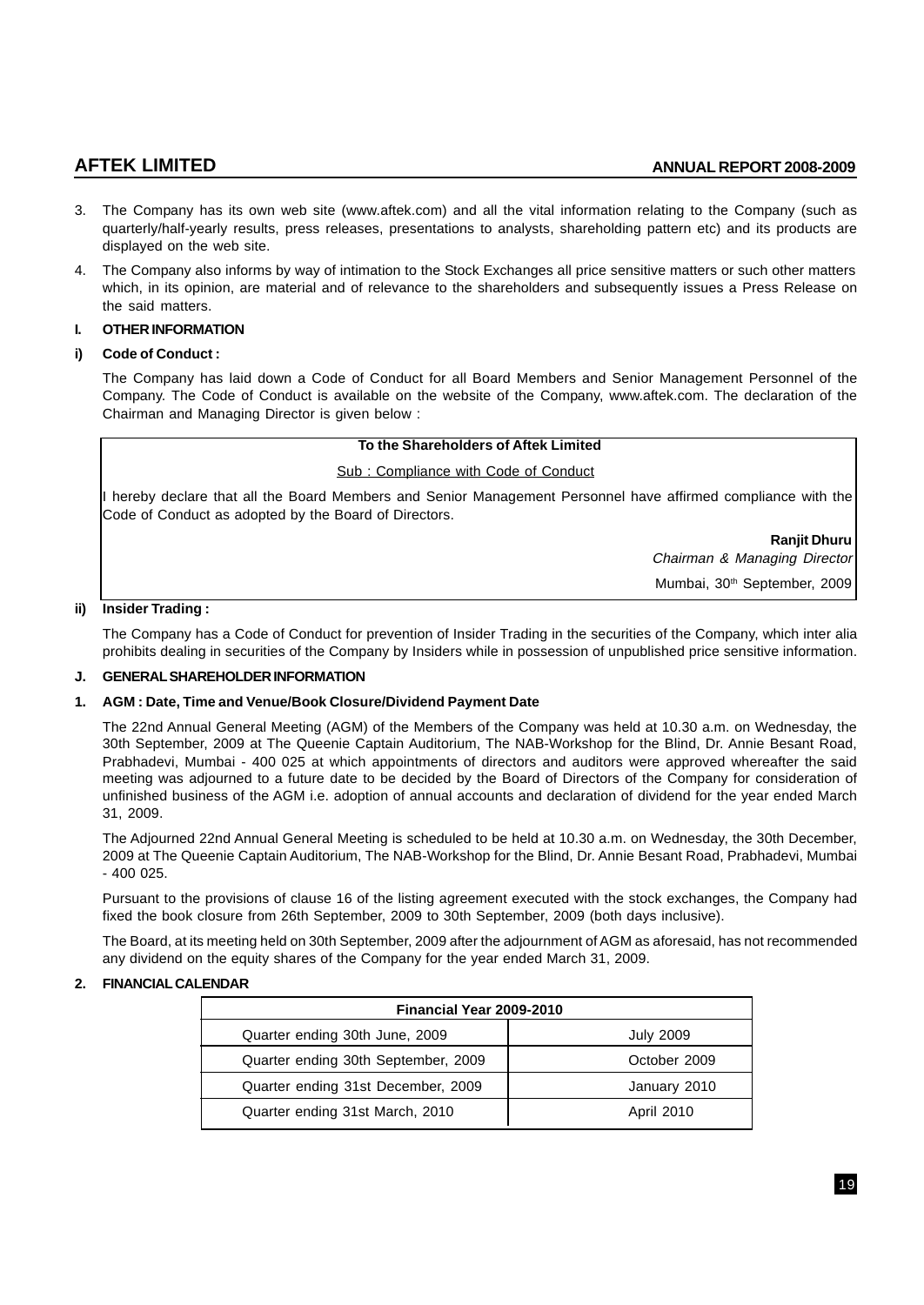3. The Company has its own web site (www.aftek.com) and all the vital information relating to the Company (such as quarterly/half-yearly results, press releases, presentations to analysts, shareholding pattern etc) and its products are displayed on the web site.

4. The Company also informs by way of intimation to the Stock Exchanges all price sensitive matters or such other matters which, in its opinion, are material and of relevance to the shareholders and subsequently issues a Press Release on the said matters.

## I. OTHER INFORMATION

### i) Code of Conduct :

The Company has laid down a Code of Conduct for all Board Members and Senior Management Personnel of the Company. The Code of Conduct is available on the website of the Company, www.aftek.com. The declaration of the Chairman and Managing Director is given below :

**To the Shareholders of Aftek Limited**

Sub : Compliance with Code of Conduct

I hereby declare that all the Board Members and Senior Management Personnel have affirmed compliance with the Code of Conduct as adopted by the Board of Directors.

**Ranjit Dhuru**
*Chairman & Managing Director*
Mumbai, 30th September, 2009

### ii) Insider Trading :

The Company has a Code of Conduct for prevention of Insider Trading in the securities of the Company, which inter alia prohibits dealing in securities of the Company by Insiders while in possession of unpublished price sensitive information.

## J. GENERAL SHAREHOLDER INFORMATION

### 1. AGM : Date, Time and Venue/Book Closure/Dividend Payment Date

The 22nd Annual General Meeting (AGM) of the Members of the Company was held at 10.30 a.m. on Wednesday, the 30th September, 2009 at The Queenie Captain Auditorium, The NAB-Workshop for the Blind, Dr. Annie Besant Road, Prabhadevi, Mumbai - 400 025 at which appointments of directors and auditors were approved whereafter the said meeting was adjourned to a future date to be decided by the Board of Directors of the Company for consideration of unfinished business of the AGM i.e. adoption of annual accounts and declaration of dividend for the year ended March 31, 2009.

The Adjourned 22nd Annual General Meeting is scheduled to be held at 10.30 a.m. on Wednesday, the 30th December, 2009 at The Queenie Captain Auditorium, The NAB-Workshop for the Blind, Dr. Annie Besant Road, Prabhadevi, Mumbai - 400 025.

Pursuant to the provisions of clause 16 of the listing agreement executed with the stock exchanges, the Company had fixed the book closure from 26th September, 2009 to 30th September, 2009 (both days inclusive).

The Board, at its meeting held on 30th September, 2009 after the adjournment of AGM as aforesaid, has not recommended any dividend on the equity shares of the Company for the year ended March 31, 2009.

### 2. FINANCIAL CALENDAR

| Financial Year 2009-2010 | |
|---|---|
| Quarter ending 30th June, 2009 | July 2009 |
| Quarter ending 30th September, 2009 | October 2009 |
| Quarter ending 31st December, 2009 | January 2010 |
| Quarter ending 31st March, 2010 | April 2010 |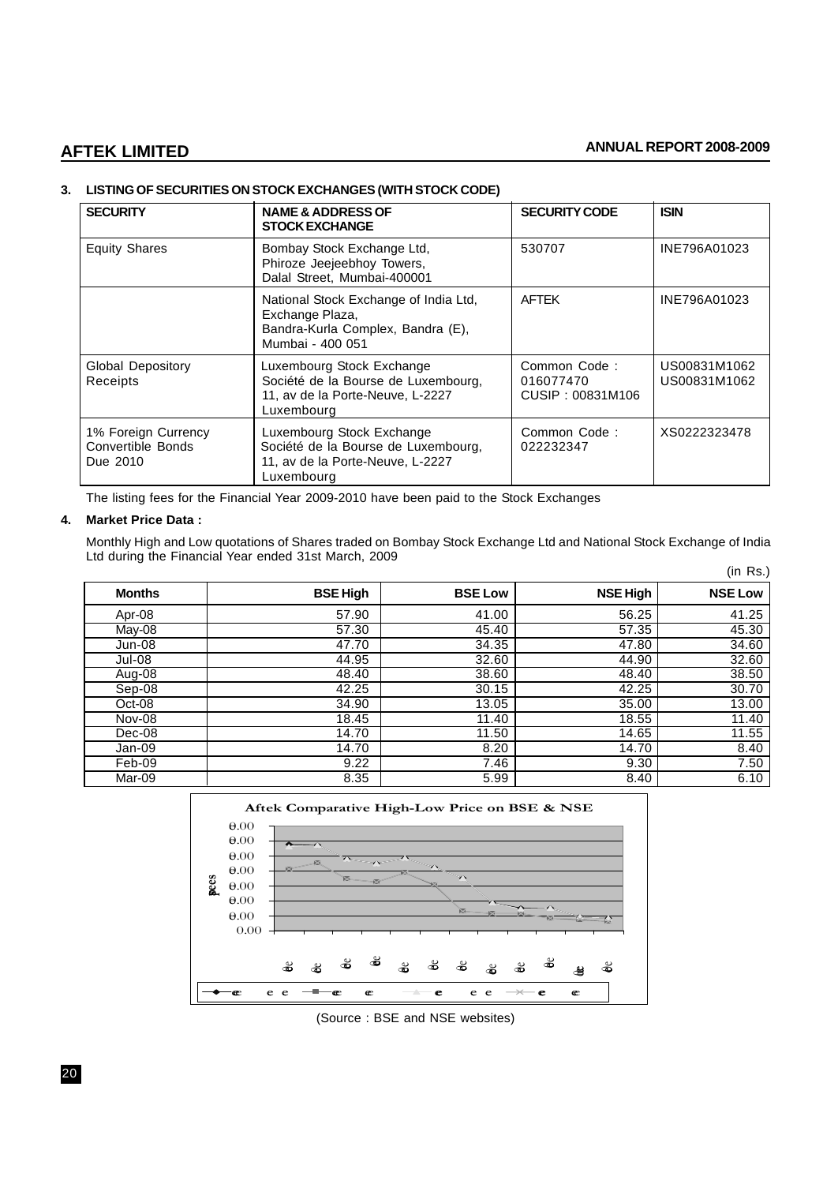### 3. LISTING OF SECURITIES ON STOCK EXCHANGES (WITH STOCK CODE)

| SECURITY | NAME & ADDRESS OF STOCK EXCHANGE | SECURITY CODE | ISIN |
|---|---|---|---|
| Equity Shares | Bombay Stock Exchange Ltd, Phiroze Jeejeebhoy Towers, Dalal Street, Mumbai-400001 | 530707 | INE796A01023 |
| | National Stock Exchange of India Ltd, Exchange Plaza, Bandra-Kurla Complex, Bandra (E), Mumbai - 400 051 | AFTEK | INE796A01023 |
| Global Depository Receipts | Luxembourg Stock Exchange Société de la Bourse de Luxembourg, 11, av de la Porte-Neuve, L-2227 Luxembourg | Common Code : 016077470 CUSIP : 00831M106 | US00831M1062 US00831M1062 |
| 1% Foreign Currency Convertible Bonds Due 2010 | Luxembourg Stock Exchange Société de la Bourse de Luxembourg, 11, av de la Porte-Neuve, L-2227 Luxembourg | Common Code : 022232347 | XS0222323478 |

The listing fees for the Financial Year 2009-2010 have been paid to the Stock Exchanges

### 4. Market Price Data :

Monthly High and Low quotations of Shares traded on Bombay Stock Exchange Ltd and National Stock Exchange of India Ltd during the Financial Year ended 31st March, 2009

(in Rs.)

| Months | BSE High | BSE Low | NSE High | NSE Low |
|---|---|---|---|---|
| Apr-08 | 57.90 | 41.00 | 56.25 | 41.25 |
| May-08 | 57.30 | 45.40 | 57.35 | 45.30 |
| Jun-08 | 47.70 | 34.35 | 47.80 | 34.60 |
| Jul-08 | 44.95 | 32.60 | 44.90 | 32.60 |
| Aug-08 | 48.40 | 38.60 | 48.40 | 38.50 |
| Sep-08 | 42.25 | 30.15 | 42.25 | 30.70 |
| Oct-08 | 34.90 | 13.05 | 35.00 | 13.00 |
| Nov-08 | 18.45 | 11.40 | 18.55 | 11.40 |
| Dec-08 | 14.70 | 11.50 | 14.65 | 11.55 |
| Jan-09 | 14.70 | 8.20 | 14.70 | 8.40 |
| Feb-09 | 9.22 | 7.46 | 9.30 | 7.50 |
| Mar-09 | 8.35 | 5.99 | 8.40 | 6.10 |

Aftek Comparative High-Low Price on BSE & NSE

(Source : BSE and NSE websites)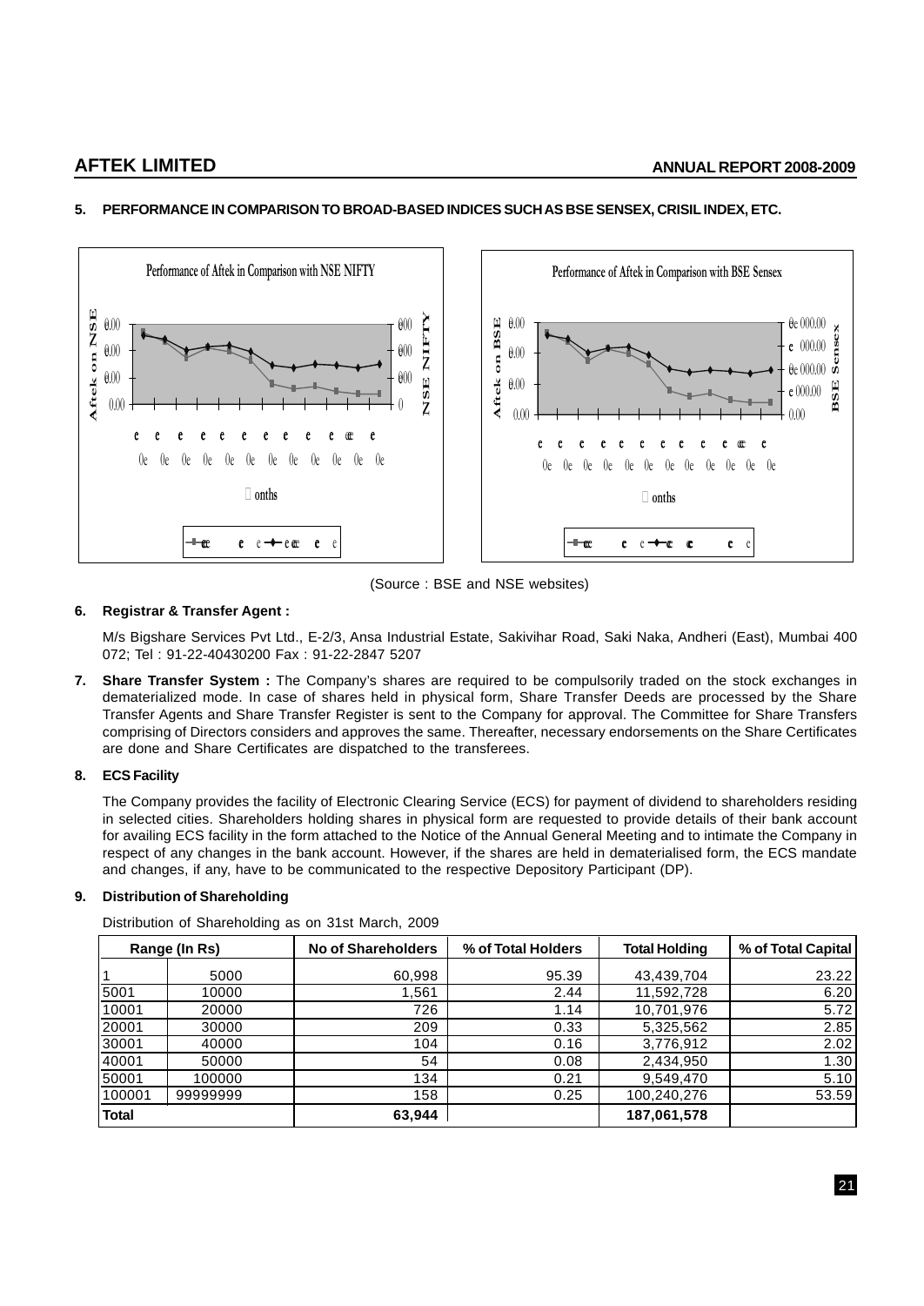## 5. PERFORMANCE IN COMPARISON TO BROAD-BASED INDICES SUCH AS BSE SENSEX, CRISIL INDEX, ETC.

(Source : BSE and NSE websites)

## 6. Registrar & Transfer Agent :

M/s Bigshare Services Pvt Ltd., E-2/3, Ansa Industrial Estate, Sakivihar Road, Saki Naka, Andheri (East), Mumbai 400 072; Tel : 91-22-40430200 Fax : 91-22-2847 5207

## 7. Share Transfer System :

The Company's shares are required to be compulsorily traded on the stock exchanges in dematerialized mode. In case of shares held in physical form, Share Transfer Deeds are processed by the Share Transfer Agents and Share Transfer Register is sent to the Company for approval. The Committee for Share Transfers comprising of Directors considers and approves the same. Thereafter, necessary endorsements on the Share Certificates are done and Share Certificates are dispatched to the transferees.

## 8. ECS Facility

The Company provides the facility of Electronic Clearing Service (ECS) for payment of dividend to shareholders residing in selected cities. Shareholders holding shares in physical form are requested to provide details of their bank account for availing ECS facility in the form attached to the Notice of the Annual General Meeting and to intimate the Company in respect of any changes in the bank account. However, if the shares are held in dematerialised form, the ECS mandate and changes, if any, have to be communicated to the respective Depository Participant (DP).

## 9. Distribution of Shareholding

Distribution of Shareholding as on 31st March, 2009

| Range (In Rs) | | No of Shareholders | % of Total Holders | Total Holding | % of Total Capital |
|---|---|---|---|---|---|
| 1 | 5000 | 60,998 | 95.39 | 43,439,704 | 23.22 |
| 5001 | 10000 | 1,561 | 2.44 | 11,592,728 | 6.20 |
| 10001 | 20000 | 726 | 1.14 | 10,701,976 | 5.72 |
| 20001 | 30000 | 209 | 0.33 | 5,325,562 | 2.85 |
| 30001 | 40000 | 104 | 0.16 | 3,776,912 | 2.02 |
| 40001 | 50000 | 54 | 0.08 | 2,434,950 | 1.30 |
| 50001 | 100000 | 134 | 0.21 | 9,549,470 | 5.10 |
| 100001 | 99999999 | 158 | 0.25 | 100,240,276 | 53.59 |
| **Total** | | **63,944** | | **187,061,578** | |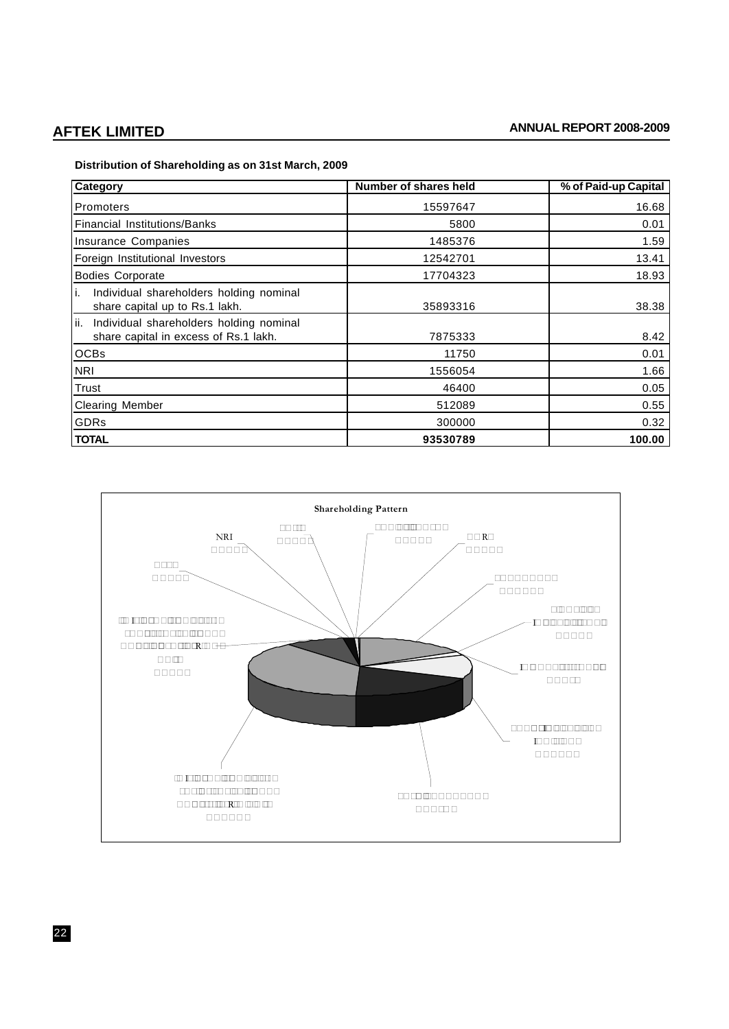**Distribution of Shareholding as on 31st March, 2009**

| Category | Number of shares held | % of Paid-up Capital |
|---|---|---|
| Promoters | 15597647 | 16.68 |
| Financial Institutions/Banks | 5800 | 0.01 |
| Insurance Companies | 1485376 | 1.59 |
| Foreign Institutional Investors | 12542701 | 13.41 |
| Bodies Corporate | 17704323 | 18.93 |
| i. Individual shareholders holding nominal share capital up to Rs.1 lakh. | 35893316 | 38.38 |
| ii. Individual shareholders holding nominal share capital in excess of Rs.1 lakh. | 7875333 | 8.42 |
| OCBs | 11750 | 0.01 |
| NRI | 1556054 | 1.66 |
| Trust | 46400 | 0.05 |
| Clearing Member | 512089 | 0.55 |
| GDRs | 300000 | 0.32 |
| **TOTAL** | **93530789** | **100.00** |

**Shareholding Pattern**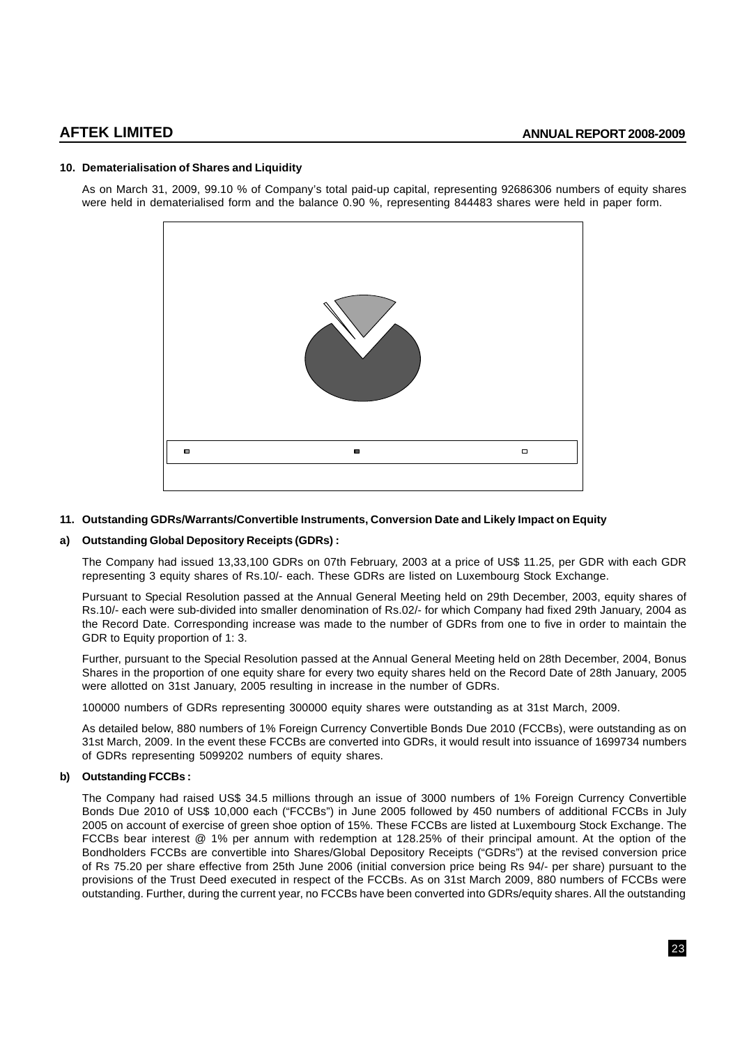## 10. Dematerialisation of Shares and Liquidity

As on March 31, 2009, 99.10 % of Company's total paid-up capital, representing 92686306 numbers of equity shares were held in dematerialised form and the balance 0.90 %, representing 844483 shares were held in paper form.

## 11. Outstanding GDRs/Warrants/Convertible Instruments, Conversion Date and Likely Impact on Equity

### a) Outstanding Global Depository Receipts (GDRs) :

The Company had issued 13,33,100 GDRs on 07th February, 2003 at a price of US$ 11.25, per GDR with each GDR representing 3 equity shares of Rs.10/- each. These GDRs are listed on Luxembourg Stock Exchange.

Pursuant to Special Resolution passed at the Annual General Meeting held on 29th December, 2003, equity shares of Rs.10/- each were sub-divided into smaller denomination of Rs.02/- for which Company had fixed 29th January, 2004 as the Record Date. Corresponding increase was made to the number of GDRs from one to five in order to maintain the GDR to Equity proportion of 1: 3.

Further, pursuant to the Special Resolution passed at the Annual General Meeting held on 28th December, 2004, Bonus Shares in the proportion of one equity share for every two equity shares held on the Record Date of 28th January, 2005 were allotted on 31st January, 2005 resulting in increase in the number of GDRs.

100000 numbers of GDRs representing 300000 equity shares were outstanding as at 31st March, 2009.

As detailed below, 880 numbers of 1% Foreign Currency Convertible Bonds Due 2010 (FCCBs), were outstanding as on 31st March, 2009. In the event these FCCBs are converted into GDRs, it would result into issuance of 1699734 numbers of GDRs representing 5099202 numbers of equity shares.

### b) Outstanding FCCBs :

The Company had raised US$ 34.5 millions through an issue of 3000 numbers of 1% Foreign Currency Convertible Bonds Due 2010 of US$ 10,000 each ("FCCBs") in June 2005 followed by 450 numbers of additional FCCBs in July 2005 on account of exercise of green shoe option of 15%. These FCCBs are listed at Luxembourg Stock Exchange. The FCCBs bear interest @ 1% per annum with redemption at 128.25% of their principal amount. At the option of the Bondholders FCCBs are convertible into Shares/Global Depository Receipts ("GDRs") at the revised conversion price of Rs 75.20 per share effective from 25th June 2006 (initial conversion price being Rs 94/- per share) pursuant to the provisions of the Trust Deed executed in respect of the FCCBs. As on 31st March 2009, 880 numbers of FCCBs were outstanding. Further, during the current year, no FCCBs have been converted into GDRs/equity shares. All the outstanding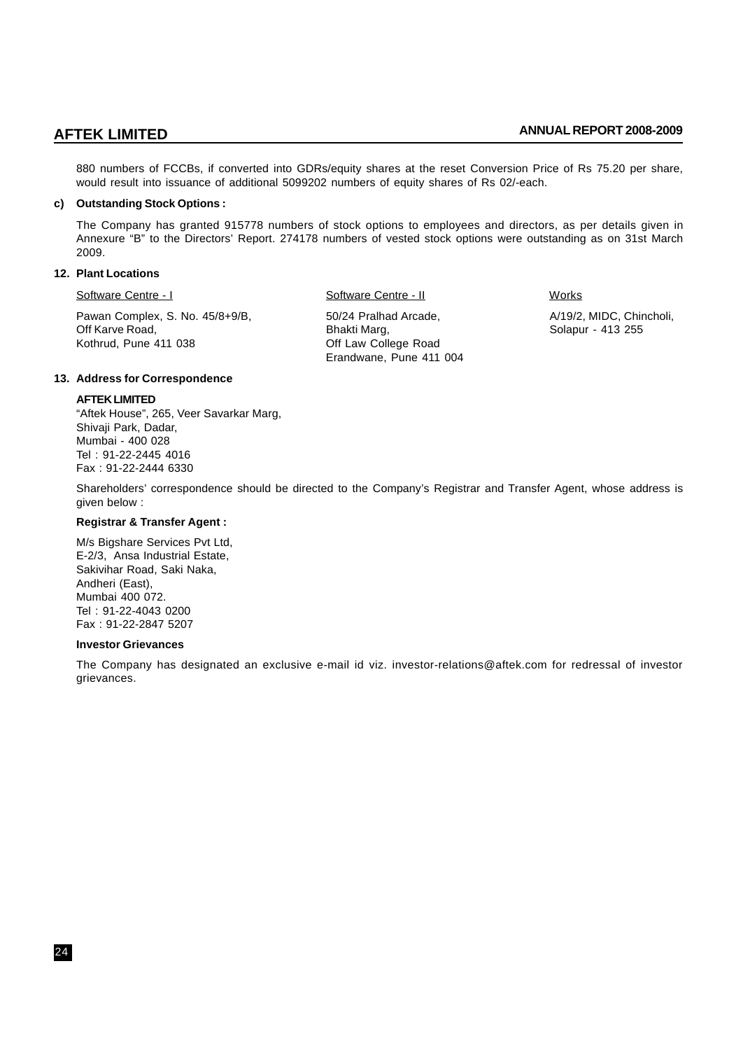880 numbers of FCCBs, if converted into GDRs/equity shares at the reset Conversion Price of Rs 75.20 per share, would result into issuance of additional 5099202 numbers of equity shares of Rs 02/-each.

**c) Outstanding Stock Options :**

The Company has granted 915778 numbers of stock options to employees and directors, as per details given in Annexure "B" to the Directors' Report. 274178 numbers of vested stock options were outstanding as on 31st March 2009.

**12. Plant Locations**

| Software Centre - I | Software Centre - II | Works |
|---|---|---|
| Pawan Complex, S. No. 45/8+9/B, Off Karve Road, Kothrud, Pune 411 038 | 50/24 Pralhad Arcade, Bhakti Marg, Off Law College Road Erandwane, Pune 411 004 | A/19/2, MIDC, Chincholi, Solapur - 413 255 |

**13. Address for Correspondence**

**AFTEK LIMITED**
"Aftek House", 265, Veer Savarkar Marg,
Shivaji Park, Dadar,
Mumbai - 400 028
Tel : 91-22-2445 4016
Fax : 91-22-2444 6330

Shareholders' correspondence should be directed to the Company's Registrar and Transfer Agent, whose address is given below :

**Registrar & Transfer Agent :**

M/s Bigshare Services Pvt Ltd,
E-2/3, Ansa Industrial Estate,
Sakivihar Road, Saki Naka,
Andheri (East),
Mumbai 400 072.
Tel : 91-22-4043 0200
Fax : 91-22-2847 5207

**Investor Grievances**

The Company has designated an exclusive e-mail id viz. investor-relations@aftek.com for redressal of investor grievances.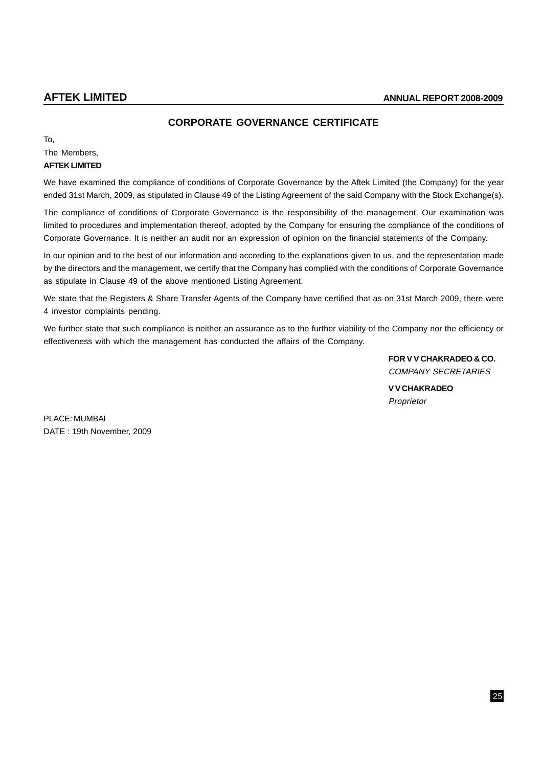## CORPORATE GOVERNANCE CERTIFICATE

To,

The Members,

**AFTEK LIMITED**

We have examined the compliance of conditions of Corporate Governance by the Aftek Limited (the Company) for the year ended 31st March, 2009, as stipulated in Clause 49 of the Listing Agreement of the said Company with the Stock Exchange(s).

The compliance of conditions of Corporate Governance is the responsibility of the management. Our examination was limited to procedures and implementation thereof, adopted by the Company for ensuring the compliance of the conditions of Corporate Governance. It is neither an audit nor an expression of opinion on the financial statements of the Company.

In our opinion and to the best of our information and according to the explanations given to us, and the representation made by the directors and the management, we certify that the Company has complied with the conditions of Corporate Governance as stipulate in Clause 49 of the above mentioned Listing Agreement.

We state that the Registers & Share Transfer Agents of the Company have certified that as on 31st March 2009, there were 4 investor complaints pending.

We further state that such compliance is neither an assurance as to the further viability of the Company nor the efficiency or effectiveness with which the management has conducted the affairs of the Company.

**FOR V V CHAKRADEO & CO.**
*COMPANY SECRETARIES*

**V V CHAKRADEO**
*Proprietor*

PLACE: MUMBAI
DATE : 19th November, 2009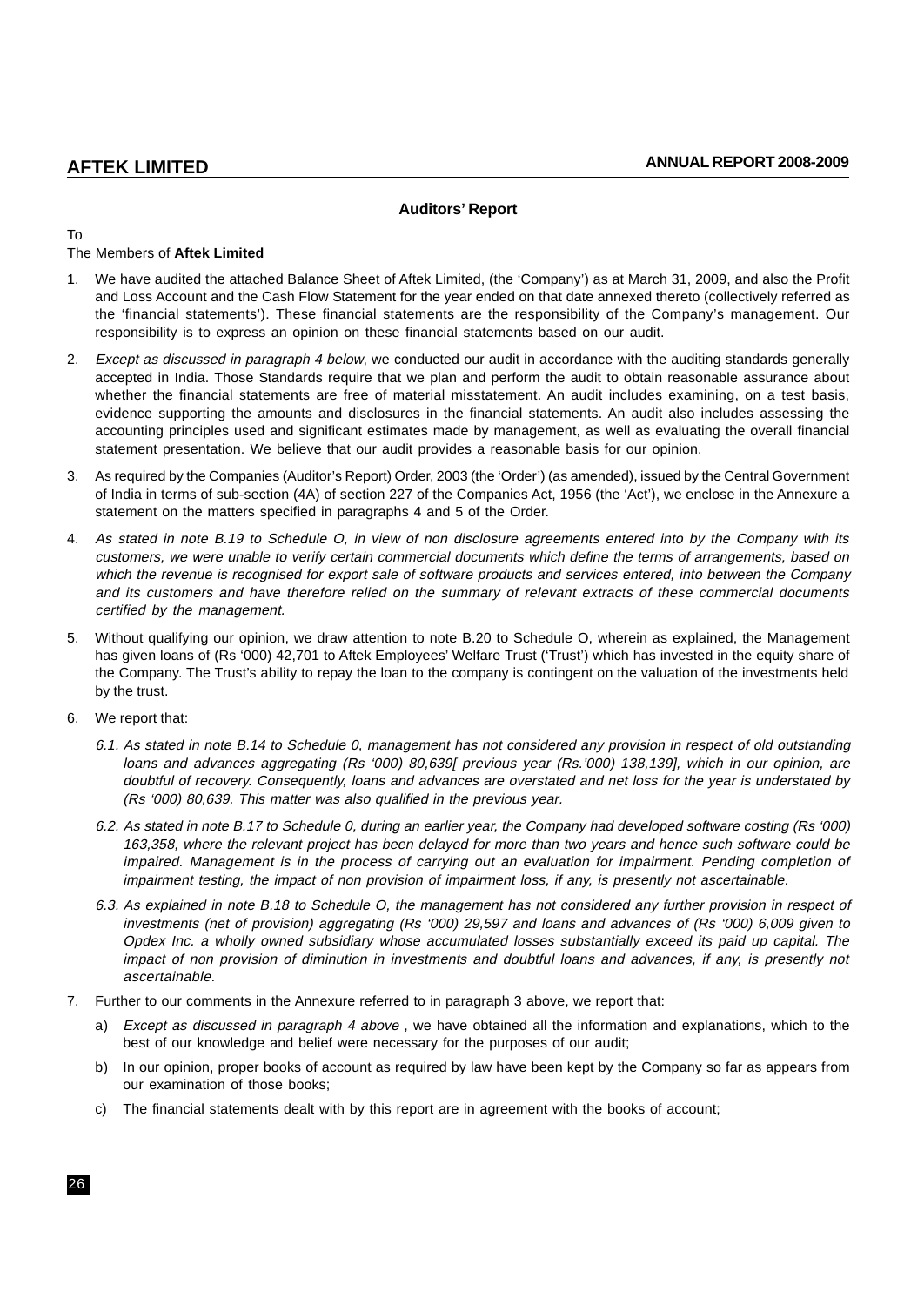## Auditors' Report

To

The Members of **Aftek Limited**

1. We have audited the attached Balance Sheet of Aftek Limited, (the 'Company') as at March 31, 2009, and also the Profit and Loss Account and the Cash Flow Statement for the year ended on that date annexed thereto (collectively referred as the 'financial statements'). These financial statements are the responsibility of the Company's management. Our responsibility is to express an opinion on these financial statements based on our audit.

2. *Except as discussed in paragraph 4 below*, we conducted our audit in accordance with the auditing standards generally accepted in India. Those Standards require that we plan and perform the audit to obtain reasonable assurance about whether the financial statements are free of material misstatement. An audit includes examining, on a test basis, evidence supporting the amounts and disclosures in the financial statements. An audit also includes assessing the accounting principles used and significant estimates made by management, as well as evaluating the overall financial statement presentation. We believe that our audit provides a reasonable basis for our opinion.

3. As required by the Companies (Auditor's Report) Order, 2003 (the 'Order') (as amended), issued by the Central Government of India in terms of sub-section (4A) of section 227 of the Companies Act, 1956 (the 'Act'), we enclose in the Annexure a statement on the matters specified in paragraphs 4 and 5 of the Order.

4. *As stated in note B.19 to Schedule O, in view of non disclosure agreements entered into by the Company with its customers, we were unable to verify certain commercial documents which define the terms of arrangements, based on which the revenue is recognised for export sale of software products and services entered, into between the Company and its customers and have therefore relied on the summary of relevant extracts of these commercial documents certified by the management.*

5. Without qualifying our opinion, we draw attention to note B.20 to Schedule O, wherein as explained, the Management has given loans of (Rs '000) 42,701 to Aftek Employees' Welfare Trust ('Trust') which has invested in the equity share of the Company. The Trust's ability to repay the loan to the company is contingent on the valuation of the investments held by the trust.

6. We report that:

   *6.1. As stated in note B.14 to Schedule 0, management has not considered any provision in respect of old outstanding loans and advances aggregating (Rs '000) 80,639[ previous year (Rs.'000) 138,139], which in our opinion, are doubtful of recovery. Consequently, loans and advances are overstated and net loss for the year is understated by (Rs '000) 80,639. This matter was also qualified in the previous year.*

   *6.2. As stated in note B.17 to Schedule 0, during an earlier year, the Company had developed software costing (Rs '000) 163,358, where the relevant project has been delayed for more than two years and hence such software could be impaired. Management is in the process of carrying out an evaluation for impairment. Pending completion of impairment testing, the impact of non provision of impairment loss, if any, is presently not ascertainable.*

   *6.3. As explained in note B.18 to Schedule O, the management has not considered any further provision in respect of investments (net of provision) aggregating (Rs '000) 29,597 and loans and advances of (Rs '000) 6,009 given to Opdex Inc. a wholly owned subsidiary whose accumulated losses substantially exceed its paid up capital. The impact of non provision of diminution in investments and doubtful loans and advances, if any, is presently not ascertainable.*

7. Further to our comments in the Annexure referred to in paragraph 3 above, we report that:

   a) *Except as discussed in paragraph 4 above* , we have obtained all the information and explanations, which to the best of our knowledge and belief were necessary for the purposes of our audit;

   b) In our opinion, proper books of account as required by law have been kept by the Company so far as appears from our examination of those books;

   c) The financial statements dealt with by this report are in agreement with the books of account;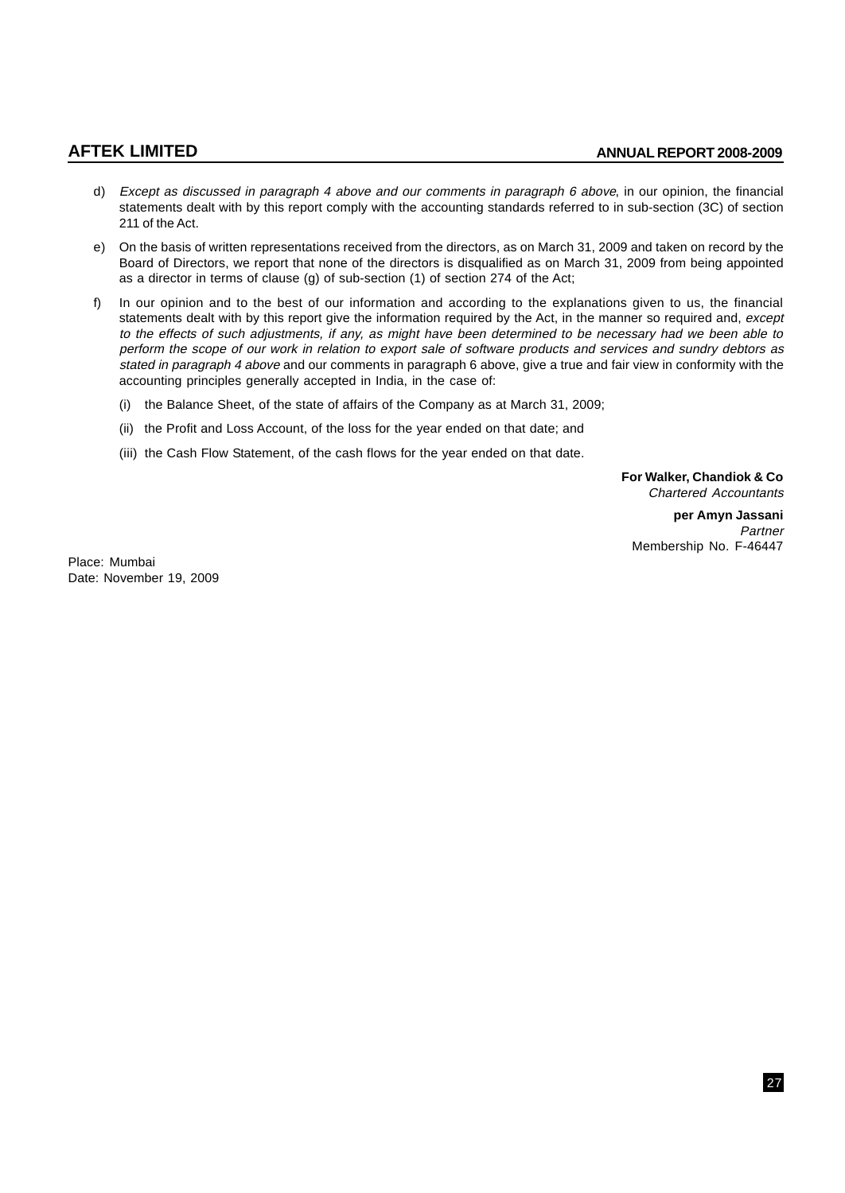d) *Except as discussed in paragraph 4 above and our comments in paragraph 6 above*, in our opinion, the financial statements dealt with by this report comply with the accounting standards referred to in sub-section (3C) of section 211 of the Act.

e) On the basis of written representations received from the directors, as on March 31, 2009 and taken on record by the Board of Directors, we report that none of the directors is disqualified as on March 31, 2009 from being appointed as a director in terms of clause (g) of sub-section (1) of section 274 of the Act;

f) In our opinion and to the best of our information and according to the explanations given to us, the financial statements dealt with by this report give the information required by the Act, in the manner so required and, *except to the effects of such adjustments, if any, as might have been determined to be necessary had we been able to perform the scope of our work in relation to export sale of software products and services and sundry debtors as stated in paragraph 4 above* and our comments in paragraph 6 above, give a true and fair view in conformity with the accounting principles generally accepted in India, in the case of:

   (i) the Balance Sheet, of the state of affairs of the Company as at March 31, 2009;

   (ii) the Profit and Loss Account, of the loss for the year ended on that date; and

   (iii) the Cash Flow Statement, of the cash flows for the year ended on that date.

**For Walker, Chandiok & Co**
*Chartered Accountants*

**per Amyn Jassani**
*Partner*
Membership No. F-46447

Place: Mumbai
Date: November 19, 2009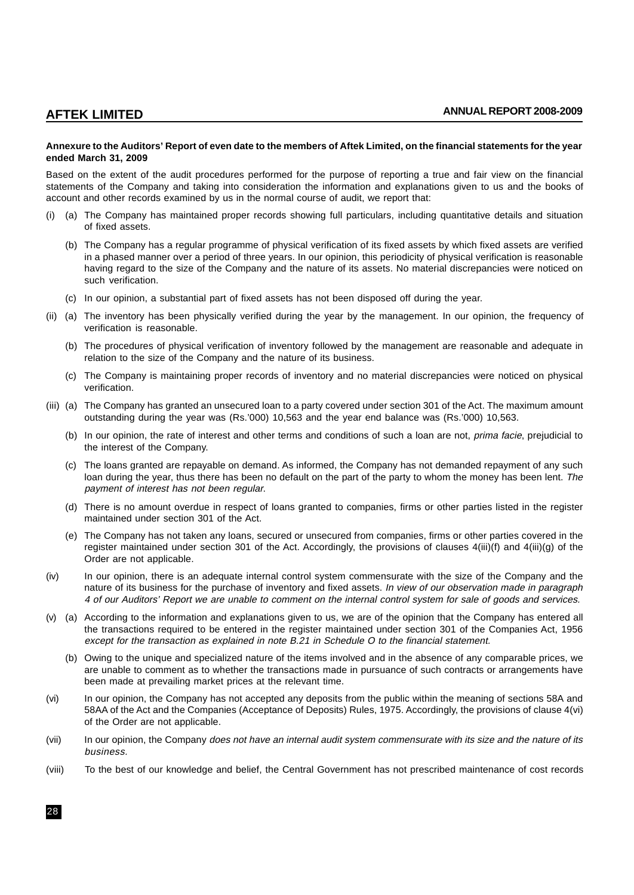**Annexure to the Auditors' Report of even date to the members of Aftek Limited, on the financial statements for the year ended March 31, 2009**

Based on the extent of the audit procedures performed for the purpose of reporting a true and fair view on the financial statements of the Company and taking into consideration the information and explanations given to us and the books of account and other records examined by us in the normal course of audit, we report that:

(i) (a) The Company has maintained proper records showing full particulars, including quantitative details and situation of fixed assets.

(b) The Company has a regular programme of physical verification of its fixed assets by which fixed assets are verified in a phased manner over a period of three years. In our opinion, this periodicity of physical verification is reasonable having regard to the size of the Company and the nature of its assets. No material discrepancies were noticed on such verification.

(c) In our opinion, a substantial part of fixed assets has not been disposed off during the year.

(ii) (a) The inventory has been physically verified during the year by the management. In our opinion, the frequency of verification is reasonable.

(b) The procedures of physical verification of inventory followed by the management are reasonable and adequate in relation to the size of the Company and the nature of its business.

(c) The Company is maintaining proper records of inventory and no material discrepancies were noticed on physical verification.

(iii) (a) The Company has granted an unsecured loan to a party covered under section 301 of the Act. The maximum amount outstanding during the year was (Rs.'000) 10,563 and the year end balance was (Rs.'000) 10,563.

(b) In our opinion, the rate of interest and other terms and conditions of such a loan are not, *prima facie*, prejudicial to the interest of the Company.

(c) The loans granted are repayable on demand. As informed, the Company has not demanded repayment of any such loan during the year, thus there has been no default on the part of the party to whom the money has been lent. *The payment of interest has not been regular.*

(d) There is no amount overdue in respect of loans granted to companies, firms or other parties listed in the register maintained under section 301 of the Act.

(e) The Company has not taken any loans, secured or unsecured from companies, firms or other parties covered in the register maintained under section 301 of the Act. Accordingly, the provisions of clauses 4(iii)(f) and 4(iii)(g) of the Order are not applicable.

(iv) In our opinion, there is an adequate internal control system commensurate with the size of the Company and the nature of its business for the purchase of inventory and fixed assets. *In view of our observation made in paragraph 4 of our Auditors' Report we are unable to comment on the internal control system for sale of goods and services.*

(v) (a) According to the information and explanations given to us, we are of the opinion that the Company has entered all the transactions required to be entered in the register maintained under section 301 of the Companies Act, 1956 *except for the transaction as explained in note B.21 in Schedule O to the financial statement.*

(b) Owing to the unique and specialized nature of the items involved and in the absence of any comparable prices, we are unable to comment as to whether the transactions made in pursuance of such contracts or arrangements have been made at prevailing market prices at the relevant time.

(vi) In our opinion, the Company has not accepted any deposits from the public within the meaning of sections 58A and 58AA of the Act and the Companies (Acceptance of Deposits) Rules, 1975. Accordingly, the provisions of clause 4(vi) of the Order are not applicable.

(vii) In our opinion, the Company *does not have an internal audit system commensurate with its size and the nature of its business.*

(viii) To the best of our knowledge and belief, the Central Government has not prescribed maintenance of cost records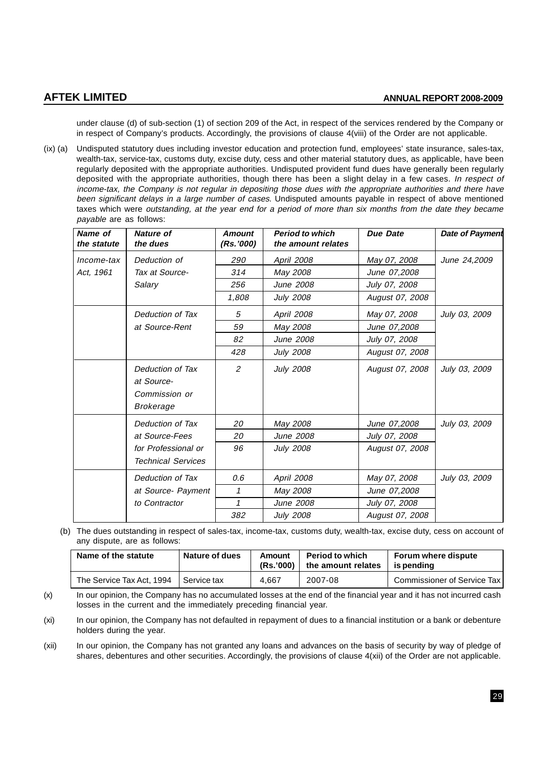under clause (d) of sub-section (1) of section 209 of the Act, in respect of the services rendered by the Company or in respect of Company's products. Accordingly, the provisions of clause 4(viii) of the Order are not applicable.

(ix) (a) Undisputed statutory dues including investor education and protection fund, employees' state insurance, sales-tax, wealth-tax, service-tax, customs duty, excise duty, cess and other material statutory dues, as applicable, have been regularly deposited with the appropriate authorities. Undisputed provident fund dues have generally been regularly deposited with the appropriate authorities, though there has been a slight delay in a few cases. *In respect of income-tax, the Company is not regular in depositing those dues with the appropriate authorities and there have been significant delays in a large number of cases.* Undisputed amounts payable in respect of above mentioned taxes which were *outstanding, at the year end for a period of more than six months from the date they became payable* are as follows:

| *Name of the statute* | *Nature of the dues* | *Amount (Rs.'000)* | *Period to which the amount relates* | *Due Date* | *Date of Payment* |
|---|---|---|---|---|---|
| *Income-tax Act, 1961* | *Deduction of Tax at Source-Salary* | *290* | *April 2008* | *May 07, 2008* | *June 24,2009* |
| | | *314* | *May 2008* | *June 07,2008* | |
| | | *256* | *June 2008* | *July 07, 2008* | |
| | | *1,808* | *July 2008* | *August 07, 2008* | |
| | *Deduction of Tax at Source-Rent* | *5* | *April 2008* | *May 07, 2008* | *July 03, 2009* |
| | | *59* | *May 2008* | *June 07,2008* | |
| | | *82* | *June 2008* | *July 07, 2008* | |
| | | *428* | *July 2008* | *August 07, 2008* | |
| | *Deduction of Tax at Source-Commission or Brokerage* | *2* | *July 2008* | *August 07, 2008* | *July 03, 2009* |
| | *Deduction of Tax at Source-Fees for Professional or Technical Services* | *20* | *May 2008* | *June 07,2008* | *July 03, 2009* |
| | | *20* | *June 2008* | *July 07, 2008* | |
| | | *96* | *July 2008* | *August 07, 2008* | |
| | *Deduction of Tax at Source- Payment to Contractor* | *0.6* | *April 2008* | *May 07, 2008* | *July 03, 2009* |
| | | *1* | *May 2008* | *June 07,2008* | |
| | | *1* | *June 2008* | *July 07, 2008* | |
| | | *382* | *July 2008* | *August 07, 2008* | |

(b) The dues outstanding in respect of sales-tax, income-tax, customs duty, wealth-tax, excise duty, cess on account of any dispute, are as follows:

| Name of the statute | Nature of dues | Amount (Rs.'000) | Period to which the amount relates | Forum where dispute is pending |
|---|---|---|---|---|
| The Service Tax Act, 1994 | Service tax | 4,667 | 2007-08 | Commissioner of Service Tax |

(x) In our opinion, the Company has no accumulated losses at the end of the financial year and it has not incurred cash losses in the current and the immediately preceding financial year.

(xi) In our opinion, the Company has not defaulted in repayment of dues to a financial institution or a bank or debenture holders during the year.

(xii) In our opinion, the Company has not granted any loans and advances on the basis of security by way of pledge of shares, debentures and other securities. Accordingly, the provisions of clause 4(xii) of the Order are not applicable.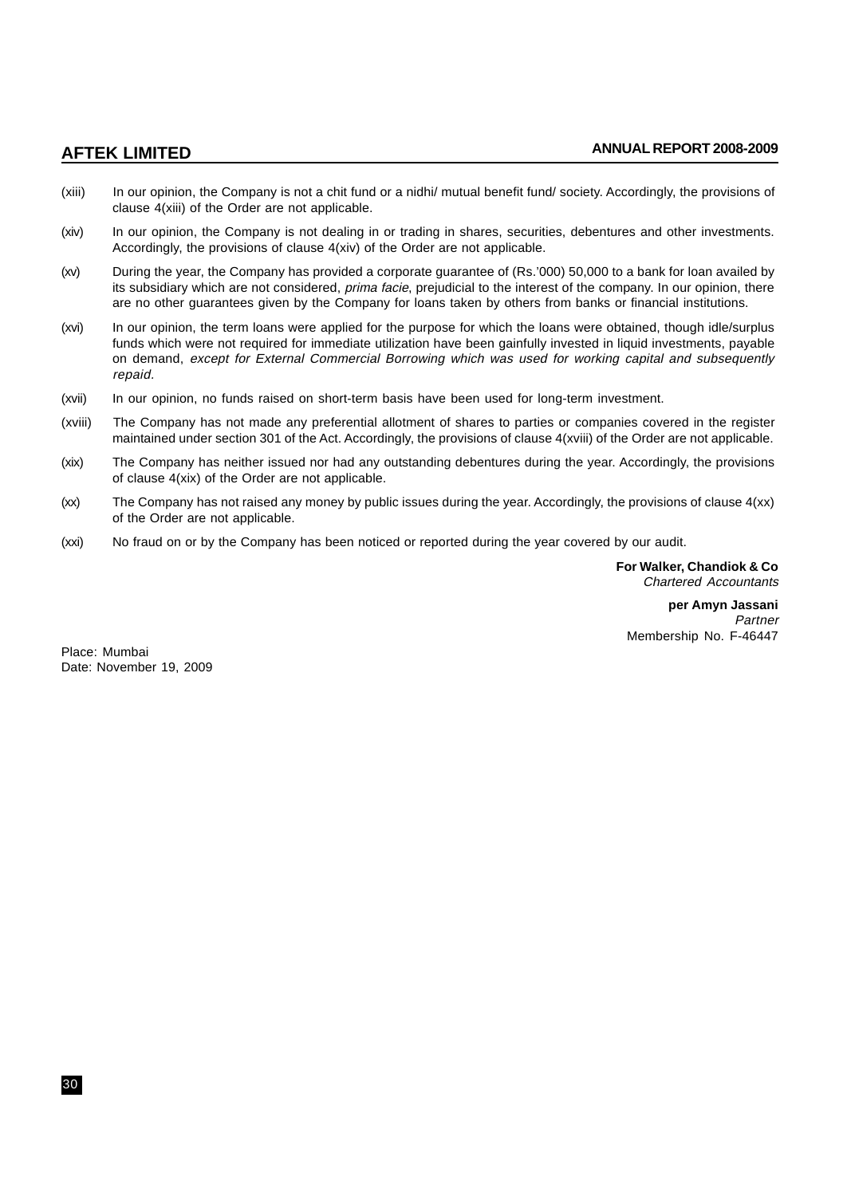(xiii) In our opinion, the Company is not a chit fund or a nidhi/ mutual benefit fund/ society. Accordingly, the provisions of clause 4(xiii) of the Order are not applicable.

(xiv) In our opinion, the Company is not dealing in or trading in shares, securities, debentures and other investments. Accordingly, the provisions of clause 4(xiv) of the Order are not applicable.

(xv) During the year, the Company has provided a corporate guarantee of (Rs.'000) 50,000 to a bank for loan availed by its subsidiary which are not considered, *prima facie*, prejudicial to the interest of the company. In our opinion, there are no other guarantees given by the Company for loans taken by others from banks or financial institutions.

(xvi) In our opinion, the term loans were applied for the purpose for which the loans were obtained, though idle/surplus funds which were not required for immediate utilization have been gainfully invested in liquid investments, payable on demand, *except for External Commercial Borrowing which was used for working capital and subsequently repaid.*

(xvii) In our opinion, no funds raised on short-term basis have been used for long-term investment.

(xviii) The Company has not made any preferential allotment of shares to parties or companies covered in the register maintained under section 301 of the Act. Accordingly, the provisions of clause 4(xviii) of the Order are not applicable.

(xix) The Company has neither issued nor had any outstanding debentures during the year. Accordingly, the provisions of clause 4(xix) of the Order are not applicable.

(xx) The Company has not raised any money by public issues during the year. Accordingly, the provisions of clause 4(xx) of the Order are not applicable.

(xxi) No fraud on or by the Company has been noticed or reported during the year covered by our audit.

**For Walker, Chandiok & Co**
*Chartered Accountants*

**per Amyn Jassani**
*Partner*
Membership No. F-46447

Place: Mumbai
Date: November 19, 2009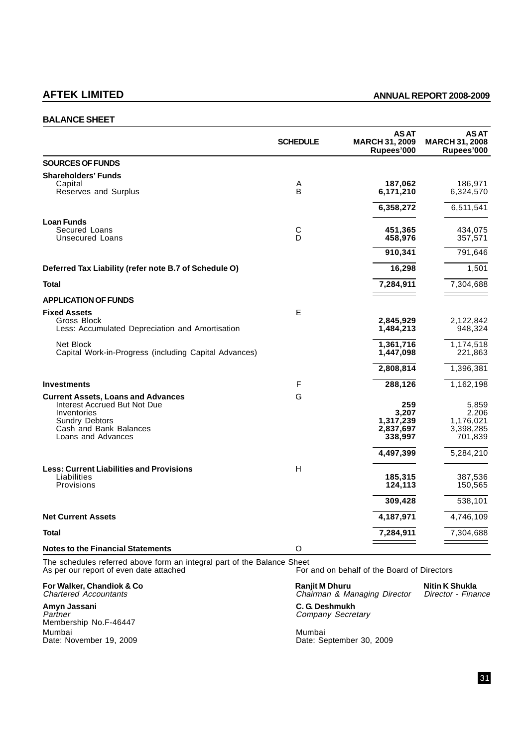## BALANCE SHEET

| | SCHEDULE | AS AT MARCH 31, 2009 Rupees'000 | AS AT MARCH 31, 2008 Rupees'000 |
|---|---|---|---|
| **SOURCES OF FUNDS** | | | |
| **Shareholders' Funds** | | | |
| Capital | A | **187,062** | 186,971 |
| Reserves and Surplus | B | **6,171,210** | 6,324,570 |
| | | **6,358,272** | 6,511,541 |
| **Loan Funds** | | | |
| Secured Loans | C | **451,365** | 434,075 |
| Unsecured Loans | D | **458,976** | 357,571 |
| | | **910,341** | 791,646 |
| **Deferred Tax Liability (refer note B.7 of Schedule O)** | | **16,298** | 1,501 |
| **Total** | | **7,284,911** | 7,304,688 |
| **APPLICATION OF FUNDS** | | | |
| **Fixed Assets** | E | | |
| Gross Block | | **2,845,929** | 2,122,842 |
| Less: Accumulated Depreciation and Amortisation | | **1,484,213** | 948,324 |
| Net Block | | **1,361,716** | 1,174,518 |
| Capital Work-in-Progress (including Capital Advances) | | **1,447,098** | 221,863 |
| | | **2,808,814** | 1,396,381 |
| **Investments** | F | **288,126** | 1,162,198 |
| **Current Assets, Loans and Advances** | G | | |
| Interest Accrued But Not Due | | **259** | 5,859 |
| Inventories | | **3,207** | 2,206 |
| Sundry Debtors | | **1,317,239** | 1,176,021 |
| Cash and Bank Balances | | **2,837,697** | 3,398,285 |
| Loans and Advances | | **338,997** | 701,839 |
| | | **4,497,399** | 5,284,210 |
| **Less: Current Liabilities and Provisions** | H | | |
| Liabilities | | **185,315** | 387,536 |
| Provisions | | **124,113** | 150,565 |
| | | **309,428** | 538,101 |
| **Net Current Assets** | | **4,187,971** | 4,746,109 |
| **Total** | | **7,284,911** | 7,304,688 |
| **Notes to the Financial Statements** | O | | |

The schedules referred above form an integral part of the Balance Sheet

As per our report of even date attached

**For Walker, Chandiok & Co**
*Chartered Accountants*

**Amyn Jassani**
*Partner*
Membership No.F-46447

Mumbai
Date: November 19, 2009

For and on behalf of the Board of Directors

**Ranjit M Dhuru**
*Chairman & Managing Director*

**Nitin K Shukla**
*Director - Finance*

**C. G. Deshmukh**
*Company Secretary*

Mumbai
Date: September 30, 2009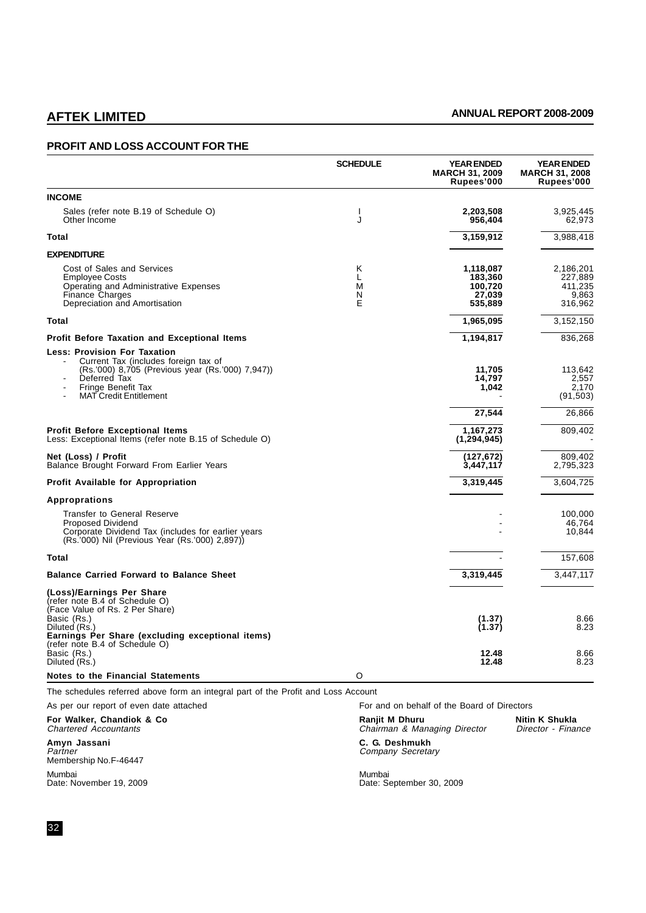## PROFIT AND LOSS ACCOUNT FOR THE

| | SCHEDULE | YEAR ENDED MARCH 31, 2009 Rupees'000 | YEAR ENDED MARCH 31, 2008 Rupees'000 |
|---|---|---|---|
| **INCOME** | | | |
| Sales (refer note B.19 of Schedule O) | I | **2,203,508** | 3,925,445 |
| Other Income | J | **956,404** | 62,973 |
| **Total** | | **3,159,912** | 3,988,418 |
| **EXPENDITURE** | | | |
| Cost of Sales and Services | K | **1,118,087** | 2,186,201 |
| Employee Costs | L | **183,360** | 227,889 |
| Operating and Administrative Expenses | M | **100,720** | 411,235 |
| Finance Charges | N | **27,039** | 9,863 |
| Depreciation and Amortisation | E | **535,889** | 316,962 |
| **Total** | | **1,965,095** | 3,152,150 |
| **Profit Before Taxation and Exceptional Items** | | **1,194,817** | 836,268 |
| **Less: Provision For Taxation** | | | |
| - Current Tax (includes foreign tax of (Rs.'000) 8,705 (Previous year (Rs.'000) 7,947)) | | **11,705** | 113,642 |
| - Deferred Tax | | **14,797** | 2,557 |
| - Fringe Benefit Tax | | **1,042** | 2,170 |
| - MAT Credit Entitlement | | - | (91,503) |
| | | **27,544** | 26,866 |
| **Profit Before Exceptional Items** | | **1,167,273** | 809,402 |
| Less: Exceptional Items (refer note B.15 of Schedule O) | | **(1,294,945)** | - |
| **Net (Loss) / Profit** | | **(127,672)** | 809,402 |
| Balance Brought Forward From Earlier Years | | **3,447,117** | 2,795,323 |
| **Profit Available for Appropriation** | | **3,319,445** | 3,604,725 |
| **Appropriations** | | | |
| Transfer to General Reserve | | - | 100,000 |
| Proposed Dividend | | - | 46,764 |
| Corporate Dividend Tax (includes for earlier years (Rs.'000) Nil (Previous Year (Rs.'000) 2,897)) | | - | 10,844 |
| **Total** | | - | 157,608 |
| **Balance Carried Forward to Balance Sheet** | | **3,319,445** | 3,447,117 |
| **(Loss)/Earnings Per Share** (refer note B.4 of Schedule O) (Face Value of Rs. 2 Per Share) | | | |
| Basic (Rs.) | | **(1.37)** | 8.66 |
| Diluted (Rs.) | | **(1.37)** | 8.23 |
| **Earnings Per Share (excluding exceptional items)** (refer note B.4 of Schedule O) | | | |
| Basic (Rs.) | | **12.48** | 8.66 |
| Diluted (Rs.) | | **12.48** | 8.23 |
| **Notes to the Financial Statements** | O | | |

The schedules referred above form an integral part of the Profit and Loss Account

As per our report of even date attached

**For Walker, Chandiok & Co**
*Chartered Accountants*

**Amyn Jassani**
*Partner*
Membership No.F-46447

Mumbai
Date: November 19, 2009

For and on behalf of the Board of Directors

**Ranjit M Dhuru**
*Chairman & Managing Director*

**Nitin K Shukla**
*Director - Finance*

**C. G. Deshmukh**
*Company Secretary*

Mumbai
Date: September 30, 2009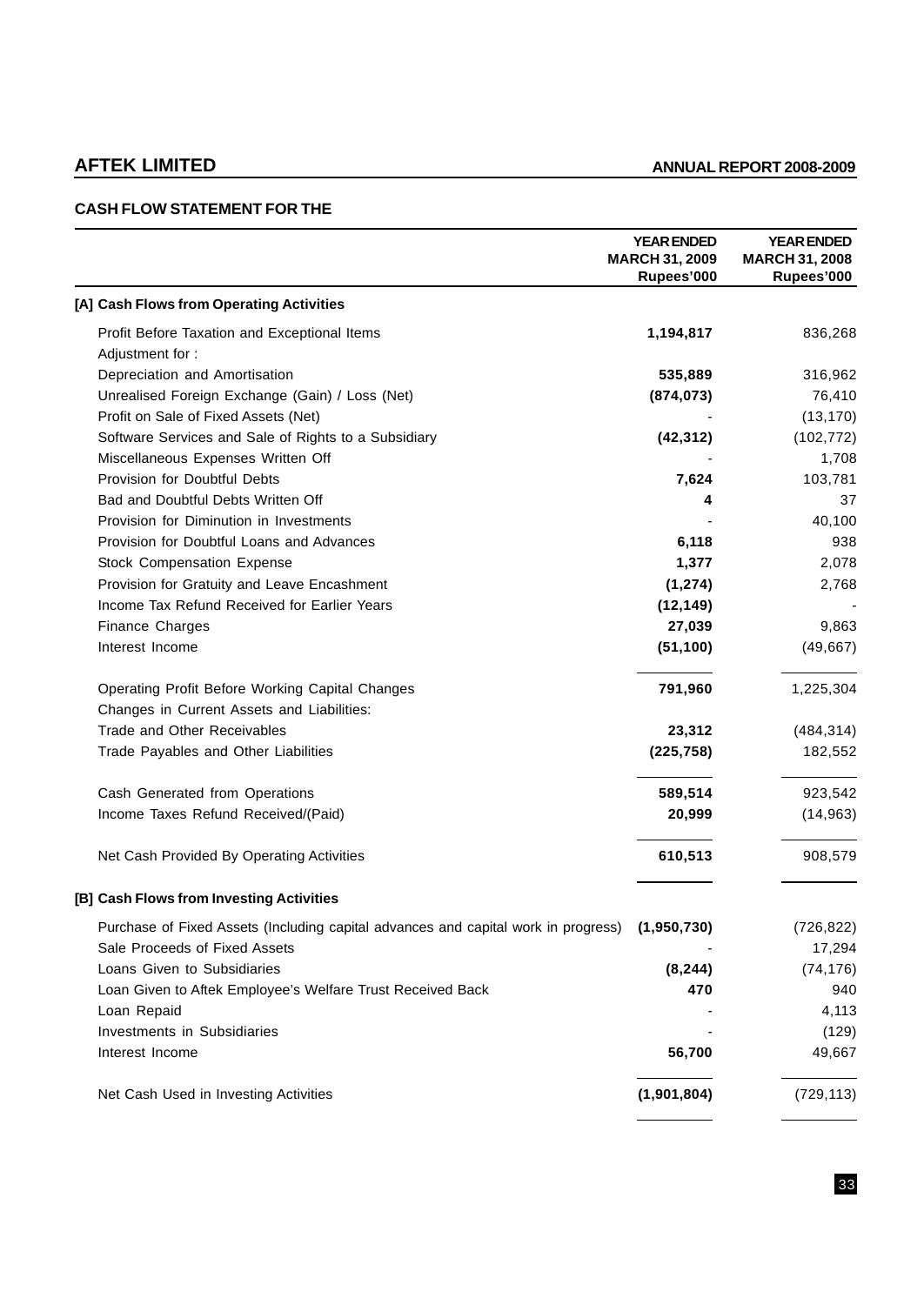## CASH FLOW STATEMENT FOR THE

| | YEAR ENDED MARCH 31, 2009 Rupees'000 | YEAR ENDED MARCH 31, 2008 Rupees'000 |
|---|---|---|
| **[A] Cash Flows from Operating Activities** | | |
| Profit Before Taxation and Exceptional Items | **1,194,817** | 836,268 |
| Adjustment for : | | |
| Depreciation and Amortisation | **535,889** | 316,962 |
| Unrealised Foreign Exchange (Gain) / Loss (Net) | **(874,073)** | 76,410 |
| Profit on Sale of Fixed Assets (Net) | - | (13,170) |
| Software Services and Sale of Rights to a Subsidiary | **(42,312)** | (102,772) |
| Miscellaneous Expenses Written Off | - | 1,708 |
| Provision for Doubtful Debts | **7,624** | 103,781 |
| Bad and Doubtful Debts Written Off | **4** | 37 |
| Provision for Diminution in Investments | - | 40,100 |
| Provision for Doubtful Loans and Advances | **6,118** | 938 |
| Stock Compensation Expense | **1,377** | 2,078 |
| Provision for Gratuity and Leave Encashment | **(1,274)** | 2,768 |
| Income Tax Refund Received for Earlier Years | **(12,149)** | - |
| Finance Charges | **27,039** | 9,863 |
| Interest Income | **(51,100)** | (49,667) |
| Operating Profit Before Working Capital Changes | **791,960** | 1,225,304 |
| Changes in Current Assets and Liabilities: | | |
| Trade and Other Receivables | **23,312** | (484,314) |
| Trade Payables and Other Liabilities | **(225,758)** | 182,552 |
| Cash Generated from Operations | **589,514** | 923,542 |
| Income Taxes Refund Received/(Paid) | **20,999** | (14,963) |
| Net Cash Provided By Operating Activities | **610,513** | 908,579 |
| **[B] Cash Flows from Investing Activities** | | |
| Purchase of Fixed Assets (Including capital advances and capital work in progress) | **(1,950,730)** | (726,822) |
| Sale Proceeds of Fixed Assets | - | 17,294 |
| Loans Given to Subsidiaries | **(8,244)** | (74,176) |
| Loan Given to Aftek Employee's Welfare Trust Received Back | **470** | 940 |
| Loan Repaid | - | 4,113 |
| Investments in Subsidiaries | - | (129) |
| Interest Income | **56,700** | 49,667 |
| Net Cash Used in Investing Activities | **(1,901,804)** | (729,113) |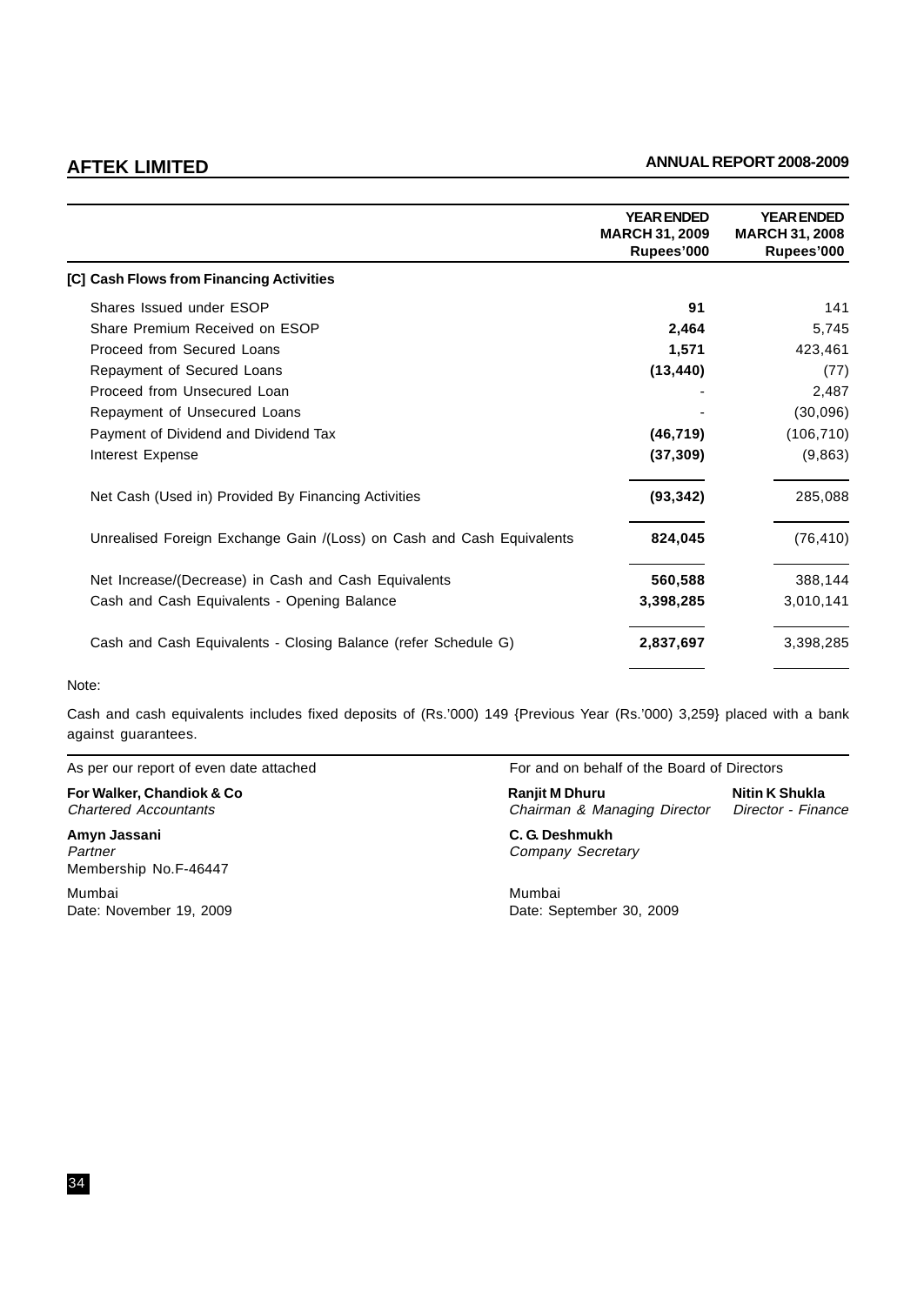| | YEAR ENDED MARCH 31, 2009 Rupees'000 | YEAR ENDED MARCH 31, 2008 Rupees'000 |
|---|---|---|
| **[C] Cash Flows from Financing Activities** | | |
| Shares Issued under ESOP | **91** | 141 |
| Share Premium Received on ESOP | **2,464** | 5,745 |
| Proceed from Secured Loans | **1,571** | 423,461 |
| Repayment of Secured Loans | **(13,440)** | (77) |
| Proceed from Unsecured Loan | - | 2,487 |
| Repayment of Unsecured Loans | - | (30,096) |
| Payment of Dividend and Dividend Tax | **(46,719)** | (106,710) |
| Interest Expense | **(37,309)** | (9,863) |
| Net Cash (Used in) Provided By Financing Activities | **(93,342)** | 285,088 |
| Unrealised Foreign Exchange Gain /(Loss) on Cash and Cash Equivalents | **824,045** | (76,410) |
| Net Increase/(Decrease) in Cash and Cash Equivalents | **560,588** | 388,144 |
| Cash and Cash Equivalents - Opening Balance | **3,398,285** | 3,010,141 |
| Cash and Cash Equivalents - Closing Balance (refer Schedule G) | **2,837,697** | 3,398,285 |

Note:

Cash and cash equivalents includes fixed deposits of (Rs.'000) 149 {Previous Year (Rs.'000) 3,259} placed with a bank against guarantees.

As per our report of even date attached

**For Walker, Chandiok & Co**
*Chartered Accountants*

**Amyn Jassani**
*Partner*
Membership No.F-46447

Mumbai
Date: November 19, 2009

For and on behalf of the Board of Directors

**Ranjit M Dhuru**
*Chairman & Managing Director*

**Nitin K Shukla**
*Director - Finance*

**C. G. Deshmukh**
*Company Secretary*

Mumbai
Date: September 30, 2009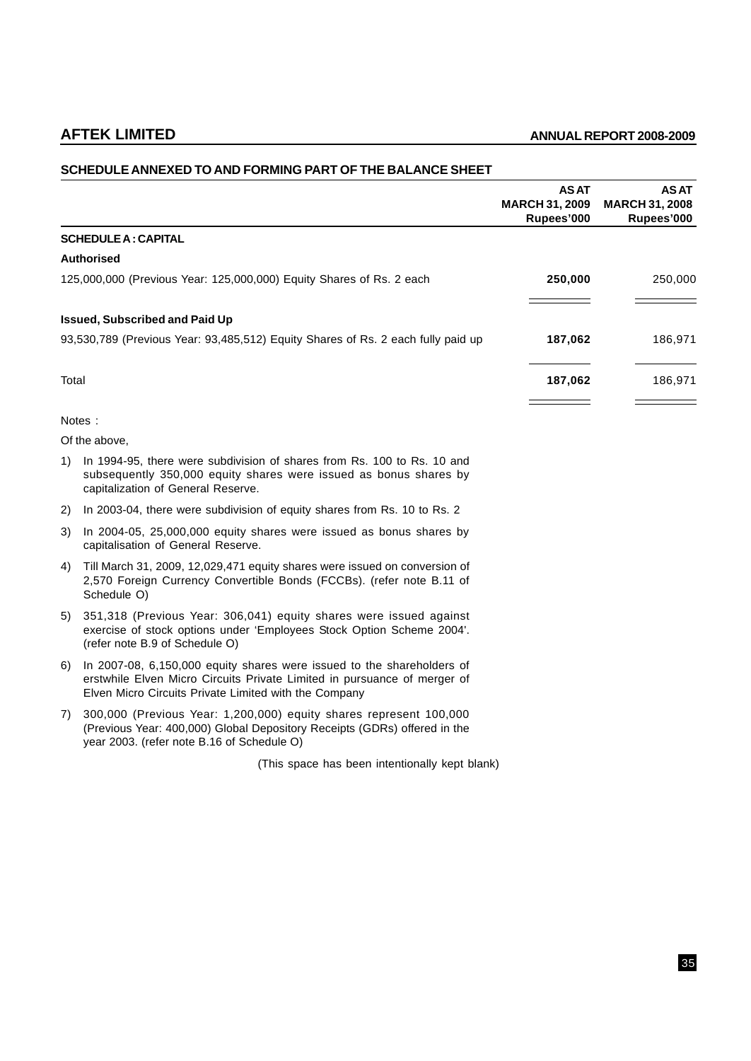## SCHEDULE ANNEXED TO AND FORMING PART OF THE BALANCE SHEET

| | AS AT MARCH 31, 2009 Rupees'000 | AS AT MARCH 31, 2008 Rupees'000 |
|---|---|---|
| **SCHEDULE A : CAPITAL** | | |
| **Authorised** | | |
| 125,000,000 (Previous Year: 125,000,000) Equity Shares of Rs. 2 each | **250,000** | 250,000 |
| **Issued, Subscribed and Paid Up** | | |
| 93,530,789 (Previous Year: 93,485,512) Equity Shares of Rs. 2 each fully paid up | **187,062** | 186,971 |
| Total | **187,062** | 186,971 |

Notes :

Of the above,

1) In 1994-95, there were subdivision of shares from Rs. 100 to Rs. 10 and subsequently 350,000 equity shares were issued as bonus shares by capitalization of General Reserve.
2) In 2003-04, there were subdivision of equity shares from Rs. 10 to Rs. 2
3) In 2004-05, 25,000,000 equity shares were issued as bonus shares by capitalisation of General Reserve.
4) Till March 31, 2009, 12,029,471 equity shares were issued on conversion of 2,570 Foreign Currency Convertible Bonds (FCCBs). (refer note B.11 of Schedule O)
5) 351,318 (Previous Year: 306,041) equity shares were issued against exercise of stock options under 'Employees Stock Option Scheme 2004'. (refer note B.9 of Schedule O)
6) In 2007-08, 6,150,000 equity shares were issued to the shareholders of erstwhile Elven Micro Circuits Private Limited in pursuance of merger of Elven Micro Circuits Private Limited with the Company
7) 300,000 (Previous Year: 1,200,000) equity shares represent 100,000 (Previous Year: 400,000) Global Depository Receipts (GDRs) offered in the year 2003. (refer note B.16 of Schedule O)

(This space has been intentionally kept blank)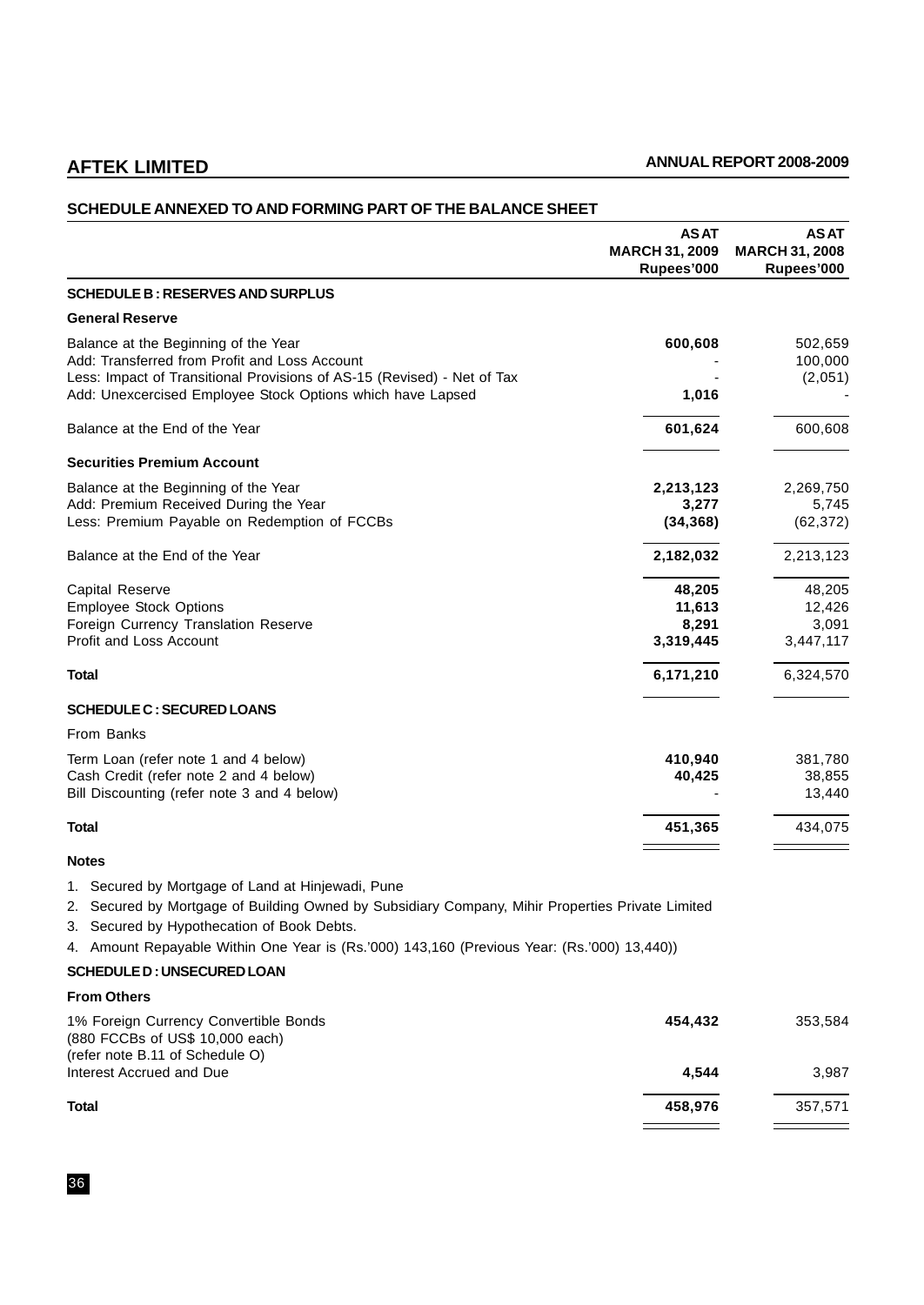## SCHEDULE ANNEXED TO AND FORMING PART OF THE BALANCE SHEET

| | AS AT MARCH 31, 2009 Rupees'000 | AS AT MARCH 31, 2008 Rupees'000 |
|---|---|---|
| **SCHEDULE B : RESERVES AND SURPLUS** | | |
| **General Reserve** | | |
| Balance at the Beginning of the Year | **600,608** | 502,659 |
| Add: Transferred from Profit and Loss Account | - | 100,000 |
| Less: Impact of Transitional Provisions of AS-15 (Revised) - Net of Tax | - | (2,051) |
| Add: Unexcercised Employee Stock Options which have Lapsed | **1,016** | - |
| Balance at the End of the Year | **601,624** | 600,608 |
| **Securities Premium Account** | | |
| Balance at the Beginning of the Year | **2,213,123** | 2,269,750 |
| Add: Premium Received During the Year | **3,277** | 5,745 |
| Less: Premium Payable on Redemption of FCCBs | **(34,368)** | (62,372) |
| Balance at the End of the Year | **2,182,032** | 2,213,123 |
| Capital Reserve | **48,205** | 48,205 |
| Employee Stock Options | **11,613** | 12,426 |
| Foreign Currency Translation Reserve | **8,291** | 3,091 |
| Profit and Loss Account | **3,319,445** | 3,447,117 |
| **Total** | **6,171,210** | 6,324,570 |
| **SCHEDULE C : SECURED LOANS** | | |
| From Banks | | |
| Term Loan (refer note 1 and 4 below) | **410,940** | 381,780 |
| Cash Credit (refer note 2 and 4 below) | **40,425** | 38,855 |
| Bill Discounting (refer note 3 and 4 below) | - | 13,440 |
| **Total** | **451,365** | 434,075 |

**Notes**

1. Secured by Mortgage of Land at Hinjewadi, Pune
2. Secured by Mortgage of Building Owned by Subsidiary Company, Mihir Properties Private Limited
3. Secured by Hypothecation of Book Debts.
4. Amount Repayable Within One Year is (Rs.'000) 143,160 (Previous Year: (Rs.'000) 13,440))

| | AS AT MARCH 31, 2009 Rupees'000 | AS AT MARCH 31, 2008 Rupees'000 |
|---|---|---|
| **SCHEDULE D : UNSECURED LOAN** | | |
| **From Others** | | |
| 1% Foreign Currency Convertible Bonds (880 FCCBs of US$ 10,000 each) (refer note B.11 of Schedule O) | **454,432** | 353,584 |
| Interest Accrued and Due | **4,544** | 3,987 |
| **Total** | **458,976** | 357,571 |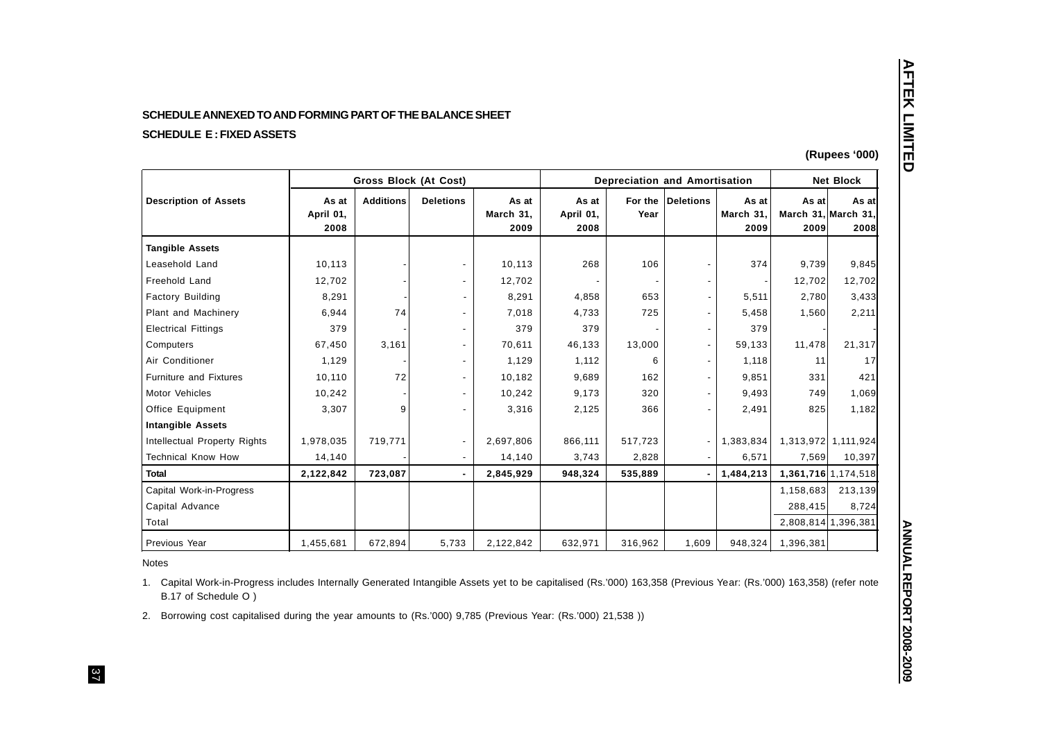**SCHEDULE ANNEXED TO AND FORMING PART OF THE BALANCE SHEET**

**SCHEDULE E : FIXED ASSETS**

**(Rupees '000)**

| Description of Assets | Gross Block (At Cost) | | | | Depreciation and Amortisation | | | | Net Block | |
|---|---|---|---|---|---|---|---|---|---|---|
| | As at April 01, 2008 | Additions | Deletions | As at March 31, 2009 | As at April 01, 2008 | For the Year | Deletions | As at March 31, 2009 | As at March 31, 2009 | As at March 31, 2008 |
| **Tangible Assets** | | | | | | | | | | |
| Leasehold Land | 10,113 | - | - | 10,113 | 268 | 106 | - | 374 | 9,739 | 9,845 |
| Freehold Land | 12,702 | - | - | 12,702 | - | - | - | - | 12,702 | 12,702 |
| Factory Building | 8,291 | - | - | 8,291 | 4,858 | 653 | - | 5,511 | 2,780 | 3,433 |
| Plant and Machinery | 6,944 | 74 | - | 7,018 | 4,733 | 725 | - | 5,458 | 1,560 | 2,211 |
| Electrical Fittings | 379 | - | - | 379 | 379 | - | - | 379 | - | - |
| Computers | 67,450 | 3,161 | - | 70,611 | 46,133 | 13,000 | - | 59,133 | 11,478 | 21,317 |
| Air Conditioner | 1,129 | - | - | 1,129 | 1,112 | 6 | - | 1,118 | 11 | 17 |
| Furniture and Fixtures | 10,110 | 72 | - | 10,182 | 9,689 | 162 | - | 9,851 | 331 | 421 |
| Motor Vehicles | 10,242 | - | - | 10,242 | 9,173 | 320 | - | 9,493 | 749 | 1,069 |
| Office Equipment | 3,307 | 9 | - | 3,316 | 2,125 | 366 | - | 2,491 | 825 | 1,182 |
| **Intangible Assets** | | | | | | | | | | |
| Intellectual Property Rights | 1,978,035 | 719,771 | - | 2,697,806 | 866,111 | 517,723 | - | 1,383,834 | 1,313,972 | 1,111,924 |
| Technical Know How | 14,140 | - | - | 14,140 | 3,743 | 2,828 | - | 6,571 | 7,569 | 10,397 |
| **Total** | **2,122,842** | **723,087** | **-** | **2,845,929** | **948,324** | **535,889** | **-** | **1,484,213** | **1,361,716** | **1,174,518** |
| Capital Work-in-Progress | | | | | | | | | 1,158,683 | 213,139 |
| Capital Advance | | | | | | | | | 288,415 | 8,724 |
| Total | | | | | | | | | 2,808,814 | 1,396,381 |
| Previous Year | 1,455,681 | 672,894 | 5,733 | 2,122,842 | 632,971 | 316,962 | 1,609 | 948,324 | 1,396,381 | |

Notes

1. Capital Work-in-Progress includes Internally Generated Intangible Assets yet to be capitalised (Rs.'000) 163,358 (Previous Year: (Rs.'000) 163,358) (refer note B.17 of Schedule O )

2. Borrowing cost capitalised during the year amounts to (Rs.'000) 9,785 (Previous Year: (Rs.'000) 21,538 ))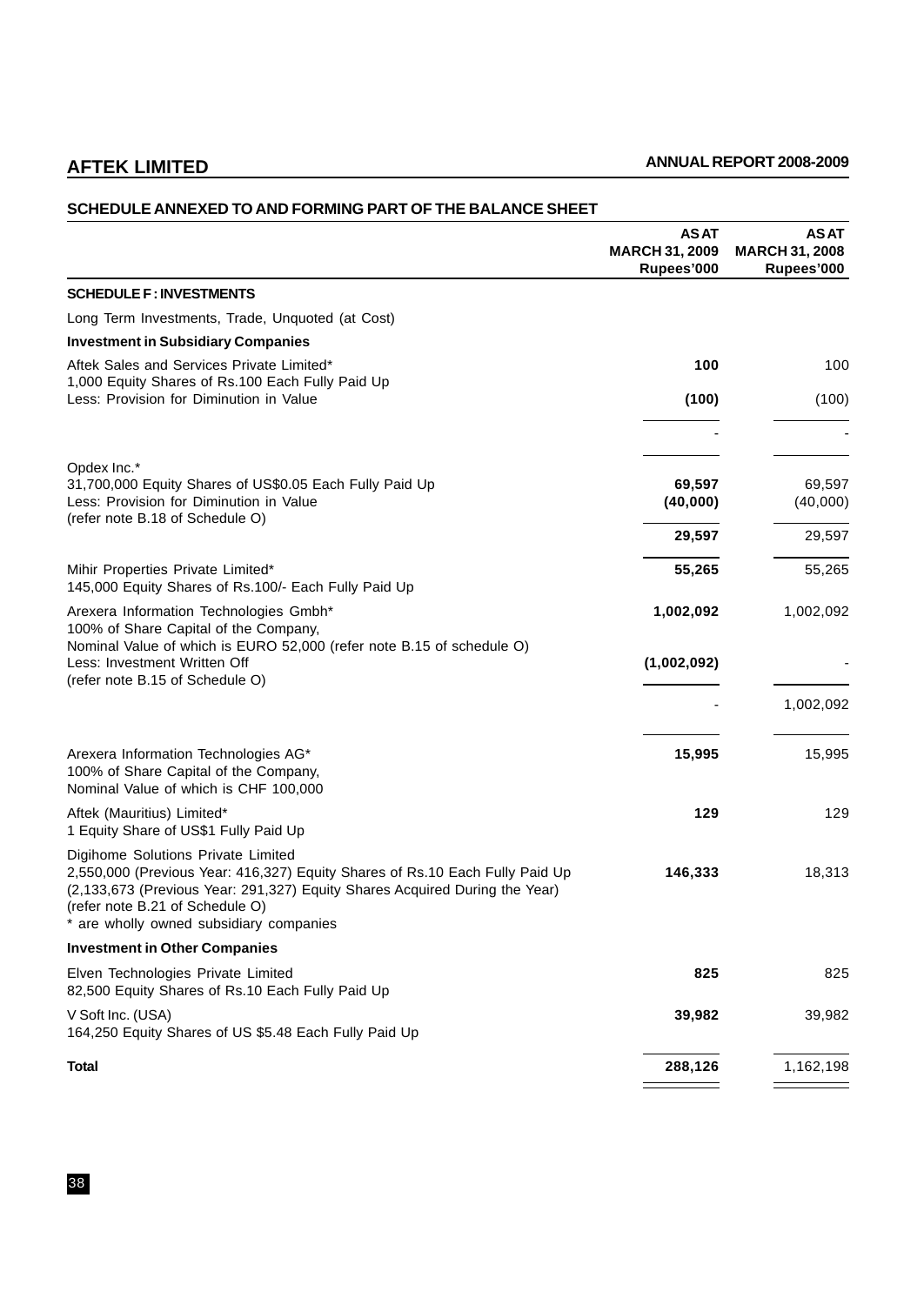## SCHEDULE ANNEXED TO AND FORMING PART OF THE BALANCE SHEET

| | AS AT MARCH 31, 2009 Rupees'000 | AS AT MARCH 31, 2008 Rupees'000 |
|---|---|---|
| **SCHEDULE F : INVESTMENTS** | | |
| Long Term Investments, Trade, Unquoted (at Cost) | | |
| **Investment in Subsidiary Companies** | | |
| Aftek Sales and Services Private Limited*<br>1,000 Equity Shares of Rs.100 Each Fully Paid Up | **100** | 100 |
| Less: Provision for Diminution in Value | **(100)** | (100) |
| | **-** | - |
| Opdex Inc.*<br>31,700,000 Equity Shares of US$0.05 Each Fully Paid Up | **69,597** | 69,597 |
| Less: Provision for Diminution in Value<br>(refer note B.18 of Schedule O) | **(40,000)** | (40,000) |
| | **29,597** | 29,597 |
| Mihir Properties Private Limited*<br>145,000 Equity Shares of Rs.100/- Each Fully Paid Up | **55,265** | 55,265 |
| Arexera Information Technologies Gmbh*<br>100% of Share Capital of the Company,<br>Nominal Value of which is EURO 52,000 (refer note B.15 of schedule O) | **1,002,092** | 1,002,092 |
| Less: Investment Written Off<br>(refer note B.15 of Schedule O) | **(1,002,092)** | - |
| | **-** | 1,002,092 |
| Arexera Information Technologies AG*<br>100% of Share Capital of the Company,<br>Nominal Value of which is CHF 100,000 | **15,995** | 15,995 |
| Aftek (Mauritius) Limited*<br>1 Equity Share of US$1 Fully Paid Up | **129** | 129 |
| Digihome Solutions Private Limited<br>2,550,000 (Previous Year: 416,327) Equity Shares of Rs.10 Each Fully Paid Up<br>(2,133,673 (Previous Year: 291,327) Equity Shares Acquired During the Year)<br>(refer note B.21 of Schedule O)<br>* are wholly owned subsidiary companies | **146,333** | 18,313 |
| **Investment in Other Companies** | | |
| Elven Technologies Private Limited<br>82,500 Equity Shares of Rs.10 Each Fully Paid Up | **825** | 825 |
| V Soft Inc. (USA)<br>164,250 Equity Shares of US $5.48 Each Fully Paid Up | **39,982** | 39,982 |
| **Total** | **288,126** | 1,162,198 |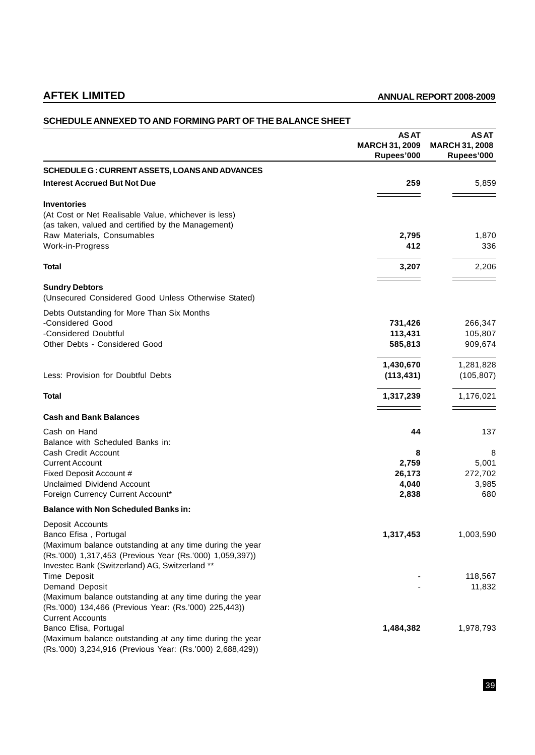## SCHEDULE ANNEXED TO AND FORMING PART OF THE BALANCE SHEET

| | AS AT MARCH 31, 2009 Rupees'000 | AS AT MARCH 31, 2008 Rupees'000 |
|---|---|---|
| **SCHEDULE G : CURRENT ASSETS, LOANS AND ADVANCES** | | |
| **Interest Accrued But Not Due** | **259** | 5,859 |
| **Inventories** | | |
| (At Cost or Net Realisable Value, whichever is less) (as taken, valued and certified by the Management) | | |
| Raw Materials, Consumables | **2,795** | 1,870 |
| Work-in-Progress | **412** | 336 |
| **Total** | **3,207** | 2,206 |
| **Sundry Debtors** | | |
| (Unsecured Considered Good Unless Otherwise Stated) | | |
| Debts Outstanding for More Than Six Months | | |
| -Considered Good | **731,426** | 266,347 |
| -Considered Doubtful | **113,431** | 105,807 |
| Other Debts - Considered Good | **585,813** | 909,674 |
| | **1,430,670** | 1,281,828 |
| Less: Provision for Doubtful Debts | **(113,431)** | (105,807) |
| **Total** | **1,317,239** | 1,176,021 |
| **Cash and Bank Balances** | | |
| Cash on Hand | **44** | 137 |
| Balance with Scheduled Banks in: | | |
| Cash Credit Account | **8** | 8 |
| Current Account | **2,759** | 5,001 |
| Fixed Deposit Account # | **26,173** | 272,702 |
| Unclaimed Dividend Account | **4,040** | 3,985 |
| Foreign Currency Current Account* | **2,838** | 680 |
| **Balance with Non Scheduled Banks in:** | | |
| Deposit Accounts | | |
| Banco Efisa , Portugal | **1,317,453** | 1,003,590 |
| (Maximum balance outstanding at any time during the year (Rs.'000) 1,317,453 (Previous Year (Rs.'000) 1,059,397)) | | |
| Investec Bank (Switzerland) AG, Switzerland ** | | |
| Time Deposit | - | 118,567 |
| Demand Deposit | - | 11,832 |
| (Maximum balance outstanding at any time during the year (Rs.'000) 134,466 (Previous Year: (Rs.'000) 225,443)) | | |
| Current Accounts | | |
| Banco Efisa, Portugal | **1,484,382** | 1,978,793 |
| (Maximum balance outstanding at any time during the year (Rs.'000) 3,234,916 (Previous Year: (Rs.'000) 2,688,429)) | | |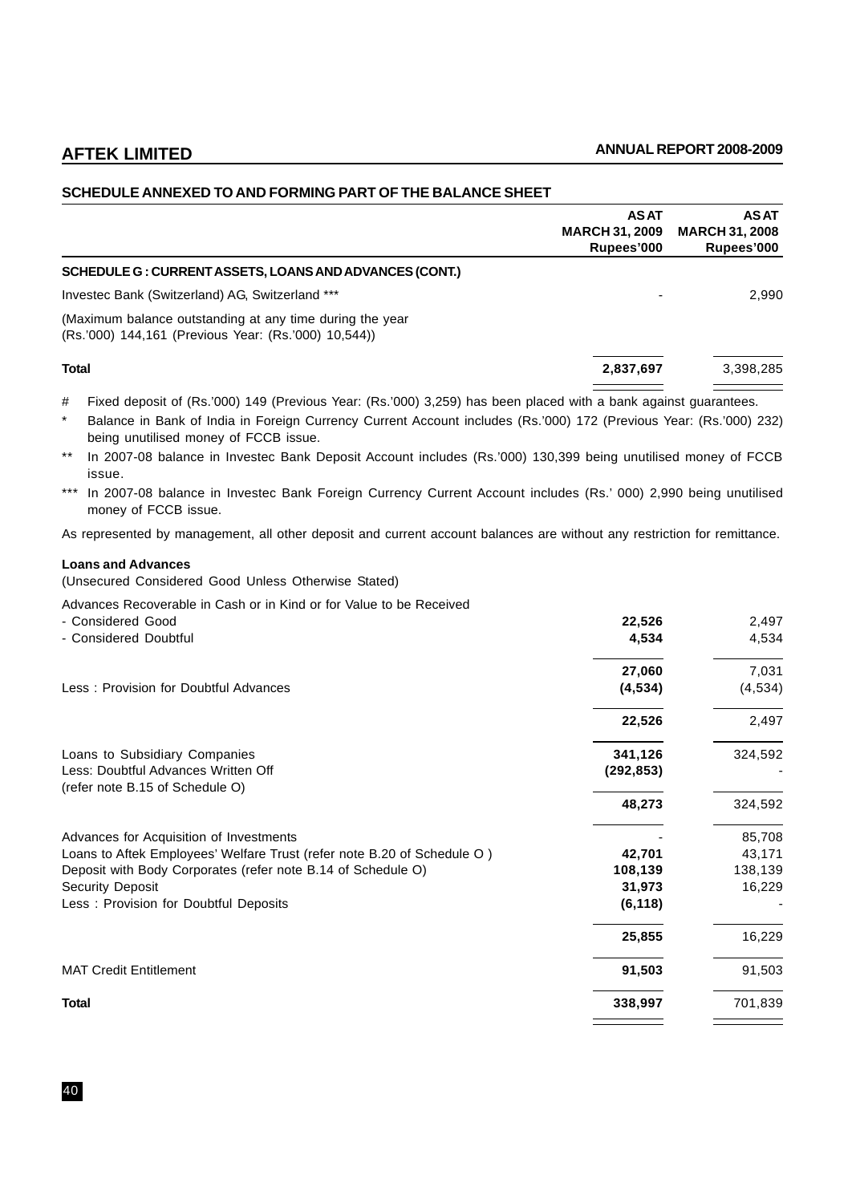## SCHEDULE ANNEXED TO AND FORMING PART OF THE BALANCE SHEET

| | AS AT MARCH 31, 2009 Rupees'000 | AS AT MARCH 31, 2008 Rupees'000 |
|---|---|---|
| **SCHEDULE G : CURRENT ASSETS, LOANS AND ADVANCES (CONT.)** | | |
| Investec Bank (Switzerland) AG, Switzerland *** | - | 2,990 |
| (Maximum balance outstanding at any time during the year (Rs.'000) 144,161 (Previous Year: (Rs.'000) 10,544)) | | |
| **Total** | **2,837,697** | 3,398,285 |

\# Fixed deposit of (Rs.'000) 149 (Previous Year: (Rs.'000) 3,259) has been placed with a bank against guarantees.

\* Balance in Bank of India in Foreign Currency Current Account includes (Rs.'000) 172 (Previous Year: (Rs.'000) 232) being unutilised money of FCCB issue.

\*\* In 2007-08 balance in Investec Bank Deposit Account includes (Rs.'000) 130,399 being unutilised money of FCCB issue.

\*\*\* In 2007-08 balance in Investec Bank Foreign Currency Current Account includes (Rs.' 000) 2,990 being unutilised money of FCCB issue.

As represented by management, all other deposit and current account balances are without any restriction for remittance.

**Loans and Advances**

(Unsecured Considered Good Unless Otherwise Stated)

| | AS AT MARCH 31, 2009 Rupees'000 | AS AT MARCH 31, 2008 Rupees'000 |
|---|---|---|
| Advances Recoverable in Cash or in Kind or for Value to be Received | | |
| - Considered Good | **22,526** | 2,497 |
| - Considered Doubtful | **4,534** | 4,534 |
| | **27,060** | 7,031 |
| Less : Provision for Doubtful Advances | **(4,534)** | (4,534) |
| | **22,526** | 2,497 |
| Loans to Subsidiary Companies | **341,126** | 324,592 |
| Less: Doubtful Advances Written Off (refer note B.15 of Schedule O) | **(292,853)** | - |
| | **48,273** | 324,592 |
| Advances for Acquisition of Investments | - | 85,708 |
| Loans to Aftek Employees' Welfare Trust (refer note B.20 of Schedule O ) | **42,701** | 43,171 |
| Deposit with Body Corporates (refer note B.14 of Schedule O) | **108,139** | 138,139 |
| Security Deposit | **31,973** | 16,229 |
| Less : Provision for Doubtful Deposits | **(6,118)** | - |
| | **25,855** | 16,229 |
| MAT Credit Entitlement | **91,503** | 91,503 |
| **Total** | **338,997** | 701,839 |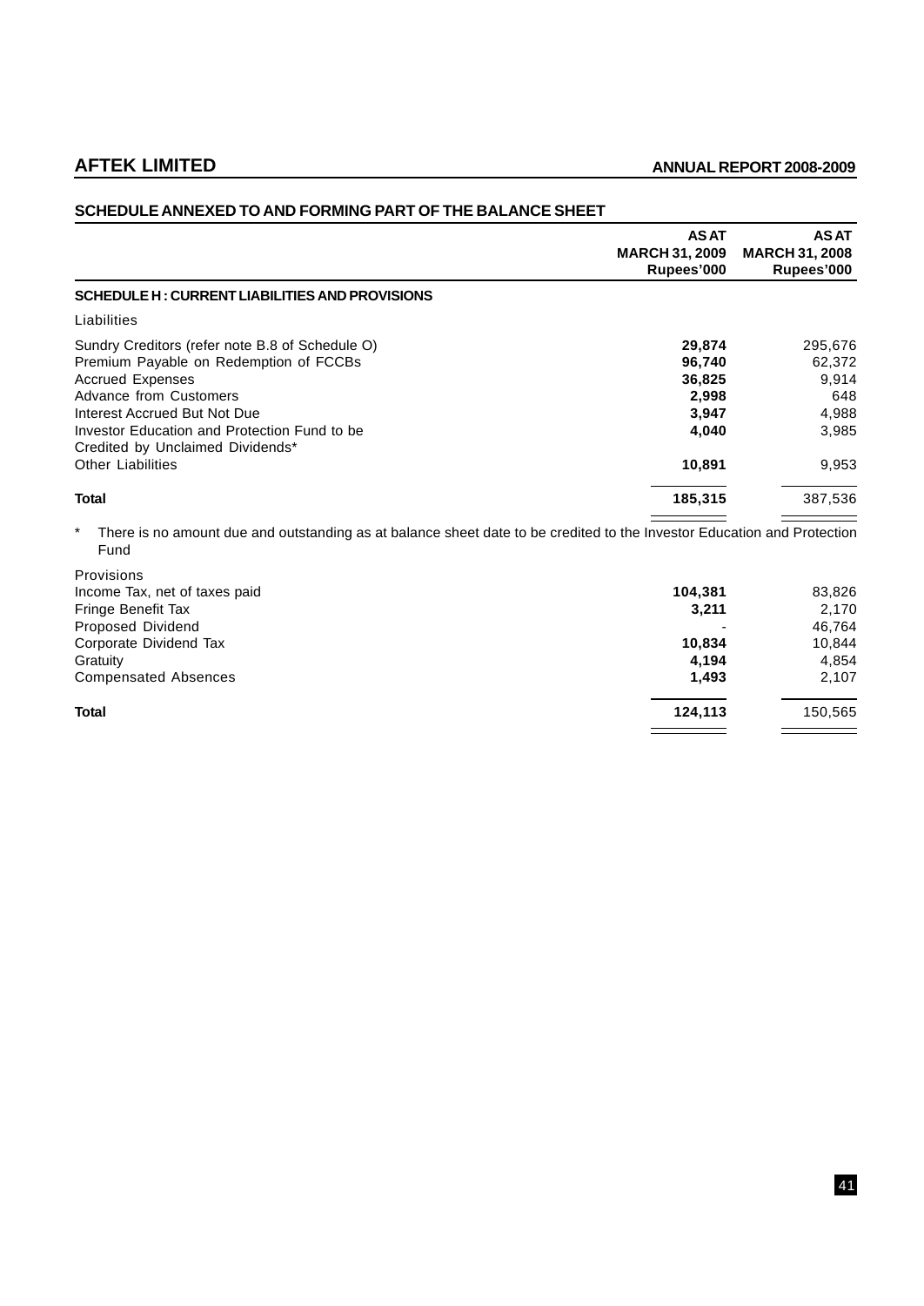## SCHEDULE ANNEXED TO AND FORMING PART OF THE BALANCE SHEET

| | AS AT MARCH 31, 2009 Rupees'000 | AS AT MARCH 31, 2008 Rupees'000 |
|---|---|---|
| **SCHEDULE H : CURRENT LIABILITIES AND PROVISIONS** | | |
| Liabilities | | |
| Sundry Creditors (refer note B.8 of Schedule O) | **29,874** | 295,676 |
| Premium Payable on Redemption of FCCBs | **96,740** | 62,372 |
| Accrued Expenses | **36,825** | 9,914 |
| Advance from Customers | **2,998** | 648 |
| Interest Accrued But Not Due | **3,947** | 4,988 |
| Investor Education and Protection Fund to be Credited by Unclaimed Dividends* | **4,040** | 3,985 |
| Other Liabilities | **10,891** | 9,953 |
| **Total** | **185,315** | 387,536 |

\* There is no amount due and outstanding as at balance sheet date to be credited to the Investor Education and Protection Fund

| | AS AT MARCH 31, 2009 Rupees'000 | AS AT MARCH 31, 2008 Rupees'000 |
|---|---|---|
| Provisions | | |
| Income Tax, net of taxes paid | **104,381** | 83,826 |
| Fringe Benefit Tax | **3,211** | 2,170 |
| Proposed Dividend | - | 46,764 |
| Corporate Dividend Tax | **10,834** | 10,844 |
| Gratuity | **4,194** | 4,854 |
| Compensated Absences | **1,493** | 2,107 |
| **Total** | **124,113** | 150,565 |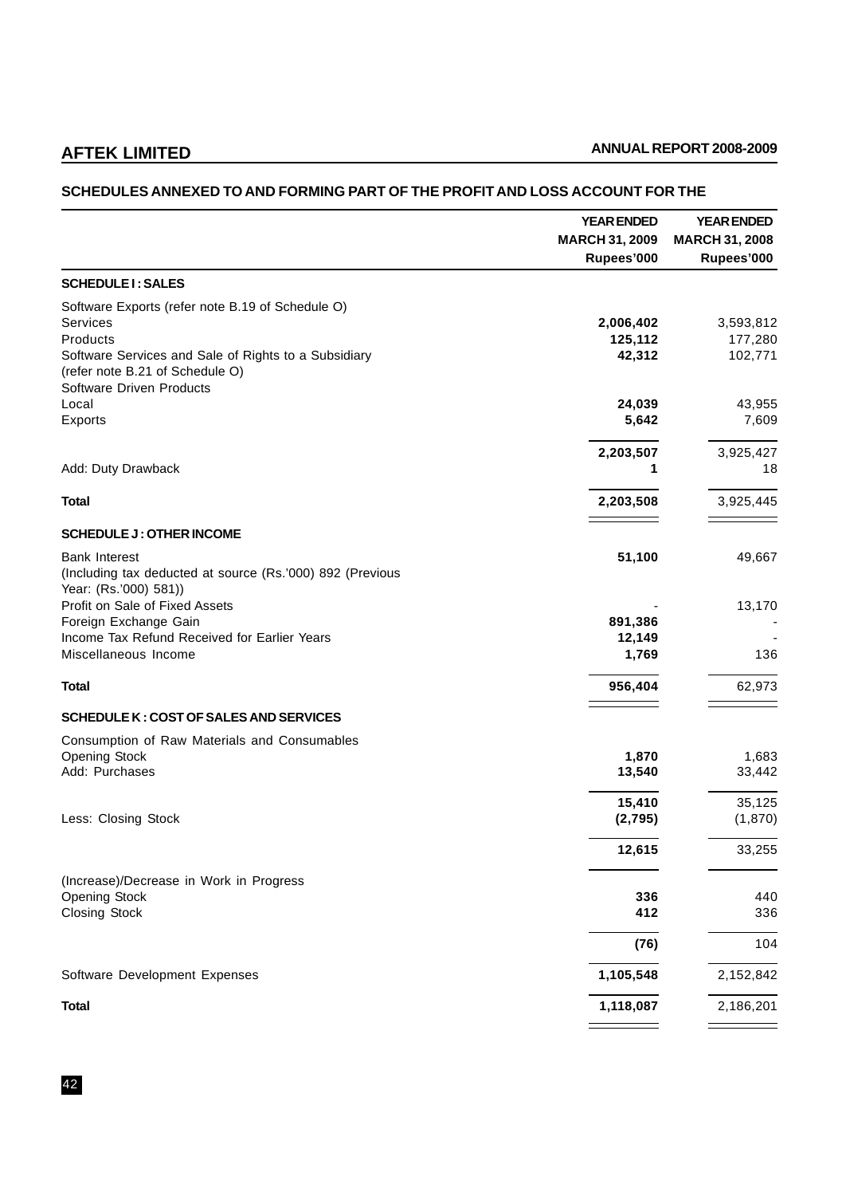## SCHEDULES ANNEXED TO AND FORMING PART OF THE PROFIT AND LOSS ACCOUNT FOR THE

| | YEAR ENDED MARCH 31, 2009 Rupees'000 | YEAR ENDED MARCH 31, 2008 Rupees'000 |
|---|---|---|
| **SCHEDULE I : SALES** | | |
| Software Exports (refer note B.19 of Schedule O) | | |
| Services | **2,006,402** | 3,593,812 |
| Products | **125,112** | 177,280 |
| Software Services and Sale of Rights to a Subsidiary (refer note B.21 of Schedule O) | **42,312** | 102,771 |
| Software Driven Products | | |
| Local | **24,039** | 43,955 |
| Exports | **5,642** | 7,609 |
| | **2,203,507** | 3,925,427 |
| Add: Duty Drawback | **1** | 18 |
| **Total** | **2,203,508** | 3,925,445 |
| **SCHEDULE J : OTHER INCOME** | | |
| Bank Interest (Including tax deducted at source (Rs.'000) 892 (Previous Year: (Rs.'000) 581)) | **51,100** | 49,667 |
| Profit on Sale of Fixed Assets | - | 13,170 |
| Foreign Exchange Gain | **891,386** | - |
| Income Tax Refund Received for Earlier Years | **12,149** | - |
| Miscellaneous Income | **1,769** | 136 |
| **Total** | **956,404** | 62,973 |
| **SCHEDULE K : COST OF SALES AND SERVICES** | | |
| Consumption of Raw Materials and Consumables | | |
| Opening Stock | **1,870** | 1,683 |
| Add: Purchases | **13,540** | 33,442 |
| | **15,410** | 35,125 |
| Less: Closing Stock | **(2,795)** | (1,870) |
| | **12,615** | 33,255 |
| (Increase)/Decrease in Work in Progress | | |
| Opening Stock | **336** | 440 |
| Closing Stock | **412** | 336 |
| | **(76)** | 104 |
| Software Development Expenses | **1,105,548** | 2,152,842 |
| **Total** | **1,118,087** | 2,186,201 |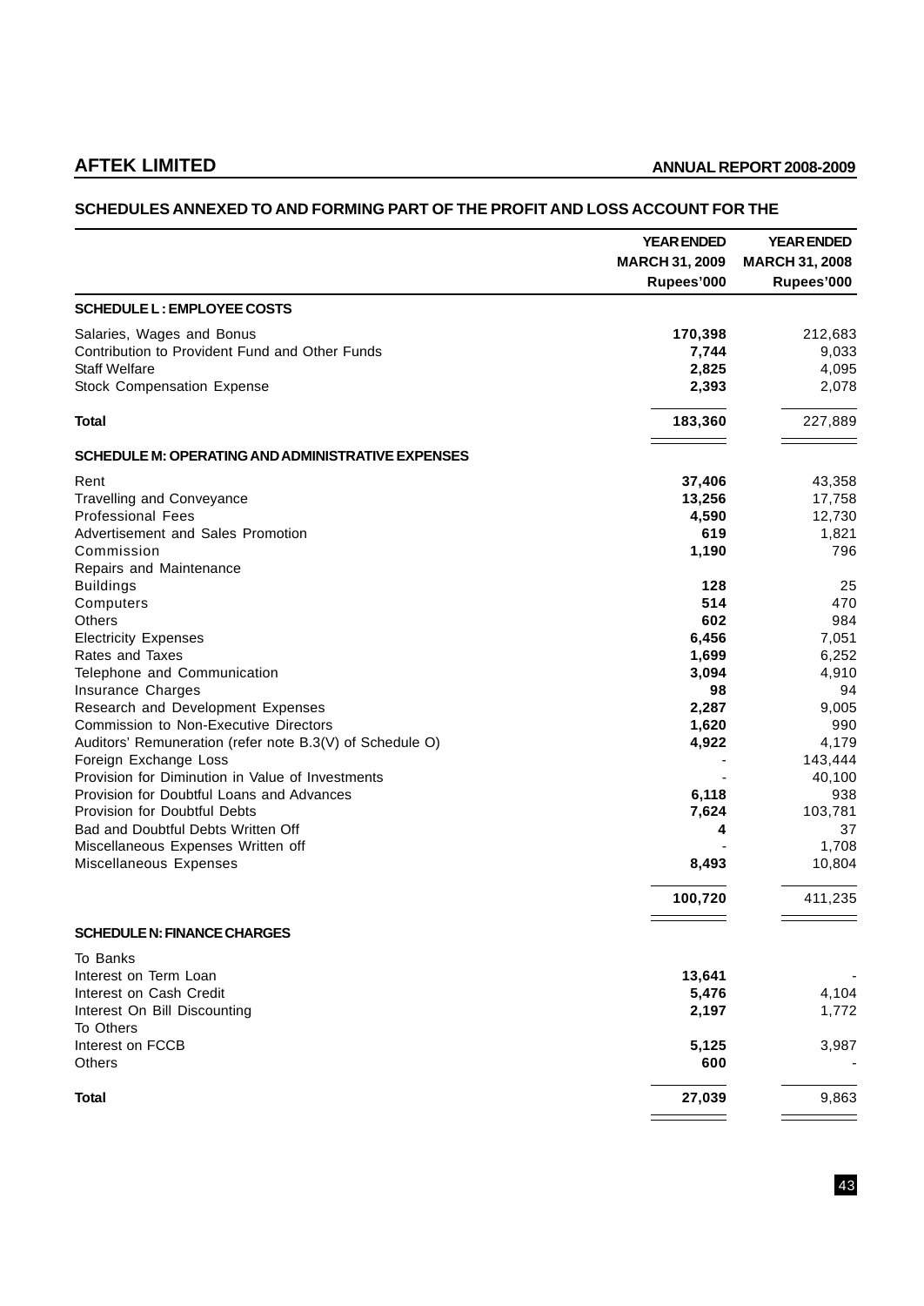## SCHEDULES ANNEXED TO AND FORMING PART OF THE PROFIT AND LOSS ACCOUNT FOR THE

| | YEAR ENDED MARCH 31, 2009 Rupees'000 | YEAR ENDED MARCH 31, 2008 Rupees'000 |
|---|---|---|
| **SCHEDULE L : EMPLOYEE COSTS** | | |
| Salaries, Wages and Bonus | **170,398** | 212,683 |
| Contribution to Provident Fund and Other Funds | **7,744** | 9,033 |
| Staff Welfare | **2,825** | 4,095 |
| Stock Compensation Expense | **2,393** | 2,078 |
| **Total** | **183,360** | 227,889 |
| **SCHEDULE M: OPERATING AND ADMINISTRATIVE EXPENSES** | | |
| Rent | **37,406** | 43,358 |
| Travelling and Conveyance | **13,256** | 17,758 |
| Professional Fees | **4,590** | 12,730 |
| Advertisement and Sales Promotion | **619** | 1,821 |
| Commission | **1,190** | 796 |
| Repairs and Maintenance | | |
| Buildings | **128** | 25 |
| Computers | **514** | 470 |
| Others | **602** | 984 |
| Electricity Expenses | **6,456** | 7,051 |
| Rates and Taxes | **1,699** | 6,252 |
| Telephone and Communication | **3,094** | 4,910 |
| Insurance Charges | **98** | 94 |
| Research and Development Expenses | **2,287** | 9,005 |
| Commission to Non-Executive Directors | **1,620** | 990 |
| Auditors' Remuneration (refer note B.3(V) of Schedule O) | **4,922** | 4,179 |
| Foreign Exchange Loss | - | 143,444 |
| Provision for Diminution in Value of Investments | - | 40,100 |
| Provision for Doubtful Loans and Advances | **6,118** | 938 |
| Provision for Doubtful Debts | **7,624** | 103,781 |
| Bad and Doubtful Debts Written Off | **4** | 37 |
| Miscellaneous Expenses Written off | - | 1,708 |
| Miscellaneous Expenses | **8,493** | 10,804 |
| | **100,720** | 411,235 |
| **SCHEDULE N: FINANCE CHARGES** | | |
| To Banks | | |
| Interest on Term Loan | **13,641** | - |
| Interest on Cash Credit | **5,476** | 4,104 |
| Interest On Bill Discounting | **2,197** | 1,772 |
| To Others | | |
| Interest on FCCB | **5,125** | 3,987 |
| Others | **600** | - |
| **Total** | **27,039** | 9,863 |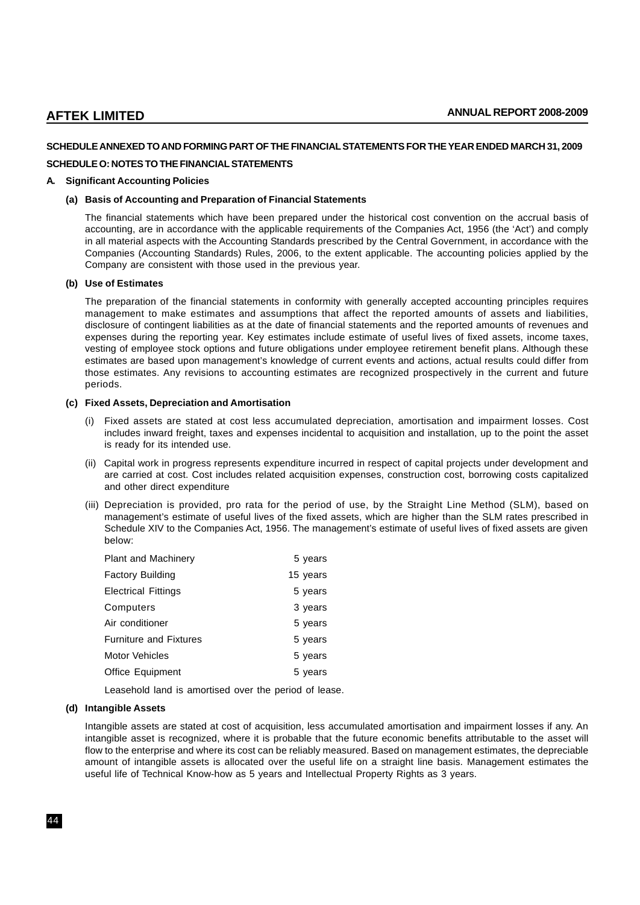## SCHEDULE ANNEXED TO AND FORMING PART OF THE FINANCIAL STATEMENTS FOR THE YEAR ENDED MARCH 31, 2009

## SCHEDULE O: NOTES TO THE FINANCIAL STATEMENTS

### A. Significant Accounting Policies

#### (a) Basis of Accounting and Preparation of Financial Statements

The financial statements which have been prepared under the historical cost convention on the accrual basis of accounting, are in accordance with the applicable requirements of the Companies Act, 1956 (the 'Act') and comply in all material aspects with the Accounting Standards prescribed by the Central Government, in accordance with the Companies (Accounting Standards) Rules, 2006, to the extent applicable. The accounting policies applied by the Company are consistent with those used in the previous year.

#### (b) Use of Estimates

The preparation of the financial statements in conformity with generally accepted accounting principles requires management to make estimates and assumptions that affect the reported amounts of assets and liabilities, disclosure of contingent liabilities as at the date of financial statements and the reported amounts of revenues and expenses during the reporting year. Key estimates include estimate of useful lives of fixed assets, income taxes, vesting of employee stock options and future obligations under employee retirement benefit plans. Although these estimates are based upon management's knowledge of current events and actions, actual results could differ from those estimates. Any revisions to accounting estimates are recognized prospectively in the current and future periods.

#### (c) Fixed Assets, Depreciation and Amortisation

(i) Fixed assets are stated at cost less accumulated depreciation, amortisation and impairment losses. Cost includes inward freight, taxes and expenses incidental to acquisition and installation, up to the point the asset is ready for its intended use.

(ii) Capital work in progress represents expenditure incurred in respect of capital projects under development and are carried at cost. Cost includes related acquisition expenses, construction cost, borrowing costs capitalized and other direct expenditure

(iii) Depreciation is provided, pro rata for the period of use, by the Straight Line Method (SLM), based on management's estimate of useful lives of the fixed assets, which are higher than the SLM rates prescribed in Schedule XIV to the Companies Act, 1956. The management's estimate of useful lives of fixed assets are given below:

| | |
|---|---|
| Plant and Machinery | 5 years |
| Factory Building | 15 years |
| Electrical Fittings | 5 years |
| Computers | 3 years |
| Air conditioner | 5 years |
| Furniture and Fixtures | 5 years |
| Motor Vehicles | 5 years |
| Office Equipment | 5 years |

Leasehold land is amortised over the period of lease.

#### (d) Intangible Assets

Intangible assets are stated at cost of acquisition, less accumulated amortisation and impairment losses if any. An intangible asset is recognized, where it is probable that the future economic benefits attributable to the asset will flow to the enterprise and where its cost can be reliably measured. Based on management estimates, the depreciable amount of intangible assets is allocated over the useful life on a straight line basis. Management estimates the useful life of Technical Know-how as 5 years and Intellectual Property Rights as 3 years.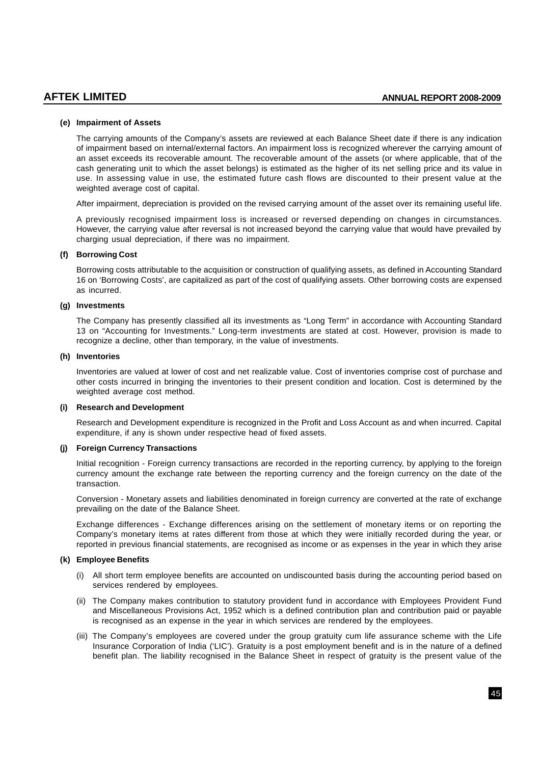**(e) Impairment of Assets**

The carrying amounts of the Company's assets are reviewed at each Balance Sheet date if there is any indication of impairment based on internal/external factors. An impairment loss is recognized wherever the carrying amount of an asset exceeds its recoverable amount. The recoverable amount of the assets (or where applicable, that of the cash generating unit to which the asset belongs) is estimated as the higher of its net selling price and its value in use. In assessing value in use, the estimated future cash flows are discounted to their present value at the weighted average cost of capital.

After impairment, depreciation is provided on the revised carrying amount of the asset over its remaining useful life.

A previously recognised impairment loss is increased or reversed depending on changes in circumstances. However, the carrying value after reversal is not increased beyond the carrying value that would have prevailed by charging usual depreciation, if there was no impairment.

**(f) Borrowing Cost**

Borrowing costs attributable to the acquisition or construction of qualifying assets, as defined in Accounting Standard 16 on 'Borrowing Costs', are capitalized as part of the cost of qualifying assets. Other borrowing costs are expensed as incurred.

**(g) Investments**

The Company has presently classified all its investments as "Long Term" in accordance with Accounting Standard 13 on "Accounting for Investments." Long-term investments are stated at cost. However, provision is made to recognize a decline, other than temporary, in the value of investments.

**(h) Inventories**

Inventories are valued at lower of cost and net realizable value. Cost of inventories comprise cost of purchase and other costs incurred in bringing the inventories to their present condition and location. Cost is determined by the weighted average cost method.

**(i) Research and Development**

Research and Development expenditure is recognized in the Profit and Loss Account as and when incurred. Capital expenditure, if any is shown under respective head of fixed assets.

**(j) Foreign Currency Transactions**

Initial recognition - Foreign currency transactions are recorded in the reporting currency, by applying to the foreign currency amount the exchange rate between the reporting currency and the foreign currency on the date of the transaction.

Conversion - Monetary assets and liabilities denominated in foreign currency are converted at the rate of exchange prevailing on the date of the Balance Sheet.

Exchange differences - Exchange differences arising on the settlement of monetary items or on reporting the Company's monetary items at rates different from those at which they were initially recorded during the year, or reported in previous financial statements, are recognised as income or as expenses in the year in which they arise

**(k) Employee Benefits**

(i) All short term employee benefits are accounted on undiscounted basis during the accounting period based on services rendered by employees.

(ii) The Company makes contribution to statutory provident fund in accordance with Employees Provident Fund and Miscellaneous Provisions Act, 1952 which is a defined contribution plan and contribution paid or payable is recognised as an expense in the year in which services are rendered by the employees.

(iii) The Company's employees are covered under the group gratuity cum life assurance scheme with the Life Insurance Corporation of India ('LIC'). Gratuity is a post employment benefit and is in the nature of a defined benefit plan. The liability recognised in the Balance Sheet in respect of gratuity is the present value of the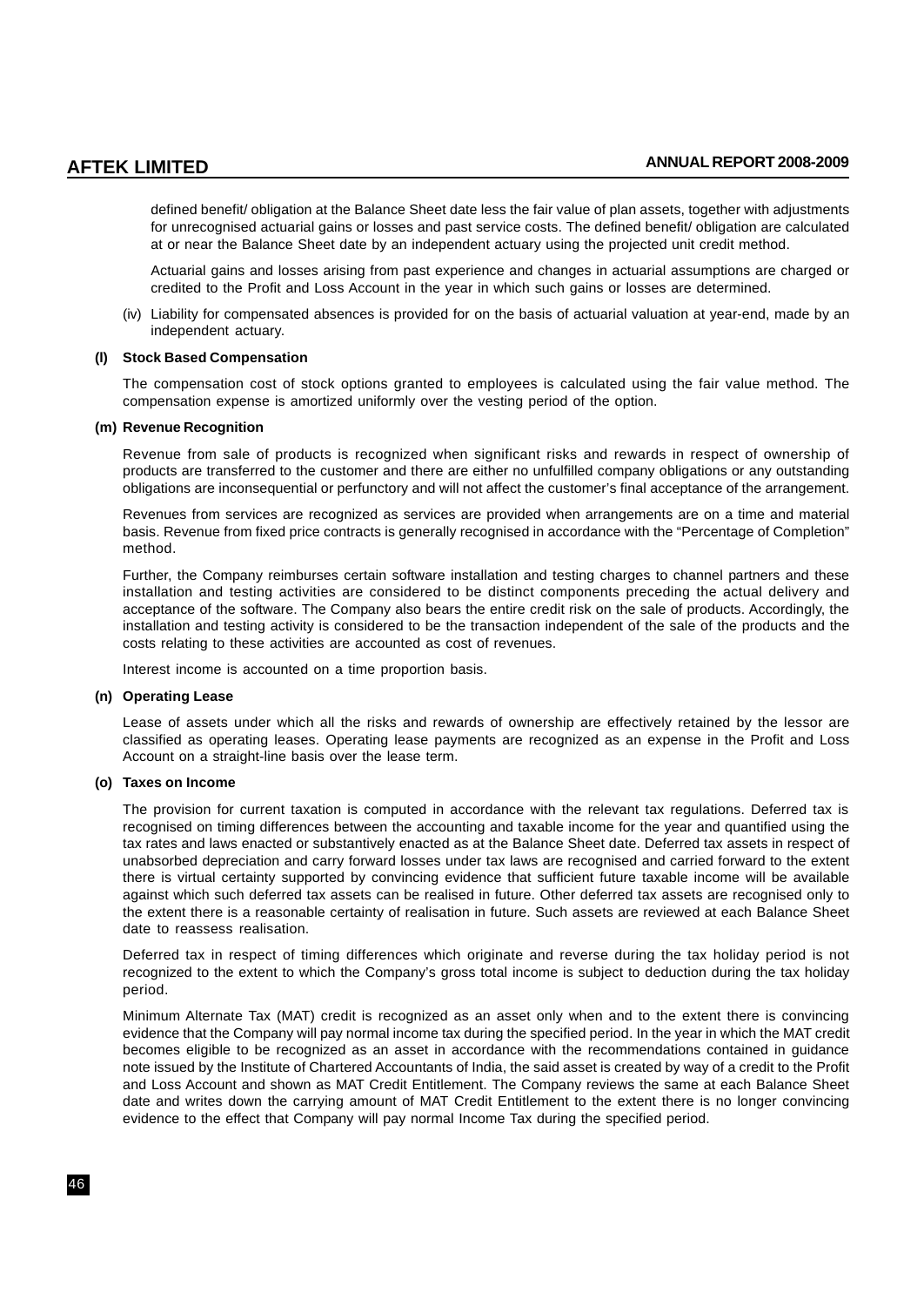defined benefit/ obligation at the Balance Sheet date less the fair value of plan assets, together with adjustments for unrecognised actuarial gains or losses and past service costs. The defined benefit/ obligation are calculated at or near the Balance Sheet date by an independent actuary using the projected unit credit method.

Actuarial gains and losses arising from past experience and changes in actuarial assumptions are charged or credited to the Profit and Loss Account in the year in which such gains or losses are determined.

(iv) Liability for compensated absences is provided for on the basis of actuarial valuation at year-end, made by an independent actuary.

**(l) Stock Based Compensation**

The compensation cost of stock options granted to employees is calculated using the fair value method. The compensation expense is amortized uniformly over the vesting period of the option.

**(m) Revenue Recognition**

Revenue from sale of products is recognized when significant risks and rewards in respect of ownership of products are transferred to the customer and there are either no unfulfilled company obligations or any outstanding obligations are inconsequential or perfunctory and will not affect the customer's final acceptance of the arrangement.

Revenues from services are recognized as services are provided when arrangements are on a time and material basis. Revenue from fixed price contracts is generally recognised in accordance with the "Percentage of Completion" method.

Further, the Company reimburses certain software installation and testing charges to channel partners and these installation and testing activities are considered to be distinct components preceding the actual delivery and acceptance of the software. The Company also bears the entire credit risk on the sale of products. Accordingly, the installation and testing activity is considered to be the transaction independent of the sale of the products and the costs relating to these activities are accounted as cost of revenues.

Interest income is accounted on a time proportion basis.

**(n) Operating Lease**

Lease of assets under which all the risks and rewards of ownership are effectively retained by the lessor are classified as operating leases. Operating lease payments are recognized as an expense in the Profit and Loss Account on a straight-line basis over the lease term.

**(o) Taxes on Income**

The provision for current taxation is computed in accordance with the relevant tax regulations. Deferred tax is recognised on timing differences between the accounting and taxable income for the year and quantified using the tax rates and laws enacted or substantively enacted as at the Balance Sheet date. Deferred tax assets in respect of unabsorbed depreciation and carry forward losses under tax laws are recognised and carried forward to the extent there is virtual certainty supported by convincing evidence that sufficient future taxable income will be available against which such deferred tax assets can be realised in future. Other deferred tax assets are recognised only to the extent there is a reasonable certainty of realisation in future. Such assets are reviewed at each Balance Sheet date to reassess realisation.

Deferred tax in respect of timing differences which originate and reverse during the tax holiday period is not recognized to the extent to which the Company's gross total income is subject to deduction during the tax holiday period.

Minimum Alternate Tax (MAT) credit is recognized as an asset only when and to the extent there is convincing evidence that the Company will pay normal income tax during the specified period. In the year in which the MAT credit becomes eligible to be recognized as an asset in accordance with the recommendations contained in guidance note issued by the Institute of Chartered Accountants of India, the said asset is created by way of a credit to the Profit and Loss Account and shown as MAT Credit Entitlement. The Company reviews the same at each Balance Sheet date and writes down the carrying amount of MAT Credit Entitlement to the extent there is no longer convincing evidence to the effect that Company will pay normal Income Tax during the specified period.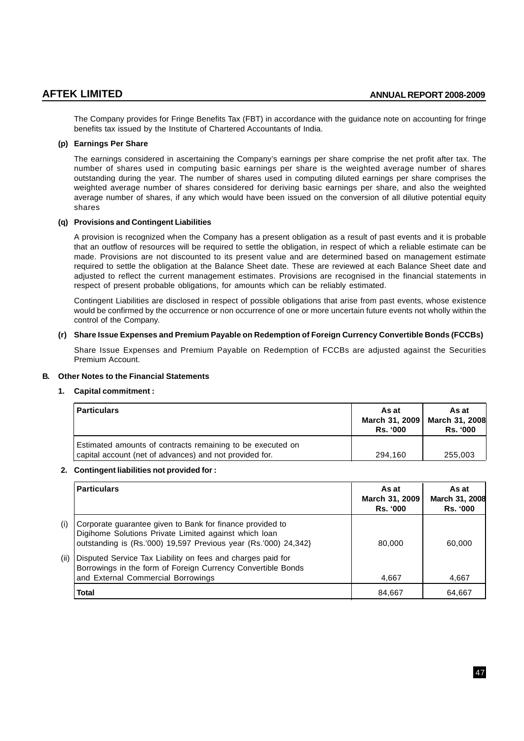The Company provides for Fringe Benefits Tax (FBT) in accordance with the guidance note on accounting for fringe benefits tax issued by the Institute of Chartered Accountants of India.

**(p) Earnings Per Share**

The earnings considered in ascertaining the Company's earnings per share comprise the net profit after tax. The number of shares used in computing basic earnings per share is the weighted average number of shares outstanding during the year. The number of shares used in computing diluted earnings per share comprises the weighted average number of shares considered for deriving basic earnings per share, and also the weighted average number of shares, if any which would have been issued on the conversion of all dilutive potential equity shares

**(q) Provisions and Contingent Liabilities**

A provision is recognized when the Company has a present obligation as a result of past events and it is probable that an outflow of resources will be required to settle the obligation, in respect of which a reliable estimate can be made. Provisions are not discounted to its present value and are determined based on management estimate required to settle the obligation at the Balance Sheet date. These are reviewed at each Balance Sheet date and adjusted to reflect the current management estimates. Provisions are recognised in the financial statements in respect of present probable obligations, for amounts which can be reliably estimated.

Contingent Liabilities are disclosed in respect of possible obligations that arise from past events, whose existence would be confirmed by the occurrence or non occurrence of one or more uncertain future events not wholly within the control of the Company.

**(r) Share Issue Expenses and Premium Payable on Redemption of Foreign Currency Convertible Bonds (FCCBs)**

Share Issue Expenses and Premium Payable on Redemption of FCCBs are adjusted against the Securities Premium Account.

**B. Other Notes to the Financial Statements**

**1. Capital commitment :**

| Particulars | As at March 31, 2009 Rs. '000 | As at March 31, 2008 Rs. '000 |
|---|---|---|
| Estimated amounts of contracts remaining to be executed on capital account (net of advances) and not provided for. | 294,160 | 255,003 |

**2. Contingent liabilities not provided for :**

| | Particulars | As at March 31, 2009 Rs. '000 | As at March 31, 2008 Rs. '000 |
|---|---|---|---|
| (i) | Corporate guarantee given to Bank for finance provided to Digihome Solutions Private Limited against which loan outstanding is (Rs.'000) 19,597 Previous year (Rs.'000) 24,342} | 80,000 | 60,000 |
| (ii) | Disputed Service Tax Liability on fees and charges paid for Borrowings in the form of Foreign Currency Convertible Bonds and External Commercial Borrowings | 4,667 | 4,667 |
| | **Total** | 84,667 | 64,667 |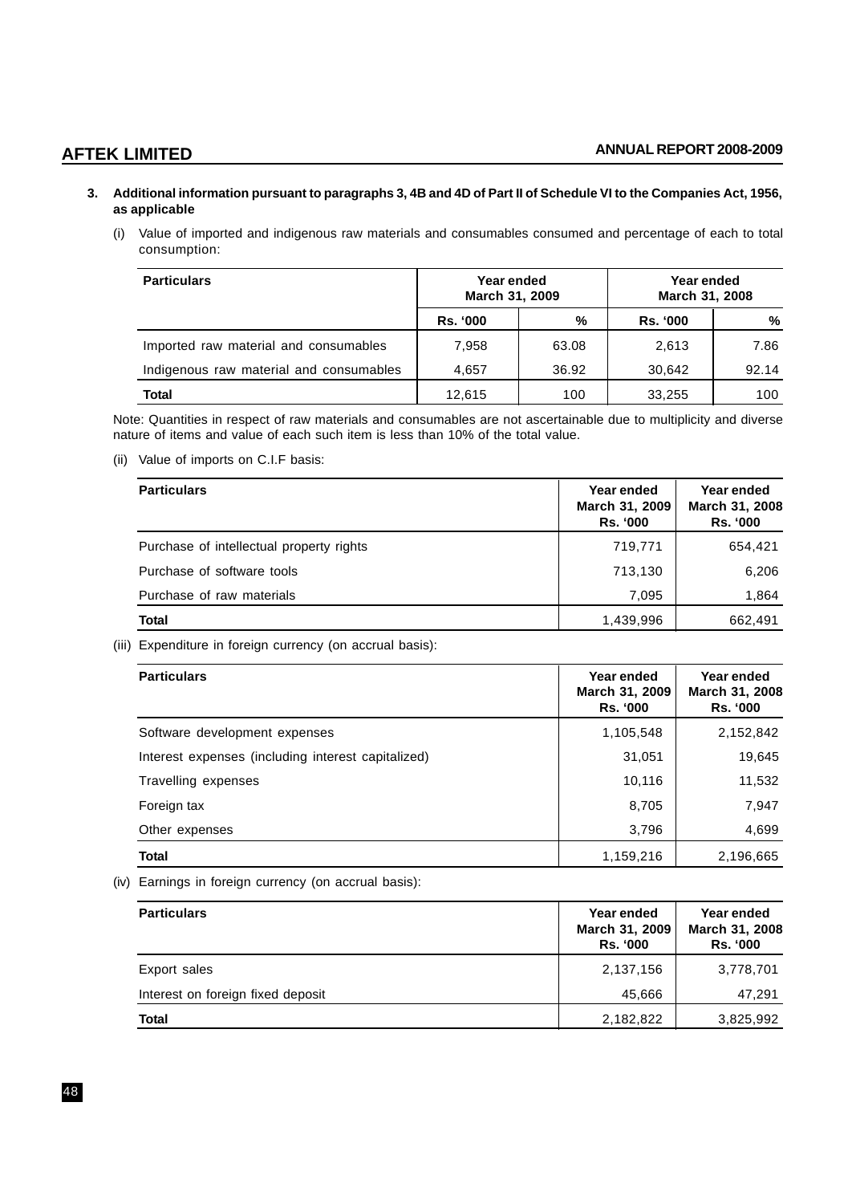3. **Additional information pursuant to paragraphs 3, 4B and 4D of Part II of Schedule VI to the Companies Act, 1956, as applicable**

   (i) Value of imported and indigenous raw materials and consumables consumed and percentage of each to total consumption:

| Particulars | Year ended March 31, 2009 | | Year ended March 31, 2008 | |
|---|---|---|---|---|
| | Rs. '000 | % | Rs. '000 | % |
| Imported raw material and consumables | 7,958 | 63.08 | 2,613 | 7.86 |
| Indigenous raw material and consumables | 4,657 | 36.92 | 30,642 | 92.14 |
| **Total** | 12,615 | 100 | 33,255 | 100 |

Note: Quantities in respect of raw materials and consumables are not ascertainable due to multiplicity and diverse nature of items and value of each such item is less than 10% of the total value.

   (ii) Value of imports on C.I.F basis:

| Particulars | Year ended March 31, 2009 Rs. '000 | Year ended March 31, 2008 Rs. '000 |
|---|---|---|
| Purchase of intellectual property rights | 719,771 | 654,421 |
| Purchase of software tools | 713,130 | 6,206 |
| Purchase of raw materials | 7,095 | 1,864 |
| **Total** | 1,439,996 | 662,491 |

   (iii) Expenditure in foreign currency (on accrual basis):

| Particulars | Year ended March 31, 2009 Rs. '000 | Year ended March 31, 2008 Rs. '000 |
|---|---|---|
| Software development expenses | 1,105,548 | 2,152,842 |
| Interest expenses (including interest capitalized) | 31,051 | 19,645 |
| Travelling expenses | 10,116 | 11,532 |
| Foreign tax | 8,705 | 7,947 |
| Other expenses | 3,796 | 4,699 |
| **Total** | 1,159,216 | 2,196,665 |

   (iv) Earnings in foreign currency (on accrual basis):

| Particulars | Year ended March 31, 2009 Rs. '000 | Year ended March 31, 2008 Rs. '000 |
|---|---|---|
| Export sales | 2,137,156 | 3,778,701 |
| Interest on foreign fixed deposit | 45,666 | 47,291 |
| **Total** | 2,182,822 | 3,825,992 |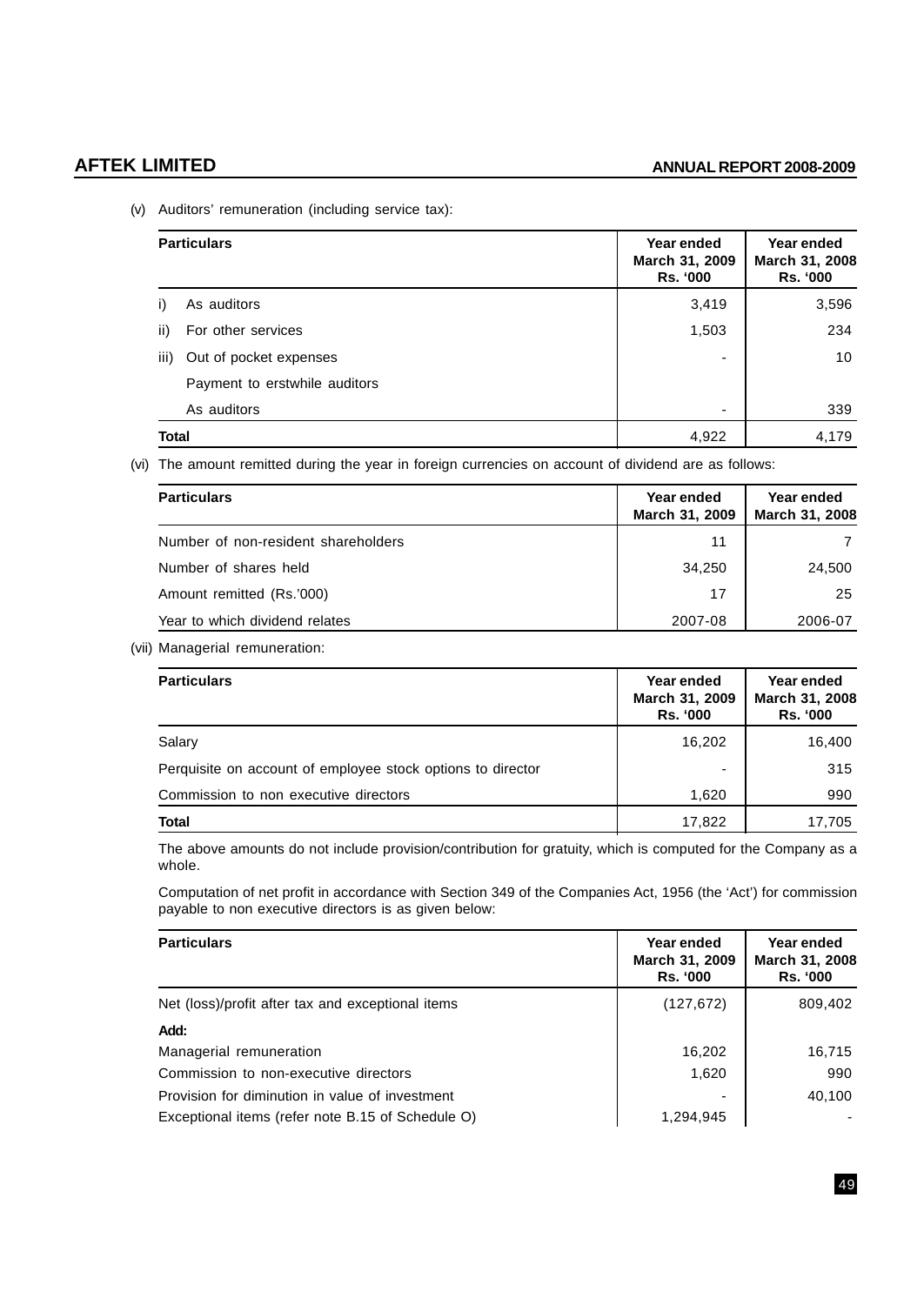(v) Auditors' remuneration (including service tax):

| Particulars | Year ended March 31, 2009 Rs. '000 | Year ended March 31, 2008 Rs. '000 |
|---|---|---|
| i) As auditors | 3,419 | 3,596 |
| ii) For other services | 1,503 | 234 |
| iii) Out of pocket expenses | - | 10 |
| Payment to erstwhile auditors | | |
| As auditors | - | 339 |
| **Total** | 4,922 | 4,179 |

(vi) The amount remitted during the year in foreign currencies on account of dividend are as follows:

| Particulars | Year ended March 31, 2009 | Year ended March 31, 2008 |
|---|---|---|
| Number of non-resident shareholders | 11 | 7 |
| Number of shares held | 34,250 | 24,500 |
| Amount remitted (Rs.'000) | 17 | 25 |
| Year to which dividend relates | 2007-08 | 2006-07 |

(vii) Managerial remuneration:

| Particulars | Year ended March 31, 2009 Rs. '000 | Year ended March 31, 2008 Rs. '000 |
|---|---|---|
| Salary | 16,202 | 16,400 |
| Perquisite on account of employee stock options to director | - | 315 |
| Commission to non executive directors | 1,620 | 990 |
| **Total** | 17,822 | 17,705 |

The above amounts do not include provision/contribution for gratuity, which is computed for the Company as a whole.

Computation of net profit in accordance with Section 349 of the Companies Act, 1956 (the 'Act') for commission payable to non executive directors is as given below:

| Particulars | Year ended March 31, 2009 Rs. '000 | Year ended March 31, 2008 Rs. '000 |
|---|---|---|
| Net (loss)/profit after tax and exceptional items | (127,672) | 809,402 |
| **Add:** | | |
| Managerial remuneration | 16,202 | 16,715 |
| Commission to non-executive directors | 1,620 | 990 |
| Provision for diminution in value of investment | - | 40,100 |
| Exceptional items (refer note B.15 of Schedule O) | 1,294,945 | - |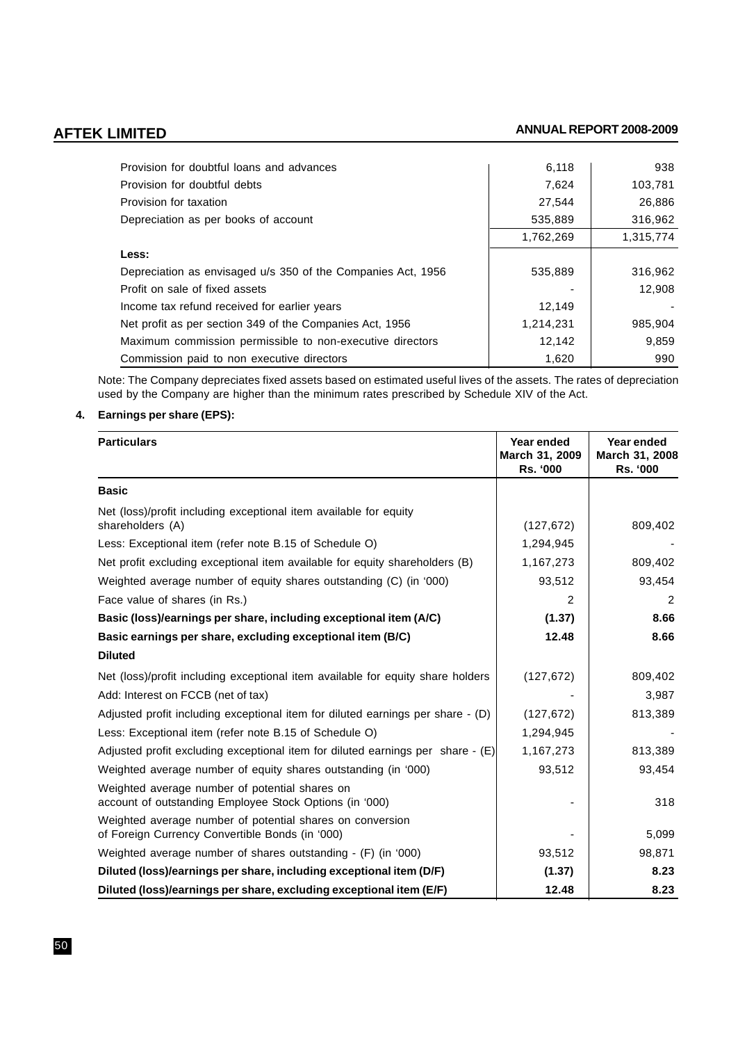| | | |
|---|---|---|
| Provision for doubtful loans and advances | 6,118 | 938 |
| Provision for doubtful debts | 7,624 | 103,781 |
| Provision for taxation | 27,544 | 26,886 |
| Depreciation as per books of account | 535,889 | 316,962 |
| | 1,762,269 | 1,315,774 |
| **Less:** | | |
| Depreciation as envisaged u/s 350 of the Companies Act, 1956 | 535,889 | 316,962 |
| Profit on sale of fixed assets | - | 12,908 |
| Income tax refund received for earlier years | 12,149 | - |
| Net profit as per section 349 of the Companies Act, 1956 | 1,214,231 | 985,904 |
| Maximum commission permissible to non-executive directors | 12,142 | 9,859 |
| Commission paid to non executive directors | 1,620 | 990 |

Note: The Company depreciates fixed assets based on estimated useful lives of the assets. The rates of depreciation used by the Company are higher than the minimum rates prescribed by Schedule XIV of the Act.

**4. Earnings per share (EPS):**

| Particulars | Year ended March 31, 2009 Rs. '000 | Year ended March 31, 2008 Rs. '000 |
|---|---|---|
| **Basic** | | |
| Net (loss)/profit including exceptional item available for equity shareholders (A) | (127,672) | 809,402 |
| Less: Exceptional item (refer note B.15 of Schedule O) | 1,294,945 | - |
| Net profit excluding exceptional item available for equity shareholders (B) | 1,167,273 | 809,402 |
| Weighted average number of equity shares outstanding (C) (in '000) | 93,512 | 93,454 |
| Face value of shares (in Rs.) | 2 | 2 |
| **Basic (loss)/earnings per share, including exceptional item (A/C)** | **(1.37)** | **8.66** |
| **Basic earnings per share, excluding exceptional item (B/C)** | **12.48** | **8.66** |
| **Diluted** | | |
| Net (loss)/profit including exceptional item available for equity share holders | (127,672) | 809,402 |
| Add: Interest on FCCB (net of tax) | - | 3,987 |
| Adjusted profit including exceptional item for diluted earnings per share - (D) | (127,672) | 813,389 |
| Less: Exceptional item (refer note B.15 of Schedule O) | 1,294,945 | - |
| Adjusted profit excluding exceptional item for diluted earnings per share - (E) | 1,167,273 | 813,389 |
| Weighted average number of equity shares outstanding (in '000) | 93,512 | 93,454 |
| Weighted average number of potential shares on account of outstanding Employee Stock Options (in '000) | - | 318 |
| Weighted average number of potential shares on conversion of Foreign Currency Convertible Bonds (in '000) | - | 5,099 |
| Weighted average number of shares outstanding - (F) (in '000) | 93,512 | 98,871 |
| **Diluted (loss)/earnings per share, including exceptional item (D/F)** | **(1.37)** | **8.23** |
| **Diluted (loss)/earnings per share, excluding exceptional item (E/F)** | **12.48** | **8.23** |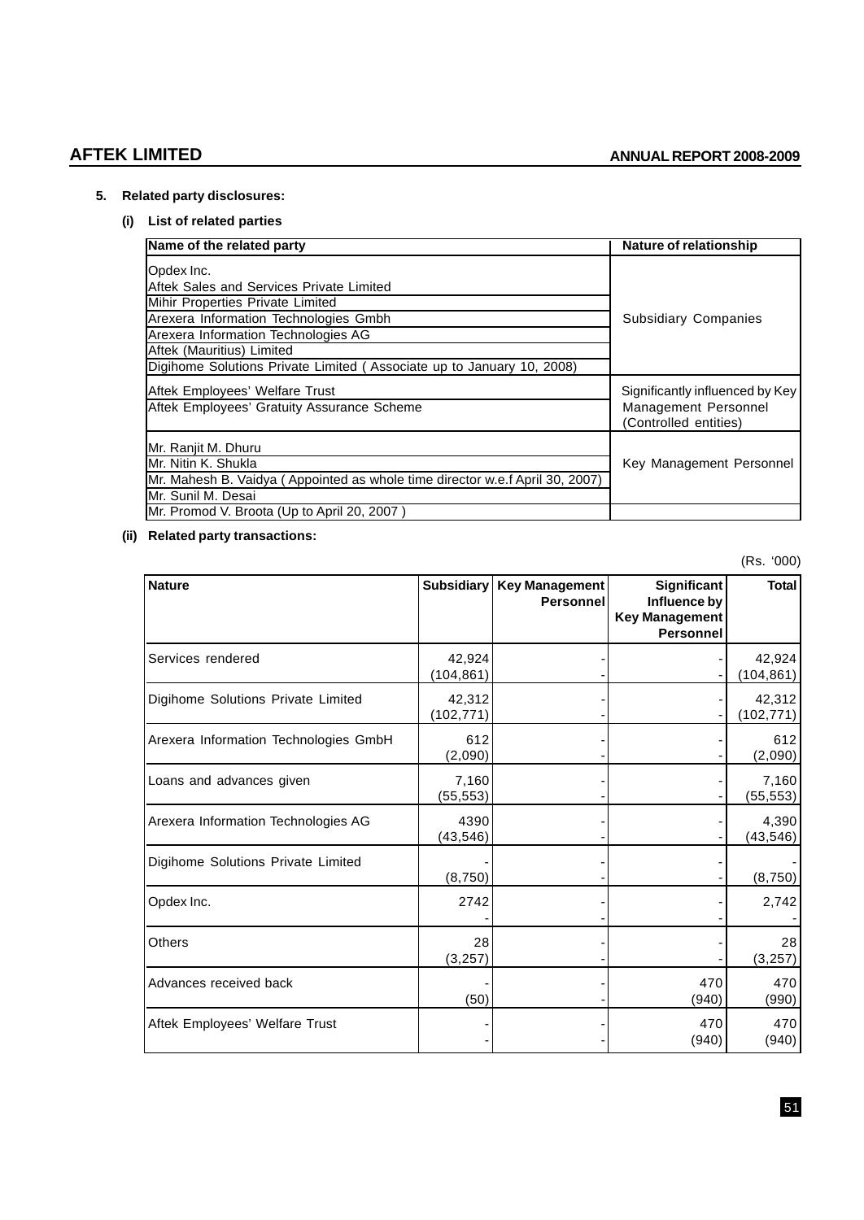## 5. Related party disclosures:

### (i) List of related parties

| Name of the related party | Nature of relationship |
|---|---|
| Opdex Inc. | Subsidiary Companies |
| Aftek Sales and Services Private Limited | |
| Mihir Properties Private Limited | |
| Arexera Information Technologies Gmbh | |
| Arexera Information Technologies AG | |
| Aftek (Mauritius) Limited | |
| Digihome Solutions Private Limited ( Associate up to January 10, 2008) | |
| Aftek Employees' Welfare Trust | Significantly influenced by Key Management Personnel (Controlled entities) |
| Aftek Employees' Gratuity Assurance Scheme | |
| Mr. Ranjit M. Dhuru | Key Management Personnel |
| Mr. Nitin K. Shukla | |
| Mr. Mahesh B. Vaidya ( Appointed as whole time director w.e.f April 30, 2007) | |
| Mr. Sunil M. Desai | |
| Mr. Promod V. Broota (Up to April 20, 2007 ) | |

### (ii) Related party transactions:

(Rs. '000)

| Nature | Subsidiary | Key Management Personnel | Significant Influence by Key Management Personnel | Total |
|---|---|---|---|---|
| Services rendered | 42,924<br>(104,861) | -<br>- | -<br>- | 42,924<br>(104,861) |
| Digihome Solutions Private Limited | 42,312<br>(102,771) | -<br>- | -<br>- | 42,312<br>(102,771) |
| Arexera Information Technologies GmbH | 612<br>(2,090) | -<br>- | -<br>- | 612<br>(2,090) |
| Loans and advances given | 7,160<br>(55,553) | -<br>- | -<br>- | 7,160<br>(55,553) |
| Arexera Information Technologies AG | 4390<br>(43,546) | -<br>- | -<br>- | 4,390<br>(43,546) |
| Digihome Solutions Private Limited | -<br>(8,750) | -<br>- | -<br>- | -<br>(8,750) |
| Opdex Inc. | 2742<br>- | -<br>- | -<br>- | 2,742<br>- |
| Others | 28<br>(3,257) | -<br>- | -<br>- | 28<br>(3,257) |
| Advances received back | -<br>(50) | -<br>- | 470<br>(940) | 470<br>(990) |
| Aftek Employees' Welfare Trust | -<br>- | -<br>- | 470<br>(940) | 470<br>(940) |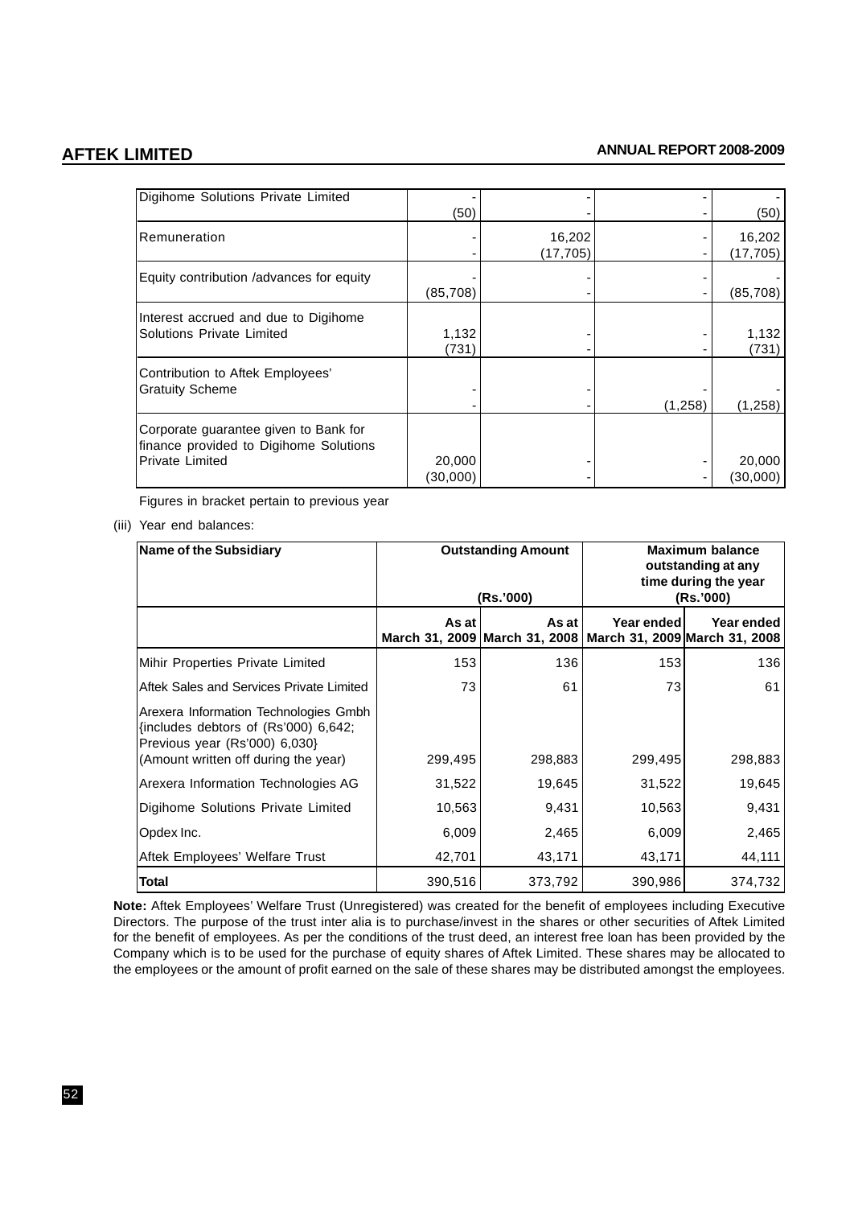| | | | | |
|---|---|---|---|---|
| Digihome Solutions Private Limited | -<br>(50) | -<br>- | -<br>- | -<br>(50) |
| Remuneration | -<br>- | 16,202<br>(17,705) | -<br>- | 16,202<br>(17,705) |
| Equity contribution /advances for equity | -<br>(85,708) | -<br>- | -<br>- | -<br>(85,708) |
| Interest accrued and due to Digihome Solutions Private Limited | 1,132<br>(731) | -<br>- | -<br>- | 1,132<br>(731) |
| Contribution to Aftek Employees' Gratuity Scheme | -<br>- | -<br>- | -<br>(1,258) | -<br>(1,258) |
| Corporate guarantee given to Bank for finance provided to Digihome Solutions Private Limited | 20,000<br>(30,000) | -<br>- | -<br>- | 20,000<br>(30,000) |

Figures in bracket pertain to previous year

(iii) Year end balances:

| Name of the Subsidiary | Outstanding Amount (Rs.'000) | | Maximum balance outstanding at any time during the year (Rs.'000) | |
|---|---|---|---|---|
| | As at March 31, 2009 | As at March 31, 2008 | Year ended March 31, 2009 | Year ended March 31, 2008 |
| Mihir Properties Private Limited | 153 | 136 | 153 | 136 |
| Aftek Sales and Services Private Limited | 73 | 61 | 73 | 61 |
| Arexera Information Technologies Gmbh {includes debtors of (Rs'000) 6,642; Previous year (Rs'000) 6,030} (Amount written off during the year) | 299,495 | 298,883 | 299,495 | 298,883 |
| Arexera Information Technologies AG | 31,522 | 19,645 | 31,522 | 19,645 |
| Digihome Solutions Private Limited | 10,563 | 9,431 | 10,563 | 9,431 |
| Opdex Inc. | 6,009 | 2,465 | 6,009 | 2,465 |
| Aftek Employees' Welfare Trust | 42,701 | 43,171 | 43,171 | 44,111 |
| **Total** | 390,516 | 373,792 | 390,986 | 374,732 |

**Note:** Aftek Employees' Welfare Trust (Unregistered) was created for the benefit of employees including Executive Directors. The purpose of the trust inter alia is to purchase/invest in the shares or other securities of Aftek Limited for the benefit of employees. As per the conditions of the trust deed, an interest free loan has been provided by the Company which is to be used for the purchase of equity shares of Aftek Limited. These shares may be allocated to the employees or the amount of profit earned on the sale of these shares may be distributed amongst the employees.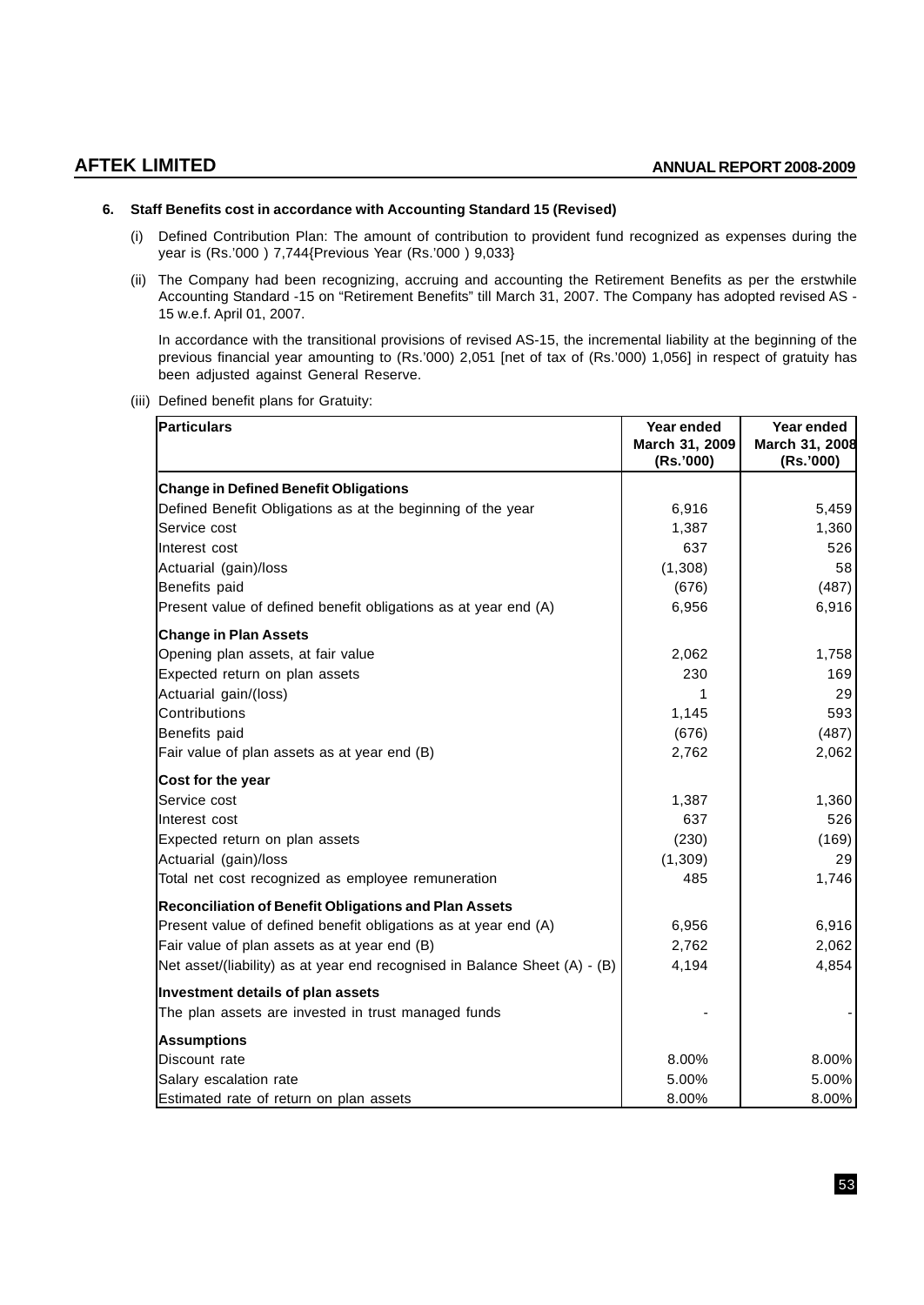## 6. Staff Benefits cost in accordance with Accounting Standard 15 (Revised)

(i) Defined Contribution Plan: The amount of contribution to provident fund recognized as expenses during the year is (Rs.'000 ) 7,744{Previous Year (Rs.'000 ) 9,033}

(ii) The Company had been recognizing, accruing and accounting the Retirement Benefits as per the erstwhile Accounting Standard -15 on "Retirement Benefits" till March 31, 2007. The Company has adopted revised AS - 15 w.e.f. April 01, 2007.

In accordance with the transitional provisions of revised AS-15, the incremental liability at the beginning of the previous financial year amounting to (Rs.'000) 2,051 [net of tax of (Rs.'000) 1,056] in respect of gratuity has been adjusted against General Reserve.

(iii) Defined benefit plans for Gratuity:

| Particulars | Year ended March 31, 2009 (Rs.'000) | Year ended March 31, 2008 (Rs.'000) |
|---|---|---|
| **Change in Defined Benefit Obligations** | | |
| Defined Benefit Obligations as at the beginning of the year | 6,916 | 5,459 |
| Service cost | 1,387 | 1,360 |
| Interest cost | 637 | 526 |
| Actuarial (gain)/loss | (1,308) | 58 |
| Benefits paid | (676) | (487) |
| Present value of defined benefit obligations as at year end (A) | 6,956 | 6,916 |
| **Change in Plan Assets** | | |
| Opening plan assets, at fair value | 2,062 | 1,758 |
| Expected return on plan assets | 230 | 169 |
| Actuarial gain/(loss) | 1 | 29 |
| Contributions | 1,145 | 593 |
| Benefits paid | (676) | (487) |
| Fair value of plan assets as at year end (B) | 2,762 | 2,062 |
| **Cost for the year** | | |
| Service cost | 1,387 | 1,360 |
| Interest cost | 637 | 526 |
| Expected return on plan assets | (230) | (169) |
| Actuarial (gain)/loss | (1,309) | 29 |
| Total net cost recognized as employee remuneration | 485 | 1,746 |
| **Reconciliation of Benefit Obligations and Plan Assets** | | |
| Present value of defined benefit obligations as at year end (A) | 6,956 | 6,916 |
| Fair value of plan assets as at year end (B) | 2,762 | 2,062 |
| Net asset/(liability) as at year end recognised in Balance Sheet (A) - (B) | 4,194 | 4,854 |
| **Investment details of plan assets** | | |
| The plan assets are invested in trust managed funds | - | - |
| **Assumptions** | | |
| Discount rate | 8.00% | 8.00% |
| Salary escalation rate | 5.00% | 5.00% |
| Estimated rate of return on plan assets | 8.00% | 8.00% |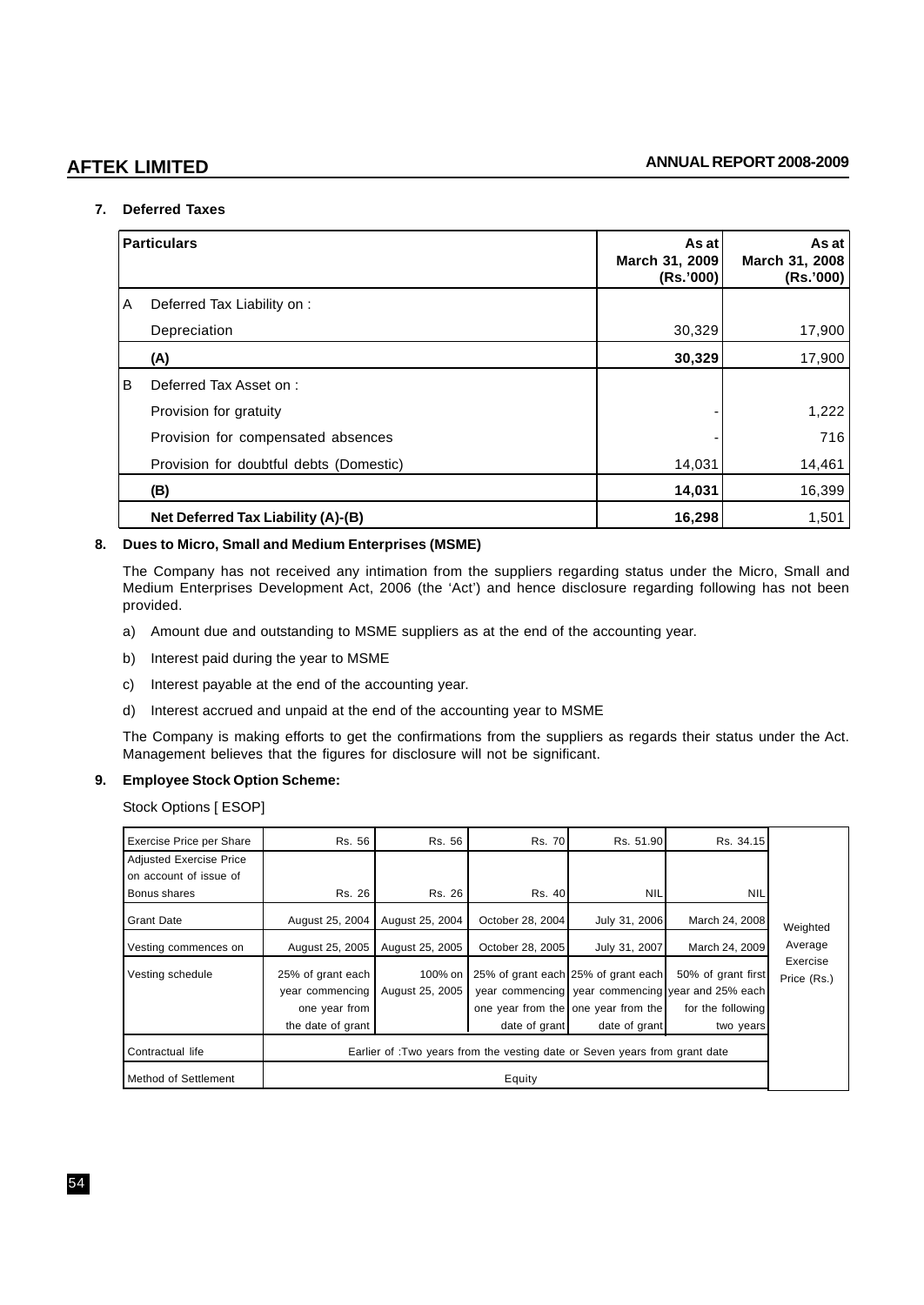## 7. Deferred Taxes

| | Particulars | As at March 31, 2009 (Rs.'000) | As at March 31, 2008 (Rs.'000) |
|---|---|---|---|
| A | Deferred Tax Liability on : | | |
| | Depreciation | 30,329 | 17,900 |
| | **(A)** | **30,329** | 17,900 |
| B | Deferred Tax Asset on : | | |
| | Provision for gratuity | - | 1,222 |
| | Provision for compensated absences | - | 716 |
| | Provision for doubtful debts (Domestic) | 14,031 | 14,461 |
| | **(B)** | **14,031** | 16,399 |
| | **Net Deferred Tax Liability (A)-(B)** | **16,298** | 1,501 |

## 8. Dues to Micro, Small and Medium Enterprises (MSME)

The Company has not received any intimation from the suppliers regarding status under the Micro, Small and Medium Enterprises Development Act, 2006 (the 'Act') and hence disclosure regarding following has not been provided.

a) Amount due and outstanding to MSME suppliers as at the end of the accounting year.

b) Interest paid during the year to MSME

c) Interest payable at the end of the accounting year.

d) Interest accrued and unpaid at the end of the accounting year to MSME

The Company is making efforts to get the confirmations from the suppliers as regards their status under the Act. Management believes that the figures for disclosure will not be significant.

## 9. Employee Stock Option Scheme:

Stock Options [ ESOP]

| Exercise Price per Share | Rs. 56 | Rs. 56 | Rs. 70 | Rs. 51.90 | Rs. 34.15 | Weighted Average Exercise Price (Rs.) |
|---|---|---|---|---|---|---|
| Adjusted Exercise Price on account of issue of Bonus shares | Rs. 26 | Rs. 26 | Rs. 40 | NIL | NIL | |
| Grant Date | August 25, 2004 | August 25, 2004 | October 28, 2004 | July 31, 2006 | March 24, 2008 | |
| Vesting commences on | August 25, 2005 | August 25, 2005 | October 28, 2005 | July 31, 2007 | March 24, 2009 | |
| Vesting schedule | 25% of grant each year commencing one year from the date of grant | 100% on August 25, 2005 | 25% of grant each year commencing one year from the date of grant | 25% of grant each year commencing one year from the date of grant | 50% of grant first year and 25% each for the following two years | |
| Contractual life | Earlier of :Two years from the vesting date or Seven years from grant date | | | | | |
| Method of Settlement | Equity | | | | | |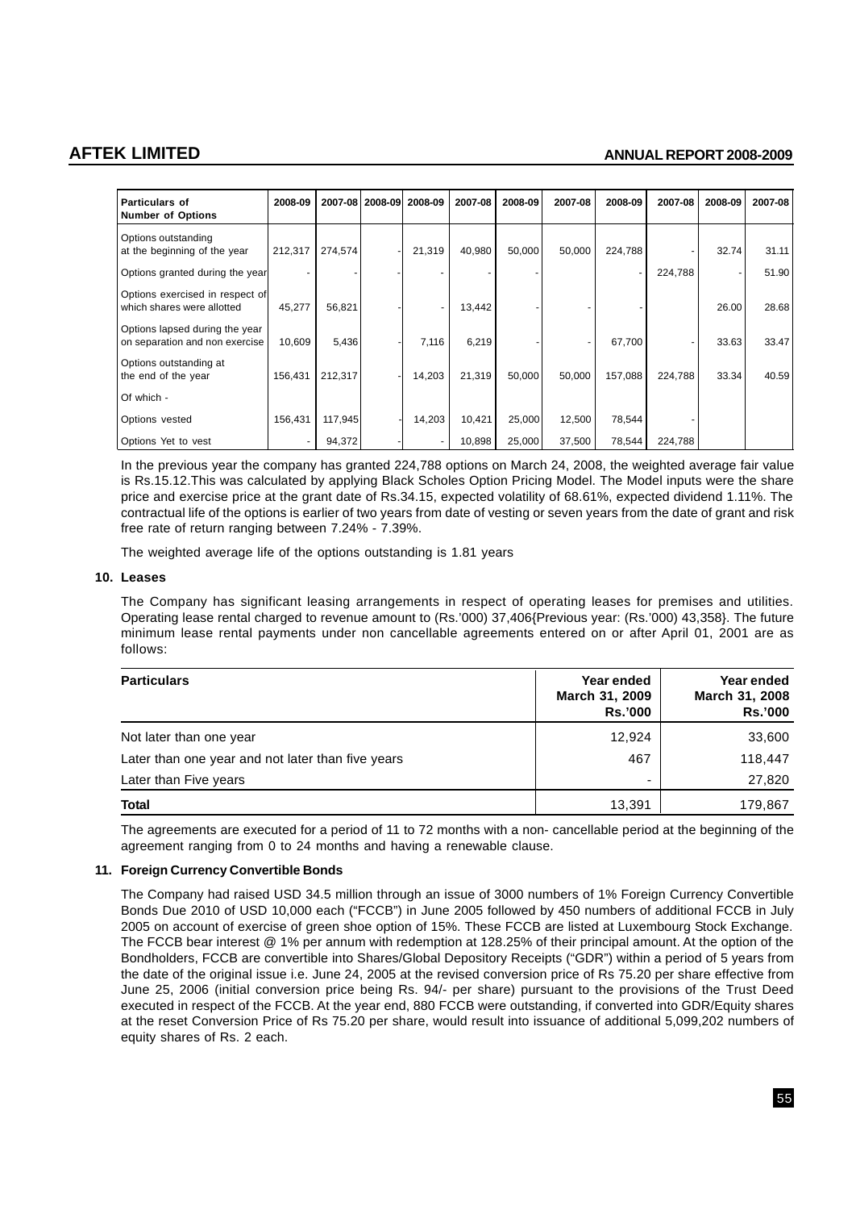| Particulars of Number of Options | 2008-09 | 2007-08 | 2008-09 | 2008-09 | 2007-08 | 2008-09 | 2007-08 | 2008-09 | 2007-08 | 2008-09 | 2007-08 |
|---|---|---|---|---|---|---|---|---|---|---|---|
| Options outstanding at the beginning of the year | 212,317 | 274,574 | - | 21,319 | 40,980 | 50,000 | 50,000 | 224,788 | - | 32.74 | 31.11 |
| Options granted during the year | - | - | - | - | - | - | | - | 224,788 | - | 51.90 |
| Options exercised in respect of which shares were allotted | 45,277 | 56,821 | - | - | 13,442 | - | - | - | | 26.00 | 28.68 |
| Options lapsed during the year on separation and non exercise | 10,609 | 5,436 | - | 7,116 | 6,219 | - | - | 67,700 | - | 33.63 | 33.47 |
| Options outstanding at the end of the year | 156,431 | 212,317 | - | 14,203 | 21,319 | 50,000 | 50,000 | 157,088 | 224,788 | 33.34 | 40.59 |
| Of which - | | | | | | | | | | | |
| Options vested | 156,431 | 117,945 | - | 14,203 | 10,421 | 25,000 | 12,500 | 78,544 | - | | |
| Options Yet to vest | - | 94,372 | - | - | 10,898 | 25,000 | 37,500 | 78,544 | 224,788 | | |

In the previous year the company has granted 224,788 options on March 24, 2008, the weighted average fair value is Rs.15.12.This was calculated by applying Black Scholes Option Pricing Model. The Model inputs were the share price and exercise price at the grant date of Rs.34.15, expected volatility of 68.61%, expected dividend 1.11%. The contractual life of the options is earlier of two years from date of vesting or seven years from the date of grant and risk free rate of return ranging between 7.24% - 7.39%.

The weighted average life of the options outstanding is 1.81 years

**10. Leases**

The Company has significant leasing arrangements in respect of operating leases for premises and utilities. Operating lease rental charged to revenue amount to (Rs.'000) 37,406{Previous year: (Rs.'000) 43,358}. The future minimum lease rental payments under non cancellable agreements entered on or after April 01, 2001 are as follows:

| Particulars | Year ended March 31, 2009 Rs.'000 | Year ended March 31, 2008 Rs.'000 |
|---|---|---|
| Not later than one year | 12,924 | 33,600 |
| Later than one year and not later than five years | 467 | 118,447 |
| Later than Five years | - | 27,820 |
| **Total** | 13,391 | 179,867 |

The agreements are executed for a period of 11 to 72 months with a non- cancellable period at the beginning of the agreement ranging from 0 to 24 months and having a renewable clause.

**11. Foreign Currency Convertible Bonds**

The Company had raised USD 34.5 million through an issue of 3000 numbers of 1% Foreign Currency Convertible Bonds Due 2010 of USD 10,000 each ("FCCB") in June 2005 followed by 450 numbers of additional FCCB in July 2005 on account of exercise of green shoe option of 15%. These FCCB are listed at Luxembourg Stock Exchange. The FCCB bear interest @ 1% per annum with redemption at 128.25% of their principal amount. At the option of the Bondholders, FCCB are convertible into Shares/Global Depository Receipts ("GDR") within a period of 5 years from the date of the original issue i.e. June 24, 2005 at the revised conversion price of Rs 75.20 per share effective from June 25, 2006 (initial conversion price being Rs. 94/- per share) pursuant to the provisions of the Trust Deed executed in respect of the FCCB. At the year end, 880 FCCB were outstanding, if converted into GDR/Equity shares at the reset Conversion Price of Rs 75.20 per share, would result into issuance of additional 5,099,202 numbers of equity shares of Rs. 2 each.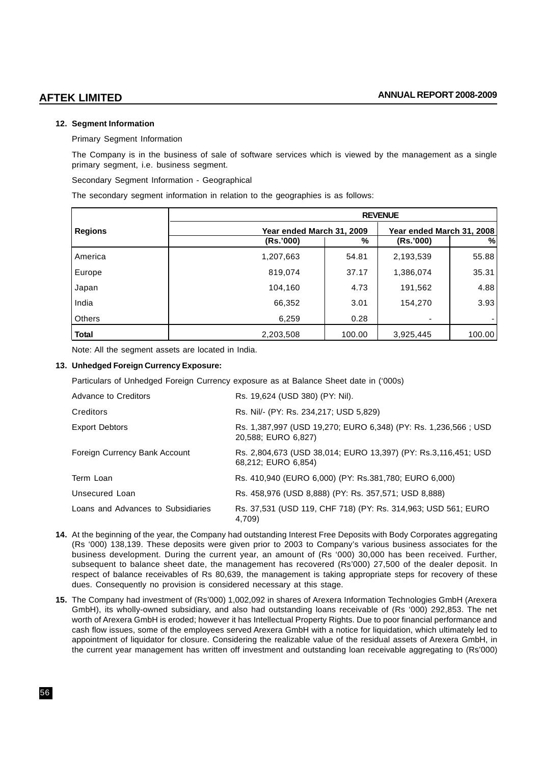## 12. Segment Information

Primary Segment Information

The Company is in the business of sale of software services which is viewed by the management as a single primary segment, i.e. business segment.

Secondary Segment Information - Geographical

The secondary segment information in relation to the geographies is as follows:

| Regions | REVENUE | | | |
|---|---|---|---|---|
| | Year ended March 31, 2009 | | Year ended March 31, 2008 | |
| | (Rs.'000) | % | (Rs.'000) | % |
| America | 1,207,663 | 54.81 | 2,193,539 | 55.88 |
| Europe | 819,074 | 37.17 | 1,386,074 | 35.31 |
| Japan | 104,160 | 4.73 | 191,562 | 4.88 |
| India | 66,352 | 3.01 | 154,270 | 3.93 |
| Others | 6,259 | 0.28 | - | - |
| **Total** | 2,203,508 | 100.00 | 3,925,445 | 100.00 |

Note: All the segment assets are located in India.

## 13. Unhedged Foreign Currency Exposure:

Particulars of Unhedged Foreign Currency exposure as at Balance Sheet date in ('000s)

| | |
|---|---|
| Advance to Creditors | Rs. 19,624 (USD 380) (PY: Nil). |
| Creditors | Rs. Nil/- (PY: Rs. 234,217; USD 5,829) |
| Export Debtors | Rs. 1,387,997 (USD 19,270; EURO 6,348) (PY: Rs. 1,236,566 ; USD 20,588; EURO 6,827) |
| Foreign Currency Bank Account | Rs. 2,804,673 (USD 38,014; EURO 13,397) (PY: Rs.3,116,451; USD 68,212; EURO 6,854) |
| Term Loan | Rs. 410,940 (EURO 6,000) (PY: Rs.381,780; EURO 6,000) |
| Unsecured Loan | Rs. 458,976 (USD 8,888) (PY: Rs. 357,571; USD 8,888) |
| Loans and Advances to Subsidiaries | Rs. 37,531 (USD 119, CHF 718) (PY: Rs. 314,963; USD 561; EURO 4,709) |

**14.** At the beginning of the year, the Company had outstanding Interest Free Deposits with Body Corporates aggregating (Rs '000) 138,139. These deposits were given prior to 2003 to Company's various business associates for the business development. During the current year, an amount of (Rs '000) 30,000 has been received. Further, subsequent to balance sheet date, the management has recovered (Rs'000) 27,500 of the dealer deposit. In respect of balance receivables of Rs 80,639, the management is taking appropriate steps for recovery of these dues. Consequently no provision is considered necessary at this stage.

**15.** The Company had investment of (Rs'000) 1,002,092 in shares of Arexera Information Technologies GmbH (Arexera GmbH), its wholly-owned subsidiary, and also had outstanding loans receivable of (Rs '000) 292,853. The net worth of Arexera GmbH is eroded; however it has Intellectual Property Rights. Due to poor financial performance and cash flow issues, some of the employees served Arexera GmbH with a notice for liquidation, which ultimately led to appointment of liquidator for closure. Considering the realizable value of the residual assets of Arexera GmbH, in the current year management has written off investment and outstanding loan receivable aggregating to (Rs'000)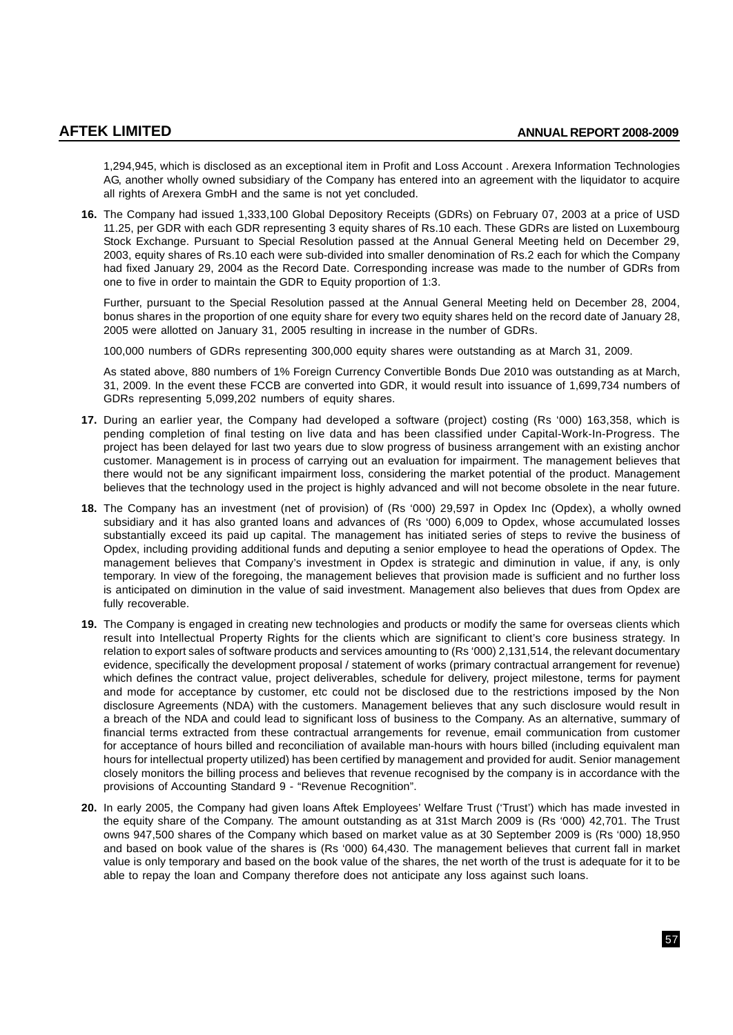1,294,945, which is disclosed as an exceptional item in Profit and Loss Account . Arexera Information Technologies AG, another wholly owned subsidiary of the Company has entered into an agreement with the liquidator to acquire all rights of Arexera GmbH and the same is not yet concluded.

**16.** The Company had issued 1,333,100 Global Depository Receipts (GDRs) on February 07, 2003 at a price of USD 11.25, per GDR with each GDR representing 3 equity shares of Rs.10 each. These GDRs are listed on Luxembourg Stock Exchange. Pursuant to Special Resolution passed at the Annual General Meeting held on December 29, 2003, equity shares of Rs.10 each were sub-divided into smaller denomination of Rs.2 each for which the Company had fixed January 29, 2004 as the Record Date. Corresponding increase was made to the number of GDRs from one to five in order to maintain the GDR to Equity proportion of 1:3.

Further, pursuant to the Special Resolution passed at the Annual General Meeting held on December 28, 2004, bonus shares in the proportion of one equity share for every two equity shares held on the record date of January 28, 2005 were allotted on January 31, 2005 resulting in increase in the number of GDRs.

100,000 numbers of GDRs representing 300,000 equity shares were outstanding as at March 31, 2009.

As stated above, 880 numbers of 1% Foreign Currency Convertible Bonds Due 2010 was outstanding as at March, 31, 2009. In the event these FCCB are converted into GDR, it would result into issuance of 1,699,734 numbers of GDRs representing 5,099,202 numbers of equity shares.

**17.** During an earlier year, the Company had developed a software (project) costing (Rs '000) 163,358, which is pending completion of final testing on live data and has been classified under Capital-Work-In-Progress. The project has been delayed for last two years due to slow progress of business arrangement with an existing anchor customer. Management is in process of carrying out an evaluation for impairment. The management believes that there would not be any significant impairment loss, considering the market potential of the product. Management believes that the technology used in the project is highly advanced and will not become obsolete in the near future.

**18.** The Company has an investment (net of provision) of (Rs '000) 29,597 in Opdex Inc (Opdex), a wholly owned subsidiary and it has also granted loans and advances of (Rs '000) 6,009 to Opdex, whose accumulated losses substantially exceed its paid up capital. The management has initiated series of steps to revive the business of Opdex, including providing additional funds and deputing a senior employee to head the operations of Opdex. The management believes that Company's investment in Opdex is strategic and diminution in value, if any, is only temporary. In view of the foregoing, the management believes that provision made is sufficient and no further loss is anticipated on diminution in the value of said investment. Management also believes that dues from Opdex are fully recoverable.

**19.** The Company is engaged in creating new technologies and products or modify the same for overseas clients which result into Intellectual Property Rights for the clients which are significant to client's core business strategy. In relation to export sales of software products and services amounting to (Rs '000) 2,131,514, the relevant documentary evidence, specifically the development proposal / statement of works (primary contractual arrangement for revenue) which defines the contract value, project deliverables, schedule for delivery, project milestone, terms for payment and mode for acceptance by customer, etc could not be disclosed due to the restrictions imposed by the Non disclosure Agreements (NDA) with the customers. Management believes that any such disclosure would result in a breach of the NDA and could lead to significant loss of business to the Company. As an alternative, summary of financial terms extracted from these contractual arrangements for revenue, email communication from customer for acceptance of hours billed and reconciliation of available man-hours with hours billed (including equivalent man hours for intellectual property utilized) has been certified by management and provided for audit. Senior management closely monitors the billing process and believes that revenue recognised by the company is in accordance with the provisions of Accounting Standard 9 - "Revenue Recognition".

**20.** In early 2005, the Company had given loans Aftek Employees' Welfare Trust ('Trust') which has made invested in the equity share of the Company. The amount outstanding as at 31st March 2009 is (Rs '000) 42,701. The Trust owns 947,500 shares of the Company which based on market value as at 30 September 2009 is (Rs '000) 18,950 and based on book value of the shares is (Rs '000) 64,430. The management believes that current fall in market value is only temporary and based on the book value of the shares, the net worth of the trust is adequate for it to be able to repay the loan and Company therefore does not anticipate any loss against such loans.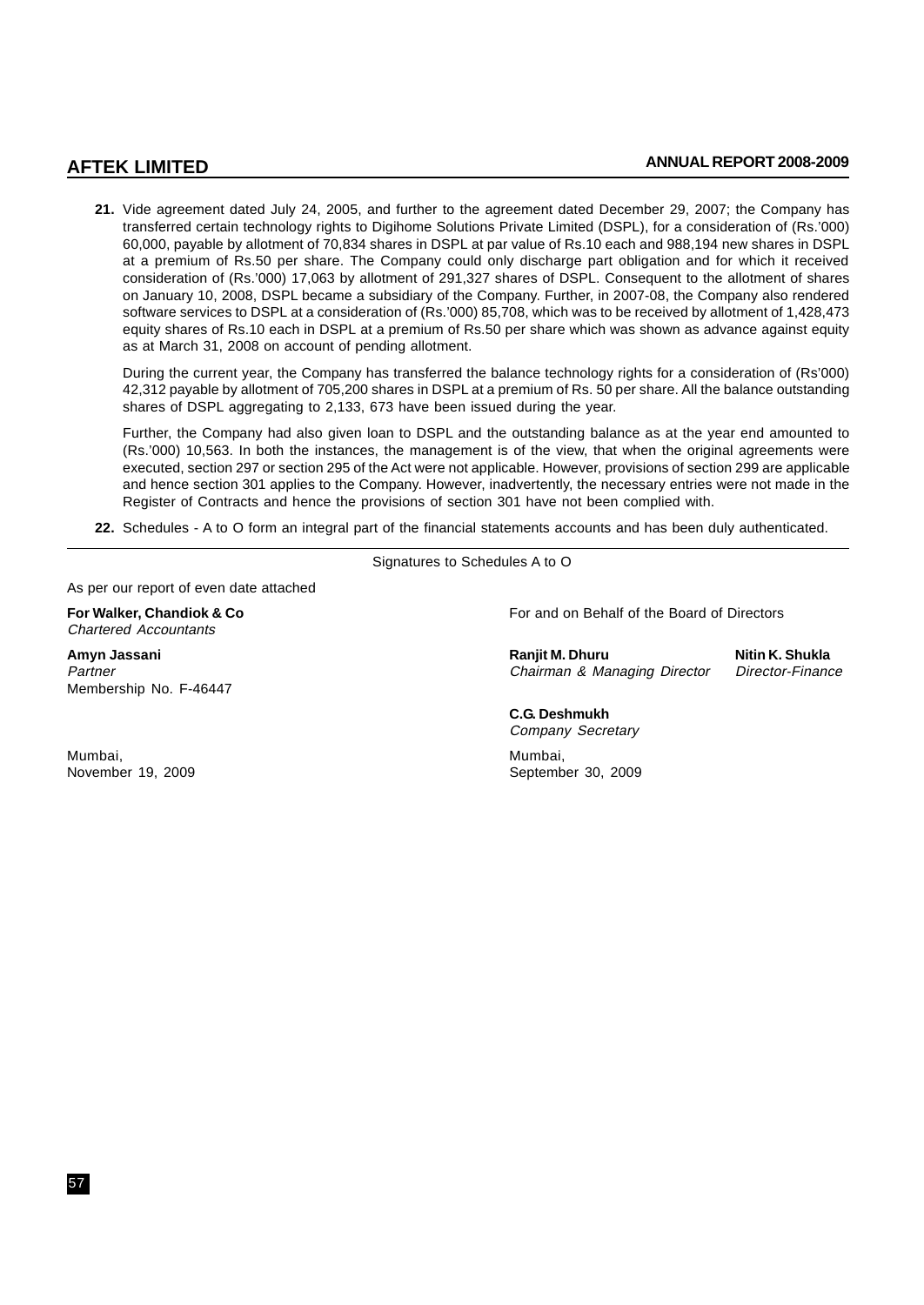21. Vide agreement dated July 24, 2005, and further to the agreement dated December 29, 2007; the Company has transferred certain technology rights to Digihome Solutions Private Limited (DSPL), for a consideration of (Rs.'000) 60,000, payable by allotment of 70,834 shares in DSPL at par value of Rs.10 each and 988,194 new shares in DSPL at a premium of Rs.50 per share. The Company could only discharge part obligation and for which it received consideration of (Rs.'000) 17,063 by allotment of 291,327 shares of DSPL. Consequent to the allotment of shares on January 10, 2008, DSPL became a subsidiary of the Company. Further, in 2007-08, the Company also rendered software services to DSPL at a consideration of (Rs.'000) 85,708, which was to be received by allotment of 1,428,473 equity shares of Rs.10 each in DSPL at a premium of Rs.50 per share which was shown as advance against equity as at March 31, 2008 on account of pending allotment.

    During the current year, the Company has transferred the balance technology rights for a consideration of (Rs'000) 42,312 payable by allotment of 705,200 shares in DSPL at a premium of Rs. 50 per share. All the balance outstanding shares of DSPL aggregating to 2,133, 673 have been issued during the year.

    Further, the Company had also given loan to DSPL and the outstanding balance as at the year end amounted to (Rs.'000) 10,563. In both the instances, the management is of the view, that when the original agreements were executed, section 297 or section 295 of the Act were not applicable. However, provisions of section 299 are applicable and hence section 301 applies to the Company. However, inadvertently, the necessary entries were not made in the Register of Contracts and hence the provisions of section 301 have not been complied with.

22. Schedules - A to O form an integral part of the financial statements accounts and has been duly authenticated.

Signatures to Schedules A to O

As per our report of even date attached

**For Walker, Chandiok & Co**
*Chartered Accountants*

**Amyn Jassani**
*Partner*
Membership No. F-46447

Mumbai,
November 19, 2009

For and on Behalf of the Board of Directors

**Ranjit M. Dhuru**
*Chairman & Managing Director*

**Nitin K. Shukla**
*Director-Finance*

**C.G. Deshmukh**
*Company Secretary*

Mumbai,
September 30, 2009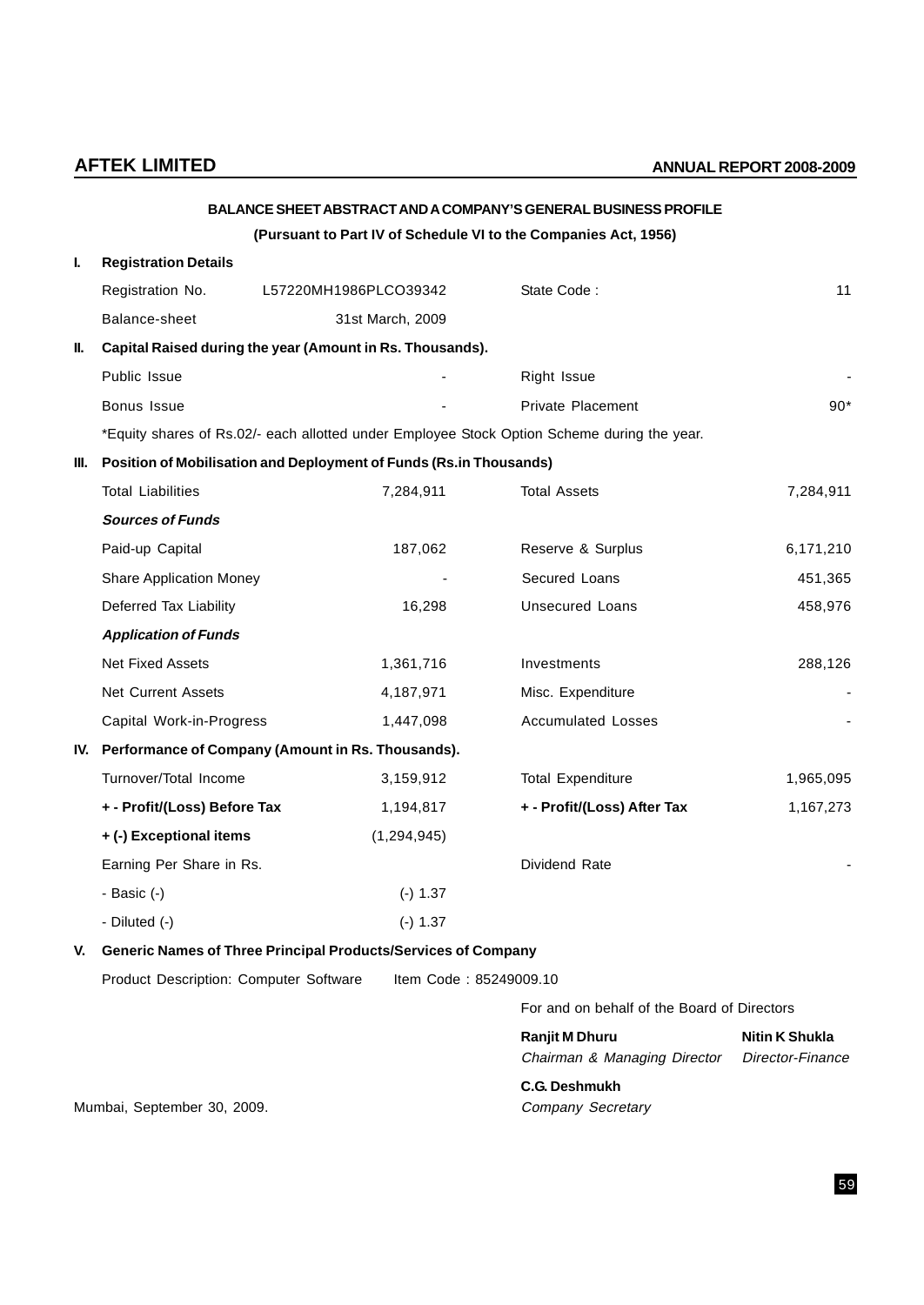## BALANCE SHEET ABSTRACT AND A COMPANY'S GENERAL BUSINESS PROFILE

**(Pursuant to Part IV of Schedule VI to the Companies Act, 1956)**

### I. Registration Details

| | | | |
|---|---|---|---|
| Registration No. | L57220MH1986PLCO39342 | State Code : | 11 |
| Balance-sheet | 31st March, 2009 | | |

### II. Capital Raised during the year (Amount in Rs. Thousands).

| | | | |
|---|---|---|---|
| Public Issue | - | Right Issue | - |
| Bonus Issue | - | Private Placement | 90* |

*Equity shares of Rs.02/- each allotted under Employee Stock Option Scheme during the year.

### III. Position of Mobilisation and Deployment of Funds (Rs.in Thousands)

| | | | |
|---|---|---|---|
| Total Liabilities | 7,284,911 | Total Assets | 7,284,911 |
| ***Sources of Funds*** | | | |
| Paid-up Capital | 187,062 | Reserve & Surplus | 6,171,210 |
| Share Application Money | - | Secured Loans | 451,365 |
| Deferred Tax Liability | 16,298 | Unsecured Loans | 458,976 |
| ***Application of Funds*** | | | |
| Net Fixed Assets | 1,361,716 | Investments | 288,126 |
| Net Current Assets | 4,187,971 | Misc. Expenditure | - |
| Capital Work-in-Progress | 1,447,098 | Accumulated Losses | - |

### IV. Performance of Company (Amount in Rs. Thousands).

| | | | |
|---|---|---|---|
| Turnover/Total Income | 3,159,912 | Total Expenditure | 1,965,095 |
| **+ - Profit/(Loss) Before Tax** | 1,194,817 | **+ - Profit/(Loss) After Tax** | 1,167,273 |
| **+ (-) Exceptional items** | (1,294,945) | | |
| Earning Per Share in Rs. | | Dividend Rate | - |
| - Basic (-) | (-) 1.37 | | |
| - Diluted (-) | (-) 1.37 | | |

### V. Generic Names of Three Principal Products/Services of Company

Product Description: Computer Software     Item Code : 85249009.10

For and on behalf of the Board of Directors

**Ranjit M Dhuru**
*Chairman & Managing Director*

**Nitin K Shukla**
*Director-Finance*

**C.G. Deshmukh**
*Company Secretary*

Mumbai, September 30, 2009.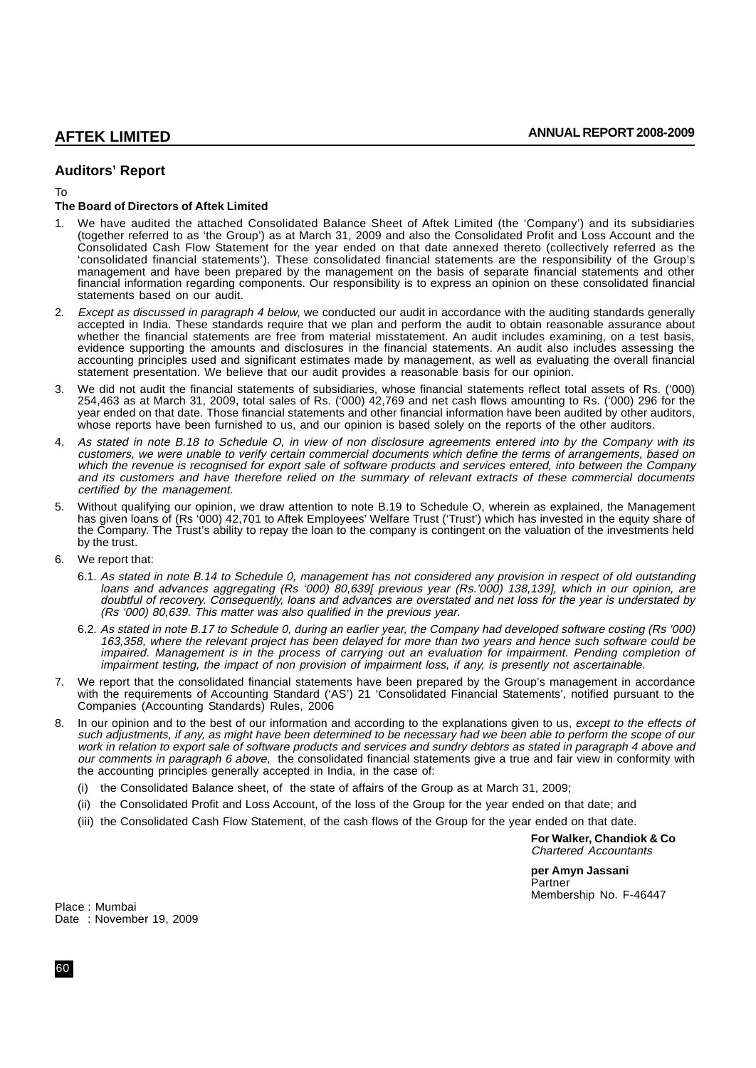## Auditors' Report

To

**The Board of Directors of Aftek Limited**

1. We have audited the attached Consolidated Balance Sheet of Aftek Limited (the 'Company') and its subsidiaries (together referred to as 'the Group') as at March 31, 2009 and also the Consolidated Profit and Loss Account and the Consolidated Cash Flow Statement for the year ended on that date annexed thereto (collectively referred as the 'consolidated financial statements'). These consolidated financial statements are the responsibility of the Group's management and have been prepared by the management on the basis of separate financial statements and other financial information regarding components. Our responsibility is to express an opinion on these consolidated financial statements based on our audit.

2. *Except as discussed in paragraph 4 below*, we conducted our audit in accordance with the auditing standards generally accepted in India. These standards require that we plan and perform the audit to obtain reasonable assurance about whether the financial statements are free from material misstatement. An audit includes examining, on a test basis, evidence supporting the amounts and disclosures in the financial statements. An audit also includes assessing the accounting principles used and significant estimates made by management, as well as evaluating the overall financial statement presentation. We believe that our audit provides a reasonable basis for our opinion.

3. We did not audit the financial statements of subsidiaries, whose financial statements reflect total assets of Rs. ('000) 254,463 as at March 31, 2009, total sales of Rs. ('000) 42,769 and net cash flows amounting to Rs. ('000) 296 for the year ended on that date. Those financial statements and other financial information have been audited by other auditors, whose reports have been furnished to us, and our opinion is based solely on the reports of the other auditors.

4. *As stated in note B.18 to Schedule O, in view of non disclosure agreements entered into by the Company with its customers, we were unable to verify certain commercial documents which define the terms of arrangements, based on which the revenue is recognised for export sale of software products and services entered, into between the Company and its customers and have therefore relied on the summary of relevant extracts of these commercial documents certified by the management.*

5. Without qualifying our opinion, we draw attention to note B.19 to Schedule O, wherein as explained, the Management has given loans of (Rs '000) 42,701 to Aftek Employees' Welfare Trust ('Trust') which has invested in the equity share of the Company. The Trust's ability to repay the loan to the company is contingent on the valuation of the investments held by the trust.

6. We report that:

   6.1. *As stated in note B.14 to Schedule 0, management has not considered any provision in respect of old outstanding loans and advances aggregating (Rs '000) 80,639[ previous year (Rs.'000) 138,139], which in our opinion, are doubtful of recovery. Consequently, loans and advances are overstated and net loss for the year is understated by (Rs '000) 80,639. This matter was also qualified in the previous year.*

   6.2. *As stated in note B.17 to Schedule 0, during an earlier year, the Company had developed software costing (Rs '000) 163,358, where the relevant project has been delayed for more than two years and hence such software could be impaired. Management is in the process of carrying out an evaluation for impairment. Pending completion of impairment testing, the impact of non provision of impairment loss, if any, is presently not ascertainable.*

7. We report that the consolidated financial statements have been prepared by the Group's management in accordance with the requirements of Accounting Standard ('AS') 21 'Consolidated Financial Statements', notified pursuant to the Companies (Accounting Standards) Rules, 2006

8. In our opinion and to the best of our information and according to the explanations given to us, *except to the effects of such adjustments, if any, as might have been determined to be necessary had we been able to perform the scope of our work in relation to export sale of software products and services and sundry debtors as stated in paragraph 4 above and our comments in paragraph 6 above*, the consolidated financial statements give a true and fair view in conformity with the accounting principles generally accepted in India, in the case of:

   (i) the Consolidated Balance sheet, of the state of affairs of the Group as at March 31, 2009;

   (ii) the Consolidated Profit and Loss Account, of the loss of the Group for the year ended on that date; and

   (iii) the Consolidated Cash Flow Statement, of the cash flows of the Group for the year ended on that date.

**For Walker, Chandiok & Co**
*Chartered Accountants*

**per Amyn Jassani**
Partner
Membership No. F-46447

Place : Mumbai
Date : November 19, 2009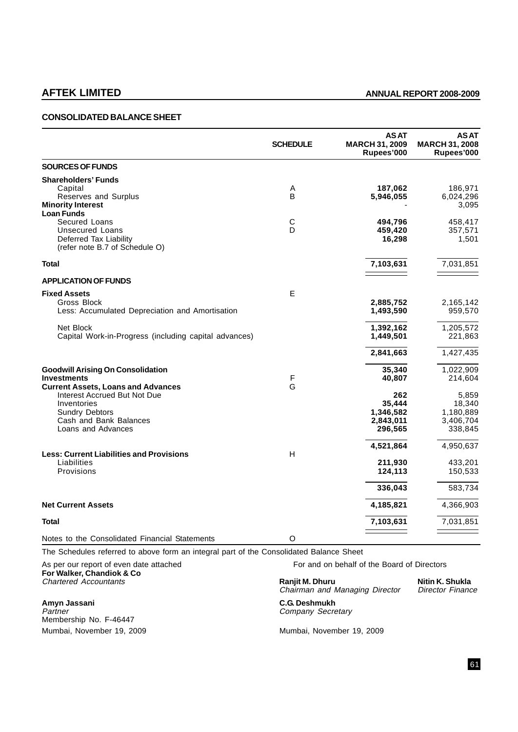## CONSOLIDATED BALANCE SHEET

| | SCHEDULE | AS AT MARCH 31, 2009 Rupees'000 | AS AT MARCH 31, 2008 Rupees'000 |
|---|---|---|---|
| **SOURCES OF FUNDS** | | | |
| **Shareholders' Funds** | | | |
| Capital | A | **187,062** | 186,971 |
| Reserves and Surplus | B | **5,946,055** | 6,024,296 |
| **Minority Interest** | | - | 3,095 |
| **Loan Funds** | | | |
| Secured Loans | C | **494,796** | 458,417 |
| Unsecured Loans | D | **459,420** | 357,571 |
| Deferred Tax Liability (refer note B.7 of Schedule O) | | **16,298** | 1,501 |
| **Total** | | **7,103,631** | 7,031,851 |
| **APPLICATION OF FUNDS** | | | |
| **Fixed Assets** | E | | |
| Gross Block | | **2,885,752** | 2,165,142 |
| Less: Accumulated Depreciation and Amortisation | | **1,493,590** | 959,570 |
| Net Block | | **1,392,162** | 1,205,572 |
| Capital Work-in-Progress (including capital advances) | | **1,449,501** | 221,863 |
| | | **2,841,663** | 1,427,435 |
| **Goodwill Arising On Consolidation** | | **35,340** | 1,022,909 |
| **Investments** | F | **40,807** | 214,604 |
| **Current Assets, Loans and Advances** | G | | |
| Interest Accrued But Not Due | | **262** | 5,859 |
| Inventories | | **35,444** | 18,340 |
| Sundry Debtors | | **1,346,582** | 1,180,889 |
| Cash and Bank Balances | | **2,843,011** | 3,406,704 |
| Loans and Advances | | **296,565** | 338,845 |
| | | **4,521,864** | 4,950,637 |
| **Less: Current Liabilities and Provisions** | H | | |
| Liabilities | | **211,930** | 433,201 |
| Provisions | | **124,113** | 150,533 |
| | | **336,043** | 583,734 |
| **Net Current Assets** | | **4,185,821** | 4,366,903 |
| **Total** | | **7,103,631** | 7,031,851 |
| Notes to the Consolidated Financial Statements | O | | |

The Schedules referred to above form an integral part of the Consolidated Balance Sheet

As per our report of even date attached
**For Walker, Chandiok & Co**
*Chartered Accountants*

**Amyn Jassani**
*Partner*
Membership No. F-46447
Mumbai, November 19, 2009

For and on behalf of the Board of Directors

**Ranjit M. Dhuru**
*Chairman and Managing Director*

**Nitin K. Shukla**
*Director Finance*

**C.G. Deshmukh**
*Company Secretary*

Mumbai, November 19, 2009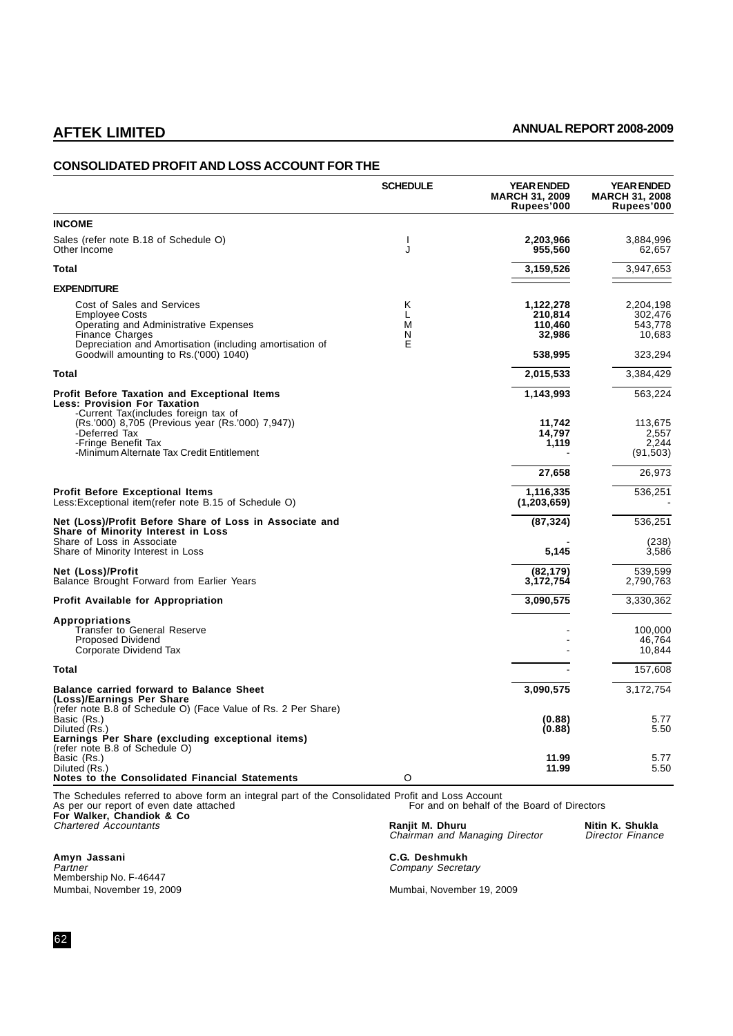## CONSOLIDATED PROFIT AND LOSS ACCOUNT FOR THE

| | SCHEDULE | YEAR ENDED MARCH 31, 2009 Rupees'000 | YEAR ENDED MARCH 31, 2008 Rupees'000 |
|---|---|---|---|
| **INCOME** | | | |
| Sales (refer note B.18 of Schedule O) | I | **2,203,966** | 3,884,996 |
| Other Income | J | **955,560** | 62,657 |
| **Total** | | **3,159,526** | 3,947,653 |
| **EXPENDITURE** | | | |
| Cost of Sales and Services | K | **1,122,278** | 2,204,198 |
| Employee Costs | L | **210,814** | 302,476 |
| Operating and Administrative Expenses | M | **110,460** | 543,778 |
| Finance Charges | N | **32,986** | 10,683 |
| Depreciation and Amortisation (including amortisation of Goodwill amounting to Rs.('000) 1040) | E | **538,995** | 323,294 |
| **Total** | | **2,015,533** | 3,384,429 |
| **Profit Before Taxation and Exceptional Items** | | **1,143,993** | 563,224 |
| **Less: Provision For Taxation** | | | |
| -Current Tax(includes foreign tax of (Rs.'000) 8,705 (Previous year (Rs.'000) 7,947)) | | **11,742** | 113,675 |
| -Deferred Tax | | **14,797** | 2,557 |
| -Fringe Benefit Tax | | **1,119** | 2,244 |
| -Minimum Alternate Tax Credit Entitlement | | - | (91,503) |
| | | **27,658** | 26,973 |
| **Profit Before Exceptional Items** | | **1,116,335** | 536,251 |
| Less:Exceptional item(refer note B.15 of Schedule O) | | **(1,203,659)** | - |
| **Net (Loss)/Profit Before Share of Loss in Associate and Share of Minority Interest in Loss** | | **(87,324)** | 536,251 |
| Share of Loss in Associate | | - | (238) |
| Share of Minority Interest in Loss | | **5,145** | 3,586 |
| **Net (Loss)/Profit** | | **(82,179)** | 539,599 |
| Balance Brought Forward from Earlier Years | | **3,172,754** | 2,790,763 |
| **Profit Available for Appropriation** | | **3,090,575** | 3,330,362 |
| **Appropriations** | | | |
| Transfer to General Reserve | | - | 100,000 |
| Proposed Dividend | | - | 46,764 |
| Corporate Dividend Tax | | - | 10,844 |
| **Total** | | - | 157,608 |
| **Balance carried forward to Balance Sheet** | | **3,090,575** | 3,172,754 |
| **(Loss)/Earnings Per Share** (refer note B.8 of Schedule O) (Face Value of Rs. 2 Per Share) | | | |
| Basic (Rs.) | | **(0.88)** | 5.77 |
| Diluted (Rs.) | | **(0.88)** | 5.50 |
| **Earnings Per Share (excluding exceptional items)** (refer note B.8 of Schedule O) | | | |
| Basic (Rs.) | | **11.99** | 5.77 |
| Diluted (Rs.) | | **11.99** | 5.50 |
| **Notes to the Consolidated Financial Statements** | O | | |

The Schedules referred to above form an integral part of the Consolidated Profit and Loss Account

As per our report of even date attached

**For Walker, Chandiok & Co**
*Chartered Accountants*

**Amyn Jassani**
*Partner*
Membership No. F-46447
Mumbai, November 19, 2009

For and on behalf of the Board of Directors

**Ranjit M. Dhuru**
*Chairman and Managing Director*

**Nitin K. Shukla**
*Director Finance*

**C.G. Deshmukh**
*Company Secretary*

Mumbai, November 19, 2009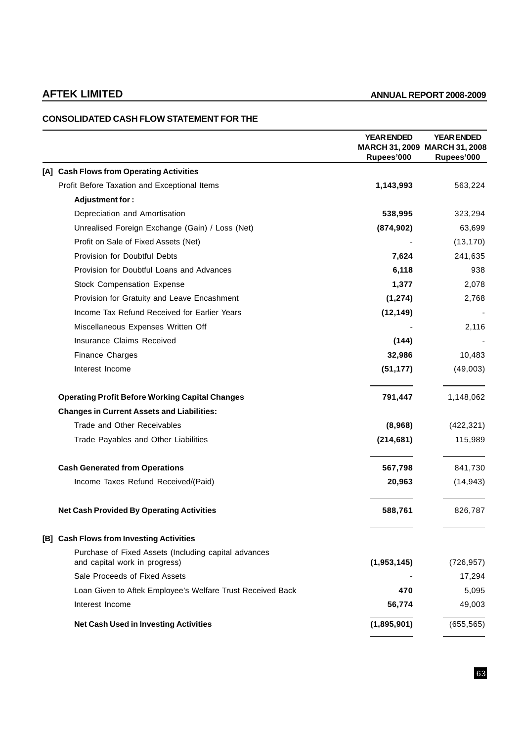## CONSOLIDATED CASH FLOW STATEMENT FOR THE

| | YEAR ENDED MARCH 31, 2009 Rupees'000 | YEAR ENDED MARCH 31, 2008 Rupees'000 |
|---|---|---|
| **[A] Cash Flows from Operating Activities** | | |
| Profit Before Taxation and Exceptional Items | **1,143,993** | 563,224 |
| **Adjustment for :** | | |
| Depreciation and Amortisation | **538,995** | 323,294 |
| Unrealised Foreign Exchange (Gain) / Loss (Net) | **(874,902)** | 63,699 |
| Profit on Sale of Fixed Assets (Net) | - | (13,170) |
| Provision for Doubtful Debts | **7,624** | 241,635 |
| Provision for Doubtful Loans and Advances | **6,118** | 938 |
| Stock Compensation Expense | **1,377** | 2,078 |
| Provision for Gratuity and Leave Encashment | **(1,274)** | 2,768 |
| Income Tax Refund Received for Earlier Years | **(12,149)** | - |
| Miscellaneous Expenses Written Off | - | 2,116 |
| Insurance Claims Received | **(144)** | - |
| Finance Charges | **32,986** | 10,483 |
| Interest Income | **(51,177)** | (49,003) |
| **Operating Profit Before Working Capital Changes** | **791,447** | 1,148,062 |
| **Changes in Current Assets and Liabilities:** | | |
| Trade and Other Receivables | **(8,968)** | (422,321) |
| Trade Payables and Other Liabilities | **(214,681)** | 115,989 |
| **Cash Generated from Operations** | **567,798** | 841,730 |
| Income Taxes Refund Received/(Paid) | **20,963** | (14,943) |
| **Net Cash Provided By Operating Activities** | **588,761** | 826,787 |
| **[B] Cash Flows from Investing Activities** | | |
| Purchase of Fixed Assets (Including capital advances and capital work in progress) | **(1,953,145)** | (726,957) |
| Sale Proceeds of Fixed Assets | - | 17,294 |
| Loan Given to Aftek Employee's Welfare Trust Received Back | **470** | 5,095 |
| Interest Income | **56,774** | 49,003 |
| **Net Cash Used in Investing Activities** | **(1,895,901)** | (655,565) |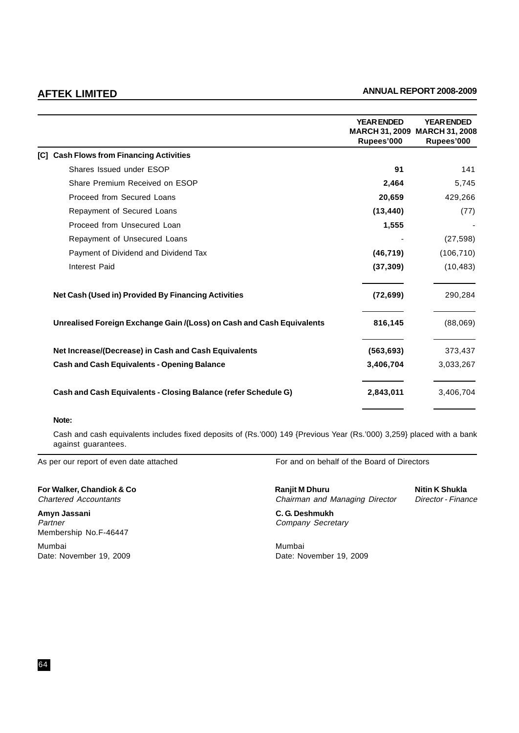| | YEAR ENDED MARCH 31, 2009 Rupees'000 | YEAR ENDED MARCH 31, 2008 Rupees'000 |
|---|---|---|
| **[C] Cash Flows from Financing Activities** | | |
| Shares Issued under ESOP | **91** | 141 |
| Share Premium Received on ESOP | **2,464** | 5,745 |
| Proceed from Secured Loans | **20,659** | 429,266 |
| Repayment of Secured Loans | **(13,440)** | (77) |
| Proceed from Unsecured Loan | **1,555** | - |
| Repayment of Unsecured Loans | - | (27,598) |
| Payment of Dividend and Dividend Tax | **(46,719)** | (106,710) |
| Interest Paid | **(37,309)** | (10,483) |
| **Net Cash (Used in) Provided By Financing Activities** | **(72,699)** | 290,284 |
| **Unrealised Foreign Exchange Gain /(Loss) on Cash and Cash Equivalents** | **816,145** | (88,069) |
| **Net Increase/(Decrease) in Cash and Cash Equivalents** | **(563,693)** | 373,437 |
| **Cash and Cash Equivalents - Opening Balance** | **3,406,704** | 3,033,267 |
| **Cash and Cash Equivalents - Closing Balance (refer Schedule G)** | **2,843,011** | 3,406,704 |

**Note:**

Cash and cash equivalents includes fixed deposits of (Rs.'000) 149 {Previous Year (Rs.'000) 3,259} placed with a bank against guarantees.

As per our report of even date attached

**For Walker, Chandiok & Co**
*Chartered Accountants*

**Amyn Jassani**
*Partner*
Membership No.F-46447

Mumbai
Date: November 19, 2009

For and on behalf of the Board of Directors

**Ranjit M Dhuru**
*Chairman and Managing Director*

**Nitin K Shukla**
*Director - Finance*

**C. G. Deshmukh**
*Company Secretary*

Mumbai
Date: November 19, 2009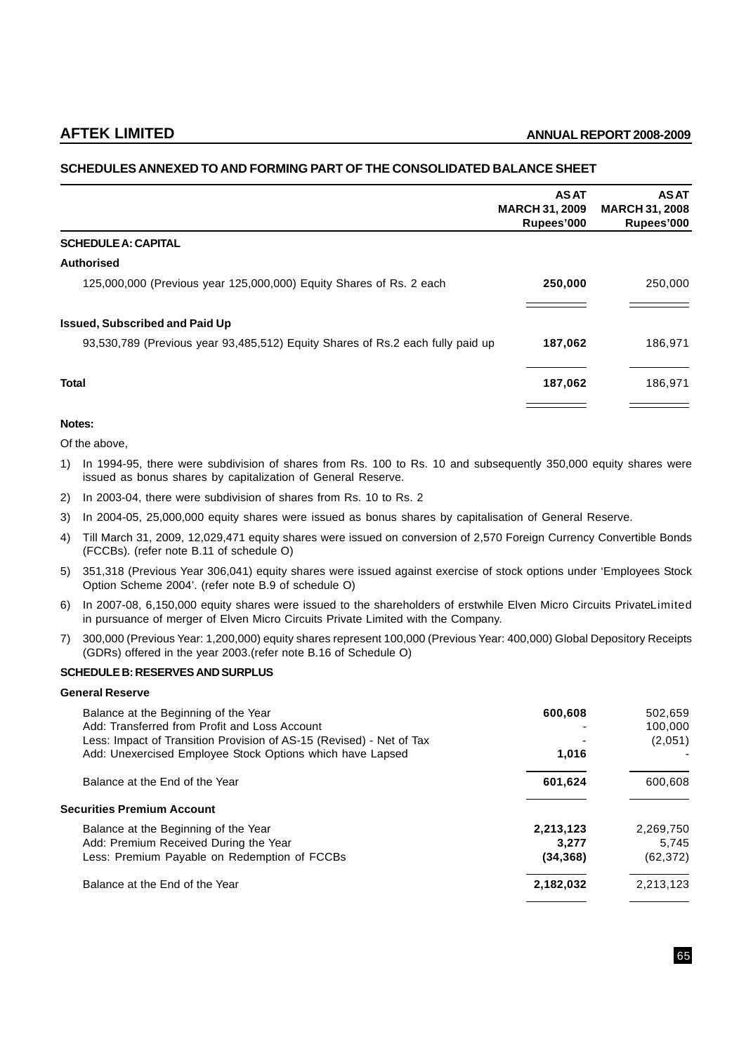## SCHEDULES ANNEXED TO AND FORMING PART OF THE CONSOLIDATED BALANCE SHEET

| | AS AT MARCH 31, 2009 Rupees'000 | AS AT MARCH 31, 2008 Rupees'000 |
|---|---|---|
| **SCHEDULE A: CAPITAL** | | |
| **Authorised** | | |
| 125,000,000 (Previous year 125,000,000) Equity Shares of Rs. 2 each | **250,000** | 250,000 |
| **Issued, Subscribed and Paid Up** | | |
| 93,530,789 (Previous year 93,485,512) Equity Shares of Rs.2 each fully paid up | **187,062** | 186,971 |
| **Total** | **187,062** | 186,971 |

**Notes:**

Of the above,

1) In 1994-95, there were subdivision of shares from Rs. 100 to Rs. 10 and subsequently 350,000 equity shares were issued as bonus shares by capitalization of General Reserve.
2) In 2003-04, there were subdivision of shares from Rs. 10 to Rs. 2
3) In 2004-05, 25,000,000 equity shares were issued as bonus shares by capitalisation of General Reserve.
4) Till March 31, 2009, 12,029,471 equity shares were issued on conversion of 2,570 Foreign Currency Convertible Bonds (FCCBs). (refer note B.11 of schedule O)
5) 351,318 (Previous Year 306,041) equity shares were issued against exercise of stock options under 'Employees Stock Option Scheme 2004'. (refer note B.9 of schedule O)
6) In 2007-08, 6,150,000 equity shares were issued to the shareholders of erstwhile Elven Micro Circuits PrivateLimited in pursuance of merger of Elven Micro Circuits Private Limited with the Company.
7) 300,000 (Previous Year: 1,200,000) equity shares represent 100,000 (Previous Year: 400,000) Global Depository Receipts (GDRs) offered in the year 2003.(refer note B.16 of Schedule O)

**SCHEDULE B: RESERVES AND SURPLUS**

| | AS AT MARCH 31, 2009 Rupees'000 | AS AT MARCH 31, 2008 Rupees'000 |
|---|---|---|
| **General Reserve** | | |
| Balance at the Beginning of the Year | **600,608** | 502,659 |
| Add: Transferred from Profit and Loss Account | - | 100,000 |
| Less: Impact of Transition Provision of AS-15 (Revised) - Net of Tax | - | (2,051) |
| Add: Unexercised Employee Stock Options which have Lapsed | **1,016** | - |
| Balance at the End of the Year | **601,624** | 600,608 |
| **Securities Premium Account** | | |
| Balance at the Beginning of the Year | **2,213,123** | 2,269,750 |
| Add: Premium Received During the Year | **3,277** | 5,745 |
| Less: Premium Payable on Redemption of FCCBs | **(34,368)** | (62,372) |
| Balance at the End of the Year | **2,182,032** | 2,213,123 |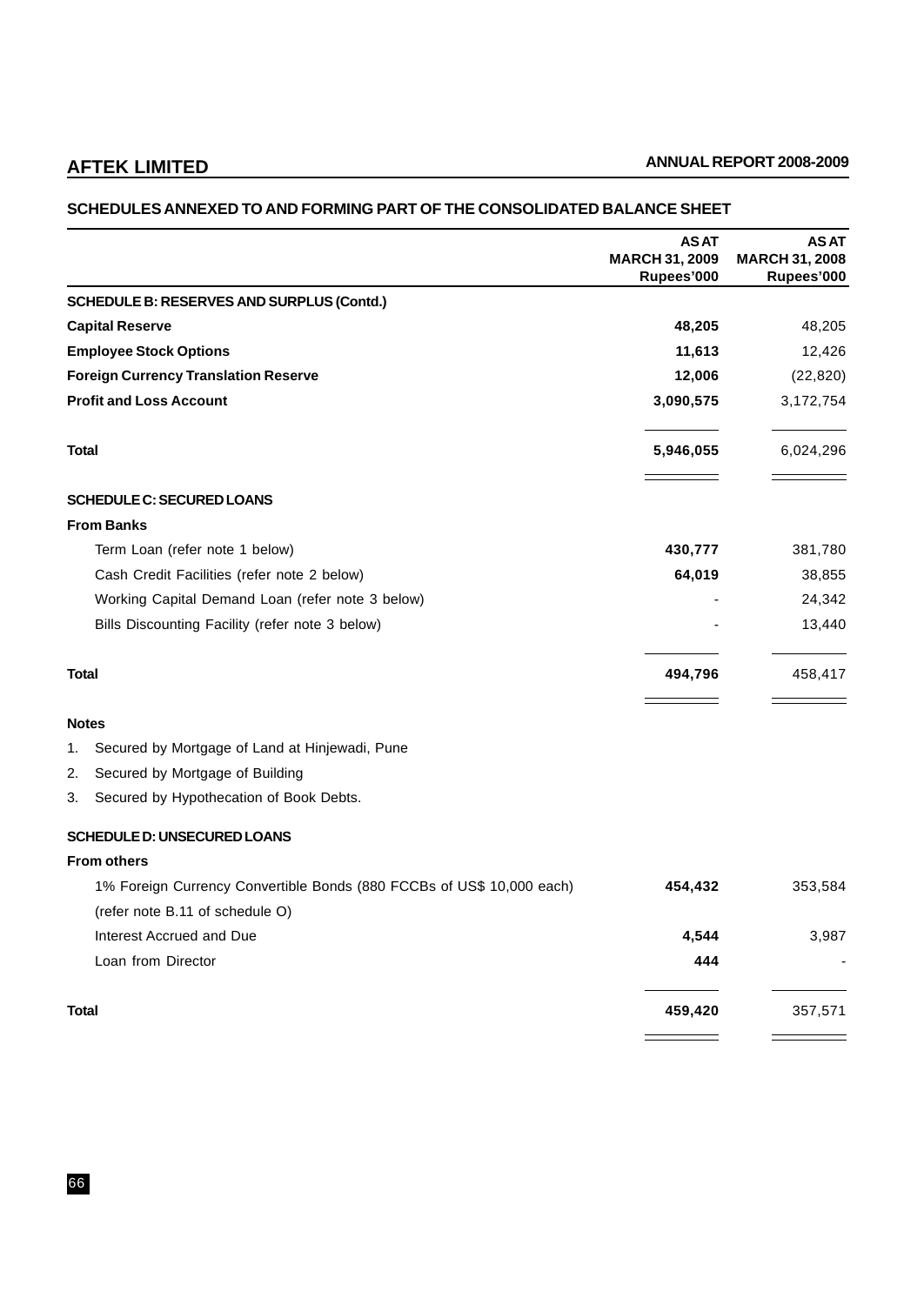## SCHEDULES ANNEXED TO AND FORMING PART OF THE CONSOLIDATED BALANCE SHEET

| | AS AT MARCH 31, 2009 Rupees'000 | AS AT MARCH 31, 2008 Rupees'000 |
|---|---|---|
| **SCHEDULE B: RESERVES AND SURPLUS (Contd.)** | | |
| **Capital Reserve** | **48,205** | 48,205 |
| **Employee Stock Options** | **11,613** | 12,426 |
| **Foreign Currency Translation Reserve** | **12,006** | (22,820) |
| **Profit and Loss Account** | **3,090,575** | 3,172,754 |
| **Total** | **5,946,055** | 6,024,296 |
| **SCHEDULE C: SECURED LOANS** | | |
| **From Banks** | | |
| Term Loan (refer note 1 below) | **430,777** | 381,780 |
| Cash Credit Facilities (refer note 2 below) | **64,019** | 38,855 |
| Working Capital Demand Loan (refer note 3 below) | - | 24,342 |
| Bills Discounting Facility (refer note 3 below) | - | 13,440 |
| **Total** | **494,796** | 458,417 |

**Notes**

1. Secured by Mortgage of Land at Hinjewadi, Pune
2. Secured by Mortgage of Building
3. Secured by Hypothecation of Book Debts.

| | AS AT MARCH 31, 2009 Rupees'000 | AS AT MARCH 31, 2008 Rupees'000 |
|---|---|---|
| **SCHEDULE D: UNSECURED LOANS** | | |
| **From others** | | |
| 1% Foreign Currency Convertible Bonds (880 FCCBs of US$ 10,000 each) (refer note B.11 of schedule O) | **454,432** | 353,584 |
| Interest Accrued and Due | **4,544** | 3,987 |
| Loan from Director | **444** | - |
| **Total** | **459,420** | 357,571 |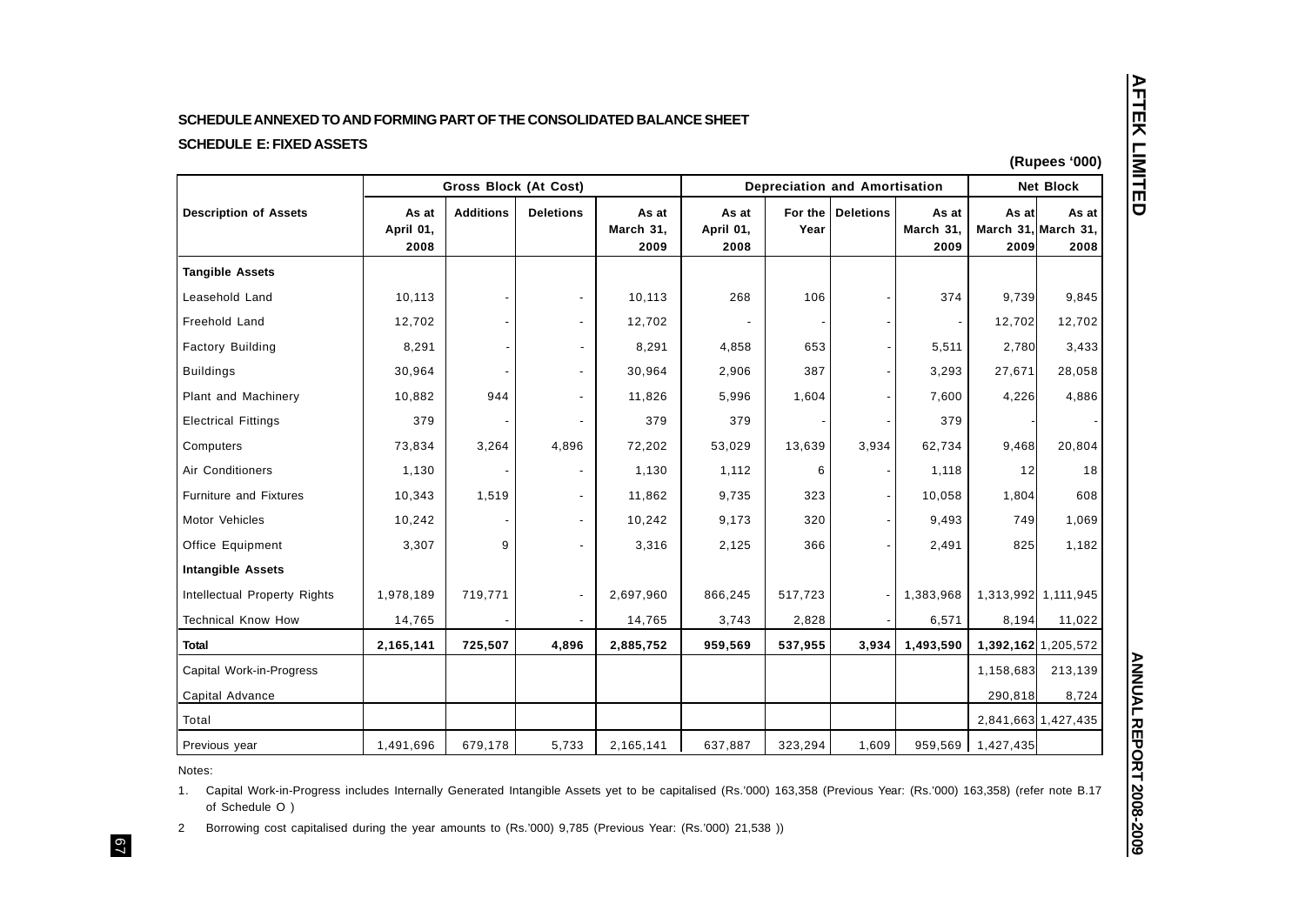## SCHEDULE ANNEXED TO AND FORMING PART OF THE CONSOLIDATED BALANCE SHEET

### SCHEDULE E: FIXED ASSETS

(Rupees '000)

| Description of Assets | Gross Block (At Cost) | | | | Depreciation and Amortisation | | | | Net Block | |
|---|---|---|---|---|---|---|---|---|---|---|
| | As at April 01, 2008 | Additions | Deletions | As at March 31, 2009 | As at April 01, 2008 | For the Year | Deletions | As at March 31, 2009 | As at March 31, 2009 | As at March 31, 2008 |
| **Tangible Assets** | | | | | | | | | | |
| Leasehold Land | 10,113 | - | - | 10,113 | 268 | 106 | - | 374 | 9,739 | 9,845 |
| Freehold Land | 12,702 | - | - | 12,702 | - | - | - | - | 12,702 | 12,702 |
| Factory Building | 8,291 | - | - | 8,291 | 4,858 | 653 | - | 5,511 | 2,780 | 3,433 |
| Buildings | 30,964 | - | - | 30,964 | 2,906 | 387 | - | 3,293 | 27,671 | 28,058 |
| Plant and Machinery | 10,882 | 944 | - | 11,826 | 5,996 | 1,604 | - | 7,600 | 4,226 | 4,886 |
| Electrical Fittings | 379 | - | - | 379 | 379 | - | - | 379 | - | - |
| Computers | 73,834 | 3,264 | 4,896 | 72,202 | 53,029 | 13,639 | 3,934 | 62,734 | 9,468 | 20,804 |
| Air Conditioners | 1,130 | - | - | 1,130 | 1,112 | 6 | - | 1,118 | 12 | 18 |
| Furniture and Fixtures | 10,343 | 1,519 | - | 11,862 | 9,735 | 323 | - | 10,058 | 1,804 | 608 |
| Motor Vehicles | 10,242 | - | - | 10,242 | 9,173 | 320 | - | 9,493 | 749 | 1,069 |
| Office Equipment | 3,307 | 9 | - | 3,316 | 2,125 | 366 | - | 2,491 | 825 | 1,182 |
| **Intangible Assets** | | | | | | | | | | |
| Intellectual Property Rights | 1,978,189 | 719,771 | - | 2,697,960 | 866,245 | 517,723 | - | 1,383,968 | 1,313,992 | 1,111,945 |
| Technical Know How | 14,765 | - | - | 14,765 | 3,743 | 2,828 | - | 6,571 | 8,194 | 11,022 |
| **Total** | **2,165,141** | **725,507** | **4,896** | **2,885,752** | **959,569** | **537,955** | **3,934** | **1,493,590** | **1,392,162** | 1,205,572 |
| Capital Work-in-Progress | | | | | | | | | 1,158,683 | 213,139 |
| Capital Advance | | | | | | | | | 290,818 | 8,724 |
| Total | | | | | | | | | 2,841,663 | 1,427,435 |
| Previous year | 1,491,696 | 679,178 | 5,733 | 2,165,141 | 637,887 | 323,294 | 1,609 | 959,569 | 1,427,435 | |

Notes:

1. Capital Work-in-Progress includes Internally Generated Intangible Assets yet to be capitalised (Rs.'000) 163,358 (Previous Year: (Rs.'000) 163,358) (refer note B.17 of Schedule O )

2 Borrowing cost capitalised during the year amounts to (Rs.'000) 9,785 (Previous Year: (Rs.'000) 21,538 ))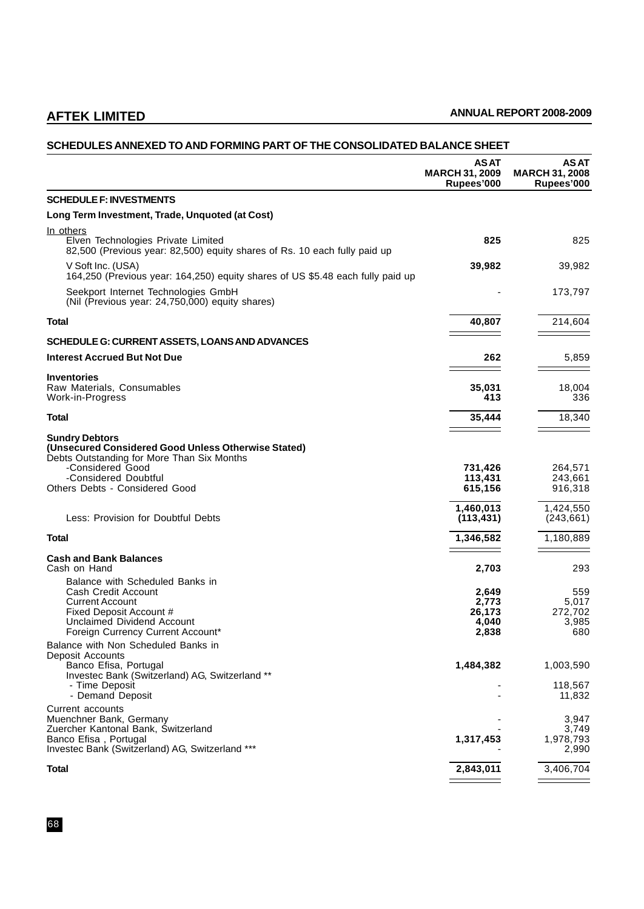## SCHEDULES ANNEXED TO AND FORMING PART OF THE CONSOLIDATED BALANCE SHEET

| | AS AT MARCH 31, 2009 Rupees'000 | AS AT MARCH 31, 2008 Rupees'000 |
|---|---|---|
| **SCHEDULE F: INVESTMENTS** | | |
| **Long Term Investment, Trade, Unquoted (at Cost)** | | |
| In others | | |
| Elven Technologies Private Limited<br>82,500 (Previous year: 82,500) equity shares of Rs. 10 each fully paid up | **825** | 825 |
| V Soft Inc. (USA)<br>164,250 (Previous year: 164,250) equity shares of US $5.48 each fully paid up | **39,982** | 39,982 |
| Seekport Internet Technologies GmbH<br>(Nil (Previous year: 24,750,000) equity shares) | - | 173,797 |
| **Total** | **40,807** | 214,604 |
| **SCHEDULE G: CURRENT ASSETS, LOANS AND ADVANCES** | | |
| **Interest Accrued But Not Due** | **262** | 5,859 |
| **Inventories** | | |
| Raw Materials, Consumables | **35,031** | 18,004 |
| Work-in-Progress | **413** | 336 |
| **Total** | **35,444** | 18,340 |
| **Sundry Debtors** | | |
| **(Unsecured Considered Good Unless Otherwise Stated)** | | |
| Debts Outstanding for More Than Six Months | | |
| -Considered Good | **731,426** | 264,571 |
| -Considered Doubtful | **113,431** | 243,661 |
| Others Debts - Considered Good | **615,156** | 916,318 |
| | **1,460,013** | 1,424,550 |
| Less: Provision for Doubtful Debts | **(113,431)** | (243,661) |
| **Total** | **1,346,582** | 1,180,889 |
| **Cash and Bank Balances** | | |
| Cash on Hand | **2,703** | 293 |
| Balance with Scheduled Banks in | | |
| Cash Credit Account | **2,649** | 559 |
| Current Account | **2,773** | 5,017 |
| Fixed Deposit Account # | **26,173** | 272,702 |
| Unclaimed Dividend Account | **4,040** | 3,985 |
| Foreign Currency Current Account* | **2,838** | 680 |
| Balance with Non Scheduled Banks in | | |
| Deposit Accounts | | |
| Banco Efisa, Portugal | **1,484,382** | 1,003,590 |
| Investec Bank (Switzerland) AG, Switzerland ** | | |
| - Time Deposit | - | 118,567 |
| - Demand Deposit | - | 11,832 |
| Current accounts | | |
| Muenchner Bank, Germany | - | 3,947 |
| Zuercher Kantonal Bank, Switzerland | - | 3,749 |
| Banco Efisa , Portugal | **1,317,453** | 1,978,793 |
| Investec Bank (Switzerland) AG, Switzerland *** | - | 2,990 |
| **Total** | **2,843,011** | 3,406,704 |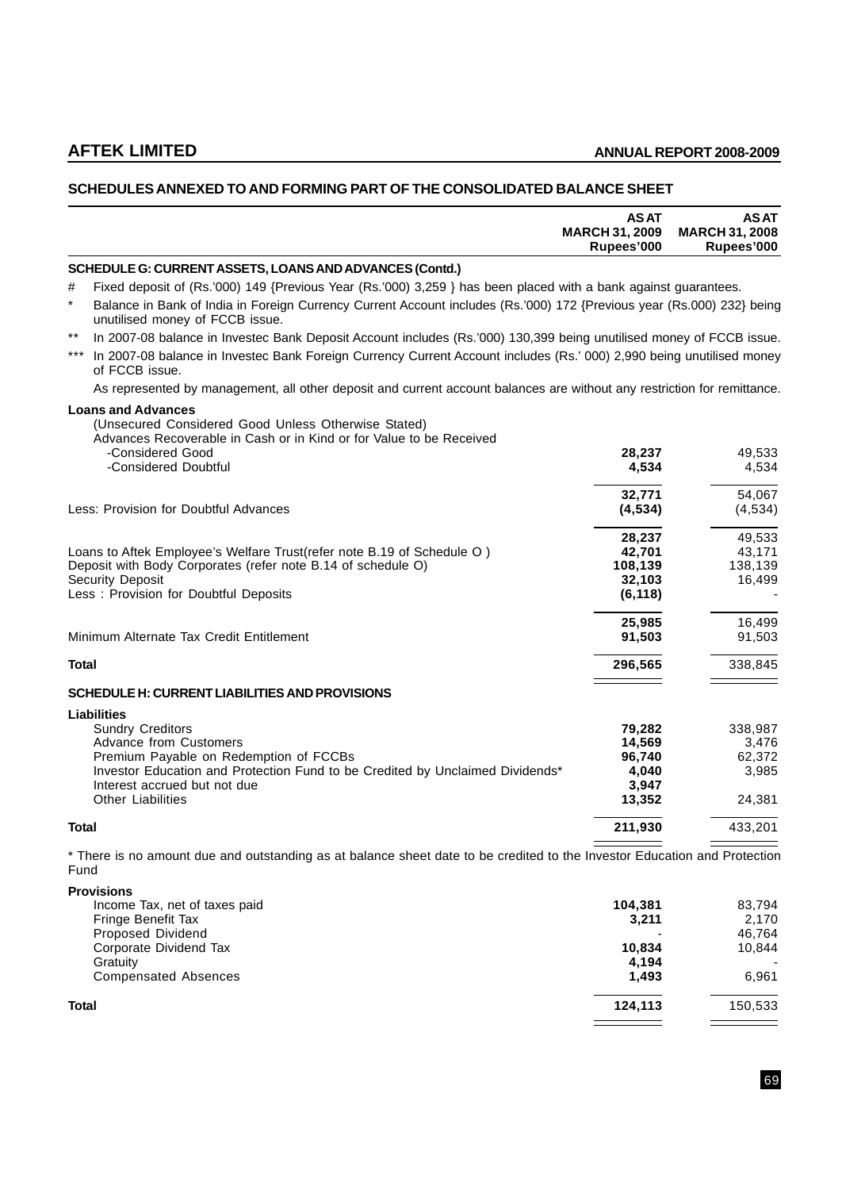## SCHEDULES ANNEXED TO AND FORMING PART OF THE CONSOLIDATED BALANCE SHEET

| | AS AT MARCH 31, 2009 Rupees'000 | AS AT MARCH 31, 2008 Rupees'000 |
|---|---|---|

### SCHEDULE G: CURRENT ASSETS, LOANS AND ADVANCES (Contd.)

\# Fixed deposit of (Rs.'000) 149 {Previous Year (Rs.'000) 3,259 } has been placed with a bank against guarantees.

\* Balance in Bank of India in Foreign Currency Current Account includes (Rs.'000) 172 {Previous year (Rs.000) 232} being unutilised money of FCCB issue.

\*\* In 2007-08 balance in Investec Bank Deposit Account includes (Rs.'000) 130,399 being unutilised money of FCCB issue.

\*\*\* In 2007-08 balance in Investec Bank Foreign Currency Current Account includes (Rs.' 000) 2,990 being unutilised money of FCCB issue.

As represented by management, all other deposit and current account balances are without any restriction for remittance.

| | AS AT MARCH 31, 2009 Rupees'000 | AS AT MARCH 31, 2008 Rupees'000 |
|---|---|---|
| **Loans and Advances** | | |
| (Unsecured Considered Good Unless Otherwise Stated) | | |
| Advances Recoverable in Cash or in Kind or for Value to be Received | | |
| -Considered Good | **28,237** | 49,533 |
| -Considered Doubtful | **4,534** | 4,534 |
| | **32,771** | 54,067 |
| Less: Provision for Doubtful Advances | **(4,534)** | (4,534) |
| | **28,237** | 49,533 |
| Loans to Aftek Employee's Welfare Trust(refer note B.19 of Schedule O ) | **42,701** | 43,171 |
| Deposit with Body Corporates (refer note B.14 of schedule O) | **108,139** | 138,139 |
| Security Deposit | **32,103** | 16,499 |
| Less : Provision for Doubtful Deposits | **(6,118)** | - |
| | **25,985** | 16,499 |
| Minimum Alternate Tax Credit Entitlement | **91,503** | 91,503 |
| **Total** | **296,565** | 338,845 |

### SCHEDULE H: CURRENT LIABILITIES AND PROVISIONS

| | AS AT MARCH 31, 2009 Rupees'000 | AS AT MARCH 31, 2008 Rupees'000 |
|---|---|---|
| **Liabilities** | | |
| Sundry Creditors | **79,282** | 338,987 |
| Advance from Customers | **14,569** | 3,476 |
| Premium Payable on Redemption of FCCBs | **96,740** | 62,372 |
| Investor Education and Protection Fund to be Credited by Unclaimed Dividends* | **4,040** | 3,985 |
| Interest accrued but not due | **3,947** | |
| Other Liabilities | **13,352** | 24,381 |
| **Total** | **211,930** | 433,201 |

\* There is no amount due and outstanding as at balance sheet date to be credited to the Investor Education and Protection Fund

| | AS AT MARCH 31, 2009 Rupees'000 | AS AT MARCH 31, 2008 Rupees'000 |
|---|---|---|
| **Provisions** | | |
| Income Tax, net of taxes paid | **104,381** | 83,794 |
| Fringe Benefit Tax | **3,211** | 2,170 |
| Proposed Dividend | **-** | 46,764 |
| Corporate Dividend Tax | **10,834** | 10,844 |
| Gratuity | **4,194** | - |
| Compensated Absences | **1,493** | 6,961 |
| **Total** | **124,113** | 150,533 |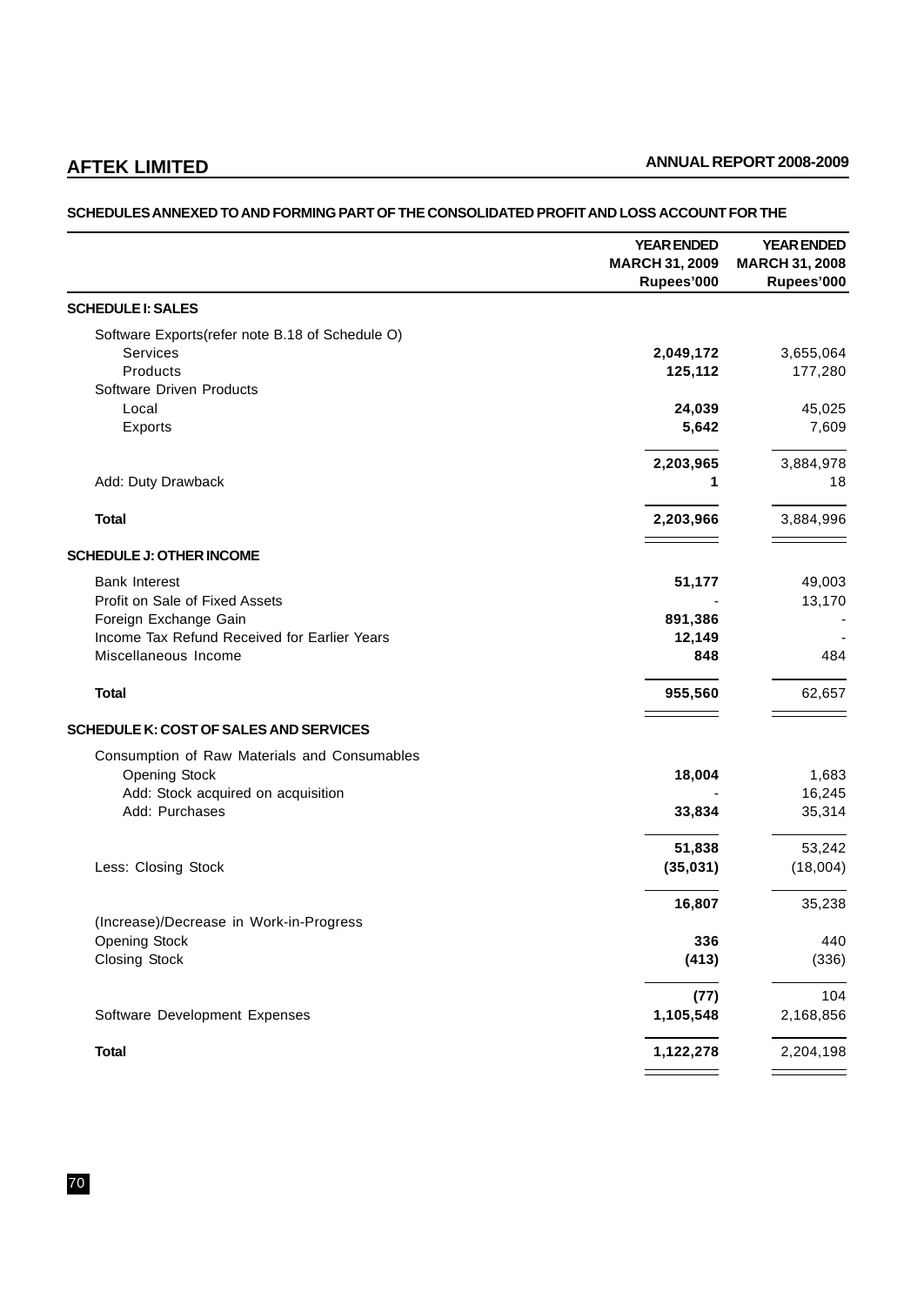## SCHEDULES ANNEXED TO AND FORMING PART OF THE CONSOLIDATED PROFIT AND LOSS ACCOUNT FOR THE

| | YEAR ENDED MARCH 31, 2009 Rupees'000 | YEAR ENDED MARCH 31, 2008 Rupees'000 |
|---|---|---|
| **SCHEDULE I: SALES** | | |
| Software Exports(refer note B.18 of Schedule O) | | |
| Services | **2,049,172** | 3,655,064 |
| Products | **125,112** | 177,280 |
| Software Driven Products | | |
| Local | **24,039** | 45,025 |
| Exports | **5,642** | 7,609 |
| | **2,203,965** | 3,884,978 |
| Add: Duty Drawback | **1** | 18 |
| **Total** | **2,203,966** | 3,884,996 |
| **SCHEDULE J: OTHER INCOME** | | |
| Bank Interest | **51,177** | 49,003 |
| Profit on Sale of Fixed Assets | - | 13,170 |
| Foreign Exchange Gain | **891,386** | - |
| Income Tax Refund Received for Earlier Years | **12,149** | - |
| Miscellaneous Income | **848** | 484 |
| **Total** | **955,560** | 62,657 |
| **SCHEDULE K: COST OF SALES AND SERVICES** | | |
| Consumption of Raw Materials and Consumables | | |
| Opening Stock | **18,004** | 1,683 |
| Add: Stock acquired on acquisition | - | 16,245 |
| Add: Purchases | **33,834** | 35,314 |
| | **51,838** | 53,242 |
| Less: Closing Stock | **(35,031)** | (18,004) |
| | **16,807** | 35,238 |
| (Increase)/Decrease in Work-in-Progress | | |
| Opening Stock | **336** | 440 |
| Closing Stock | **(413)** | (336) |
| | **(77)** | 104 |
| Software Development Expenses | **1,105,548** | 2,168,856 |
| **Total** | **1,122,278** | 2,204,198 |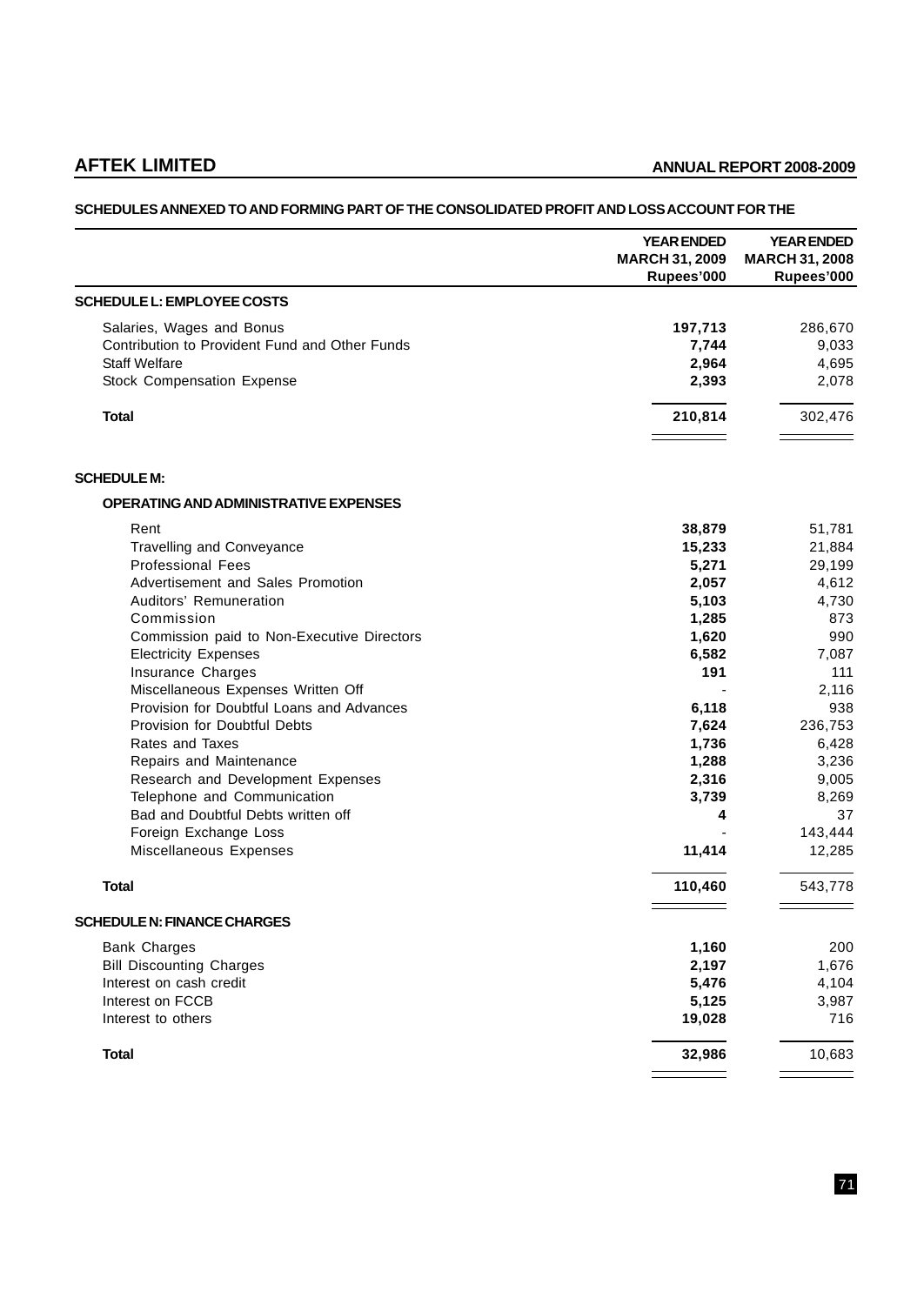## SCHEDULES ANNEXED TO AND FORMING PART OF THE CONSOLIDATED PROFIT AND LOSS ACCOUNT FOR THE

| | YEAR ENDED MARCH 31, 2009 Rupees'000 | YEAR ENDED MARCH 31, 2008 Rupees'000 |
|---|---|---|
| **SCHEDULE L: EMPLOYEE COSTS** | | |
| Salaries, Wages and Bonus | **197,713** | 286,670 |
| Contribution to Provident Fund and Other Funds | **7,744** | 9,033 |
| Staff Welfare | **2,964** | 4,695 |
| Stock Compensation Expense | **2,393** | 2,078 |
| **Total** | **210,814** | 302,476 |
| **SCHEDULE M:** | | |
| **OPERATING AND ADMINISTRATIVE EXPENSES** | | |
| Rent | **38,879** | 51,781 |
| Travelling and Conveyance | **15,233** | 21,884 |
| Professional Fees | **5,271** | 29,199 |
| Advertisement and Sales Promotion | **2,057** | 4,612 |
| Auditors' Remuneration | **5,103** | 4,730 |
| Commission | **1,285** | 873 |
| Commission paid to Non-Executive Directors | **1,620** | 990 |
| Electricity Expenses | **6,582** | 7,087 |
| Insurance Charges | **191** | 111 |
| Miscellaneous Expenses Written Off | - | 2,116 |
| Provision for Doubtful Loans and Advances | **6,118** | 938 |
| Provision for Doubtful Debts | **7,624** | 236,753 |
| Rates and Taxes | **1,736** | 6,428 |
| Repairs and Maintenance | **1,288** | 3,236 |
| Research and Development Expenses | **2,316** | 9,005 |
| Telephone and Communication | **3,739** | 8,269 |
| Bad and Doubtful Debts written off | **4** | 37 |
| Foreign Exchange Loss | - | 143,444 |
| Miscellaneous Expenses | **11,414** | 12,285 |
| **Total** | **110,460** | 543,778 |
| **SCHEDULE N: FINANCE CHARGES** | | |
| Bank Charges | **1,160** | 200 |
| Bill Discounting Charges | **2,197** | 1,676 |
| Interest on cash credit | **5,476** | 4,104 |
| Interest on FCCB | **5,125** | 3,987 |
| Interest to others | **19,028** | 716 |
| **Total** | **32,986** | 10,683 |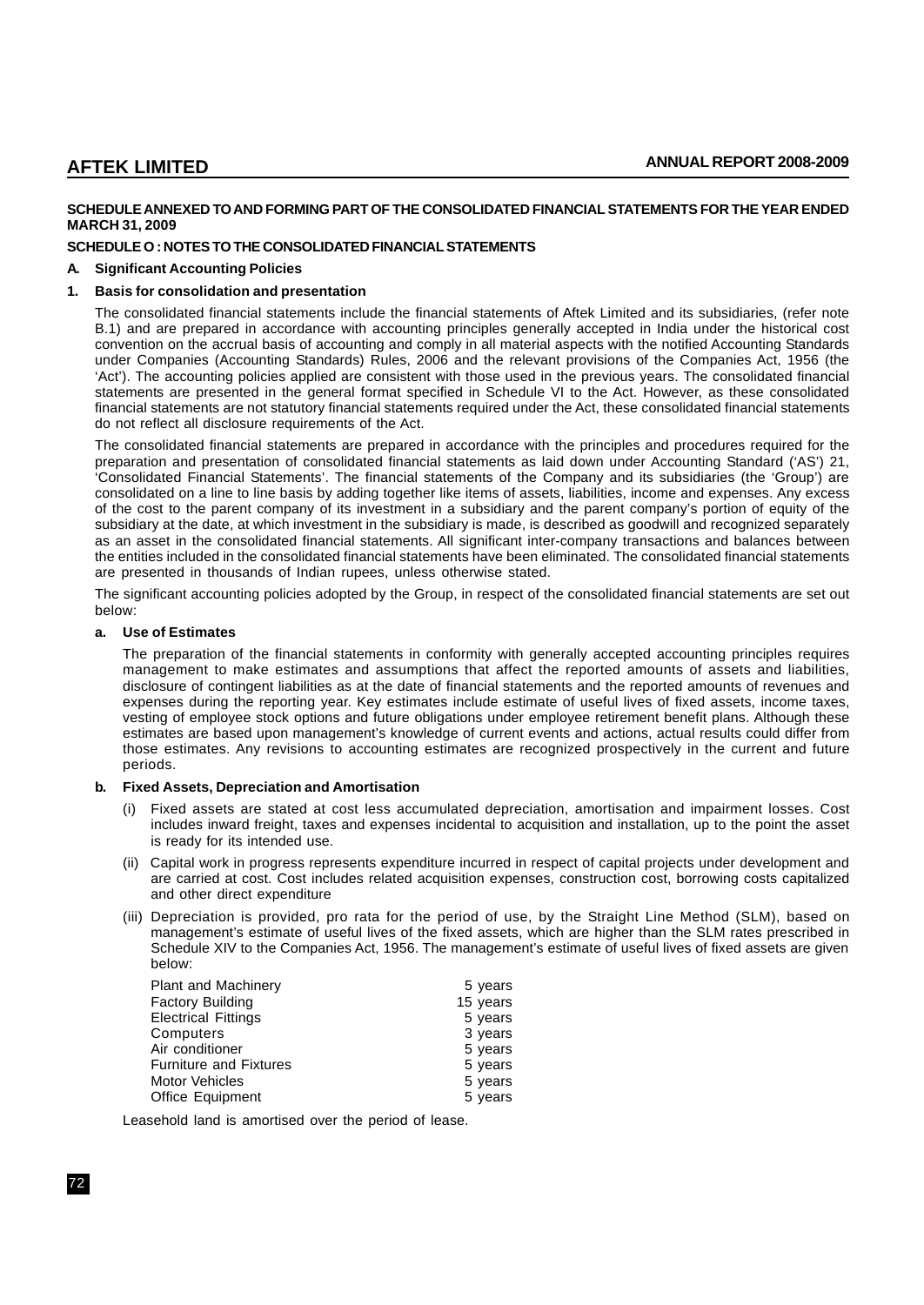**SCHEDULE ANNEXED TO AND FORMING PART OF THE CONSOLIDATED FINANCIAL STATEMENTS FOR THE YEAR ENDED MARCH 31, 2009**

**SCHEDULE O : NOTES TO THE CONSOLIDATED FINANCIAL STATEMENTS**

**A. Significant Accounting Policies**

**1. Basis for consolidation and presentation**

The consolidated financial statements include the financial statements of Aftek Limited and its subsidiaries, (refer note B.1) and are prepared in accordance with accounting principles generally accepted in India under the historical cost convention on the accrual basis of accounting and comply in all material aspects with the notified Accounting Standards under Companies (Accounting Standards) Rules, 2006 and the relevant provisions of the Companies Act, 1956 (the 'Act'). The accounting policies applied are consistent with those used in the previous years. The consolidated financial statements are presented in the general format specified in Schedule VI to the Act. However, as these consolidated financial statements are not statutory financial statements required under the Act, these consolidated financial statements do not reflect all disclosure requirements of the Act.

The consolidated financial statements are prepared in accordance with the principles and procedures required for the preparation and presentation of consolidated financial statements as laid down under Accounting Standard ('AS') 21, 'Consolidated Financial Statements'. The financial statements of the Company and its subsidiaries (the 'Group') are consolidated on a line to line basis by adding together like items of assets, liabilities, income and expenses. Any excess of the cost to the parent company of its investment in a subsidiary and the parent company's portion of equity of the subsidiary at the date, at which investment in the subsidiary is made, is described as goodwill and recognized separately as an asset in the consolidated financial statements. All significant inter-company transactions and balances between the entities included in the consolidated financial statements have been eliminated. The consolidated financial statements are presented in thousands of Indian rupees, unless otherwise stated.

The significant accounting policies adopted by the Group, in respect of the consolidated financial statements are set out below:

**a. Use of Estimates**

The preparation of the financial statements in conformity with generally accepted accounting principles requires management to make estimates and assumptions that affect the reported amounts of assets and liabilities, disclosure of contingent liabilities as at the date of financial statements and the reported amounts of revenues and expenses during the reporting year. Key estimates include estimate of useful lives of fixed assets, income taxes, vesting of employee stock options and future obligations under employee retirement benefit plans. Although these estimates are based upon management's knowledge of current events and actions, actual results could differ from those estimates. Any revisions to accounting estimates are recognized prospectively in the current and future periods.

**b. Fixed Assets, Depreciation and Amortisation**

(i) Fixed assets are stated at cost less accumulated depreciation, amortisation and impairment losses. Cost includes inward freight, taxes and expenses incidental to acquisition and installation, up to the point the asset is ready for its intended use.

(ii) Capital work in progress represents expenditure incurred in respect of capital projects under development and are carried at cost. Cost includes related acquisition expenses, construction cost, borrowing costs capitalized and other direct expenditure

(iii) Depreciation is provided, pro rata for the period of use, by the Straight Line Method (SLM), based on management's estimate of useful lives of the fixed assets, which are higher than the SLM rates prescribed in Schedule XIV to the Companies Act, 1956. The management's estimate of useful lives of fixed assets are given below:

| | |
|---|---|
| Plant and Machinery | 5 years |
| Factory Building | 15 years |
| Electrical Fittings | 5 years |
| Computers | 3 years |
| Air conditioner | 5 years |
| Furniture and Fixtures | 5 years |
| Motor Vehicles | 5 years |
| Office Equipment | 5 years |

Leasehold land is amortised over the period of lease.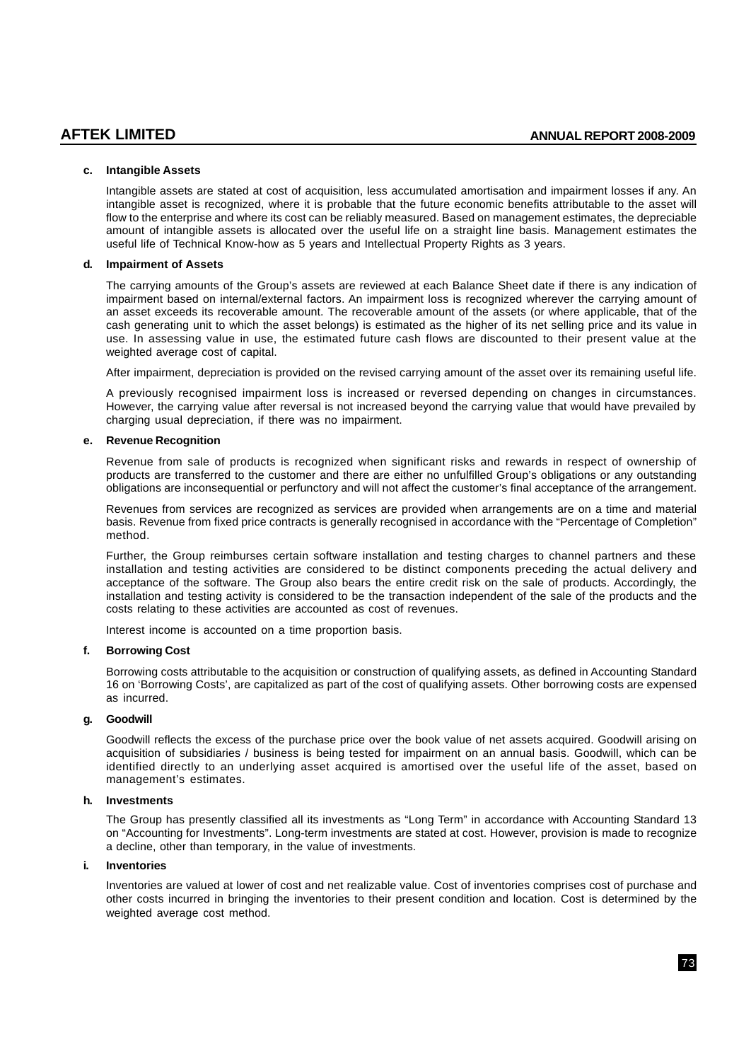**c. Intangible Assets**

Intangible assets are stated at cost of acquisition, less accumulated amortisation and impairment losses if any. An intangible asset is recognized, where it is probable that the future economic benefits attributable to the asset will flow to the enterprise and where its cost can be reliably measured. Based on management estimates, the depreciable amount of intangible assets is allocated over the useful life on a straight line basis. Management estimates the useful life of Technical Know-how as 5 years and Intellectual Property Rights as 3 years.

**d. Impairment of Assets**

The carrying amounts of the Group's assets are reviewed at each Balance Sheet date if there is any indication of impairment based on internal/external factors. An impairment loss is recognized wherever the carrying amount of an asset exceeds its recoverable amount. The recoverable amount of the assets (or where applicable, that of the cash generating unit to which the asset belongs) is estimated as the higher of its net selling price and its value in use. In assessing value in use, the estimated future cash flows are discounted to their present value at the weighted average cost of capital.

After impairment, depreciation is provided on the revised carrying amount of the asset over its remaining useful life.

A previously recognised impairment loss is increased or reversed depending on changes in circumstances. However, the carrying value after reversal is not increased beyond the carrying value that would have prevailed by charging usual depreciation, if there was no impairment.

**e. Revenue Recognition**

Revenue from sale of products is recognized when significant risks and rewards in respect of ownership of products are transferred to the customer and there are either no unfulfilled Group's obligations or any outstanding obligations are inconsequential or perfunctory and will not affect the customer's final acceptance of the arrangement.

Revenues from services are recognized as services are provided when arrangements are on a time and material basis. Revenue from fixed price contracts is generally recognised in accordance with the "Percentage of Completion" method.

Further, the Group reimburses certain software installation and testing charges to channel partners and these installation and testing activities are considered to be distinct components preceding the actual delivery and acceptance of the software. The Group also bears the entire credit risk on the sale of products. Accordingly, the installation and testing activity is considered to be the transaction independent of the sale of the products and the costs relating to these activities are accounted as cost of revenues.

Interest income is accounted on a time proportion basis.

**f. Borrowing Cost**

Borrowing costs attributable to the acquisition or construction of qualifying assets, as defined in Accounting Standard 16 on 'Borrowing Costs', are capitalized as part of the cost of qualifying assets. Other borrowing costs are expensed as incurred.

**g. Goodwill**

Goodwill reflects the excess of the purchase price over the book value of net assets acquired. Goodwill arising on acquisition of subsidiaries / business is being tested for impairment on an annual basis. Goodwill, which can be identified directly to an underlying asset acquired is amortised over the useful life of the asset, based on management's estimates.

**h. Investments**

The Group has presently classified all its investments as "Long Term" in accordance with Accounting Standard 13 on "Accounting for Investments". Long-term investments are stated at cost. However, provision is made to recognize a decline, other than temporary, in the value of investments.

**i. Inventories**

Inventories are valued at lower of cost and net realizable value. Cost of inventories comprises cost of purchase and other costs incurred in bringing the inventories to their present condition and location. Cost is determined by the weighted average cost method.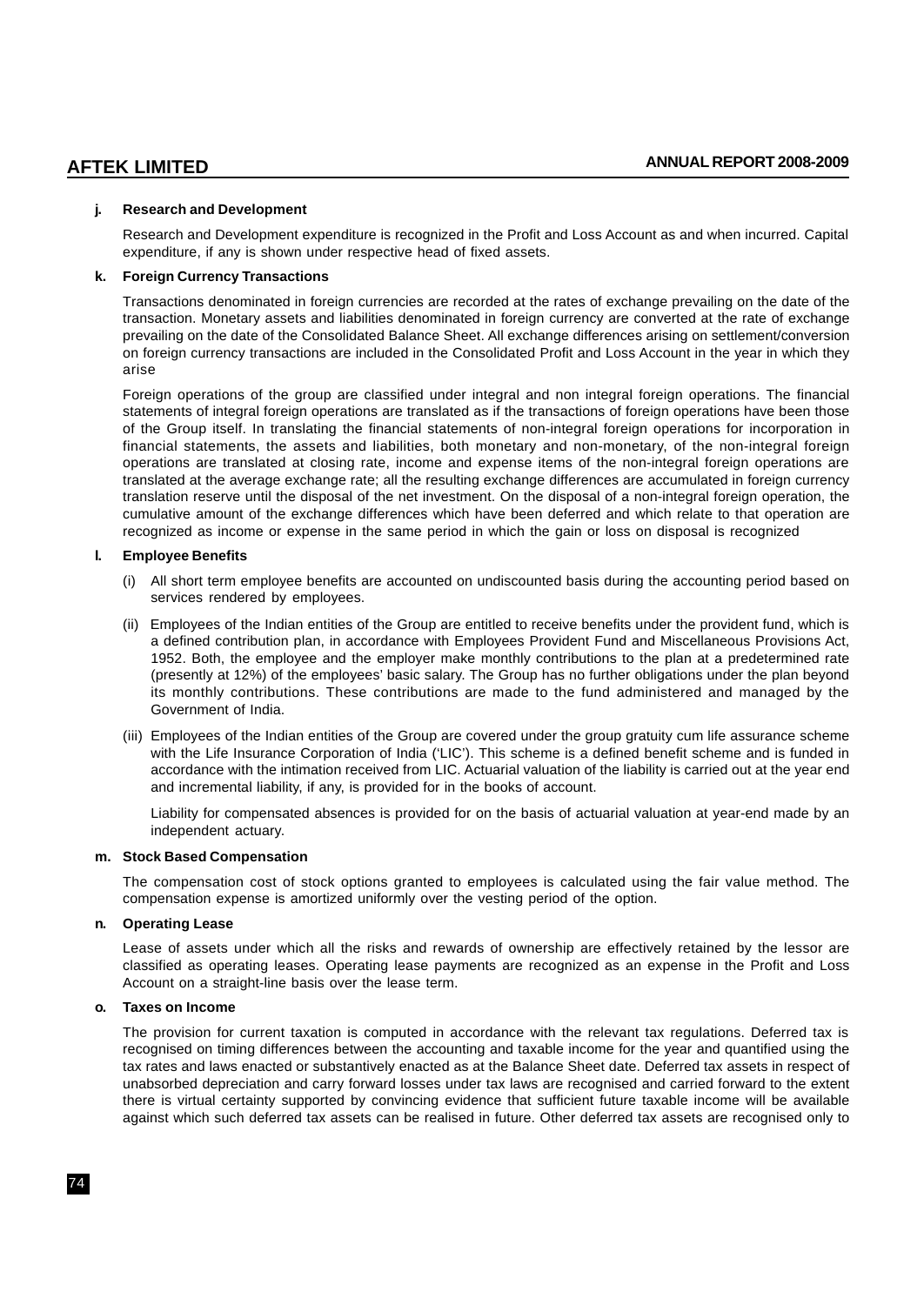#### j. Research and Development

Research and Development expenditure is recognized in the Profit and Loss Account as and when incurred. Capital expenditure, if any is shown under respective head of fixed assets.

#### k. Foreign Currency Transactions

Transactions denominated in foreign currencies are recorded at the rates of exchange prevailing on the date of the transaction. Monetary assets and liabilities denominated in foreign currency are converted at the rate of exchange prevailing on the date of the Consolidated Balance Sheet. All exchange differences arising on settlement/conversion on foreign currency transactions are included in the Consolidated Profit and Loss Account in the year in which they arise

Foreign operations of the group are classified under integral and non integral foreign operations. The financial statements of integral foreign operations are translated as if the transactions of foreign operations have been those of the Group itself. In translating the financial statements of non-integral foreign operations for incorporation in financial statements, the assets and liabilities, both monetary and non-monetary, of the non-integral foreign operations are translated at closing rate, income and expense items of the non-integral foreign operations are translated at the average exchange rate; all the resulting exchange differences are accumulated in foreign currency translation reserve until the disposal of the net investment. On the disposal of a non-integral foreign operation, the cumulative amount of the exchange differences which have been deferred and which relate to that operation are recognized as income or expense in the same period in which the gain or loss on disposal is recognized

#### l. Employee Benefits

(i) All short term employee benefits are accounted on undiscounted basis during the accounting period based on services rendered by employees.

(ii) Employees of the Indian entities of the Group are entitled to receive benefits under the provident fund, which is a defined contribution plan, in accordance with Employees Provident Fund and Miscellaneous Provisions Act, 1952. Both, the employee and the employer make monthly contributions to the plan at a predetermined rate (presently at 12%) of the employees' basic salary. The Group has no further obligations under the plan beyond its monthly contributions. These contributions are made to the fund administered and managed by the Government of India.

(iii) Employees of the Indian entities of the Group are covered under the group gratuity cum life assurance scheme with the Life Insurance Corporation of India ('LIC'). This scheme is a defined benefit scheme and is funded in accordance with the intimation received from LIC. Actuarial valuation of the liability is carried out at the year end and incremental liability, if any, is provided for in the books of account.

Liability for compensated absences is provided for on the basis of actuarial valuation at year-end made by an independent actuary.

#### m. Stock Based Compensation

The compensation cost of stock options granted to employees is calculated using the fair value method. The compensation expense is amortized uniformly over the vesting period of the option.

#### n. Operating Lease

Lease of assets under which all the risks and rewards of ownership are effectively retained by the lessor are classified as operating leases. Operating lease payments are recognized as an expense in the Profit and Loss Account on a straight-line basis over the lease term.

#### o. Taxes on Income

The provision for current taxation is computed in accordance with the relevant tax regulations. Deferred tax is recognised on timing differences between the accounting and taxable income for the year and quantified using the tax rates and laws enacted or substantively enacted as at the Balance Sheet date. Deferred tax assets in respect of unabsorbed depreciation and carry forward losses under tax laws are recognised and carried forward to the extent there is virtual certainty supported by convincing evidence that sufficient future taxable income will be available against which such deferred tax assets can be realised in future. Other deferred tax assets are recognised only to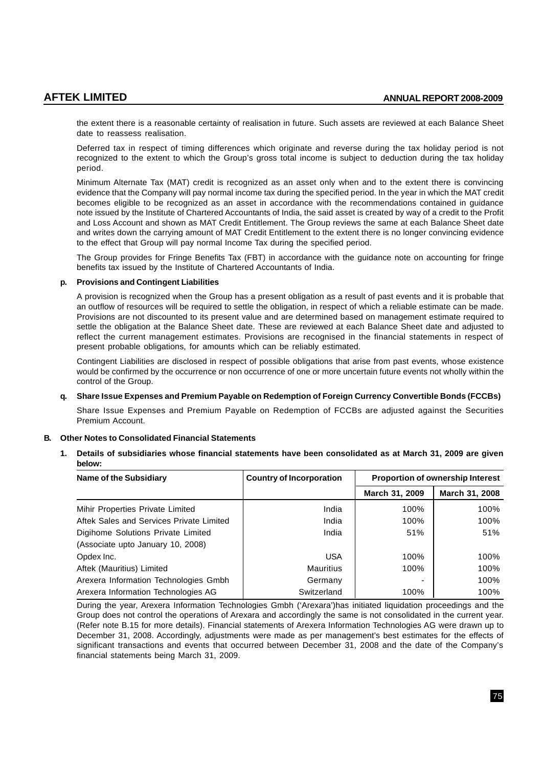the extent there is a reasonable certainty of realisation in future. Such assets are reviewed at each Balance Sheet date to reassess realisation.

Deferred tax in respect of timing differences which originate and reverse during the tax holiday period is not recognized to the extent to which the Group's gross total income is subject to deduction during the tax holiday period.

Minimum Alternate Tax (MAT) credit is recognized as an asset only when and to the extent there is convincing evidence that the Company will pay normal income tax during the specified period. In the year in which the MAT credit becomes eligible to be recognized as an asset in accordance with the recommendations contained in guidance note issued by the Institute of Chartered Accountants of India, the said asset is created by way of a credit to the Profit and Loss Account and shown as MAT Credit Entitlement. The Group reviews the same at each Balance Sheet date and writes down the carrying amount of MAT Credit Entitlement to the extent there is no longer convincing evidence to the effect that Group will pay normal Income Tax during the specified period.

The Group provides for Fringe Benefits Tax (FBT) in accordance with the guidance note on accounting for fringe benefits tax issued by the Institute of Chartered Accountants of India.

**p. Provisions and Contingent Liabilities**

A provision is recognized when the Group has a present obligation as a result of past events and it is probable that an outflow of resources will be required to settle the obligation, in respect of which a reliable estimate can be made. Provisions are not discounted to its present value and are determined based on management estimate required to settle the obligation at the Balance Sheet date. These are reviewed at each Balance Sheet date and adjusted to reflect the current management estimates. Provisions are recognised in the financial statements in respect of present probable obligations, for amounts which can be reliably estimated.

Contingent Liabilities are disclosed in respect of possible obligations that arise from past events, whose existence would be confirmed by the occurrence or non occurrence of one or more uncertain future events not wholly within the control of the Group.

**q. Share Issue Expenses and Premium Payable on Redemption of Foreign Currency Convertible Bonds (FCCBs)**

Share Issue Expenses and Premium Payable on Redemption of FCCBs are adjusted against the Securities Premium Account.

**B. Other Notes to Consolidated Financial Statements**

**1. Details of subsidiaries whose financial statements have been consolidated as at March 31, 2009 are given below:**

| Name of the Subsidiary | Country of Incorporation | Proportion of ownership Interest | |
|---|---|---|---|
| | | March 31, 2009 | March 31, 2008 |
| Mihir Properties Private Limited | India | 100% | 100% |
| Aftek Sales and Services Private Limited | India | 100% | 100% |
| Digihome Solutions Private Limited (Associate upto January 10, 2008) | India | 51% | 51% |
| Opdex Inc. | USA | 100% | 100% |
| Aftek (Mauritius) Limited | Mauritius | 100% | 100% |
| Arexera Information Technologies Gmbh | Germany | - | 100% |
| Arexera Information Technologies AG | Switzerland | 100% | 100% |

During the year, Arexera Information Technologies Gmbh ('Arexara')has initiated liquidation proceedings and the Group does not control the operations of Arexara and accordingly the same is not consolidated in the current year. (Refer note B.15 for more details). Financial statements of Arexera Information Technologies AG were drawn up to December 31, 2008. Accordingly, adjustments were made as per management's best estimates for the effects of significant transactions and events that occurred between December 31, 2008 and the date of the Company's financial statements being March 31, 2009.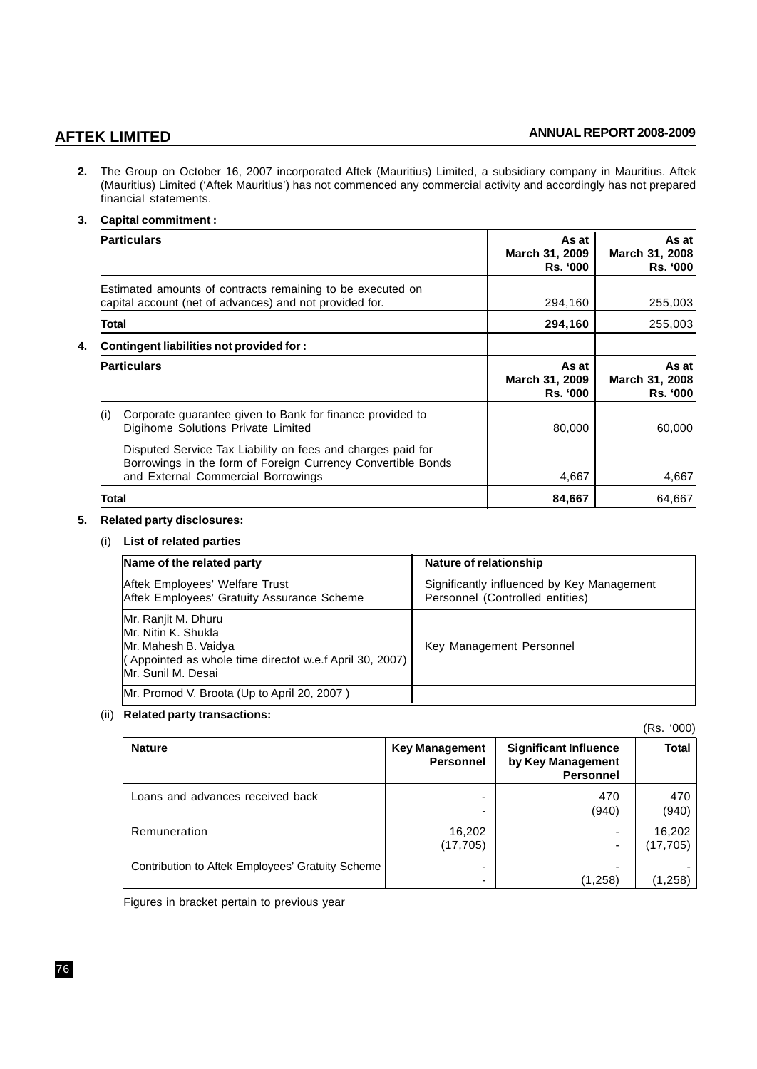**2.** The Group on October 16, 2007 incorporated Aftek (Mauritius) Limited, a subsidiary company in Mauritius. Aftek (Mauritius) Limited ('Aftek Mauritius') has not commenced any commercial activity and accordingly has not prepared financial statements.

**3. Capital commitment :**

| Particulars | As at March 31, 2009 Rs. '000 | As at March 31, 2008 Rs. '000 |
|---|---|---|
| Estimated amounts of contracts remaining to be executed on capital account (net of advances) and not provided for. | 294,160 | 255,003 |
| **Total** | **294,160** | 255,003 |

**4. Contingent liabilities not provided for :**

| Particulars | As at March 31, 2009 Rs. '000 | As at March 31, 2008 Rs. '000 |
|---|---|---|
| (i) Corporate guarantee given to Bank for finance provided to Digihome Solutions Private Limited | 80,000 | 60,000 |
| Disputed Service Tax Liability on fees and charges paid for Borrowings in the form of Foreign Currency Convertible Bonds and External Commercial Borrowings | 4,667 | 4,667 |
| **Total** | **84,667** | 64,667 |

**5. Related party disclosures:**

(i) **List of related parties**

| Name of the related party | Nature of relationship |
|---|---|
| Aftek Employees' Welfare Trust<br>Aftek Employees' Gratuity Assurance Scheme | Significantly influenced by Key Management Personnel (Controlled entities) |
| Mr. Ranjit M. Dhuru<br>Mr. Nitin K. Shukla<br>Mr. Mahesh B. Vaidya<br>( Appointed as whole time directot w.e.f April 30, 2007)<br>Mr. Sunil M. Desai | Key Management Personnel |
| Mr. Promod V. Broota (Up to April 20, 2007 ) | |

(ii) **Related party transactions:**

(Rs. '000)

| Nature | Key Management Personnel | Significant Influence by Key Management Personnel | Total |
|---|---|---|---|
| Loans and advances received back | -<br>- | 470<br>(940) | 470<br>(940) |
| Remuneration | 16,202<br>(17,705) | -<br>- | 16,202<br>(17,705) |
| Contribution to Aftek Employees' Gratuity Scheme | -<br>- | -<br>(1,258) | -<br>(1,258) |

Figures in bracket pertain to previous year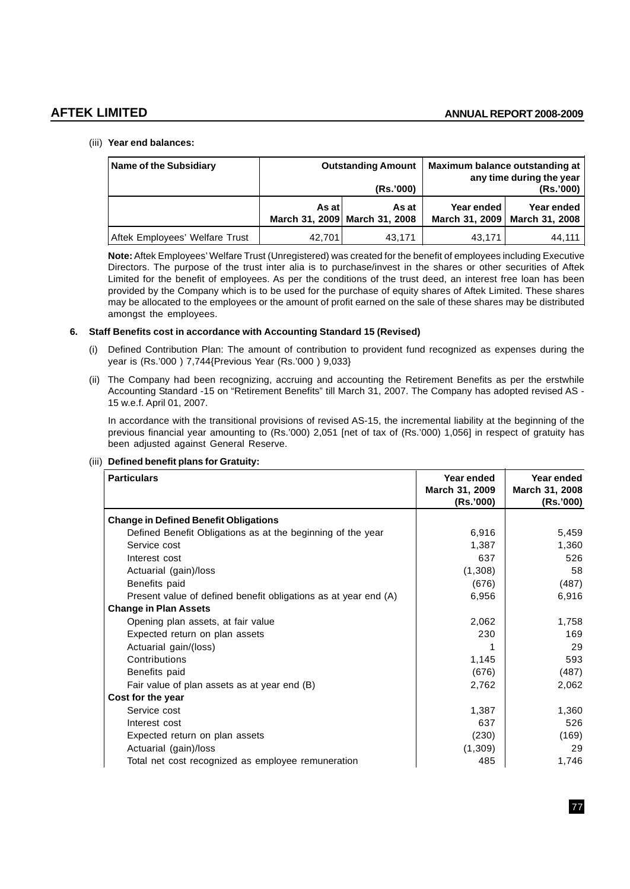(iii) **Year end balances:**

| Name of the Subsidiary | Outstanding Amount (Rs.'000) | | Maximum balance outstanding at any time during the year (Rs.'000) | |
|---|---|---|---|---|
| | As at March 31, 2009 | As at March 31, 2008 | Year ended March 31, 2009 | Year ended March 31, 2008 |
| Aftek Employees' Welfare Trust | 42,701 | 43,171 | 43,171 | 44,111 |

**Note:** Aftek Employees' Welfare Trust (Unregistered) was created for the benefit of employees including Executive Directors. The purpose of the trust inter alia is to purchase/invest in the shares or other securities of Aftek Limited for the benefit of employees. As per the conditions of the trust deed, an interest free loan has been provided by the Company which is to be used for the purchase of equity shares of Aftek Limited. These shares may be allocated to the employees or the amount of profit earned on the sale of these shares may be distributed amongst the employees.

**6. Staff Benefits cost in accordance with Accounting Standard 15 (Revised)**

(i) Defined Contribution Plan: The amount of contribution to provident fund recognized as expenses during the year is (Rs.'000 ) 7,744{Previous Year (Rs.'000 ) 9,033}

(ii) The Company had been recognizing, accruing and accounting the Retirement Benefits as per the erstwhile Accounting Standard -15 on "Retirement Benefits" till March 31, 2007. The Company has adopted revised AS - 15 w.e.f. April 01, 2007.

In accordance with the transitional provisions of revised AS-15, the incremental liability at the beginning of the previous financial year amounting to (Rs.'000) 2,051 [net of tax of (Rs.'000) 1,056] in respect of gratuity has been adjusted against General Reserve.

(iii) **Defined benefit plans for Gratuity:**

| Particulars | Year ended March 31, 2009 (Rs.'000) | Year ended March 31, 2008 (Rs.'000) |
|---|---|---|
| **Change in Defined Benefit Obligations** | | |
| Defined Benefit Obligations as at the beginning of the year | 6,916 | 5,459 |
| Service cost | 1,387 | 1,360 |
| Interest cost | 637 | 526 |
| Actuarial (gain)/loss | (1,308) | 58 |
| Benefits paid | (676) | (487) |
| Present value of defined benefit obligations as at year end (A) | 6,956 | 6,916 |
| **Change in Plan Assets** | | |
| Opening plan assets, at fair value | 2,062 | 1,758 |
| Expected return on plan assets | 230 | 169 |
| Actuarial gain/(loss) | 1 | 29 |
| Contributions | 1,145 | 593 |
| Benefits paid | (676) | (487) |
| Fair value of plan assets as at year end (B) | 2,762 | 2,062 |
| **Cost for the year** | | |
| Service cost | 1,387 | 1,360 |
| Interest cost | 637 | 526 |
| Expected return on plan assets | (230) | (169) |
| Actuarial (gain)/loss | (1,309) | 29 |
| Total net cost recognized as employee remuneration | 485 | 1,746 |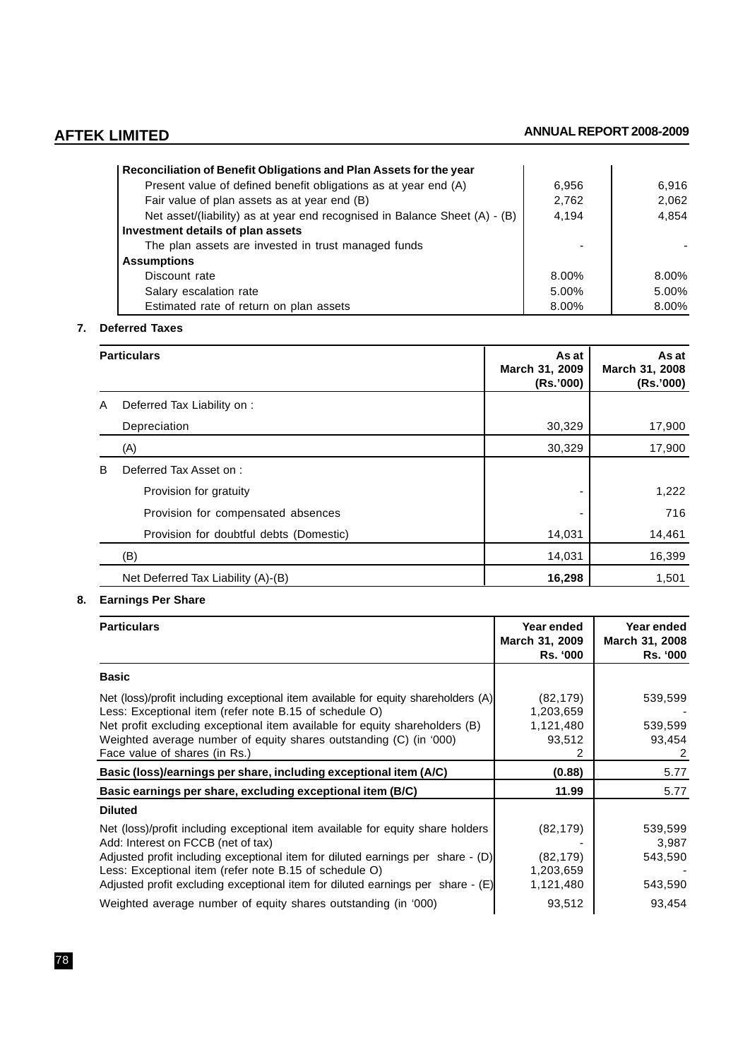| Reconciliation of Benefit Obligations and Plan Assets for the year | | |
|---|---|---|
| Present value of defined benefit obligations as at year end (A) | 6,956 | 6,916 |
| Fair value of plan assets as at year end (B) | 2,762 | 2,062 |
| Net asset/(liability) as at year end recognised in Balance Sheet (A) - (B) | 4,194 | 4,854 |
| **Investment details of plan assets** | | |
| The plan assets are invested in trust managed funds | - | - |
| **Assumptions** | | |
| Discount rate | 8.00% | 8.00% |
| Salary escalation rate | 5.00% | 5.00% |
| Estimated rate of return on plan assets | 8.00% | 8.00% |

**7. Deferred Taxes**

| | Particulars | As at March 31, 2009 (Rs.'000) | As at March 31, 2008 (Rs.'000) |
|---|---|---|---|
| A | Deferred Tax Liability on : | | |
| | Depreciation | 30,329 | 17,900 |
| | (A) | 30,329 | 17,900 |
| B | Deferred Tax Asset on : | | |
| | Provision for gratuity | - | 1,222 |
| | Provision for compensated absences | - | 716 |
| | Provision for doubtful debts (Domestic) | 14,031 | 14,461 |
| | (B) | 14,031 | 16,399 |
| | Net Deferred Tax Liability (A)-(B) | **16,298** | 1,501 |

**8. Earnings Per Share**

| Particulars | Year ended March 31, 2009 Rs. '000 | Year ended March 31, 2008 Rs. '000 |
|---|---|---|
| **Basic** | | |
| Net (loss)/profit including exceptional item available for equity shareholders (A) | (82,179) | 539,599 |
| Less: Exceptional item (refer note B.15 of schedule O) | 1,203,659 | - |
| Net profit excluding exceptional item available for equity shareholders (B) | 1,121,480 | 539,599 |
| Weighted average number of equity shares outstanding (C) (in '000) | 93,512 | 93,454 |
| Face value of shares (in Rs.) | 2 | 2 |
| **Basic (loss)/earnings per share, including exceptional item (A/C)** | **(0.88)** | 5.77 |
| **Basic earnings per share, excluding exceptional item (B/C)** | **11.99** | 5.77 |
| **Diluted** | | |
| Net (loss)/profit including exceptional item available for equity share holders | (82,179) | 539,599 |
| Add: Interest on FCCB (net of tax) | - | 3,987 |
| Adjusted profit including exceptional item for diluted earnings per share - (D) | (82,179) | 543,590 |
| Less: Exceptional item (refer note B.15 of schedule O) | 1,203,659 | - |
| Adjusted profit excluding exceptional item for diluted earnings per share - (E) | 1,121,480 | 543,590 |
| Weighted average number of equity shares outstanding (in '000) | 93,512 | 93,454 |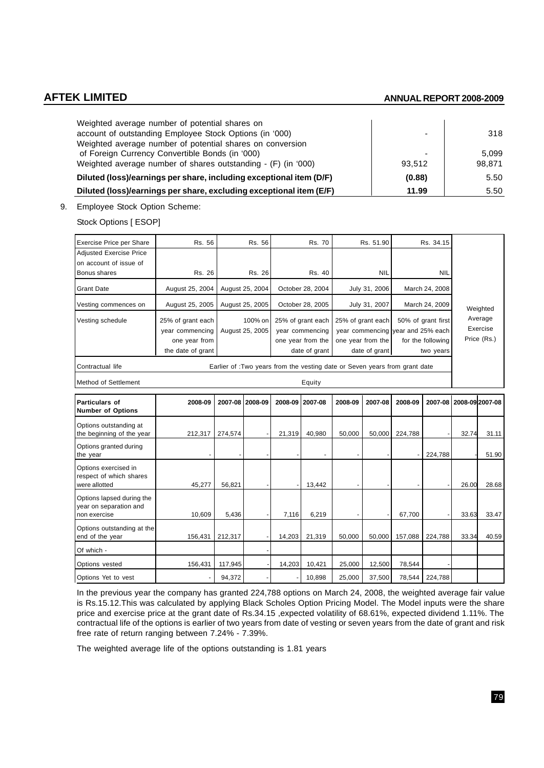| | | |
|---|---|---|
| Weighted average number of potential shares on account of outstanding Employee Stock Options (in '000) | - | 318 |
| Weighted average number of potential shares on conversion of Foreign Currency Convertible Bonds (in '000) | - | 5,099 |
| Weighted average number of shares outstanding - (F) (in '000) | 93,512 | 98,871 |
| **Diluted (loss)/earnings per share, including exceptional item (D/F)** | **(0.88)** | 5.50 |
| **Diluted (loss)/earnings per share, excluding exceptional item (E/F)** | **11.99** | 5.50 |

9. Employee Stock Option Scheme:

Stock Options [ ESOP]

| Exercise Price per Share | Rs. 56 | Rs. 56 | Rs. 70 | Rs. 51.90 | Rs. 34.15 | Weighted Average Exercise Price (Rs.) |
|---|---|---|---|---|---|---|
| Adjusted Exercise Price on account of issue of Bonus shares | Rs. 26 | Rs. 26 | Rs. 40 | NIL | NIL | |
| Grant Date | August 25, 2004 | August 25, 2004 | October 28, 2004 | July 31, 2006 | March 24, 2008 | |
| Vesting commences on | August 25, 2005 | August 25, 2005 | October 28, 2005 | July 31, 2007 | March 24, 2009 | |
| Vesting schedule | 25% of grant each year commencing one year from the date of grant | 100% on August 25, 2005 | 25% of grant each year commencing one year from the date of grant | 25% of grant each year commencing one year from the date of grant | 50% of grant first year and 25% each for the following two years | |
| Contractual life | Earlier of :Two years from the vesting date or Seven years from grant date | | | | | |
| Method of Settlement | Equity | | | | | |

| Particulars of Number of Options | 2008-09 | 2007-08 | 2008-09 | 2008-09 | 2007-08 | 2008-09 | 2007-08 | 2008-09 | 2007-08 | 2008-09 | 2007-08 |
|---|---|---|---|---|---|---|---|---|---|---|---|
| Options outstanding at the beginning of the year | 212,317 | 274,574 | - | 21,319 | 40,980 | 50,000 | 50,000 | 224,788 | - | 32.74 | 31.11 |
| Options granted during the year | - | - | - | - | - | - | - | - | 224,788 | - | 51.90 |
| Options exercised in respect of which shares were allotted | 45,277 | 56,821 | - | - | 13,442 | - | - | - | - | 26.00 | 28.68 |
| Options lapsed during the year on separation and non exercise | 10,609 | 5,436 | - | 7,116 | 6,219 | - | - | 67,700 | - | 33.63 | 33.47 |
| Options outstanding at the end of the year | 156,431 | 212,317 | - | 14,203 | 21,319 | 50,000 | 50,000 | 157,088 | 224,788 | 33.34 | 40.59 |
| Of which - | | | - | | | | | | | | |
| Options vested | 156,431 | 117,945 | - | 14,203 | 10,421 | 25,000 | 12,500 | 78,544 | - | | |
| Options Yet to vest | - | 94,372 | - | - | 10,898 | 25,000 | 37,500 | 78,544 | 224,788 | | |

In the previous year the company has granted 224,788 options on March 24, 2008, the weighted average fair value is Rs.15.12.This was calculated by applying Black Scholes Option Pricing Model. The Model inputs were the share price and exercise price at the grant date of Rs.34.15 ,expected volatility of 68.61%, expected dividend 1.11%. The contractual life of the options is earlier of two years from date of vesting or seven years from the date of grant and risk free rate of return ranging between 7.24% - 7.39%.

The weighted average life of the options outstanding is 1.81 years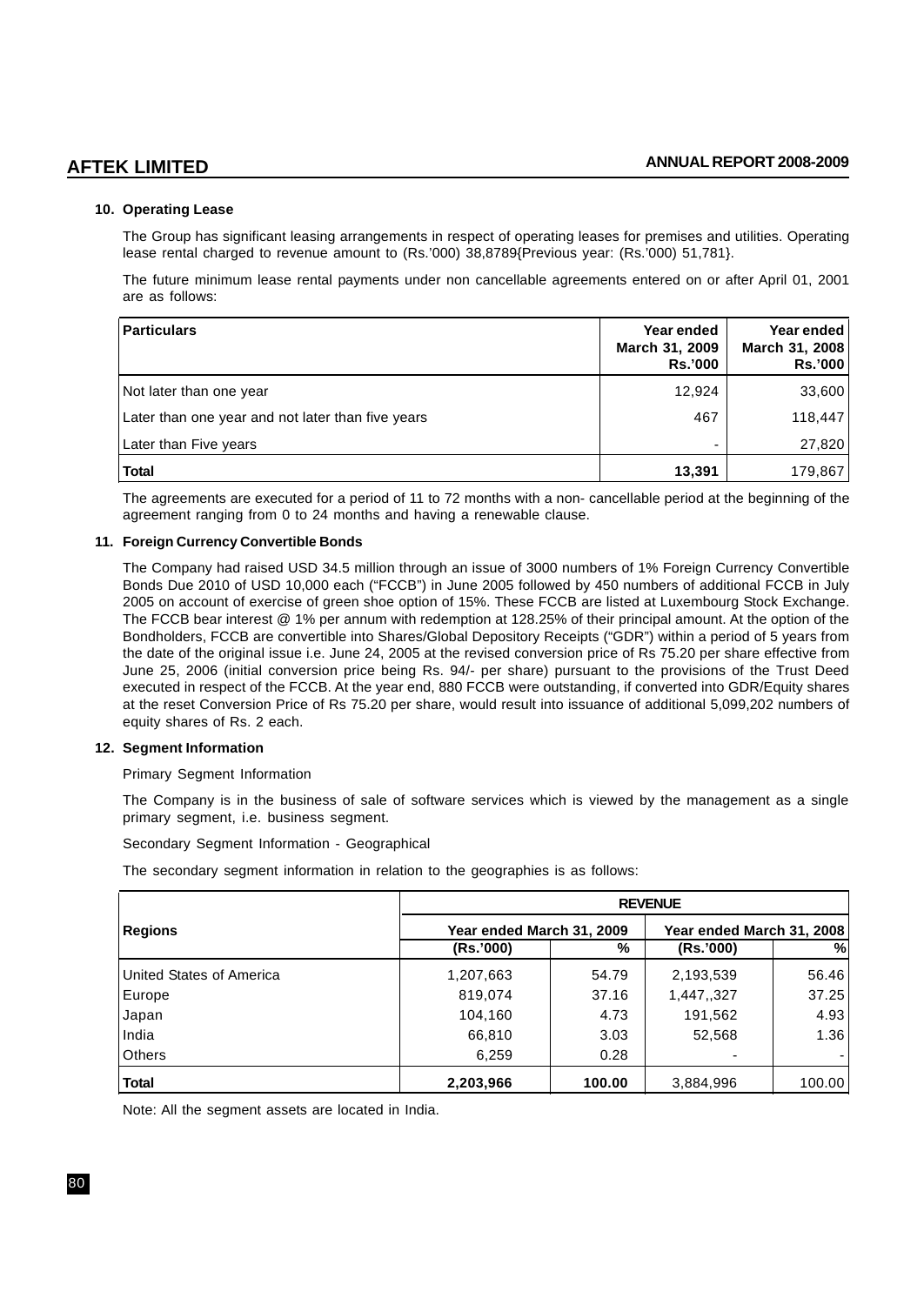### 10. Operating Lease

The Group has significant leasing arrangements in respect of operating leases for premises and utilities. Operating lease rental charged to revenue amount to (Rs.'000) 38,8789{Previous year: (Rs.'000) 51,781}.

The future minimum lease rental payments under non cancellable agreements entered on or after April 01, 2001 are as follows:

| Particulars | Year ended March 31, 2009 Rs.'000 | Year ended March 31, 2008 Rs.'000 |
|---|---|---|
| Not later than one year | 12,924 | 33,600 |
| Later than one year and not later than five years | 467 | 118,447 |
| Later than Five years | - | 27,820 |
| **Total** | **13,391** | 179,867 |

The agreements are executed for a period of 11 to 72 months with a non- cancellable period at the beginning of the agreement ranging from 0 to 24 months and having a renewable clause.

### 11. Foreign Currency Convertible Bonds

The Company had raised USD 34.5 million through an issue of 3000 numbers of 1% Foreign Currency Convertible Bonds Due 2010 of USD 10,000 each ("FCCB") in June 2005 followed by 450 numbers of additional FCCB in July 2005 on account of exercise of green shoe option of 15%. These FCCB are listed at Luxembourg Stock Exchange. The FCCB bear interest @ 1% per annum with redemption at 128.25% of their principal amount. At the option of the Bondholders, FCCB are convertible into Shares/Global Depository Receipts ("GDR") within a period of 5 years from the date of the original issue i.e. June 24, 2005 at the revised conversion price of Rs 75.20 per share effective from June 25, 2006 (initial conversion price being Rs. 94/- per share) pursuant to the provisions of the Trust Deed executed in respect of the FCCB. At the year end, 880 FCCB were outstanding, if converted into GDR/Equity shares at the reset Conversion Price of Rs 75.20 per share, would result into issuance of additional 5,099,202 numbers of equity shares of Rs. 2 each.

### 12. Segment Information

Primary Segment Information

The Company is in the business of sale of software services which is viewed by the management as a single primary segment, i.e. business segment.

Secondary Segment Information - Geographical

The secondary segment information in relation to the geographies is as follows:

| Regions | REVENUE | | | |
|---|---|---|---|---|
| | Year ended March 31, 2009 | | Year ended March 31, 2008 | |
| | (Rs.'000) | % | (Rs.'000) | % |
| United States of America | 1,207,663 | 54.79 | 2,193,539 | 56.46 |
| Europe | 819,074 | 37.16 | 1,447,,327 | 37.25 |
| Japan | 104,160 | 4.73 | 191,562 | 4.93 |
| India | 66,810 | 3.03 | 52,568 | 1.36 |
| Others | 6,259 | 0.28 | - | - |
| **Total** | **2,203,966** | **100.00** | 3,884,996 | 100.00 |

Note: All the segment assets are located in India.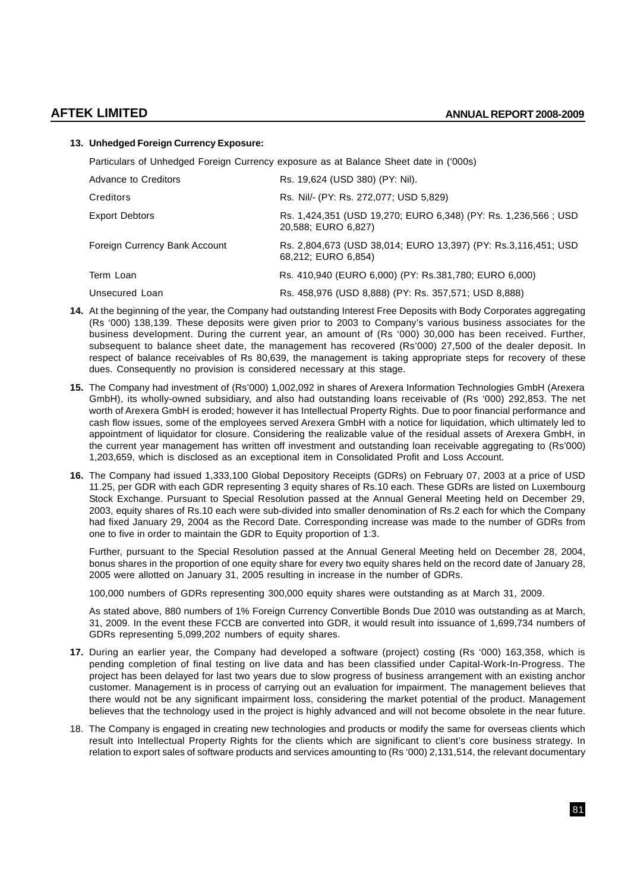**13. Unhedged Foreign Currency Exposure:**

Particulars of Unhedged Foreign Currency exposure as at Balance Sheet date in ('000s)

| | |
|---|---|
| Advance to Creditors | Rs. 19,624 (USD 380) (PY: Nil). |
| Creditors | Rs. Nil/- (PY: Rs. 272,077; USD 5,829) |
| Export Debtors | Rs. 1,424,351 (USD 19,270; EURO 6,348) (PY: Rs. 1,236,566 ; USD 20,588; EURO 6,827) |
| Foreign Currency Bank Account | Rs. 2,804,673 (USD 38,014; EURO 13,397) (PY: Rs.3,116,451; USD 68,212; EURO 6,854) |
| Term Loan | Rs. 410,940 (EURO 6,000) (PY: Rs.381,780; EURO 6,000) |
| Unsecured Loan | Rs. 458,976 (USD 8,888) (PY: Rs. 357,571; USD 8,888) |

**14.** At the beginning of the year, the Company had outstanding Interest Free Deposits with Body Corporates aggregating (Rs '000) 138,139. These deposits were given prior to 2003 to Company's various business associates for the business development. During the current year, an amount of (Rs '000) 30,000 has been received. Further, subsequent to balance sheet date, the management has recovered (Rs'000) 27,500 of the dealer deposit. In respect of balance receivables of Rs 80,639, the management is taking appropriate steps for recovery of these dues. Consequently no provision is considered necessary at this stage.

**15.** The Company had investment of (Rs'000) 1,002,092 in shares of Arexera Information Technologies GmbH (Arexera GmbH), its wholly-owned subsidiary, and also had outstanding loans receivable of (Rs '000) 292,853. The net worth of Arexera GmbH is eroded; however it has Intellectual Property Rights. Due to poor financial performance and cash flow issues, some of the employees served Arexera GmbH with a notice for liquidation, which ultimately led to appointment of liquidator for closure. Considering the realizable value of the residual assets of Arexera GmbH, in the current year management has written off investment and outstanding loan receivable aggregating to (Rs'000) 1,203,659, which is disclosed as an exceptional item in Consolidated Profit and Loss Account.

**16.** The Company had issued 1,333,100 Global Depository Receipts (GDRs) on February 07, 2003 at a price of USD 11.25, per GDR with each GDR representing 3 equity shares of Rs.10 each. These GDRs are listed on Luxembourg Stock Exchange. Pursuant to Special Resolution passed at the Annual General Meeting held on December 29, 2003, equity shares of Rs.10 each were sub-divided into smaller denomination of Rs.2 each for which the Company had fixed January 29, 2004 as the Record Date. Corresponding increase was made to the number of GDRs from one to five in order to maintain the GDR to Equity proportion of 1:3.

Further, pursuant to the Special Resolution passed at the Annual General Meeting held on December 28, 2004, bonus shares in the proportion of one equity share for every two equity shares held on the record date of January 28, 2005 were allotted on January 31, 2005 resulting in increase in the number of GDRs.

100,000 numbers of GDRs representing 300,000 equity shares were outstanding as at March 31, 2009.

As stated above, 880 numbers of 1% Foreign Currency Convertible Bonds Due 2010 was outstanding as at March, 31, 2009. In the event these FCCB are converted into GDR, it would result into issuance of 1,699,734 numbers of GDRs representing 5,099,202 numbers of equity shares.

**17.** During an earlier year, the Company had developed a software (project) costing (Rs '000) 163,358, which is pending completion of final testing on live data and has been classified under Capital-Work-In-Progress. The project has been delayed for last two years due to slow progress of business arrangement with an existing anchor customer. Management is in process of carrying out an evaluation for impairment. The management believes that there would not be any significant impairment loss, considering the market potential of the product. Management believes that the technology used in the project is highly advanced and will not become obsolete in the near future.

18. The Company is engaged in creating new technologies and products or modify the same for overseas clients which result into Intellectual Property Rights for the clients which are significant to client's core business strategy. In relation to export sales of software products and services amounting to (Rs '000) 2,131,514, the relevant documentary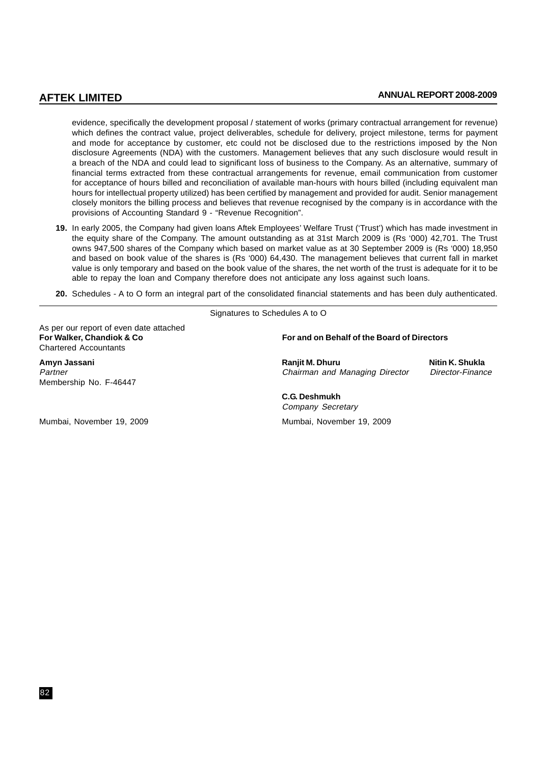evidence, specifically the development proposal / statement of works (primary contractual arrangement for revenue) which defines the contract value, project deliverables, schedule for delivery, project milestone, terms for payment and mode for acceptance by customer, etc could not be disclosed due to the restrictions imposed by the Non disclosure Agreements (NDA) with the customers. Management believes that any such disclosure would result in a breach of the NDA and could lead to significant loss of business to the Company. As an alternative, summary of financial terms extracted from these contractual arrangements for revenue, email communication from customer for acceptance of hours billed and reconciliation of available man-hours with hours billed (including equivalent man hours for intellectual property utilized) has been certified by management and provided for audit. Senior management closely monitors the billing process and believes that revenue recognised by the company is in accordance with the provisions of Accounting Standard 9 - "Revenue Recognition".

**19.** In early 2005, the Company had given loans Aftek Employees' Welfare Trust ('Trust') which has made investment in the equity share of the Company. The amount outstanding as at 31st March 2009 is (Rs '000) 42,701. The Trust owns 947,500 shares of the Company which based on market value as at 30 September 2009 is (Rs '000) 18,950 and based on book value of the shares is (Rs '000) 64,430. The management believes that current fall in market value is only temporary and based on the book value of the shares, the net worth of the trust is adequate for it to be able to repay the loan and Company therefore does not anticipate any loss against such loans.

**20.** Schedules - A to O form an integral part of the consolidated financial statements and has been duly authenticated.

Signatures to Schedules A to O

As per our report of even date attached
**For Walker, Chandiok & Co**
Chartered Accountants

**Amyn Jassani**
*Partner*
Membership No. F-46447

Mumbai, November 19, 2009

**For and on Behalf of the Board of Directors**

**Ranjit M. Dhuru**
*Chairman and Managing Director*

**Nitin K. Shukla**
*Director-Finance*

**C.G. Deshmukh**
*Company Secretary*

Mumbai, November 19, 2009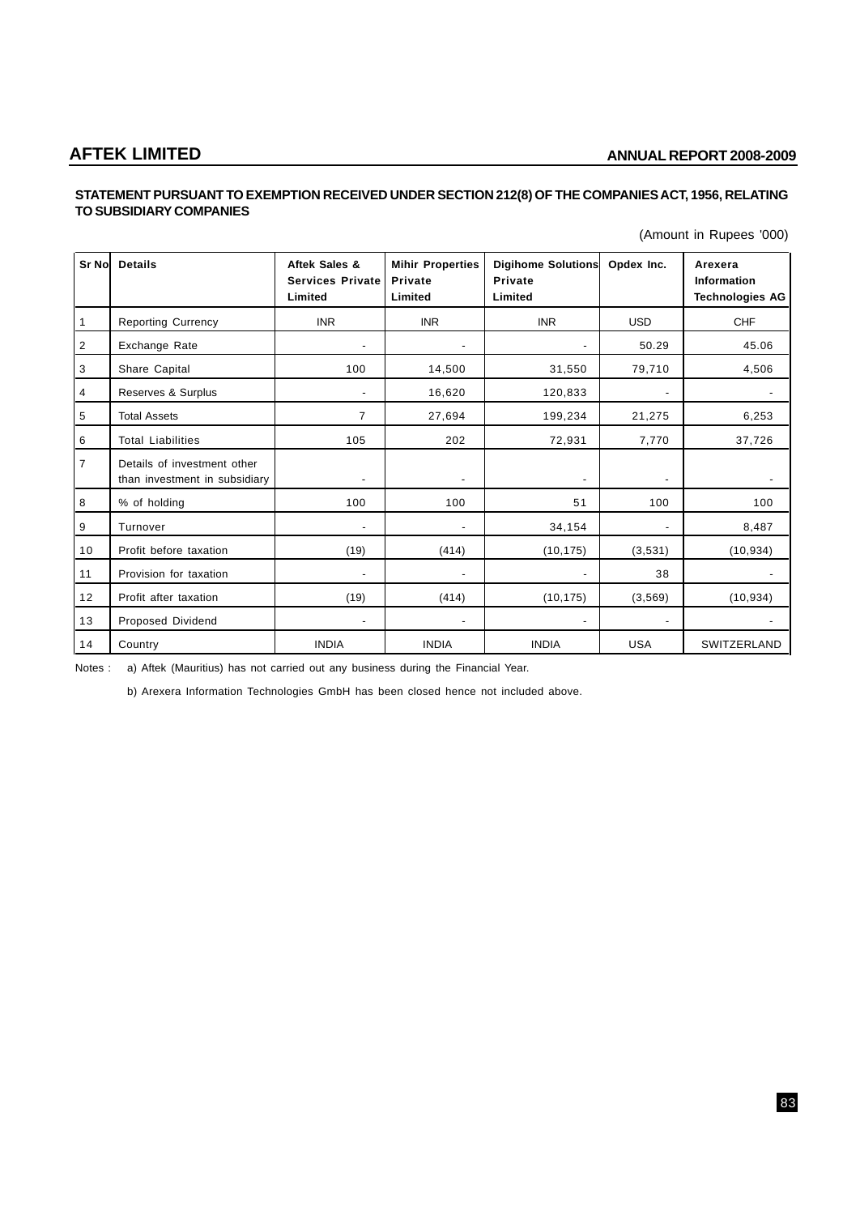## STATEMENT PURSUANT TO EXEMPTION RECEIVED UNDER SECTION 212(8) OF THE COMPANIES ACT, 1956, RELATING TO SUBSIDIARY COMPANIES

(Amount in Rupees '000)

| Sr No | Details | Aftek Sales & Services Private Limited | Mihir Properties Private Limited | Digihome Solutions Private Limited | Opdex Inc. | Arexera Information Technologies AG |
|---|---|---|---|---|---|---|
| 1 | Reporting Currency | INR | INR | INR | USD | CHF |
| 2 | Exchange Rate | - | - | - | 50.29 | 45.06 |
| 3 | Share Capital | 100 | 14,500 | 31,550 | 79,710 | 4,506 |
| 4 | Reserves & Surplus | - | 16,620 | 120,833 | - | - |
| 5 | Total Assets | 7 | 27,694 | 199,234 | 21,275 | 6,253 |
| 6 | Total Liabilities | 105 | 202 | 72,931 | 7,770 | 37,726 |
| 7 | Details of investment other than investment in subsidiary | - | - | - | - | - |
| 8 | % of holding | 100 | 100 | 51 | 100 | 100 |
| 9 | Turnover | - | - | 34,154 | - | 8,487 |
| 10 | Profit before taxation | (19) | (414) | (10,175) | (3,531) | (10,934) |
| 11 | Provision for taxation | - | - | - | 38 | - |
| 12 | Profit after taxation | (19) | (414) | (10,175) | (3,569) | (10,934) |
| 13 | Proposed Dividend | - | - | - | - | - |
| 14 | Country | INDIA | INDIA | INDIA | USA | SWITZERLAND |

Notes : a) Aftek (Mauritius) has not carried out any business during the Financial Year.

b) Arexera Information Technologies GmbH has been closed hence not included above.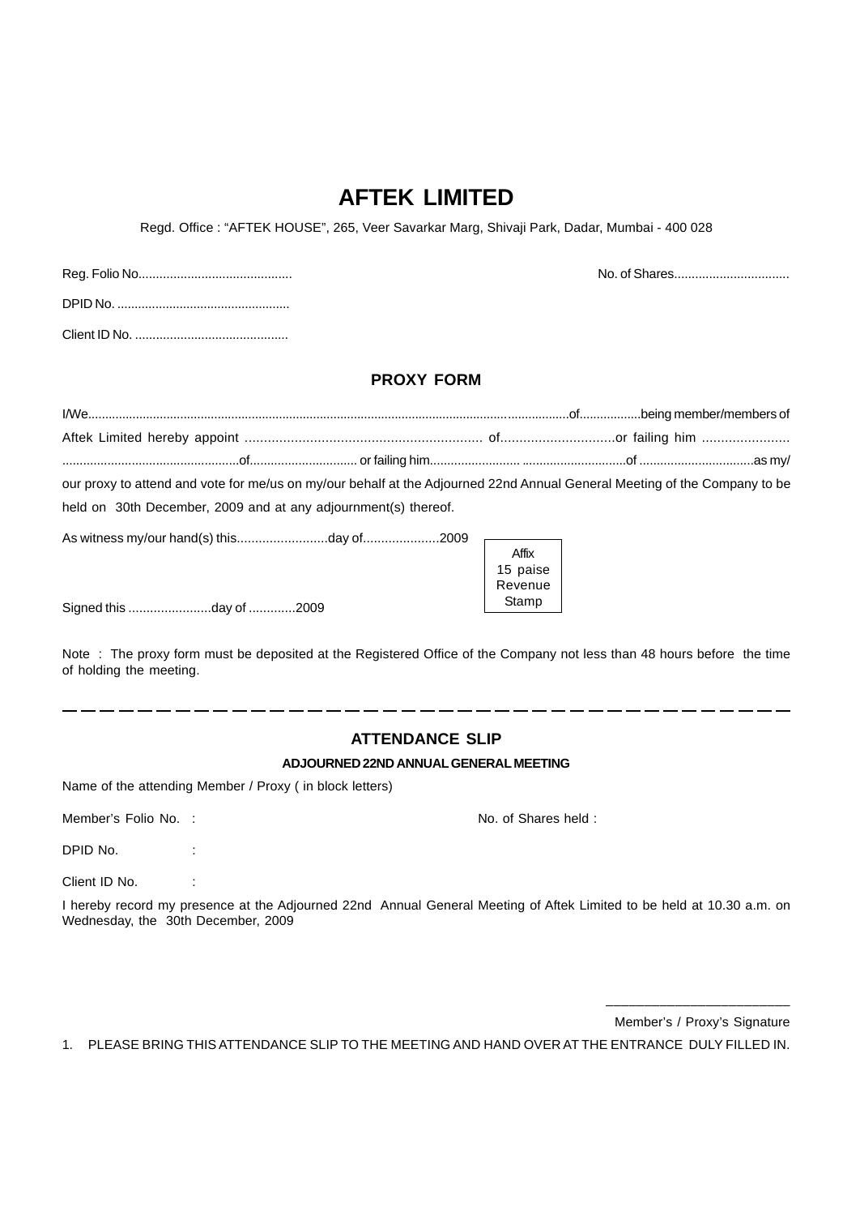# AFTEK LIMITED

Regd. Office : "AFTEK HOUSE", 265, Veer Savarkar Marg, Shivaji Park, Dadar, Mumbai - 400 028

Reg. Folio No.......................................... No. of Shares................................

DPID No. .................................................

Client ID No. ...........................................

## PROXY FORM

I/We.........................................................................................................................................of.................being member/members of Aftek Limited hereby appoint ............................................................ of.............................or failing him ...................... ..................................................of.............................. or failing him.......................... .............................of ................................as my/ our proxy to attend and vote for me/us on my/our behalf at the Adjourned 22nd Annual General Meeting of the Company to be held on 30th December, 2009 and at any adjournment(s) thereof.

As witness my/our hand(s) this........................day of....................2009

Affix 15 paise Revenue Stamp

Signed this ......................day of ............2009

Note : The proxy form must be deposited at the Registered Office of the Company not less than 48 hours before the time of holding the meeting.

---

## ATTENDANCE SLIP

### ADJOURNED 22ND ANNUAL GENERAL MEETING

Name of the attending Member / Proxy ( in block letters)

Member's Folio No. : No. of Shares held :

DPID No. :

Client ID No. :

I hereby record my presence at the Adjourned 22nd Annual General Meeting of Aftek Limited to be held at 10.30 a.m. on Wednesday, the 30th December, 2009

\_\_\_\_\_\_\_\_\_\_\_\_\_\_\_\_\_\_\_\_\_\_\_\_\_

Member's / Proxy's Signature

1. PLEASE BRING THIS ATTENDANCE SLIP TO THE MEETING AND HAND OVER AT THE ENTRANCE DULY FILLED IN.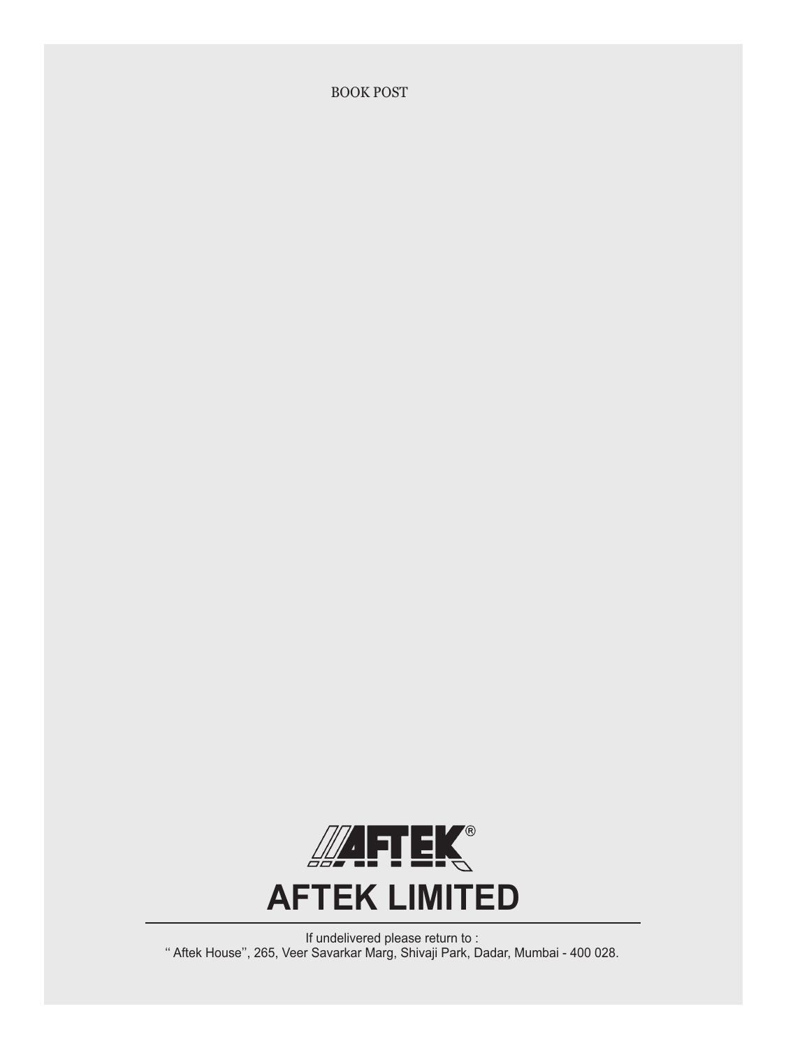BOOK POST

AFTEK®

# AFTEK LIMITED

If undelivered please return to :
" Aftek House", 265, Veer Savarkar Marg, Shivaji Park, Dadar, Mumbai - 400 028.